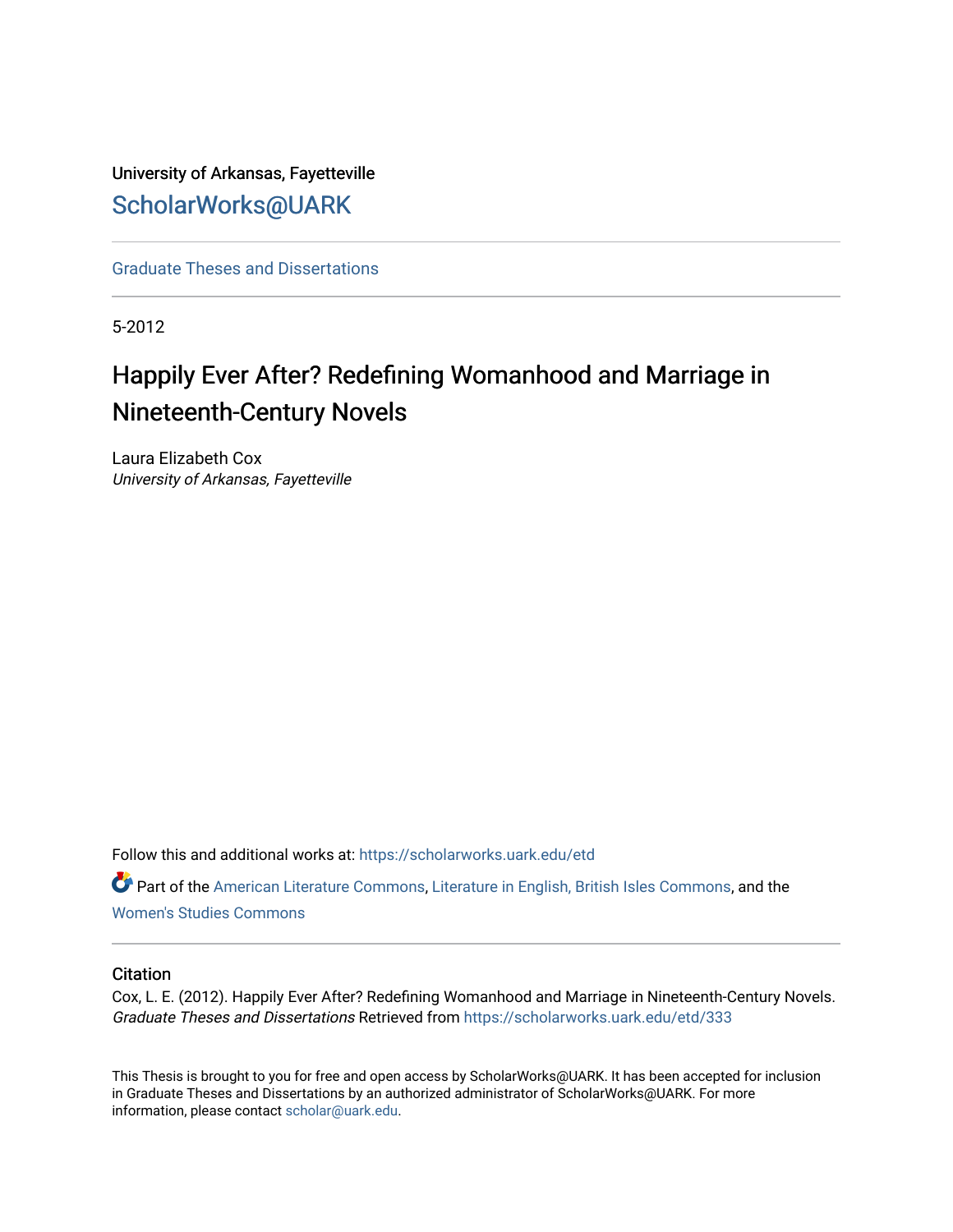University of Arkansas, Fayetteville

# ScholarWorks@UARK

Graduate Theses and Dissertations

5-2012

## Happily Ever After? Redefining Womanhood and Marriage in Nineteenth-Century Novels

Laura Elizabeth Cox
*University of Arkansas, Fayetteville*

Follow this and additional works at: https://scholarworks.uark.edu/etd

Part of the American Literature Commons, Literature in English, British Isles Commons, and the Women's Studies Commons

### Citation

Cox, L. E. (2012). Happily Ever After? Redefining Womanhood and Marriage in Nineteenth-Century Novels. *Graduate Theses and Dissertations* Retrieved from https://scholarworks.uark.edu/etd/333

This Thesis is brought to you for free and open access by ScholarWorks@UARK. It has been accepted for inclusion in Graduate Theses and Dissertations by an authorized administrator of ScholarWorks@UARK. For more information, please contact scholar@uark.edu.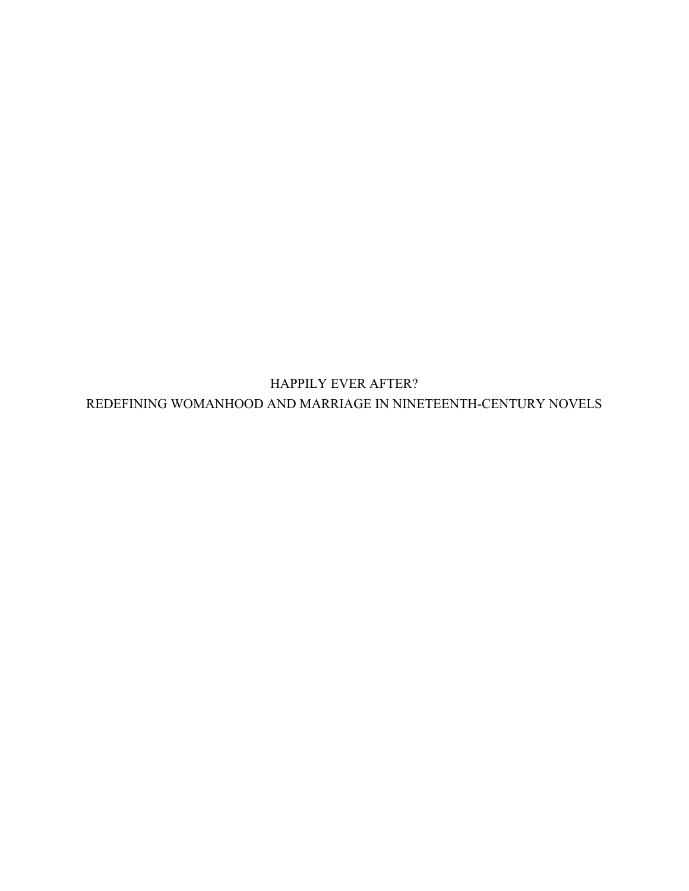# HAPPILY EVER AFTER?

# REDEFINING WOMANHOOD AND MARRIAGE IN NINETEENTH-CENTURY NOVELS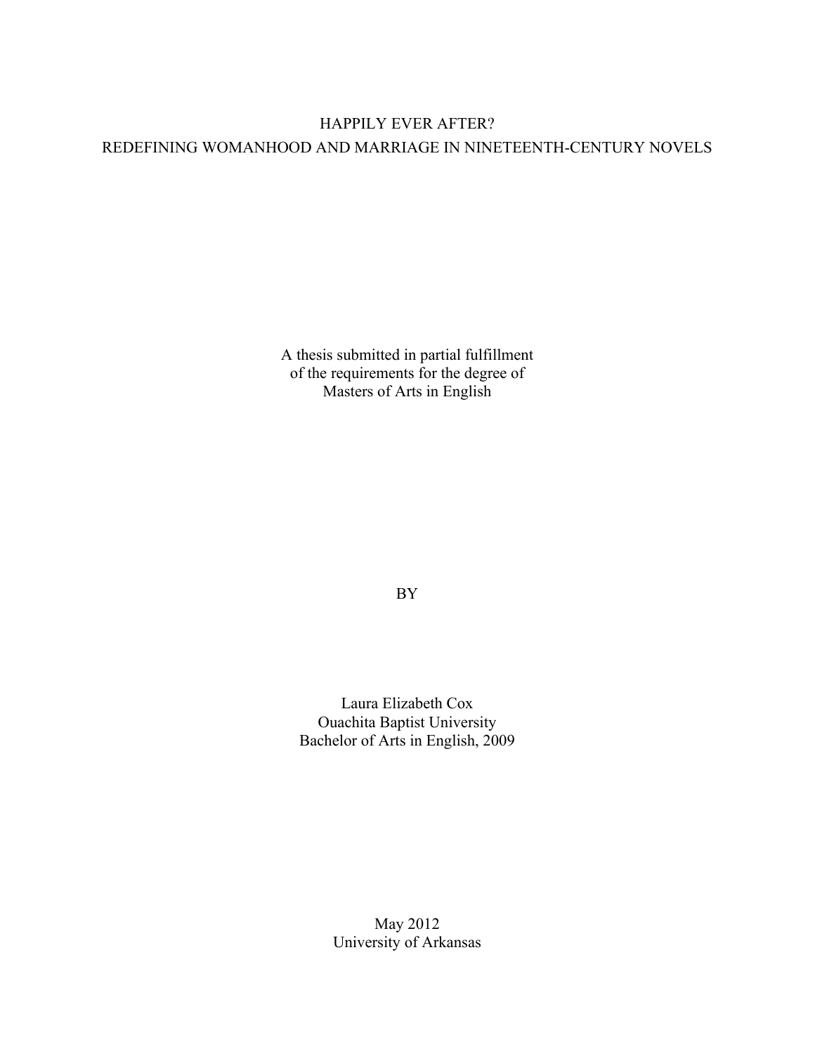# HAPPILY EVER AFTER?
# REDEFINING WOMANHOOD AND MARRIAGE IN NINETEENTH-CENTURY NOVELS

A thesis submitted in partial fulfillment
of the requirements for the degree of
Masters of Arts in English

BY

Laura Elizabeth Cox
Ouachita Baptist University
Bachelor of Arts in English, 2009

May 2012
University of Arkansas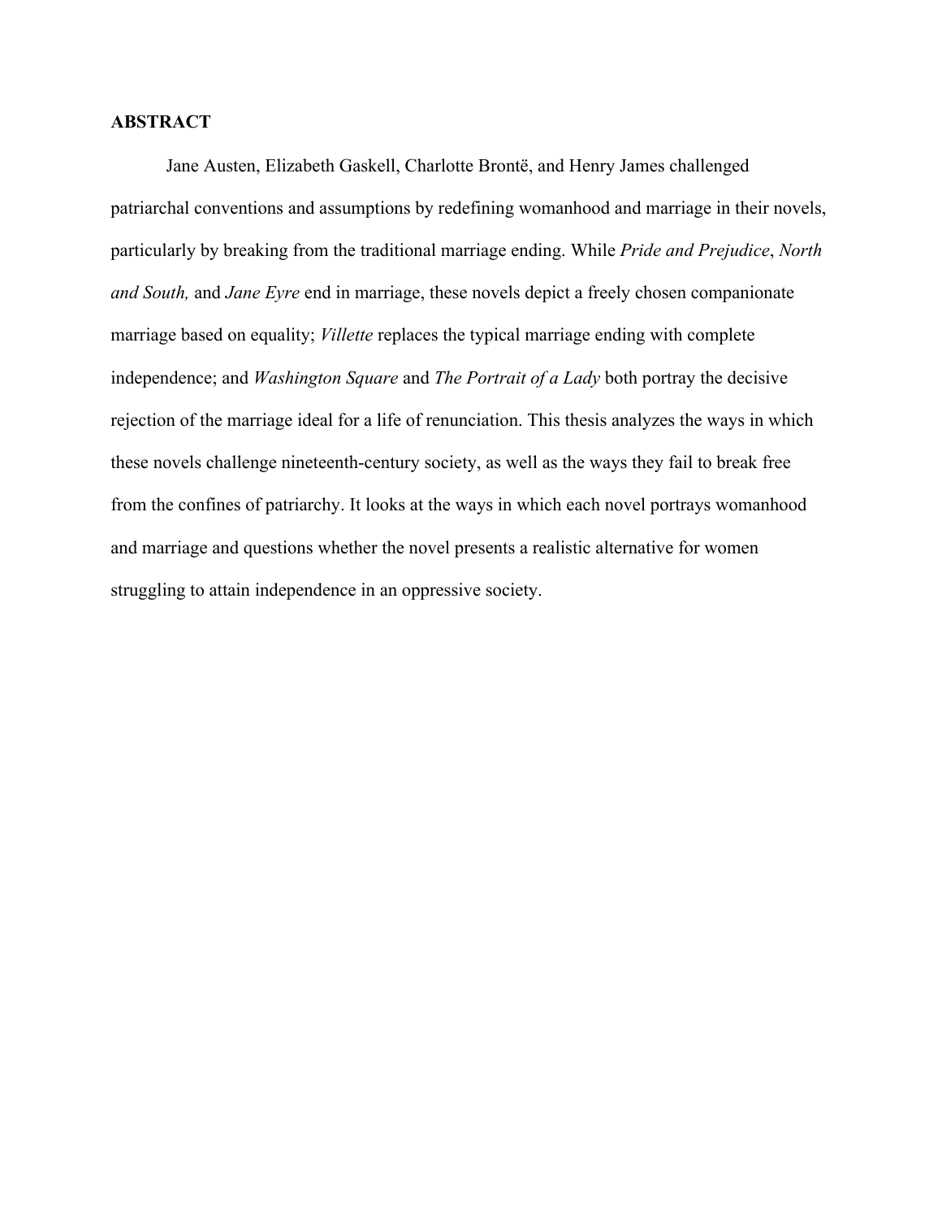## ABSTRACT

Jane Austen, Elizabeth Gaskell, Charlotte Brontë, and Henry James challenged patriarchal conventions and assumptions by redefining womanhood and marriage in their novels, particularly by breaking from the traditional marriage ending. While *Pride and Prejudice*, *North and South,* and *Jane Eyre* end in marriage, these novels depict a freely chosen companionate marriage based on equality; *Villette* replaces the typical marriage ending with complete independence; and *Washington Square* and *The Portrait of a Lady* both portray the decisive rejection of the marriage ideal for a life of renunciation. This thesis analyzes the ways in which these novels challenge nineteenth-century society, as well as the ways they fail to break free from the confines of patriarchy. It looks at the ways in which each novel portrays womanhood and marriage and questions whether the novel presents a realistic alternative for women struggling to attain independence in an oppressive society.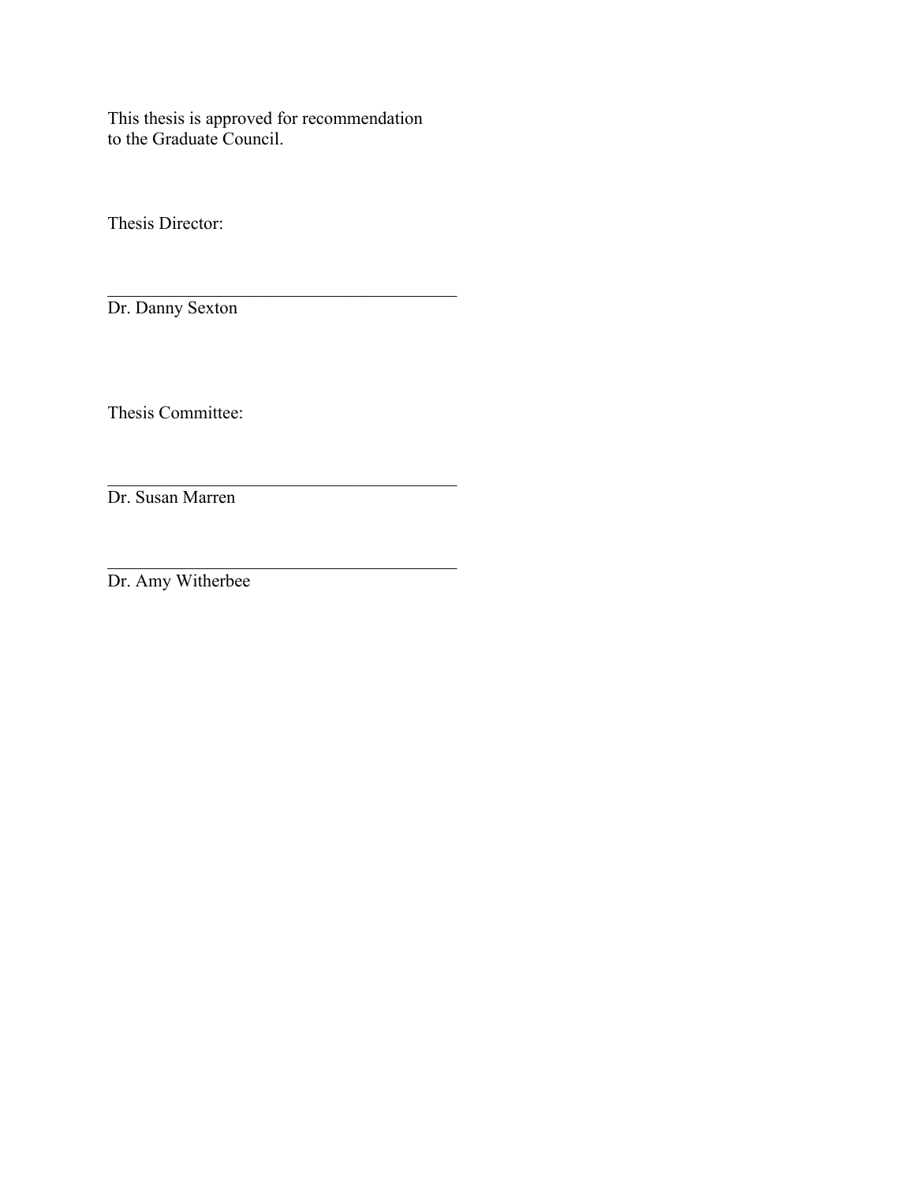This thesis is approved for recommendation
to the Graduate Council.

Thesis Director:

\_\_\_\_\_\_\_\_\_\_\_\_\_\_\_\_\_\_\_\_\_\_\_\_\_\_\_\_\_\_\_\_\_\_\_\_\_\_\_\_
Dr. Danny Sexton

Thesis Committee:

\_\_\_\_\_\_\_\_\_\_\_\_\_\_\_\_\_\_\_\_\_\_\_\_\_\_\_\_\_\_\_\_\_\_\_\_\_\_\_\_
Dr. Susan Marren

\_\_\_\_\_\_\_\_\_\_\_\_\_\_\_\_\_\_\_\_\_\_\_\_\_\_\_\_\_\_\_\_\_\_\_\_\_\_\_\_
Dr. Amy Witherbee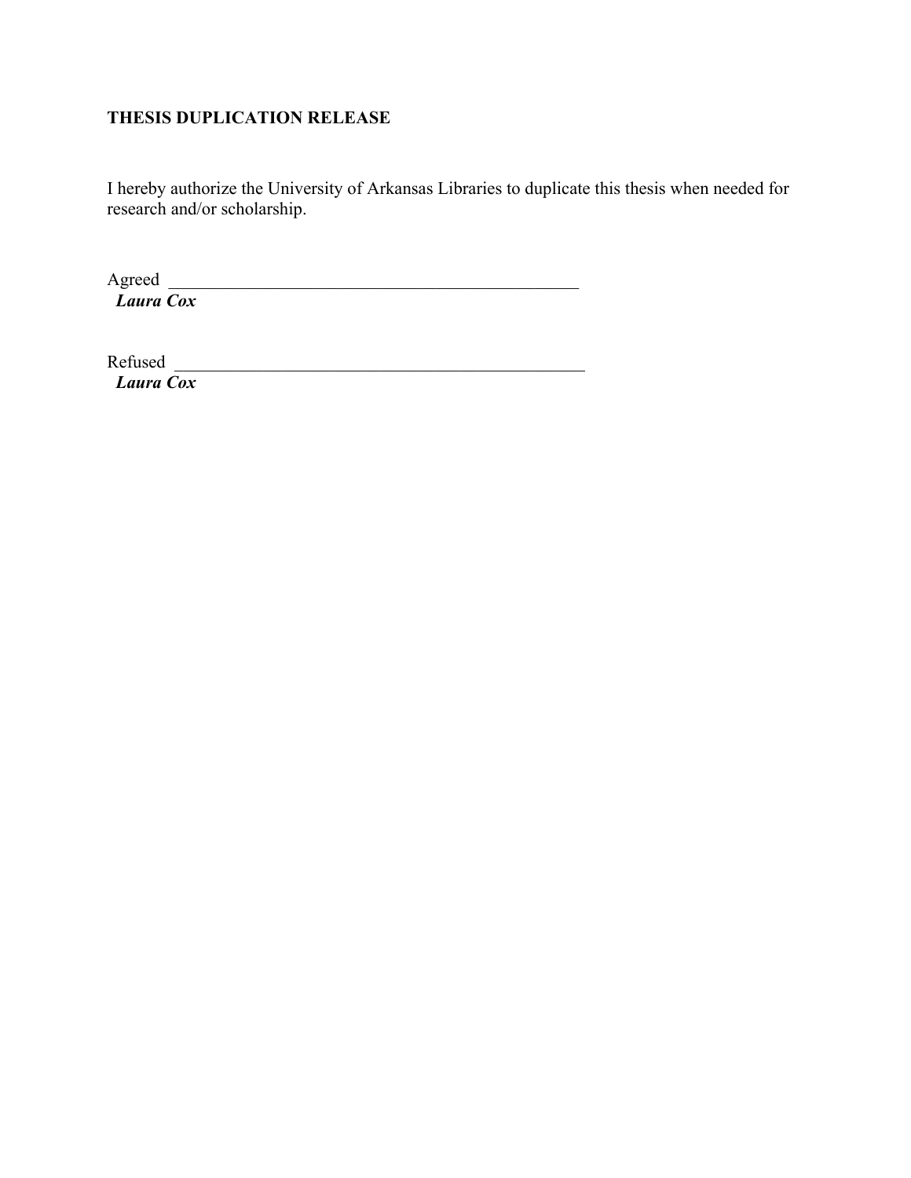**THESIS DUPLICATION RELEASE**

I hereby authorize the University of Arkansas Libraries to duplicate this thesis when needed for research and/or scholarship.

Agreed ________________________________________________
***Laura Cox***

Refused ________________________________________________
***Laura Cox***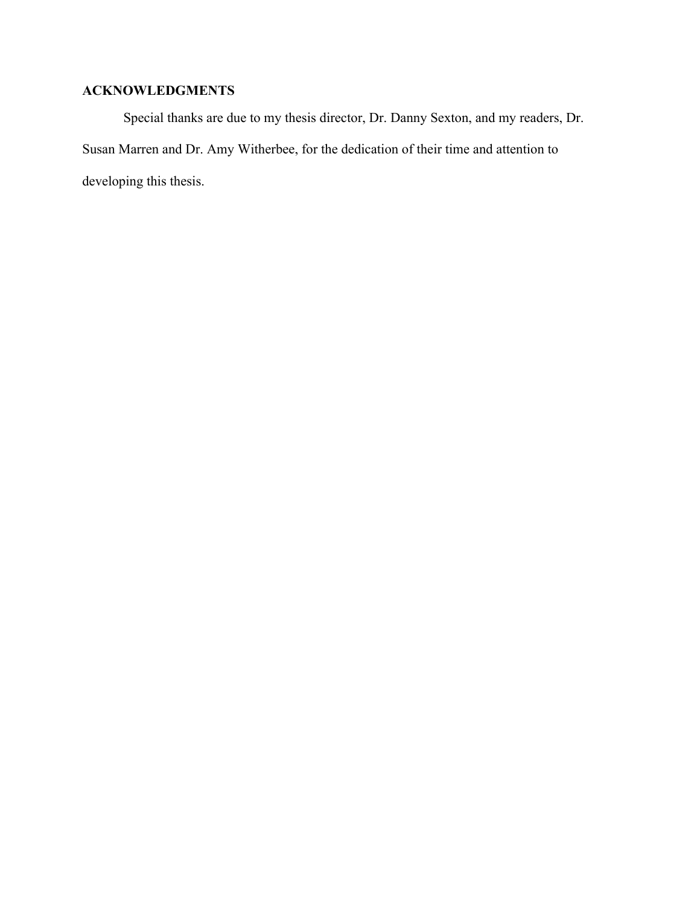## ACKNOWLEDGMENTS

Special thanks are due to my thesis director, Dr. Danny Sexton, and my readers, Dr. Susan Marren and Dr. Amy Witherbee, for the dedication of their time and attention to developing this thesis.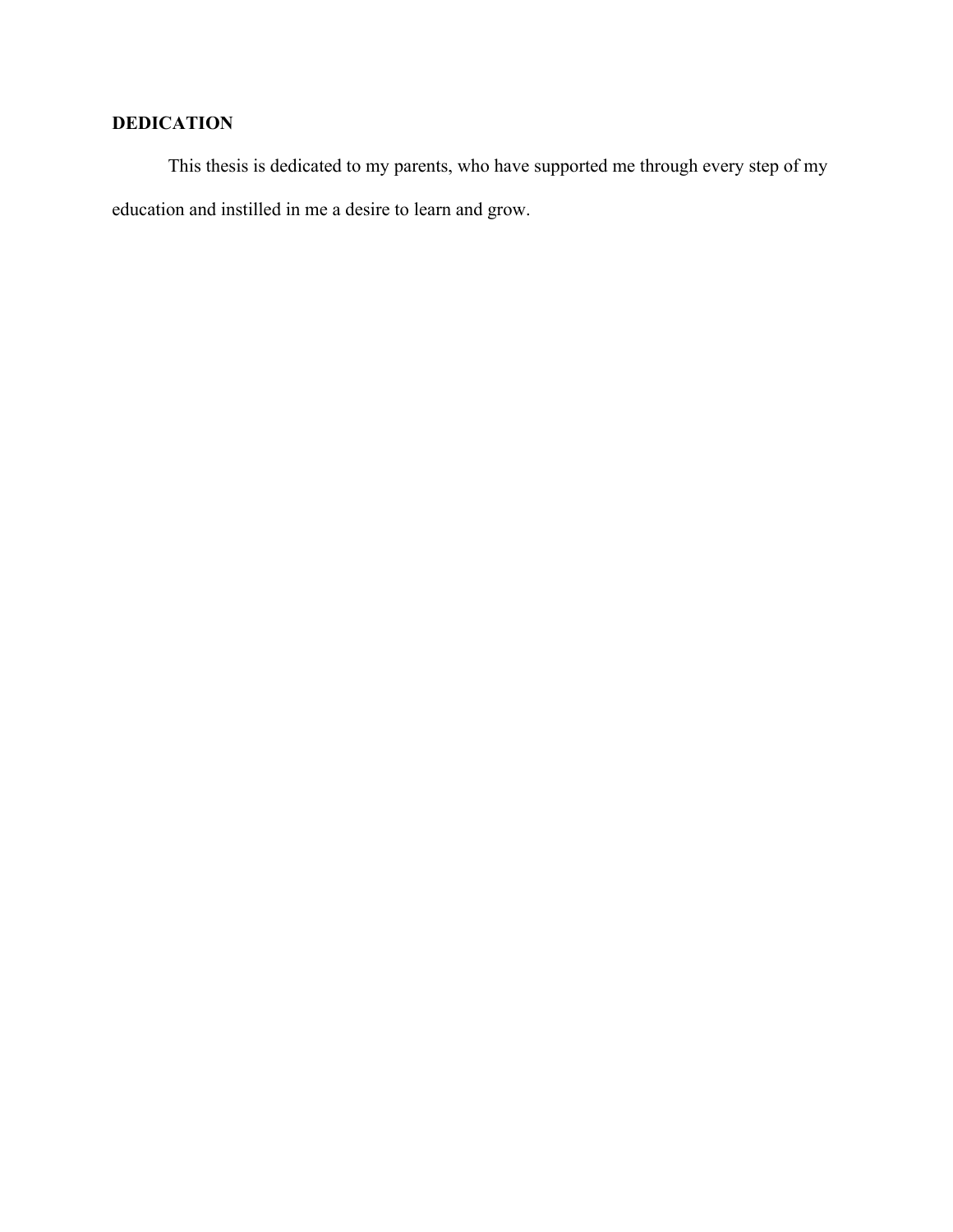## DEDICATION

This thesis is dedicated to my parents, who have supported me through every step of my education and instilled in me a desire to learn and grow.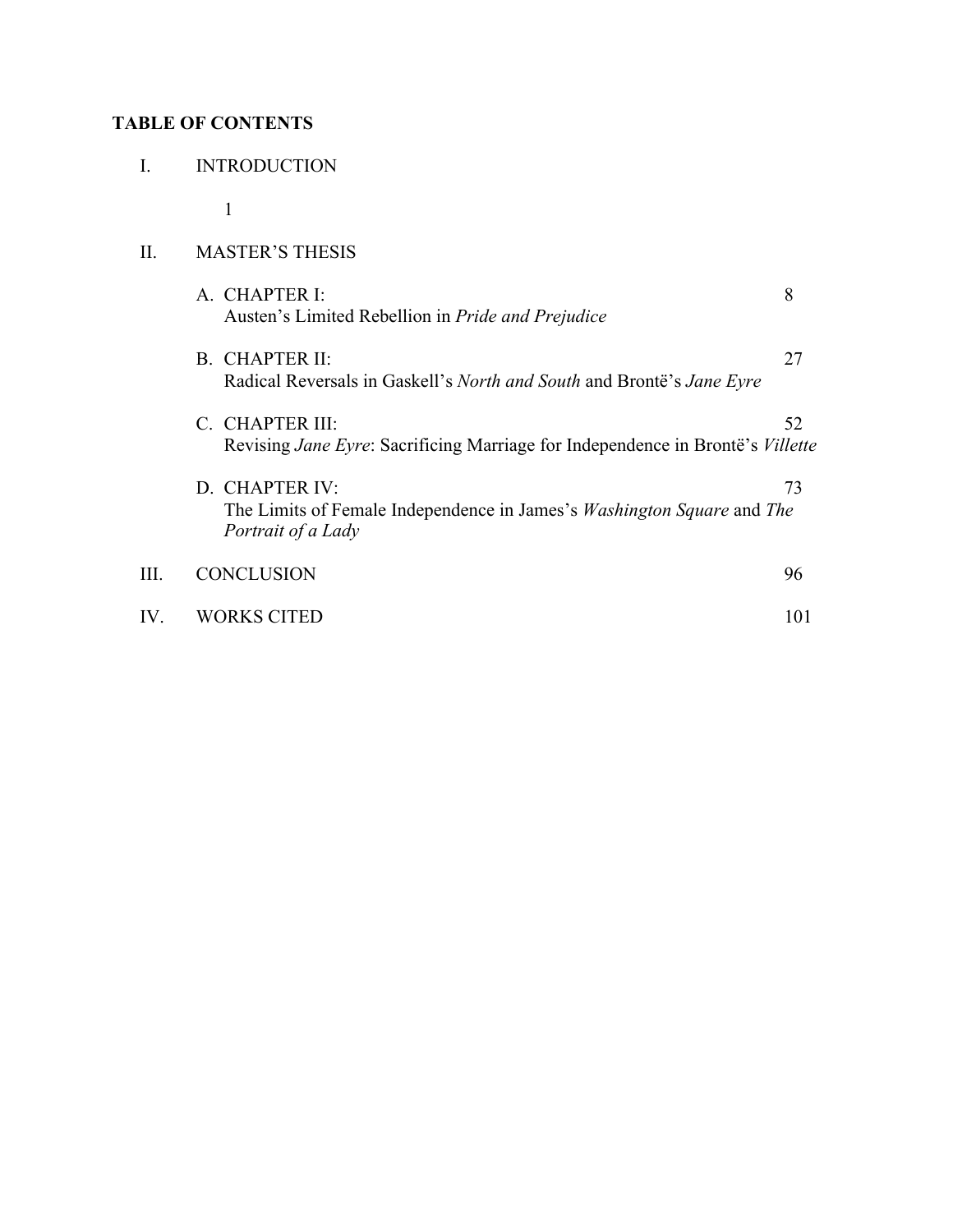**TABLE OF CONTENTS**

I. INTRODUCTION

1

II. MASTER'S THESIS

A. CHAPTER I: 8
Austen's Limited Rebellion in *Pride and Prejudice*

B. CHAPTER II: 27
Radical Reversals in Gaskell's *North and South* and Brontë's *Jane Eyre*

C. CHAPTER III: 52
Revising *Jane Eyre*: Sacrificing Marriage for Independence in Brontë's *Villette*

D. CHAPTER IV: 73
The Limits of Female Independence in James's *Washington Square* and *The Portrait of a Lady*

III. CONCLUSION 96

IV. WORKS CITED 101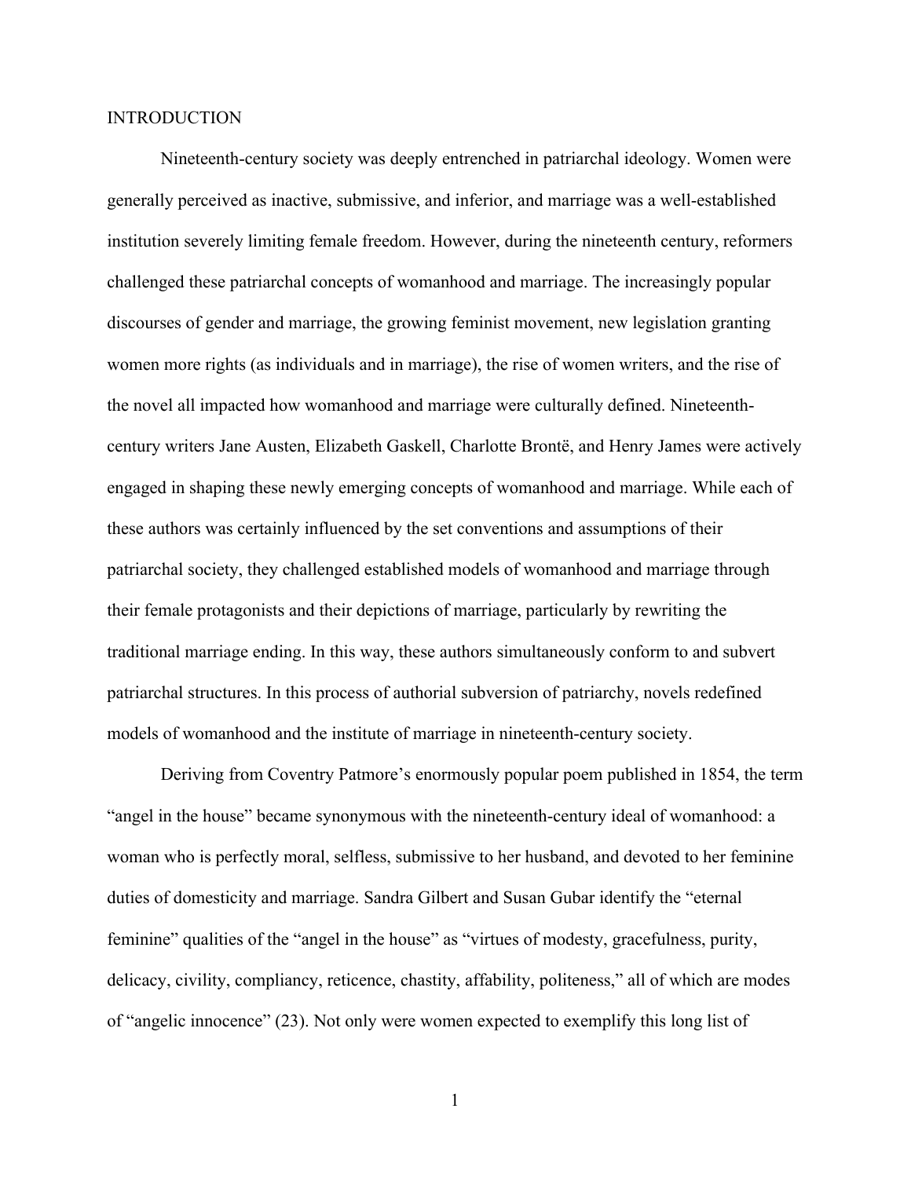# INTRODUCTION

Nineteenth-century society was deeply entrenched in patriarchal ideology. Women were generally perceived as inactive, submissive, and inferior, and marriage was a well-established institution severely limiting female freedom. However, during the nineteenth century, reformers challenged these patriarchal concepts of womanhood and marriage. The increasingly popular discourses of gender and marriage, the growing feminist movement, new legislation granting women more rights (as individuals and in marriage), the rise of women writers, and the rise of the novel all impacted how womanhood and marriage were culturally defined. Nineteenth-century writers Jane Austen, Elizabeth Gaskell, Charlotte Brontë, and Henry James were actively engaged in shaping these newly emerging concepts of womanhood and marriage. While each of these authors was certainly influenced by the set conventions and assumptions of their patriarchal society, they challenged established models of womanhood and marriage through their female protagonists and their depictions of marriage, particularly by rewriting the traditional marriage ending. In this way, these authors simultaneously conform to and subvert patriarchal structures. In this process of authorial subversion of patriarchy, novels redefined models of womanhood and the institute of marriage in nineteenth-century society.

Deriving from Coventry Patmore's enormously popular poem published in 1854, the term "angel in the house" became synonymous with the nineteenth-century ideal of womanhood: a woman who is perfectly moral, selfless, submissive to her husband, and devoted to her feminine duties of domesticity and marriage. Sandra Gilbert and Susan Gubar identify the "eternal feminine" qualities of the "angel in the house" as "virtues of modesty, gracefulness, purity, delicacy, civility, compliancy, reticence, chastity, affability, politeness," all of which are modes of "angelic innocence" (23). Not only were women expected to exemplify this long list of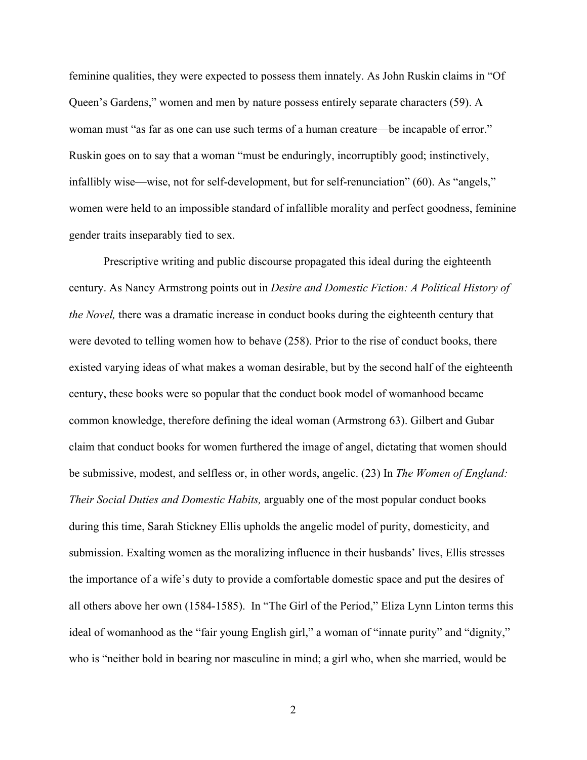feminine qualities, they were expected to possess them innately. As John Ruskin claims in "Of Queen's Gardens," women and men by nature possess entirely separate characters (59). A woman must "as far as one can use such terms of a human creature—be incapable of error." Ruskin goes on to say that a woman "must be enduringly, incorruptibly good; instinctively, infallibly wise—wise, not for self-development, but for self-renunciation" (60). As "angels," women were held to an impossible standard of infallible morality and perfect goodness, feminine gender traits inseparably tied to sex.

Prescriptive writing and public discourse propagated this ideal during the eighteenth century. As Nancy Armstrong points out in *Desire and Domestic Fiction: A Political History of the Novel,* there was a dramatic increase in conduct books during the eighteenth century that were devoted to telling women how to behave (258). Prior to the rise of conduct books, there existed varying ideas of what makes a woman desirable, but by the second half of the eighteenth century, these books were so popular that the conduct book model of womanhood became common knowledge, therefore defining the ideal woman (Armstrong 63). Gilbert and Gubar claim that conduct books for women furthered the image of angel, dictating that women should be submissive, modest, and selfless or, in other words, angelic. (23) In *The Women of England: Their Social Duties and Domestic Habits,* arguably one of the most popular conduct books during this time, Sarah Stickney Ellis upholds the angelic model of purity, domesticity, and submission. Exalting women as the moralizing influence in their husbands' lives, Ellis stresses the importance of a wife's duty to provide a comfortable domestic space and put the desires of all others above her own (1584-1585). In "The Girl of the Period," Eliza Lynn Linton terms this ideal of womanhood as the "fair young English girl," a woman of "innate purity" and "dignity," who is "neither bold in bearing nor masculine in mind; a girl who, when she married, would be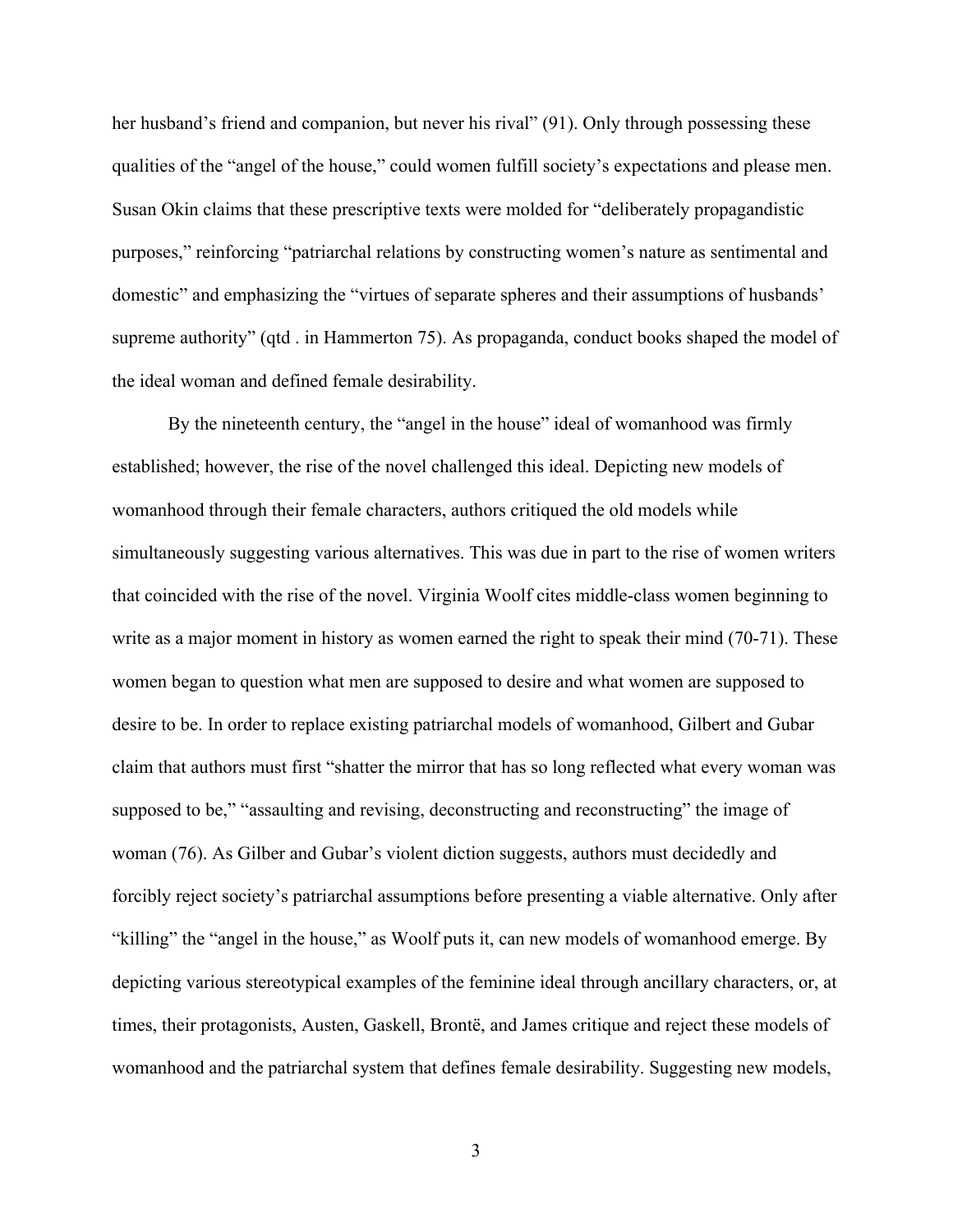her husband's friend and companion, but never his rival" (91). Only through possessing these qualities of the "angel of the house," could women fulfill society's expectations and please men. Susan Okin claims that these prescriptive texts were molded for "deliberately propagandistic purposes," reinforcing "patriarchal relations by constructing women's nature as sentimental and domestic" and emphasizing the "virtues of separate spheres and their assumptions of husbands' supreme authority" (qtd . in Hammerton 75). As propaganda, conduct books shaped the model of the ideal woman and defined female desirability.

By the nineteenth century, the "angel in the house" ideal of womanhood was firmly established; however, the rise of the novel challenged this ideal. Depicting new models of womanhood through their female characters, authors critiqued the old models while simultaneously suggesting various alternatives. This was due in part to the rise of women writers that coincided with the rise of the novel. Virginia Woolf cites middle-class women beginning to write as a major moment in history as women earned the right to speak their mind (70-71). These women began to question what men are supposed to desire and what women are supposed to desire to be. In order to replace existing patriarchal models of womanhood, Gilbert and Gubar claim that authors must first "shatter the mirror that has so long reflected what every woman was supposed to be," "assaulting and revising, deconstructing and reconstructing" the image of woman (76). As Gilber and Gubar's violent diction suggests, authors must decidedly and forcibly reject society's patriarchal assumptions before presenting a viable alternative. Only after "killing" the "angel in the house," as Woolf puts it, can new models of womanhood emerge. By depicting various stereotypical examples of the feminine ideal through ancillary characters, or, at times, their protagonists, Austen, Gaskell, Brontë, and James critique and reject these models of womanhood and the patriarchal system that defines female desirability. Suggesting new models,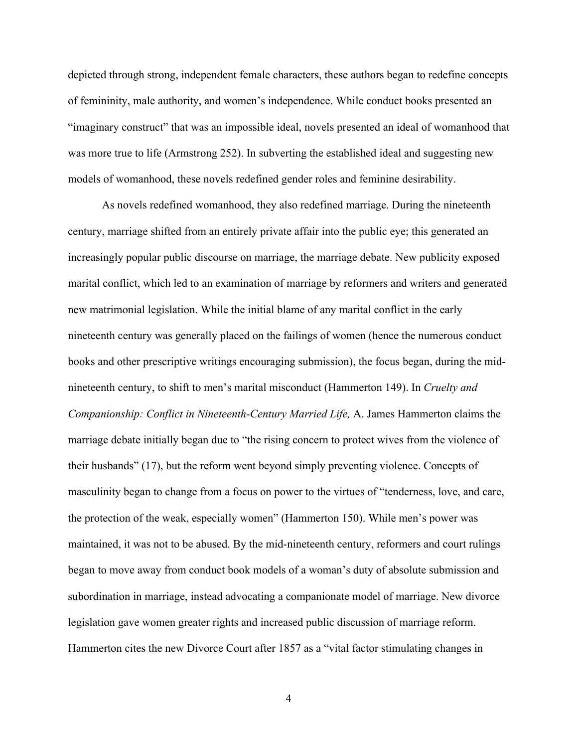depicted through strong, independent female characters, these authors began to redefine concepts of femininity, male authority, and women's independence. While conduct books presented an "imaginary construct" that was an impossible ideal, novels presented an ideal of womanhood that was more true to life (Armstrong 252). In subverting the established ideal and suggesting new models of womanhood, these novels redefined gender roles and feminine desirability.

As novels redefined womanhood, they also redefined marriage. During the nineteenth century, marriage shifted from an entirely private affair into the public eye; this generated an increasingly popular public discourse on marriage, the marriage debate. New publicity exposed marital conflict, which led to an examination of marriage by reformers and writers and generated new matrimonial legislation. While the initial blame of any marital conflict in the early nineteenth century was generally placed on the failings of women (hence the numerous conduct books and other prescriptive writings encouraging submission), the focus began, during the mid-nineteenth century, to shift to men's marital misconduct (Hammerton 149). In *Cruelty and Companionship: Conflict in Nineteenth-Century Married Life,* A. James Hammerton claims the marriage debate initially began due to "the rising concern to protect wives from the violence of their husbands" (17), but the reform went beyond simply preventing violence. Concepts of masculinity began to change from a focus on power to the virtues of "tenderness, love, and care, the protection of the weak, especially women" (Hammerton 150). While men's power was maintained, it was not to be abused. By the mid-nineteenth century, reformers and court rulings began to move away from conduct book models of a woman's duty of absolute submission and subordination in marriage, instead advocating a companionate model of marriage. New divorce legislation gave women greater rights and increased public discussion of marriage reform. Hammerton cites the new Divorce Court after 1857 as a "vital factor stimulating changes in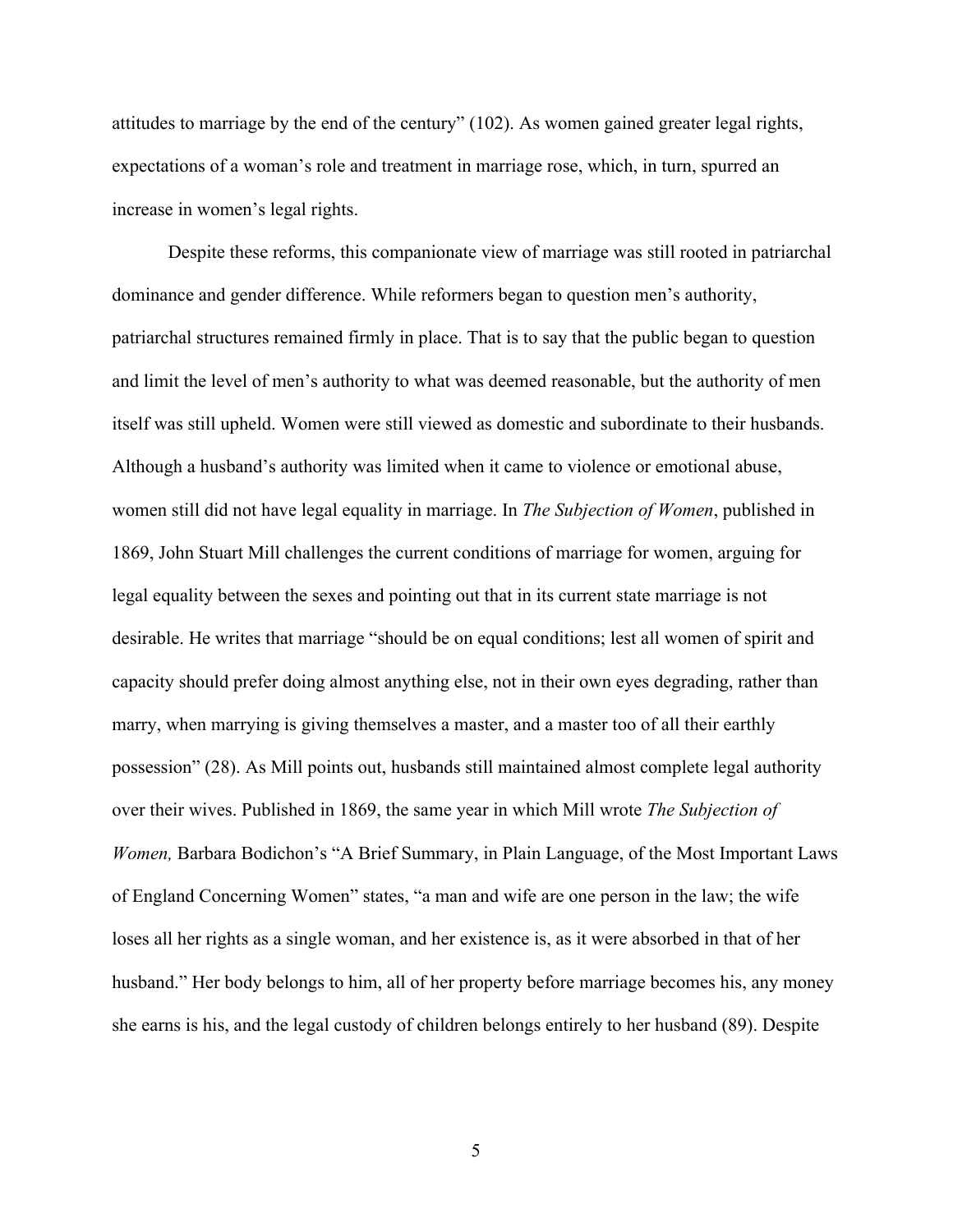attitudes to marriage by the end of the century" (102). As women gained greater legal rights, expectations of a woman's role and treatment in marriage rose, which, in turn, spurred an increase in women's legal rights.

Despite these reforms, this companionate view of marriage was still rooted in patriarchal dominance and gender difference. While reformers began to question men's authority, patriarchal structures remained firmly in place. That is to say that the public began to question and limit the level of men's authority to what was deemed reasonable, but the authority of men itself was still upheld. Women were still viewed as domestic and subordinate to their husbands. Although a husband's authority was limited when it came to violence or emotional abuse, women still did not have legal equality in marriage. In *The Subjection of Women*, published in 1869, John Stuart Mill challenges the current conditions of marriage for women, arguing for legal equality between the sexes and pointing out that in its current state marriage is not desirable. He writes that marriage "should be on equal conditions; lest all women of spirit and capacity should prefer doing almost anything else, not in their own eyes degrading, rather than marry, when marrying is giving themselves a master, and a master too of all their earthly possession" (28). As Mill points out, husbands still maintained almost complete legal authority over their wives. Published in 1869, the same year in which Mill wrote *The Subjection of Women,* Barbara Bodichon's "A Brief Summary, in Plain Language, of the Most Important Laws of England Concerning Women" states, "a man and wife are one person in the law; the wife loses all her rights as a single woman, and her existence is, as it were absorbed in that of her husband." Her body belongs to him, all of her property before marriage becomes his, any money she earns is his, and the legal custody of children belongs entirely to her husband (89). Despite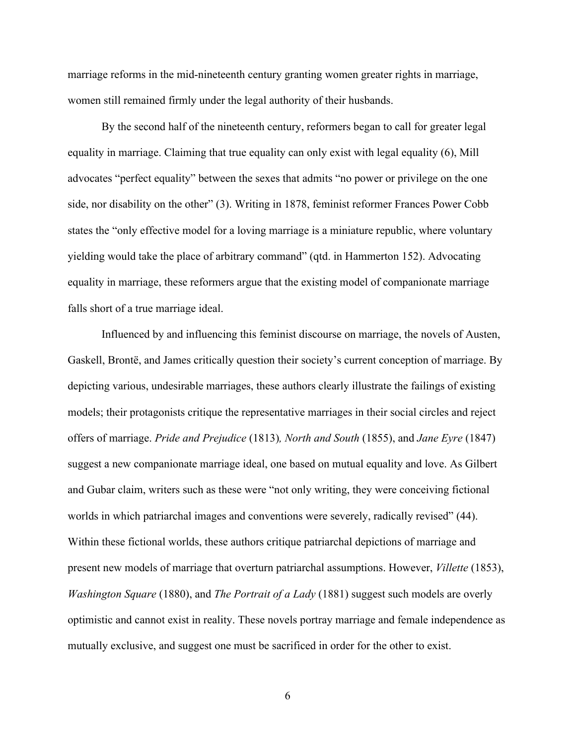marriage reforms in the mid-nineteenth century granting women greater rights in marriage, women still remained firmly under the legal authority of their husbands.

By the second half of the nineteenth century, reformers began to call for greater legal equality in marriage. Claiming that true equality can only exist with legal equality (6), Mill advocates "perfect equality" between the sexes that admits "no power or privilege on the one side, nor disability on the other" (3). Writing in 1878, feminist reformer Frances Power Cobb states the "only effective model for a loving marriage is a miniature republic, where voluntary yielding would take the place of arbitrary command" (qtd. in Hammerton 152). Advocating equality in marriage, these reformers argue that the existing model of companionate marriage falls short of a true marriage ideal.

Influenced by and influencing this feminist discourse on marriage, the novels of Austen, Gaskell, Brontë, and James critically question their society's current conception of marriage. By depicting various, undesirable marriages, these authors clearly illustrate the failings of existing models; their protagonists critique the representative marriages in their social circles and reject offers of marriage. *Pride and Prejudice* (1813)*, North and South* (1855), and *Jane Eyre* (1847) suggest a new companionate marriage ideal, one based on mutual equality and love. As Gilbert and Gubar claim, writers such as these were "not only writing, they were conceiving fictional worlds in which patriarchal images and conventions were severely, radically revised" (44). Within these fictional worlds, these authors critique patriarchal depictions of marriage and present new models of marriage that overturn patriarchal assumptions. However, *Villette* (1853), *Washington Square* (1880), and *The Portrait of a Lady* (1881) suggest such models are overly optimistic and cannot exist in reality. These novels portray marriage and female independence as mutually exclusive, and suggest one must be sacrificed in order for the other to exist.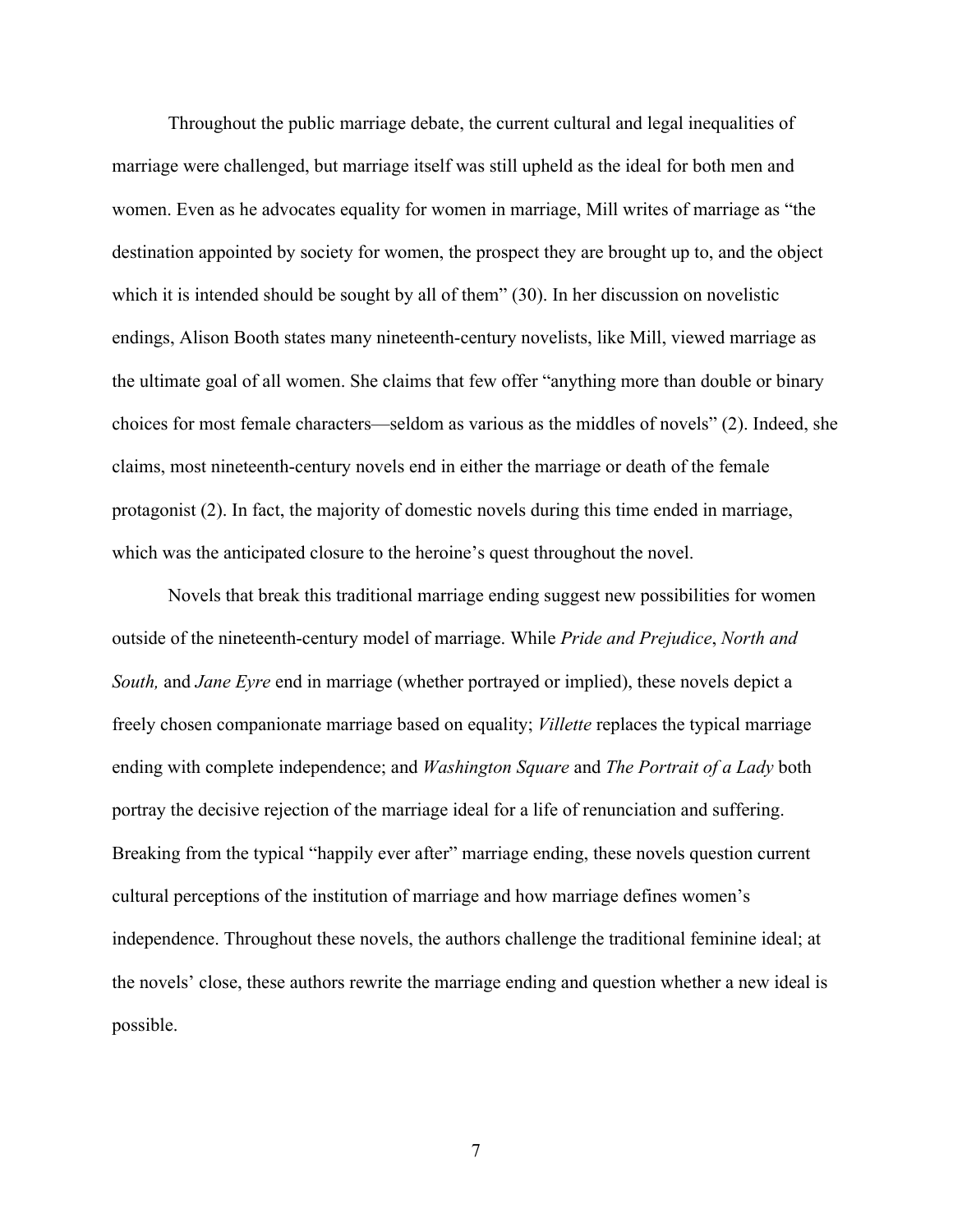Throughout the public marriage debate, the current cultural and legal inequalities of marriage were challenged, but marriage itself was still upheld as the ideal for both men and women. Even as he advocates equality for women in marriage, Mill writes of marriage as "the destination appointed by society for women, the prospect they are brought up to, and the object which it is intended should be sought by all of them" (30). In her discussion on novelistic endings, Alison Booth states many nineteenth-century novelists, like Mill, viewed marriage as the ultimate goal of all women. She claims that few offer "anything more than double or binary choices for most female characters—seldom as various as the middles of novels" (2). Indeed, she claims, most nineteenth-century novels end in either the marriage or death of the female protagonist (2). In fact, the majority of domestic novels during this time ended in marriage, which was the anticipated closure to the heroine's quest throughout the novel.

Novels that break this traditional marriage ending suggest new possibilities for women outside of the nineteenth-century model of marriage. While *Pride and Prejudice*, *North and South,* and *Jane Eyre* end in marriage (whether portrayed or implied), these novels depict a freely chosen companionate marriage based on equality; *Villette* replaces the typical marriage ending with complete independence; and *Washington Square* and *The Portrait of a Lady* both portray the decisive rejection of the marriage ideal for a life of renunciation and suffering. Breaking from the typical "happily ever after" marriage ending, these novels question current cultural perceptions of the institution of marriage and how marriage defines women's independence. Throughout these novels, the authors challenge the traditional feminine ideal; at the novels' close, these authors rewrite the marriage ending and question whether a new ideal is possible.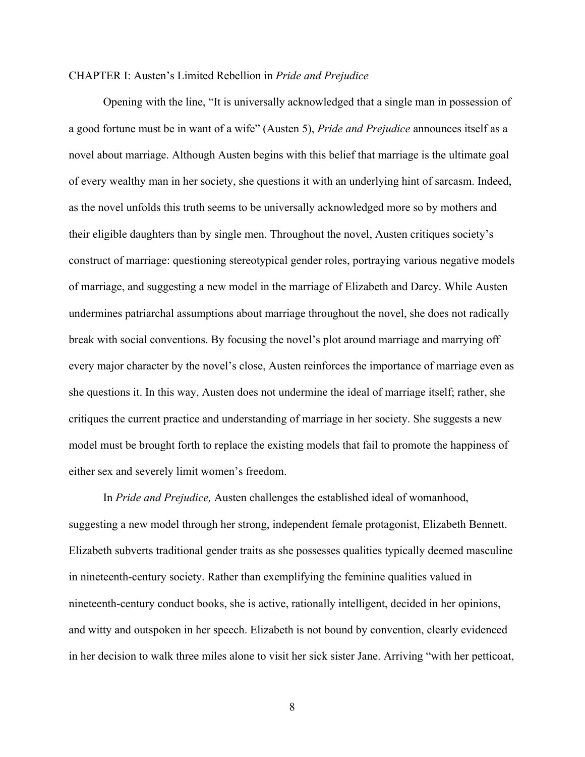# CHAPTER I: Austen's Limited Rebellion in *Pride and Prejudice*

Opening with the line, "It is universally acknowledged that a single man in possession of a good fortune must be in want of a wife" (Austen 5), *Pride and Prejudice* announces itself as a novel about marriage. Although Austen begins with this belief that marriage is the ultimate goal of every wealthy man in her society, she questions it with an underlying hint of sarcasm. Indeed, as the novel unfolds this truth seems to be universally acknowledged more so by mothers and their eligible daughters than by single men. Throughout the novel, Austen critiques society's construct of marriage: questioning stereotypical gender roles, portraying various negative models of marriage, and suggesting a new model in the marriage of Elizabeth and Darcy. While Austen undermines patriarchal assumptions about marriage throughout the novel, she does not radically break with social conventions. By focusing the novel's plot around marriage and marrying off every major character by the novel's close, Austen reinforces the importance of marriage even as she questions it. In this way, Austen does not undermine the ideal of marriage itself; rather, she critiques the current practice and understanding of marriage in her society. She suggests a new model must be brought forth to replace the existing models that fail to promote the happiness of either sex and severely limit women's freedom.

In *Pride and Prejudice,* Austen challenges the established ideal of womanhood, suggesting a new model through her strong, independent female protagonist, Elizabeth Bennett. Elizabeth subverts traditional gender traits as she possesses qualities typically deemed masculine in nineteenth-century society. Rather than exemplifying the feminine qualities valued in nineteenth-century conduct books, she is active, rationally intelligent, decided in her opinions, and witty and outspoken in her speech. Elizabeth is not bound by convention, clearly evidenced in her decision to walk three miles alone to visit her sick sister Jane. Arriving "with her petticoat,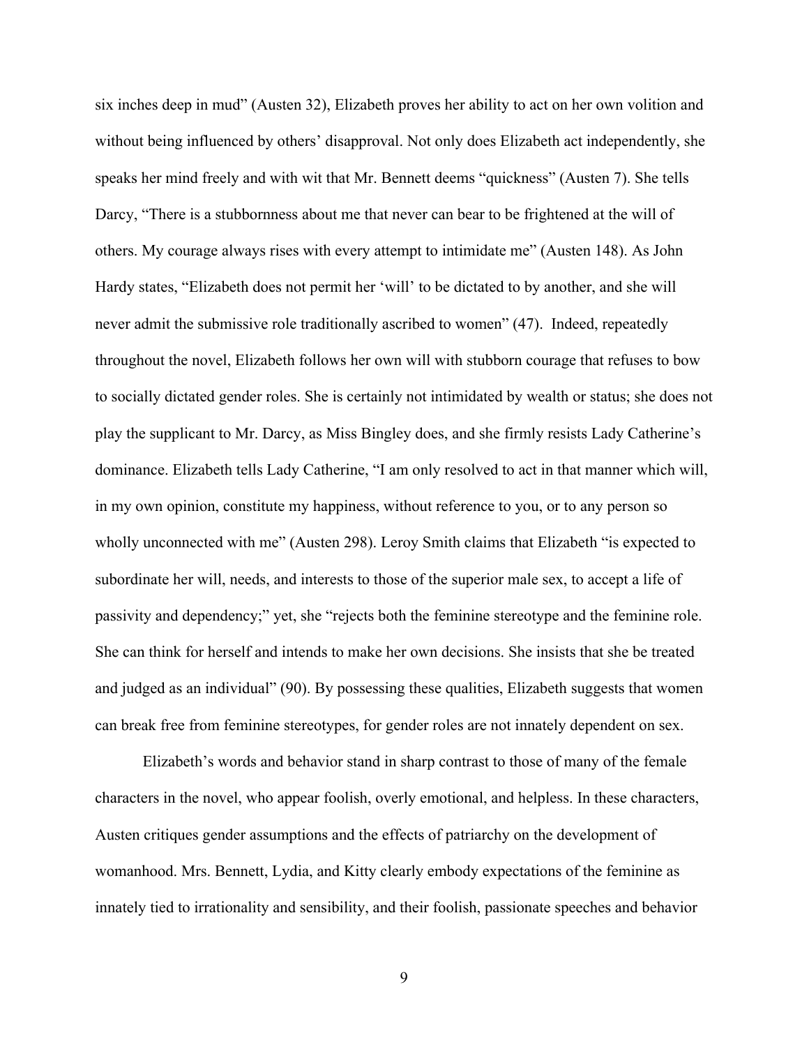six inches deep in mud" (Austen 32), Elizabeth proves her ability to act on her own volition and without being influenced by others' disapproval. Not only does Elizabeth act independently, she speaks her mind freely and with wit that Mr. Bennett deems "quickness" (Austen 7). She tells Darcy, "There is a stubbornness about me that never can bear to be frightened at the will of others. My courage always rises with every attempt to intimidate me" (Austen 148). As John Hardy states, "Elizabeth does not permit her 'will' to be dictated to by another, and she will never admit the submissive role traditionally ascribed to women" (47). Indeed, repeatedly throughout the novel, Elizabeth follows her own will with stubborn courage that refuses to bow to socially dictated gender roles. She is certainly not intimidated by wealth or status; she does not play the supplicant to Mr. Darcy, as Miss Bingley does, and she firmly resists Lady Catherine's dominance. Elizabeth tells Lady Catherine, "I am only resolved to act in that manner which will, in my own opinion, constitute my happiness, without reference to you, or to any person so wholly unconnected with me" (Austen 298). Leroy Smith claims that Elizabeth "is expected to subordinate her will, needs, and interests to those of the superior male sex, to accept a life of passivity and dependency;" yet, she "rejects both the feminine stereotype and the feminine role. She can think for herself and intends to make her own decisions. She insists that she be treated and judged as an individual" (90). By possessing these qualities, Elizabeth suggests that women can break free from feminine stereotypes, for gender roles are not innately dependent on sex.

Elizabeth's words and behavior stand in sharp contrast to those of many of the female characters in the novel, who appear foolish, overly emotional, and helpless. In these characters, Austen critiques gender assumptions and the effects of patriarchy on the development of womanhood. Mrs. Bennett, Lydia, and Kitty clearly embody expectations of the feminine as innately tied to irrationality and sensibility, and their foolish, passionate speeches and behavior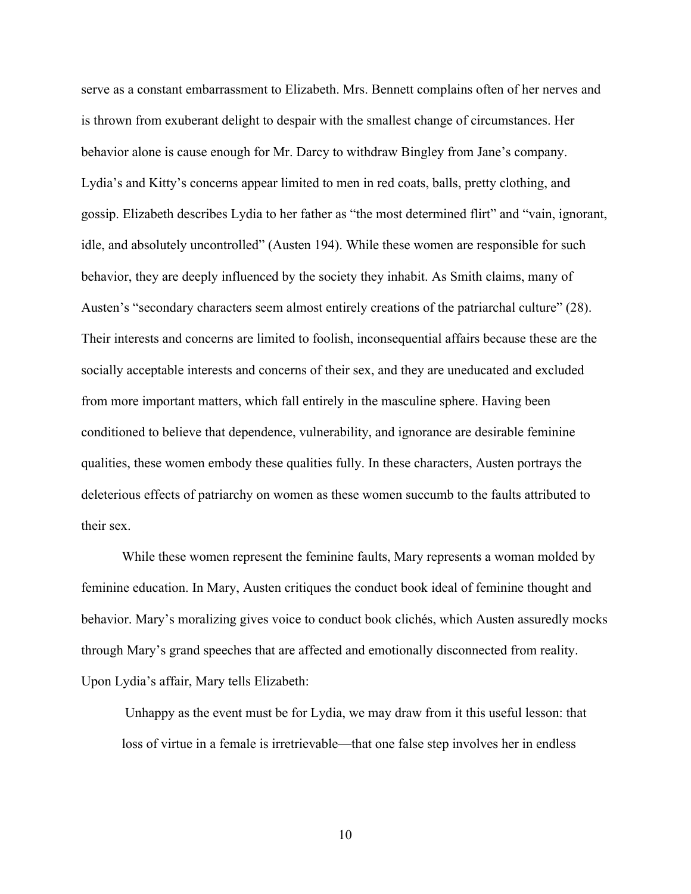serve as a constant embarrassment to Elizabeth. Mrs. Bennett complains often of her nerves and is thrown from exuberant delight to despair with the smallest change of circumstances. Her behavior alone is cause enough for Mr. Darcy to withdraw Bingley from Jane's company. Lydia's and Kitty's concerns appear limited to men in red coats, balls, pretty clothing, and gossip. Elizabeth describes Lydia to her father as "the most determined flirt" and "vain, ignorant, idle, and absolutely uncontrolled" (Austen 194). While these women are responsible for such behavior, they are deeply influenced by the society they inhabit. As Smith claims, many of Austen's "secondary characters seem almost entirely creations of the patriarchal culture" (28). Their interests and concerns are limited to foolish, inconsequential affairs because these are the socially acceptable interests and concerns of their sex, and they are uneducated and excluded from more important matters, which fall entirely in the masculine sphere. Having been conditioned to believe that dependence, vulnerability, and ignorance are desirable feminine qualities, these women embody these qualities fully. In these characters, Austen portrays the deleterious effects of patriarchy on women as these women succumb to the faults attributed to their sex.

While these women represent the feminine faults, Mary represents a woman molded by feminine education. In Mary, Austen critiques the conduct book ideal of feminine thought and behavior. Mary's moralizing gives voice to conduct book clichés, which Austen assuredly mocks through Mary's grand speeches that are affected and emotionally disconnected from reality. Upon Lydia's affair, Mary tells Elizabeth:

> Unhappy as the event must be for Lydia, we may draw from it this useful lesson: that loss of virtue in a female is irretrievable—that one false step involves her in endless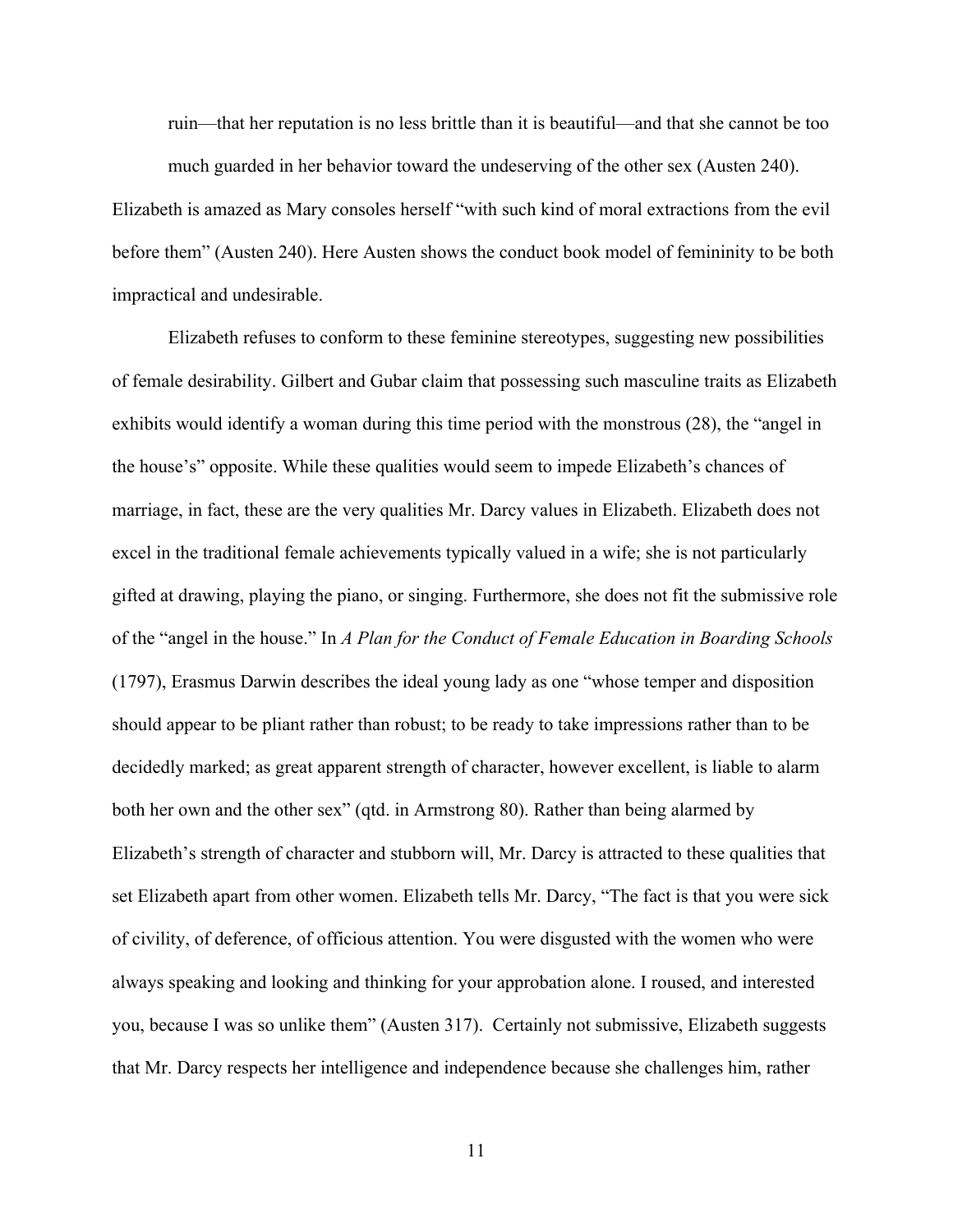> ruin—that her reputation is no less brittle than it is beautiful—and that she cannot be too much guarded in her behavior toward the undeserving of the other sex (Austen 240).

Elizabeth is amazed as Mary consoles herself "with such kind of moral extractions from the evil before them" (Austen 240). Here Austen shows the conduct book model of femininity to be both impractical and undesirable.

Elizabeth refuses to conform to these feminine stereotypes, suggesting new possibilities of female desirability. Gilbert and Gubar claim that possessing such masculine traits as Elizabeth exhibits would identify a woman during this time period with the monstrous (28), the "angel in the house's" opposite. While these qualities would seem to impede Elizabeth's chances of marriage, in fact, these are the very qualities Mr. Darcy values in Elizabeth. Elizabeth does not excel in the traditional female achievements typically valued in a wife; she is not particularly gifted at drawing, playing the piano, or singing. Furthermore, she does not fit the submissive role of the "angel in the house." In *A Plan for the Conduct of Female Education in Boarding Schools* (1797), Erasmus Darwin describes the ideal young lady as one "whose temper and disposition should appear to be pliant rather than robust; to be ready to take impressions rather than to be decidedly marked; as great apparent strength of character, however excellent, is liable to alarm both her own and the other sex" (qtd. in Armstrong 80). Rather than being alarmed by Elizabeth's strength of character and stubborn will, Mr. Darcy is attracted to these qualities that set Elizabeth apart from other women. Elizabeth tells Mr. Darcy, "The fact is that you were sick of civility, of deference, of officious attention. You were disgusted with the women who were always speaking and looking and thinking for your approbation alone. I roused, and interested you, because I was so unlike them" (Austen 317). Certainly not submissive, Elizabeth suggests that Mr. Darcy respects her intelligence and independence because she challenges him, rather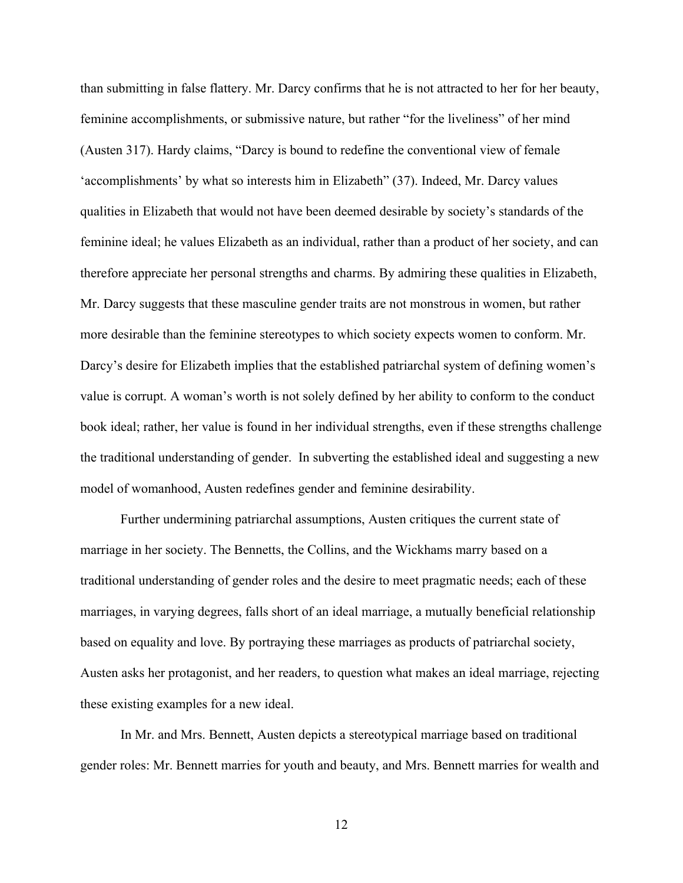than submitting in false flattery. Mr. Darcy confirms that he is not attracted to her for her beauty, feminine accomplishments, or submissive nature, but rather "for the liveliness" of her mind (Austen 317). Hardy claims, "Darcy is bound to redefine the conventional view of female 'accomplishments' by what so interests him in Elizabeth" (37). Indeed, Mr. Darcy values qualities in Elizabeth that would not have been deemed desirable by society's standards of the feminine ideal; he values Elizabeth as an individual, rather than a product of her society, and can therefore appreciate her personal strengths and charms. By admiring these qualities in Elizabeth, Mr. Darcy suggests that these masculine gender traits are not monstrous in women, but rather more desirable than the feminine stereotypes to which society expects women to conform. Mr. Darcy's desire for Elizabeth implies that the established patriarchal system of defining women's value is corrupt. A woman's worth is not solely defined by her ability to conform to the conduct book ideal; rather, her value is found in her individual strengths, even if these strengths challenge the traditional understanding of gender. In subverting the established ideal and suggesting a new model of womanhood, Austen redefines gender and feminine desirability.

Further undermining patriarchal assumptions, Austen critiques the current state of marriage in her society. The Bennetts, the Collins, and the Wickhams marry based on a traditional understanding of gender roles and the desire to meet pragmatic needs; each of these marriages, in varying degrees, falls short of an ideal marriage, a mutually beneficial relationship based on equality and love. By portraying these marriages as products of patriarchal society, Austen asks her protagonist, and her readers, to question what makes an ideal marriage, rejecting these existing examples for a new ideal.

In Mr. and Mrs. Bennett, Austen depicts a stereotypical marriage based on traditional gender roles: Mr. Bennett marries for youth and beauty, and Mrs. Bennett marries for wealth and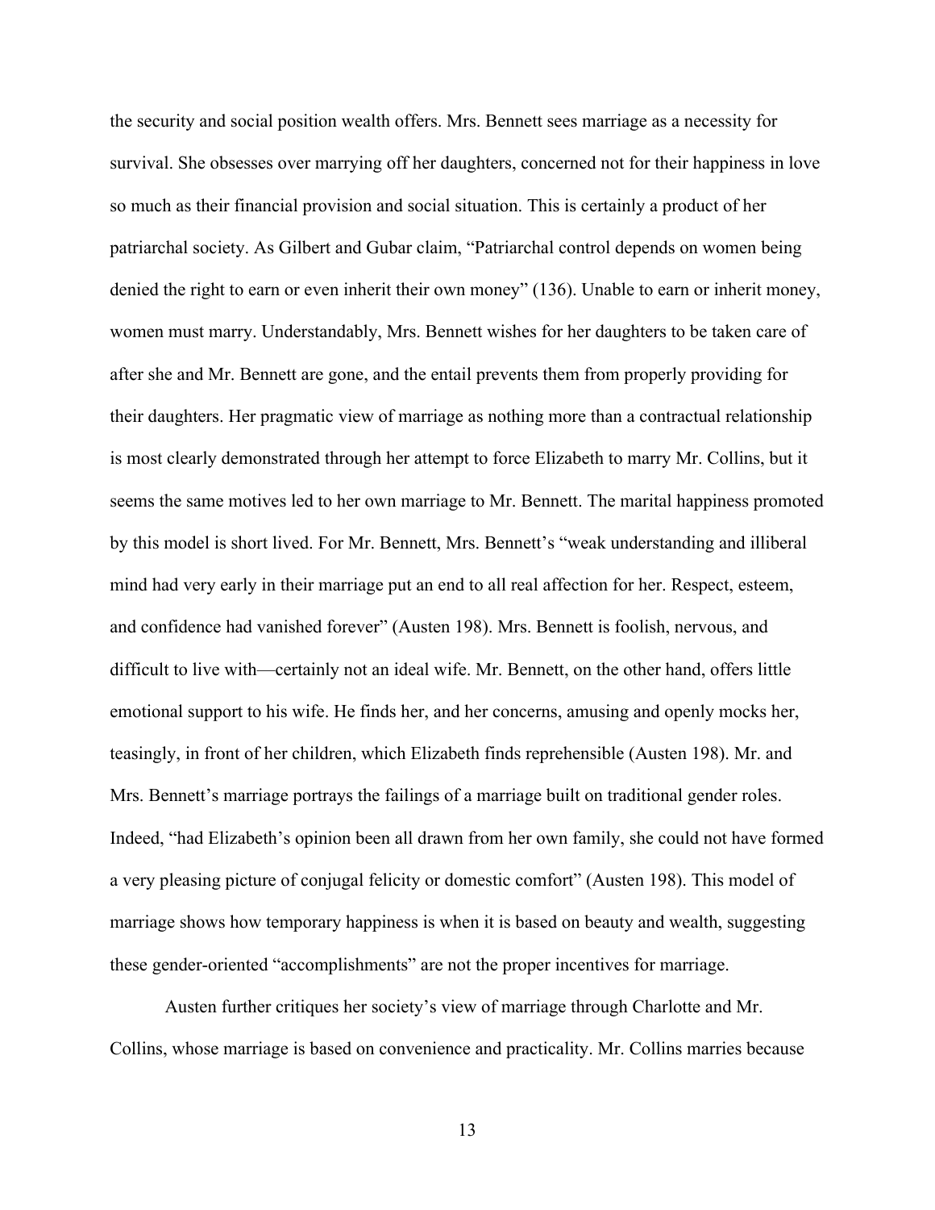the security and social position wealth offers. Mrs. Bennett sees marriage as a necessity for survival. She obsesses over marrying off her daughters, concerned not for their happiness in love so much as their financial provision and social situation. This is certainly a product of her patriarchal society. As Gilbert and Gubar claim, "Patriarchal control depends on women being denied the right to earn or even inherit their own money" (136). Unable to earn or inherit money, women must marry. Understandably, Mrs. Bennett wishes for her daughters to be taken care of after she and Mr. Bennett are gone, and the entail prevents them from properly providing for their daughters. Her pragmatic view of marriage as nothing more than a contractual relationship is most clearly demonstrated through her attempt to force Elizabeth to marry Mr. Collins, but it seems the same motives led to her own marriage to Mr. Bennett. The marital happiness promoted by this model is short lived. For Mr. Bennett, Mrs. Bennett's "weak understanding and illiberal mind had very early in their marriage put an end to all real affection for her. Respect, esteem, and confidence had vanished forever" (Austen 198). Mrs. Bennett is foolish, nervous, and difficult to live with—certainly not an ideal wife. Mr. Bennett, on the other hand, offers little emotional support to his wife. He finds her, and her concerns, amusing and openly mocks her, teasingly, in front of her children, which Elizabeth finds reprehensible (Austen 198). Mr. and Mrs. Bennett's marriage portrays the failings of a marriage built on traditional gender roles. Indeed, "had Elizabeth's opinion been all drawn from her own family, she could not have formed a very pleasing picture of conjugal felicity or domestic comfort" (Austen 198). This model of marriage shows how temporary happiness is when it is based on beauty and wealth, suggesting these gender-oriented "accomplishments" are not the proper incentives for marriage.

Austen further critiques her society's view of marriage through Charlotte and Mr. Collins, whose marriage is based on convenience and practicality. Mr. Collins marries because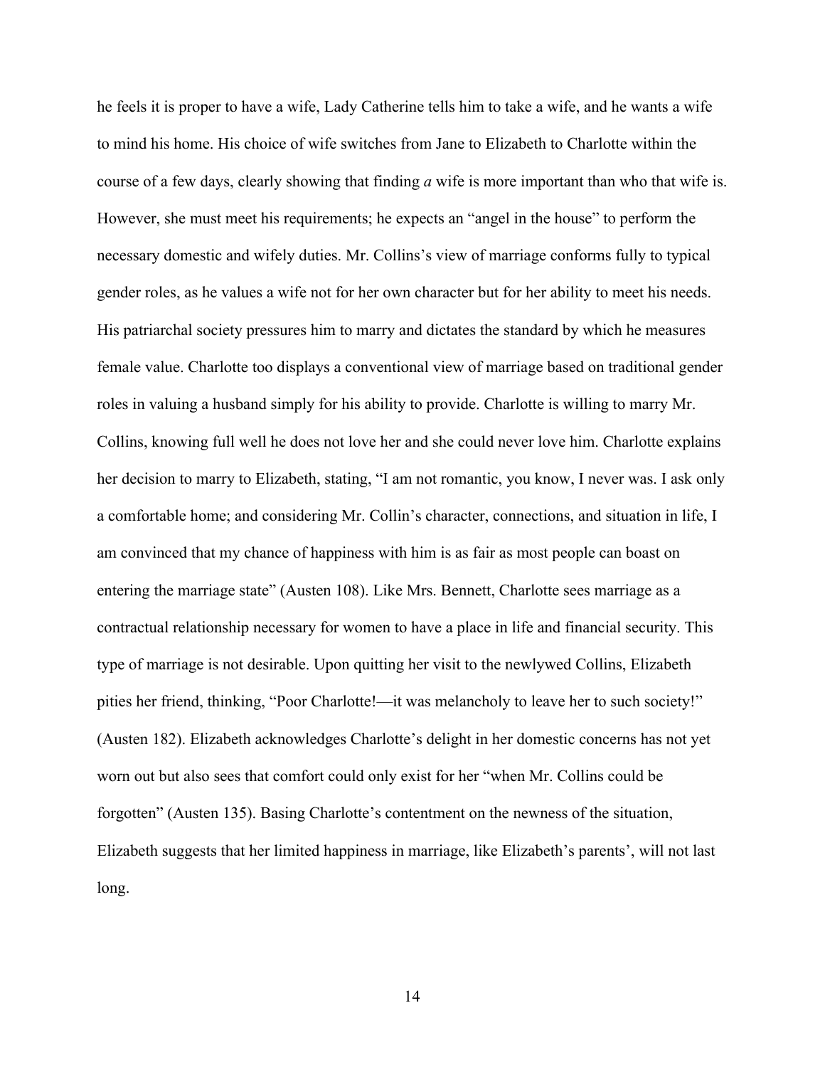he feels it is proper to have a wife, Lady Catherine tells him to take a wife, and he wants a wife to mind his home. His choice of wife switches from Jane to Elizabeth to Charlotte within the course of a few days, clearly showing that finding *a* wife is more important than who that wife is. However, she must meet his requirements; he expects an "angel in the house" to perform the necessary domestic and wifely duties. Mr. Collins's view of marriage conforms fully to typical gender roles, as he values a wife not for her own character but for her ability to meet his needs. His patriarchal society pressures him to marry and dictates the standard by which he measures female value. Charlotte too displays a conventional view of marriage based on traditional gender roles in valuing a husband simply for his ability to provide. Charlotte is willing to marry Mr. Collins, knowing full well he does not love her and she could never love him. Charlotte explains her decision to marry to Elizabeth, stating, "I am not romantic, you know, I never was. I ask only a comfortable home; and considering Mr. Collin's character, connections, and situation in life, I am convinced that my chance of happiness with him is as fair as most people can boast on entering the marriage state" (Austen 108). Like Mrs. Bennett, Charlotte sees marriage as a contractual relationship necessary for women to have a place in life and financial security. This type of marriage is not desirable. Upon quitting her visit to the newlywed Collins, Elizabeth pities her friend, thinking, "Poor Charlotte!—it was melancholy to leave her to such society!" (Austen 182). Elizabeth acknowledges Charlotte's delight in her domestic concerns has not yet worn out but also sees that comfort could only exist for her "when Mr. Collins could be forgotten" (Austen 135). Basing Charlotte's contentment on the newness of the situation, Elizabeth suggests that her limited happiness in marriage, like Elizabeth's parents', will not last long.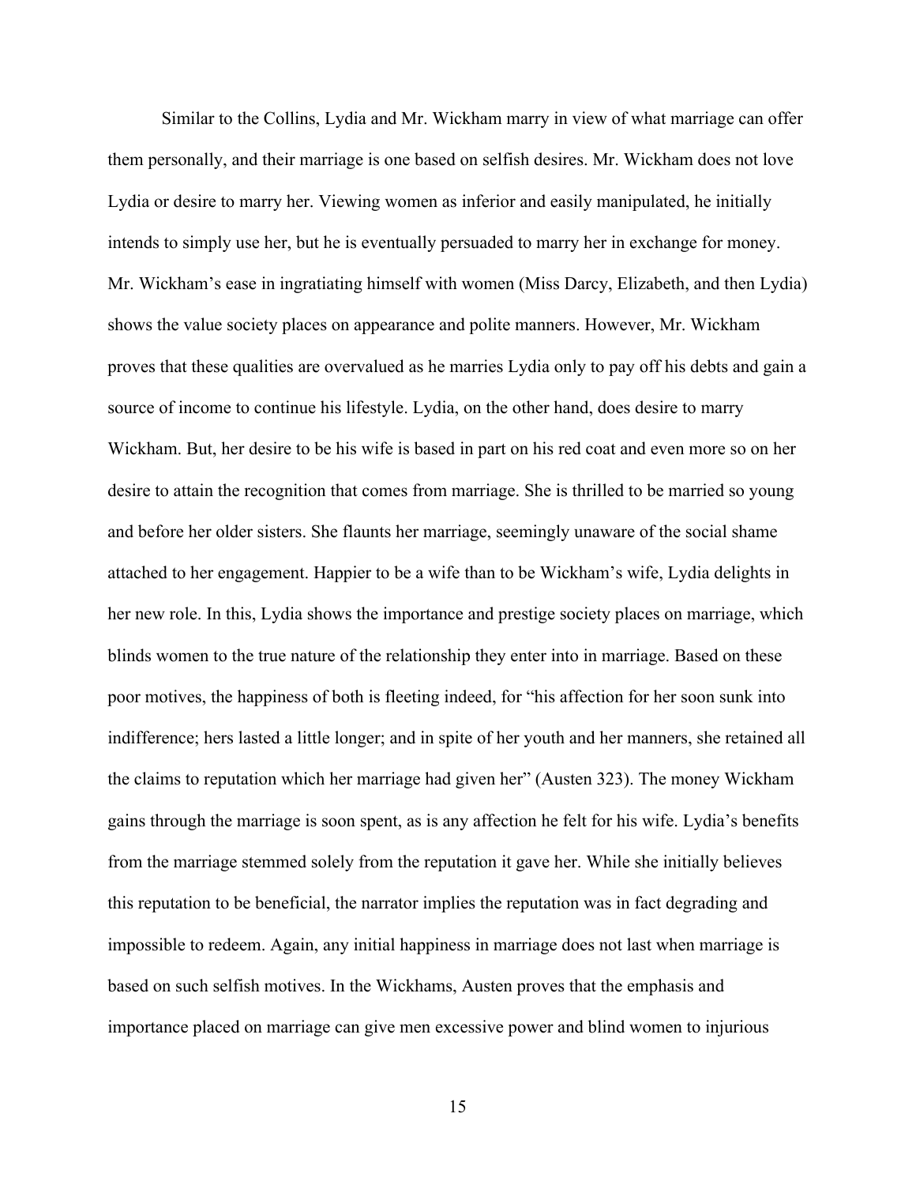Similar to the Collins, Lydia and Mr. Wickham marry in view of what marriage can offer them personally, and their marriage is one based on selfish desires. Mr. Wickham does not love Lydia or desire to marry her. Viewing women as inferior and easily manipulated, he initially intends to simply use her, but he is eventually persuaded to marry her in exchange for money. Mr. Wickham's ease in ingratiating himself with women (Miss Darcy, Elizabeth, and then Lydia) shows the value society places on appearance and polite manners. However, Mr. Wickham proves that these qualities are overvalued as he marries Lydia only to pay off his debts and gain a source of income to continue his lifestyle. Lydia, on the other hand, does desire to marry Wickham. But, her desire to be his wife is based in part on his red coat and even more so on her desire to attain the recognition that comes from marriage. She is thrilled to be married so young and before her older sisters. She flaunts her marriage, seemingly unaware of the social shame attached to her engagement. Happier to be a wife than to be Wickham's wife, Lydia delights in her new role. In this, Lydia shows the importance and prestige society places on marriage, which blinds women to the true nature of the relationship they enter into in marriage. Based on these poor motives, the happiness of both is fleeting indeed, for "his affection for her soon sunk into indifference; hers lasted a little longer; and in spite of her youth and her manners, she retained all the claims to reputation which her marriage had given her" (Austen 323). The money Wickham gains through the marriage is soon spent, as is any affection he felt for his wife. Lydia's benefits from the marriage stemmed solely from the reputation it gave her. While she initially believes this reputation to be beneficial, the narrator implies the reputation was in fact degrading and impossible to redeem. Again, any initial happiness in marriage does not last when marriage is based on such selfish motives. In the Wickhams, Austen proves that the emphasis and importance placed on marriage can give men excessive power and blind women to injurious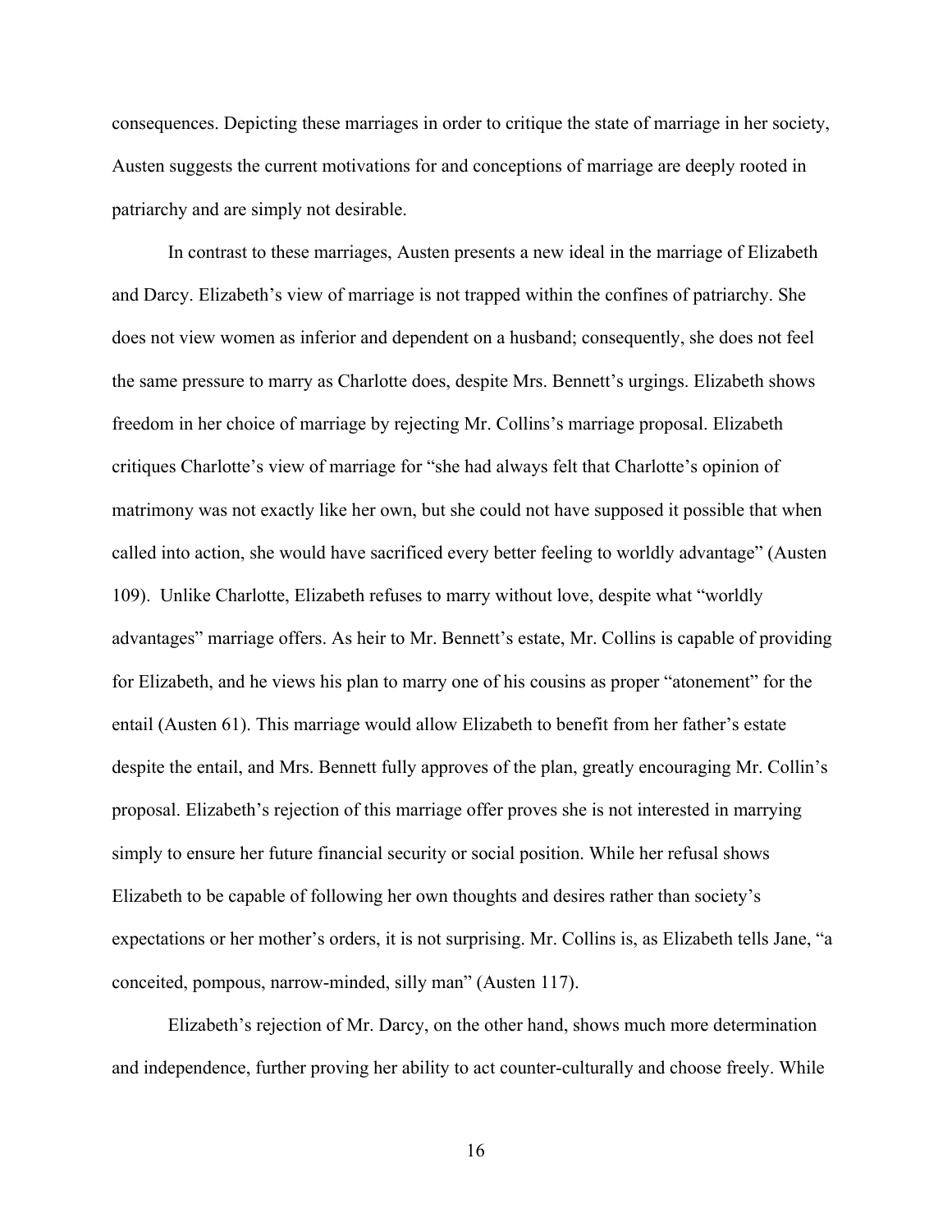consequences. Depicting these marriages in order to critique the state of marriage in her society, Austen suggests the current motivations for and conceptions of marriage are deeply rooted in patriarchy and are simply not desirable.

In contrast to these marriages, Austen presents a new ideal in the marriage of Elizabeth and Darcy. Elizabeth's view of marriage is not trapped within the confines of patriarchy. She does not view women as inferior and dependent on a husband; consequently, she does not feel the same pressure to marry as Charlotte does, despite Mrs. Bennett's urgings. Elizabeth shows freedom in her choice of marriage by rejecting Mr. Collins's marriage proposal. Elizabeth critiques Charlotte's view of marriage for "she had always felt that Charlotte's opinion of matrimony was not exactly like her own, but she could not have supposed it possible that when called into action, she would have sacrificed every better feeling to worldly advantage" (Austen 109). Unlike Charlotte, Elizabeth refuses to marry without love, despite what "worldly advantages" marriage offers. As heir to Mr. Bennett's estate, Mr. Collins is capable of providing for Elizabeth, and he views his plan to marry one of his cousins as proper "atonement" for the entail (Austen 61). This marriage would allow Elizabeth to benefit from her father's estate despite the entail, and Mrs. Bennett fully approves of the plan, greatly encouraging Mr. Collin's proposal. Elizabeth's rejection of this marriage offer proves she is not interested in marrying simply to ensure her future financial security or social position. While her refusal shows Elizabeth to be capable of following her own thoughts and desires rather than society's expectations or her mother's orders, it is not surprising. Mr. Collins is, as Elizabeth tells Jane, "a conceited, pompous, narrow-minded, silly man" (Austen 117).

Elizabeth's rejection of Mr. Darcy, on the other hand, shows much more determination and independence, further proving her ability to act counter-culturally and choose freely. While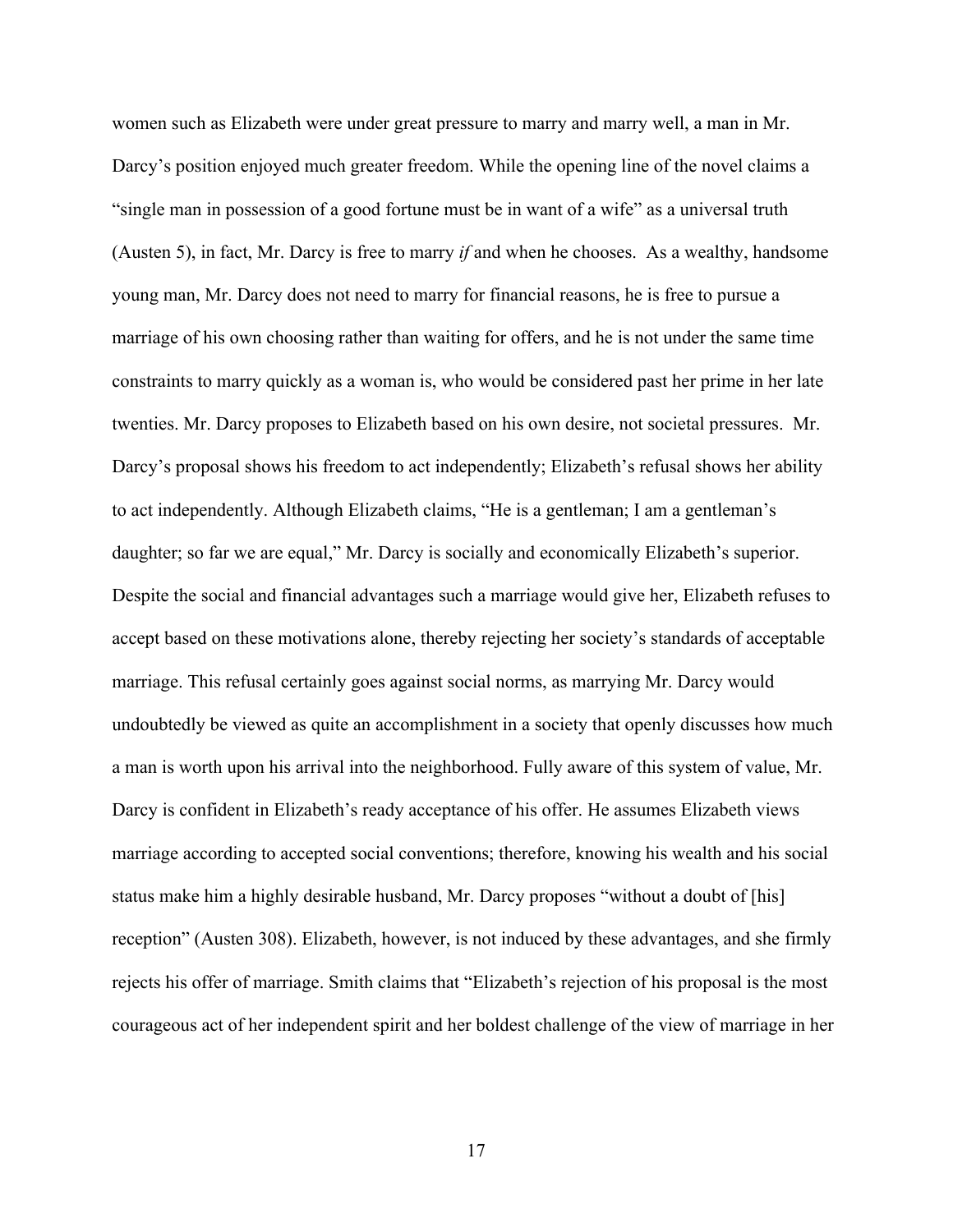women such as Elizabeth were under great pressure to marry and marry well, a man in Mr. Darcy's position enjoyed much greater freedom. While the opening line of the novel claims a "single man in possession of a good fortune must be in want of a wife" as a universal truth (Austen 5), in fact, Mr. Darcy is free to marry *if* and when he chooses. As a wealthy, handsome young man, Mr. Darcy does not need to marry for financial reasons, he is free to pursue a marriage of his own choosing rather than waiting for offers, and he is not under the same time constraints to marry quickly as a woman is, who would be considered past her prime in her late twenties. Mr. Darcy proposes to Elizabeth based on his own desire, not societal pressures. Mr. Darcy's proposal shows his freedom to act independently; Elizabeth's refusal shows her ability to act independently. Although Elizabeth claims, "He is a gentleman; I am a gentleman's daughter; so far we are equal," Mr. Darcy is socially and economically Elizabeth's superior. Despite the social and financial advantages such a marriage would give her, Elizabeth refuses to accept based on these motivations alone, thereby rejecting her society's standards of acceptable marriage. This refusal certainly goes against social norms, as marrying Mr. Darcy would undoubtedly be viewed as quite an accomplishment in a society that openly discusses how much a man is worth upon his arrival into the neighborhood. Fully aware of this system of value, Mr. Darcy is confident in Elizabeth's ready acceptance of his offer. He assumes Elizabeth views marriage according to accepted social conventions; therefore, knowing his wealth and his social status make him a highly desirable husband, Mr. Darcy proposes "without a doubt of [his] reception" (Austen 308). Elizabeth, however, is not induced by these advantages, and she firmly rejects his offer of marriage. Smith claims that "Elizabeth's rejection of his proposal is the most courageous act of her independent spirit and her boldest challenge of the view of marriage in her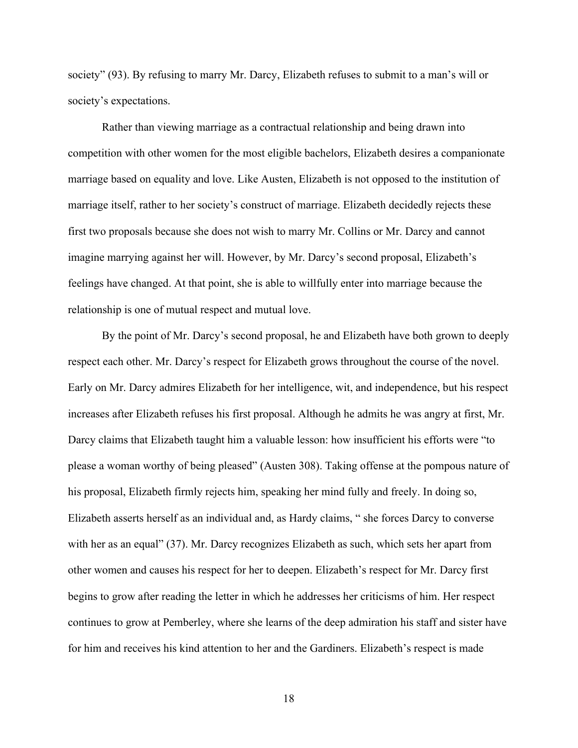society" (93). By refusing to marry Mr. Darcy, Elizabeth refuses to submit to a man's will or society's expectations.

Rather than viewing marriage as a contractual relationship and being drawn into competition with other women for the most eligible bachelors, Elizabeth desires a companionate marriage based on equality and love. Like Austen, Elizabeth is not opposed to the institution of marriage itself, rather to her society's construct of marriage. Elizabeth decidedly rejects these first two proposals because she does not wish to marry Mr. Collins or Mr. Darcy and cannot imagine marrying against her will. However, by Mr. Darcy's second proposal, Elizabeth's feelings have changed. At that point, she is able to willfully enter into marriage because the relationship is one of mutual respect and mutual love.

By the point of Mr. Darcy's second proposal, he and Elizabeth have both grown to deeply respect each other. Mr. Darcy's respect for Elizabeth grows throughout the course of the novel. Early on Mr. Darcy admires Elizabeth for her intelligence, wit, and independence, but his respect increases after Elizabeth refuses his first proposal. Although he admits he was angry at first, Mr. Darcy claims that Elizabeth taught him a valuable lesson: how insufficient his efforts were "to please a woman worthy of being pleased" (Austen 308). Taking offense at the pompous nature of his proposal, Elizabeth firmly rejects him, speaking her mind fully and freely. In doing so, Elizabeth asserts herself as an individual and, as Hardy claims, " she forces Darcy to converse with her as an equal" (37). Mr. Darcy recognizes Elizabeth as such, which sets her apart from other women and causes his respect for her to deepen. Elizabeth's respect for Mr. Darcy first begins to grow after reading the letter in which he addresses her criticisms of him. Her respect continues to grow at Pemberley, where she learns of the deep admiration his staff and sister have for him and receives his kind attention to her and the Gardiners. Elizabeth's respect is made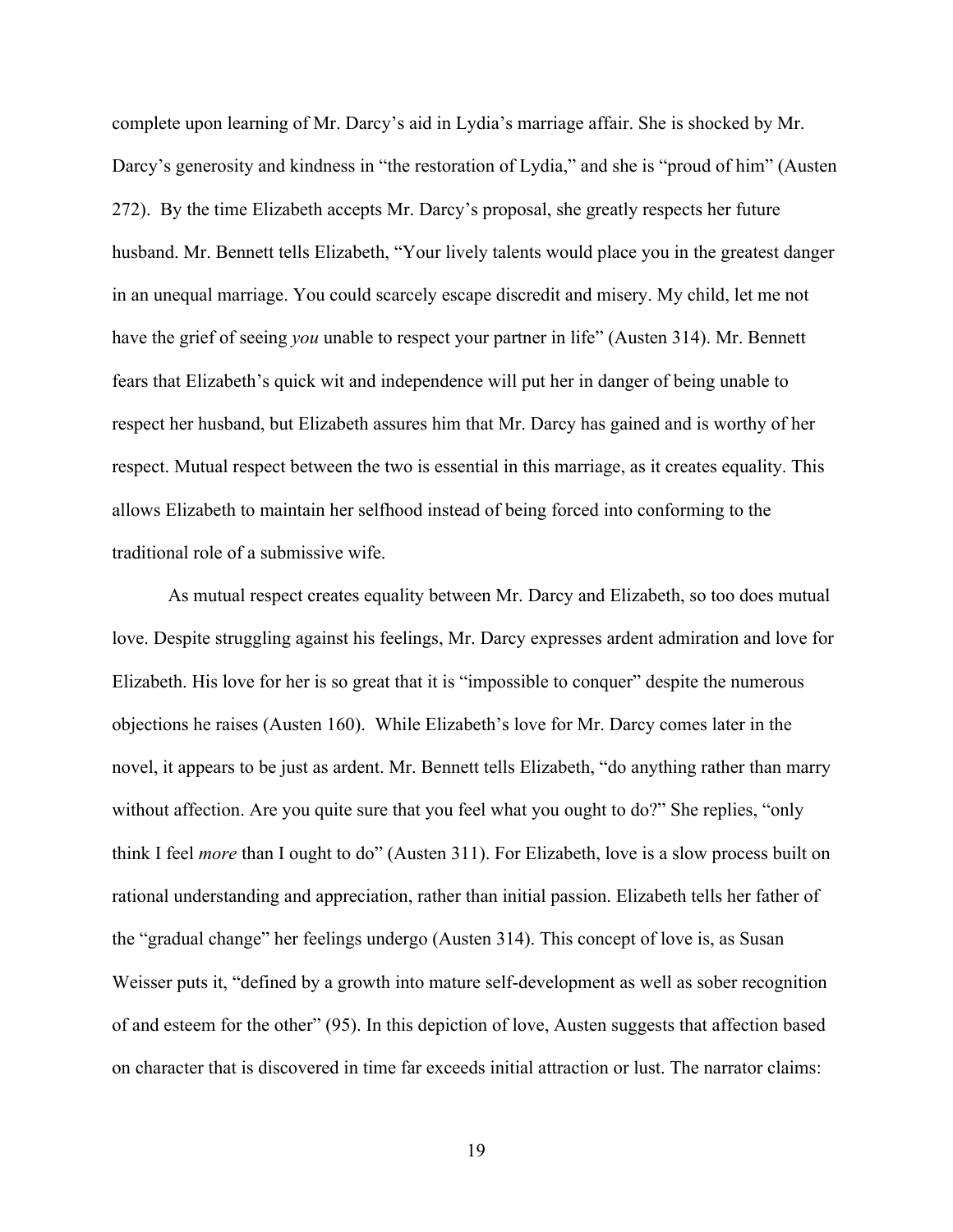complete upon learning of Mr. Darcy's aid in Lydia's marriage affair. She is shocked by Mr. Darcy's generosity and kindness in "the restoration of Lydia," and she is "proud of him" (Austen 272). By the time Elizabeth accepts Mr. Darcy's proposal, she greatly respects her future husband. Mr. Bennett tells Elizabeth, "Your lively talents would place you in the greatest danger in an unequal marriage. You could scarcely escape discredit and misery. My child, let me not have the grief of seeing *you* unable to respect your partner in life" (Austen 314). Mr. Bennett fears that Elizabeth's quick wit and independence will put her in danger of being unable to respect her husband, but Elizabeth assures him that Mr. Darcy has gained and is worthy of her respect. Mutual respect between the two is essential in this marriage, as it creates equality. This allows Elizabeth to maintain her selfhood instead of being forced into conforming to the traditional role of a submissive wife.

As mutual respect creates equality between Mr. Darcy and Elizabeth, so too does mutual love. Despite struggling against his feelings, Mr. Darcy expresses ardent admiration and love for Elizabeth. His love for her is so great that it is "impossible to conquer" despite the numerous objections he raises (Austen 160). While Elizabeth's love for Mr. Darcy comes later in the novel, it appears to be just as ardent. Mr. Bennett tells Elizabeth, "do anything rather than marry without affection. Are you quite sure that you feel what you ought to do?" She replies, "only think I feel *more* than I ought to do" (Austen 311). For Elizabeth, love is a slow process built on rational understanding and appreciation, rather than initial passion. Elizabeth tells her father of the "gradual change" her feelings undergo (Austen 314). This concept of love is, as Susan Weisser puts it, "defined by a growth into mature self-development as well as sober recognition of and esteem for the other" (95). In this depiction of love, Austen suggests that affection based on character that is discovered in time far exceeds initial attraction or lust. The narrator claims: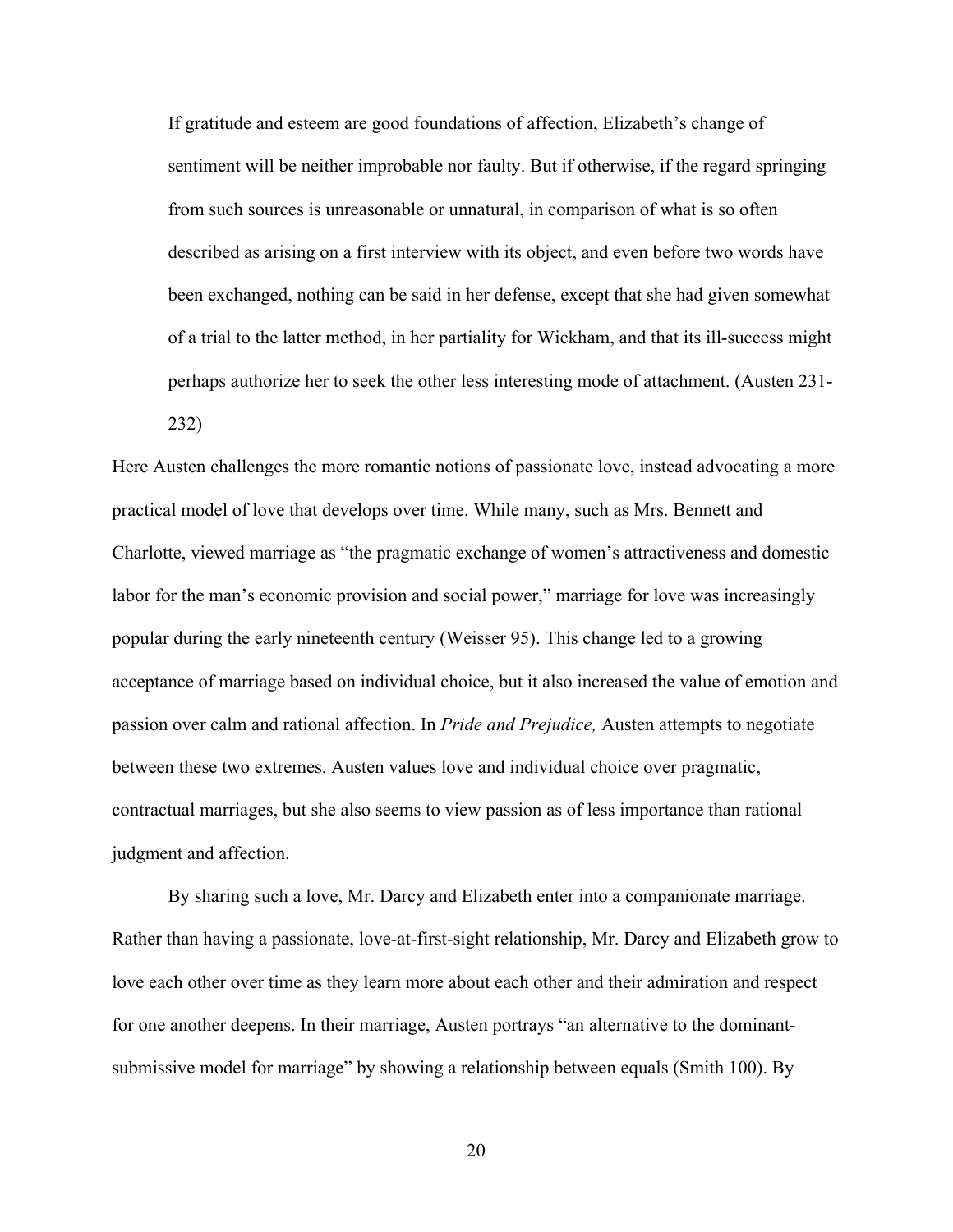> If gratitude and esteem are good foundations of affection, Elizabeth's change of sentiment will be neither improbable nor faulty. But if otherwise, if the regard springing from such sources is unreasonable or unnatural, in comparison of what is so often described as arising on a first interview with its object, and even before two words have been exchanged, nothing can be said in her defense, except that she had given somewhat of a trial to the latter method, in her partiality for Wickham, and that its ill-success might perhaps authorize her to seek the other less interesting mode of attachment. (Austen 231-232)

Here Austen challenges the more romantic notions of passionate love, instead advocating a more practical model of love that develops over time. While many, such as Mrs. Bennett and Charlotte, viewed marriage as "the pragmatic exchange of women's attractiveness and domestic labor for the man's economic provision and social power," marriage for love was increasingly popular during the early nineteenth century (Weisser 95). This change led to a growing acceptance of marriage based on individual choice, but it also increased the value of emotion and passion over calm and rational affection. In *Pride and Prejudice,* Austen attempts to negotiate between these two extremes. Austen values love and individual choice over pragmatic, contractual marriages, but she also seems to view passion as of less importance than rational judgment and affection.

By sharing such a love, Mr. Darcy and Elizabeth enter into a companionate marriage. Rather than having a passionate, love-at-first-sight relationship, Mr. Darcy and Elizabeth grow to love each other over time as they learn more about each other and their admiration and respect for one another deepens. In their marriage, Austen portrays "an alternative to the dominant-submissive model for marriage" by showing a relationship between equals (Smith 100). By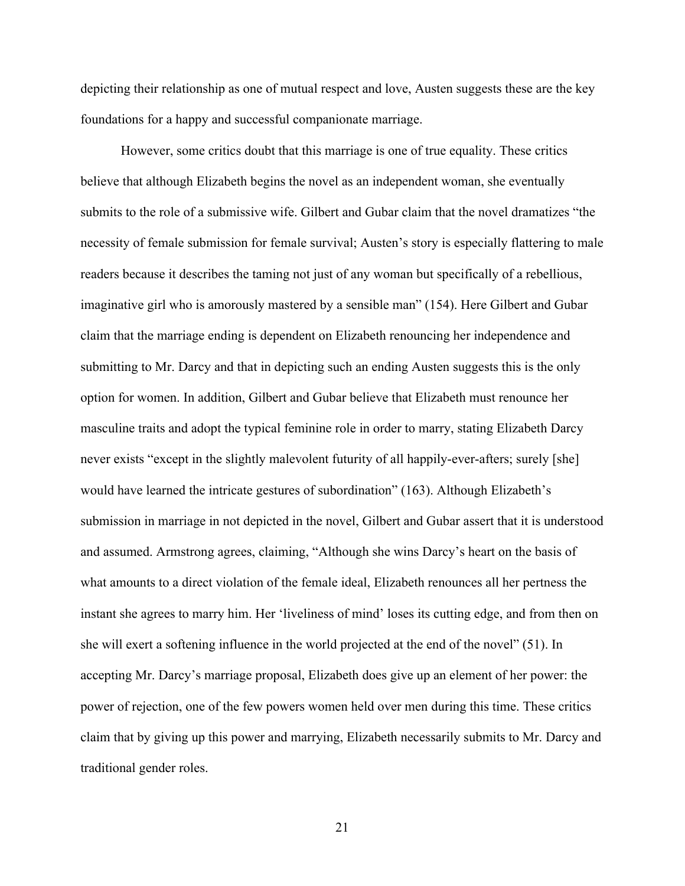depicting their relationship as one of mutual respect and love, Austen suggests these are the key foundations for a happy and successful companionate marriage.

However, some critics doubt that this marriage is one of true equality. These critics believe that although Elizabeth begins the novel as an independent woman, she eventually submits to the role of a submissive wife. Gilbert and Gubar claim that the novel dramatizes "the necessity of female submission for female survival; Austen's story is especially flattering to male readers because it describes the taming not just of any woman but specifically of a rebellious, imaginative girl who is amorously mastered by a sensible man" (154). Here Gilbert and Gubar claim that the marriage ending is dependent on Elizabeth renouncing her independence and submitting to Mr. Darcy and that in depicting such an ending Austen suggests this is the only option for women. In addition, Gilbert and Gubar believe that Elizabeth must renounce her masculine traits and adopt the typical feminine role in order to marry, stating Elizabeth Darcy never exists "except in the slightly malevolent futurity of all happily-ever-afters; surely [she] would have learned the intricate gestures of subordination" (163). Although Elizabeth's submission in marriage in not depicted in the novel, Gilbert and Gubar assert that it is understood and assumed. Armstrong agrees, claiming, "Although she wins Darcy's heart on the basis of what amounts to a direct violation of the female ideal, Elizabeth renounces all her pertness the instant she agrees to marry him. Her 'liveliness of mind' loses its cutting edge, and from then on she will exert a softening influence in the world projected at the end of the novel" (51). In accepting Mr. Darcy's marriage proposal, Elizabeth does give up an element of her power: the power of rejection, one of the few powers women held over men during this time. These critics claim that by giving up this power and marrying, Elizabeth necessarily submits to Mr. Darcy and traditional gender roles.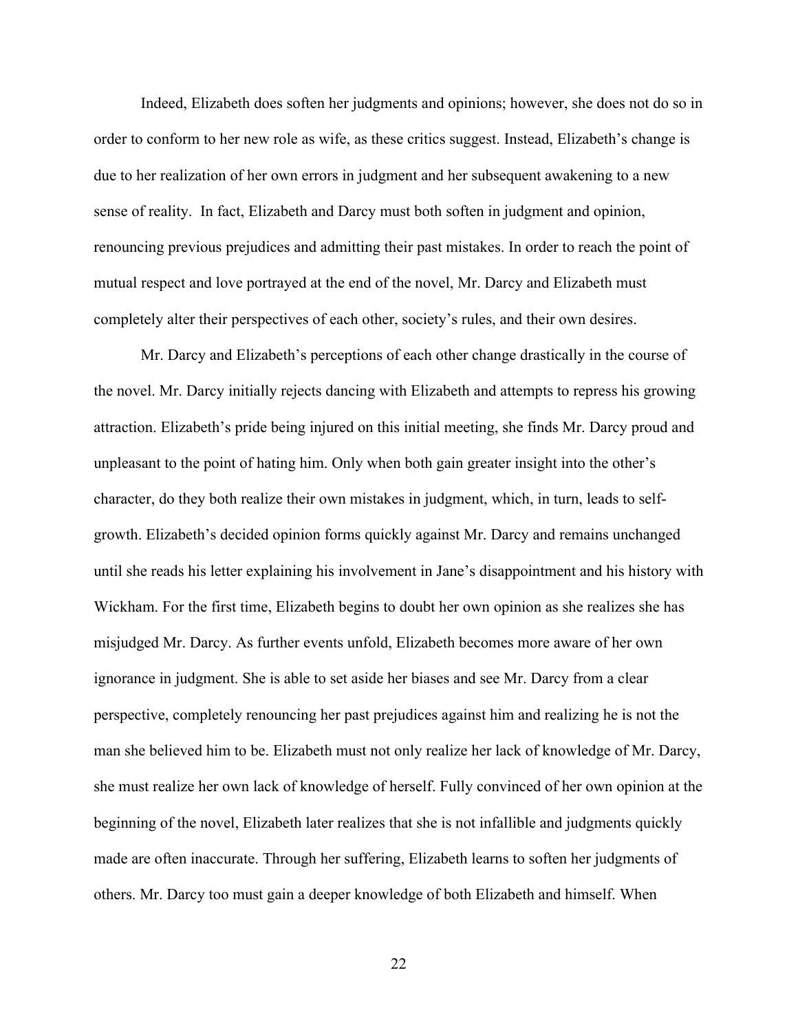Indeed, Elizabeth does soften her judgments and opinions; however, she does not do so in order to conform to her new role as wife, as these critics suggest. Instead, Elizabeth's change is due to her realization of her own errors in judgment and her subsequent awakening to a new sense of reality. In fact, Elizabeth and Darcy must both soften in judgment and opinion, renouncing previous prejudices and admitting their past mistakes. In order to reach the point of mutual respect and love portrayed at the end of the novel, Mr. Darcy and Elizabeth must completely alter their perspectives of each other, society's rules, and their own desires.

Mr. Darcy and Elizabeth's perceptions of each other change drastically in the course of the novel. Mr. Darcy initially rejects dancing with Elizabeth and attempts to repress his growing attraction. Elizabeth's pride being injured on this initial meeting, she finds Mr. Darcy proud and unpleasant to the point of hating him. Only when both gain greater insight into the other's character, do they both realize their own mistakes in judgment, which, in turn, leads to self-growth. Elizabeth's decided opinion forms quickly against Mr. Darcy and remains unchanged until she reads his letter explaining his involvement in Jane's disappointment and his history with Wickham. For the first time, Elizabeth begins to doubt her own opinion as she realizes she has misjudged Mr. Darcy. As further events unfold, Elizabeth becomes more aware of her own ignorance in judgment. She is able to set aside her biases and see Mr. Darcy from a clear perspective, completely renouncing her past prejudices against him and realizing he is not the man she believed him to be. Elizabeth must not only realize her lack of knowledge of Mr. Darcy, she must realize her own lack of knowledge of herself. Fully convinced of her own opinion at the beginning of the novel, Elizabeth later realizes that she is not infallible and judgments quickly made are often inaccurate. Through her suffering, Elizabeth learns to soften her judgments of others. Mr. Darcy too must gain a deeper knowledge of both Elizabeth and himself. When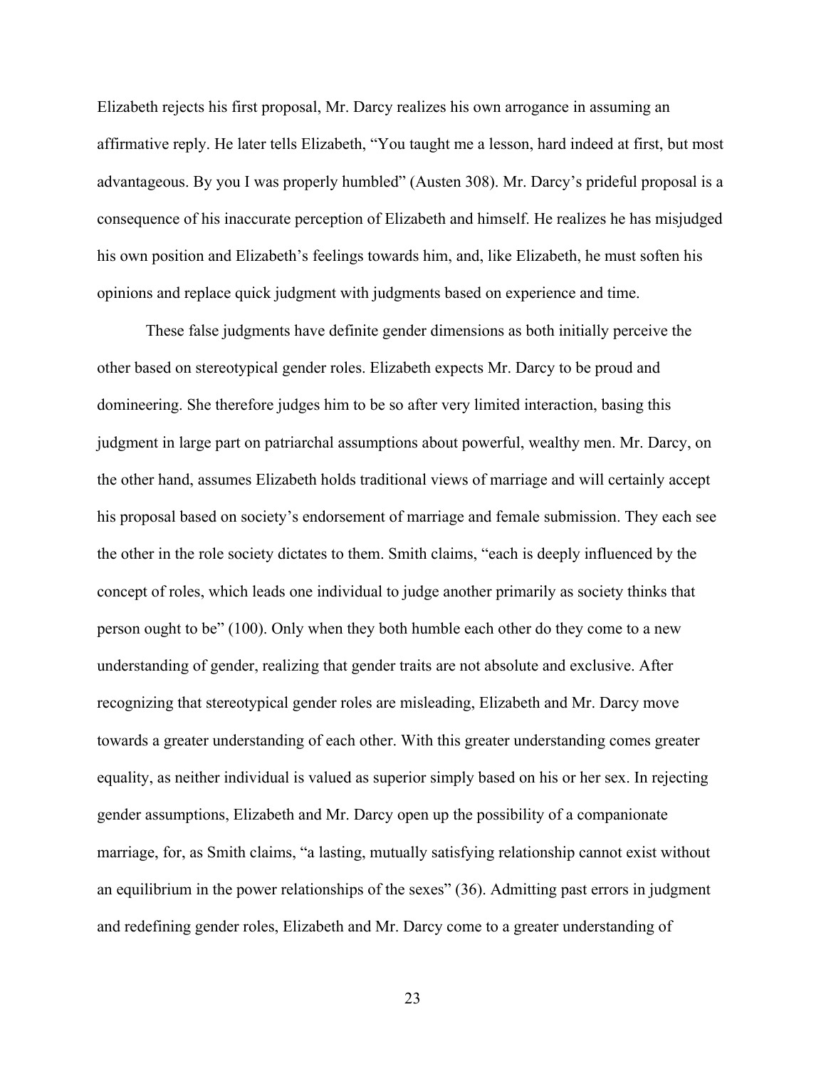Elizabeth rejects his first proposal, Mr. Darcy realizes his own arrogance in assuming an affirmative reply. He later tells Elizabeth, "You taught me a lesson, hard indeed at first, but most advantageous. By you I was properly humbled" (Austen 308). Mr. Darcy's prideful proposal is a consequence of his inaccurate perception of Elizabeth and himself. He realizes he has misjudged his own position and Elizabeth's feelings towards him, and, like Elizabeth, he must soften his opinions and replace quick judgment with judgments based on experience and time.

These false judgments have definite gender dimensions as both initially perceive the other based on stereotypical gender roles. Elizabeth expects Mr. Darcy to be proud and domineering. She therefore judges him to be so after very limited interaction, basing this judgment in large part on patriarchal assumptions about powerful, wealthy men. Mr. Darcy, on the other hand, assumes Elizabeth holds traditional views of marriage and will certainly accept his proposal based on society's endorsement of marriage and female submission. They each see the other in the role society dictates to them. Smith claims, "each is deeply influenced by the concept of roles, which leads one individual to judge another primarily as society thinks that person ought to be" (100). Only when they both humble each other do they come to a new understanding of gender, realizing that gender traits are not absolute and exclusive. After recognizing that stereotypical gender roles are misleading, Elizabeth and Mr. Darcy move towards a greater understanding of each other. With this greater understanding comes greater equality, as neither individual is valued as superior simply based on his or her sex. In rejecting gender assumptions, Elizabeth and Mr. Darcy open up the possibility of a companionate marriage, for, as Smith claims, "a lasting, mutually satisfying relationship cannot exist without an equilibrium in the power relationships of the sexes" (36). Admitting past errors in judgment and redefining gender roles, Elizabeth and Mr. Darcy come to a greater understanding of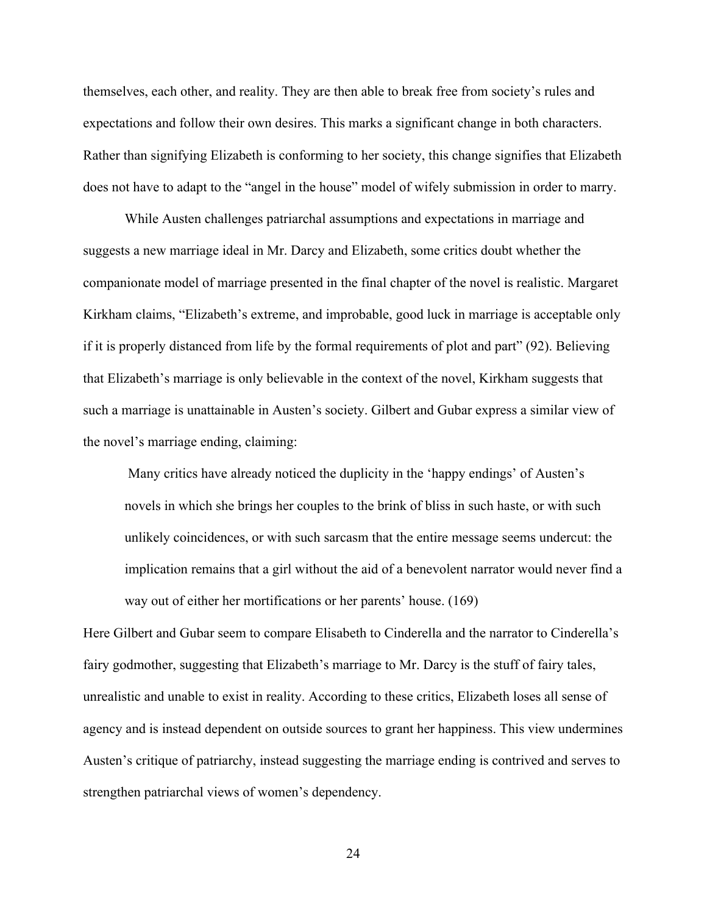themselves, each other, and reality. They are then able to break free from society's rules and expectations and follow their own desires. This marks a significant change in both characters. Rather than signifying Elizabeth is conforming to her society, this change signifies that Elizabeth does not have to adapt to the "angel in the house" model of wifely submission in order to marry.

While Austen challenges patriarchal assumptions and expectations in marriage and suggests a new marriage ideal in Mr. Darcy and Elizabeth, some critics doubt whether the companionate model of marriage presented in the final chapter of the novel is realistic. Margaret Kirkham claims, "Elizabeth's extreme, and improbable, good luck in marriage is acceptable only if it is properly distanced from life by the formal requirements of plot and part" (92). Believing that Elizabeth's marriage is only believable in the context of the novel, Kirkham suggests that such a marriage is unattainable in Austen's society. Gilbert and Gubar express a similar view of the novel's marriage ending, claiming:

> Many critics have already noticed the duplicity in the 'happy endings' of Austen's novels in which she brings her couples to the brink of bliss in such haste, or with such unlikely coincidences, or with such sarcasm that the entire message seems undercut: the implication remains that a girl without the aid of a benevolent narrator would never find a way out of either her mortifications or her parents' house. (169)

Here Gilbert and Gubar seem to compare Elisabeth to Cinderella and the narrator to Cinderella's fairy godmother, suggesting that Elizabeth's marriage to Mr. Darcy is the stuff of fairy tales, unrealistic and unable to exist in reality. According to these critics, Elizabeth loses all sense of agency and is instead dependent on outside sources to grant her happiness. This view undermines Austen's critique of patriarchy, instead suggesting the marriage ending is contrived and serves to strengthen patriarchal views of women's dependency.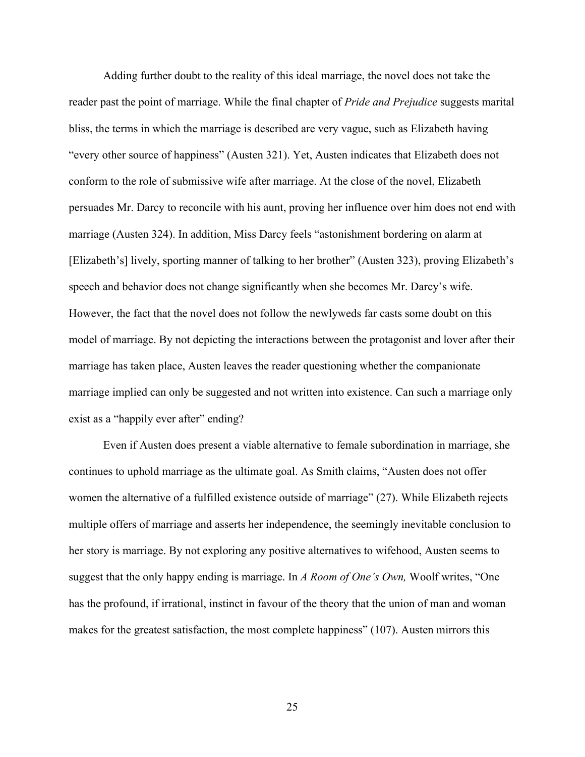Adding further doubt to the reality of this ideal marriage, the novel does not take the reader past the point of marriage. While the final chapter of *Pride and Prejudice* suggests marital bliss, the terms in which the marriage is described are very vague, such as Elizabeth having "every other source of happiness" (Austen 321). Yet, Austen indicates that Elizabeth does not conform to the role of submissive wife after marriage. At the close of the novel, Elizabeth persuades Mr. Darcy to reconcile with his aunt, proving her influence over him does not end with marriage (Austen 324). In addition, Miss Darcy feels "astonishment bordering on alarm at [Elizabeth's] lively, sporting manner of talking to her brother" (Austen 323), proving Elizabeth's speech and behavior does not change significantly when she becomes Mr. Darcy's wife. However, the fact that the novel does not follow the newlyweds far casts some doubt on this model of marriage. By not depicting the interactions between the protagonist and lover after their marriage has taken place, Austen leaves the reader questioning whether the companionate marriage implied can only be suggested and not written into existence. Can such a marriage only exist as a "happily ever after" ending?

Even if Austen does present a viable alternative to female subordination in marriage, she continues to uphold marriage as the ultimate goal. As Smith claims, "Austen does not offer women the alternative of a fulfilled existence outside of marriage" (27). While Elizabeth rejects multiple offers of marriage and asserts her independence, the seemingly inevitable conclusion to her story is marriage. By not exploring any positive alternatives to wifehood, Austen seems to suggest that the only happy ending is marriage. In *A Room of One's Own,* Woolf writes, "One has the profound, if irrational, instinct in favour of the theory that the union of man and woman makes for the greatest satisfaction, the most complete happiness" (107). Austen mirrors this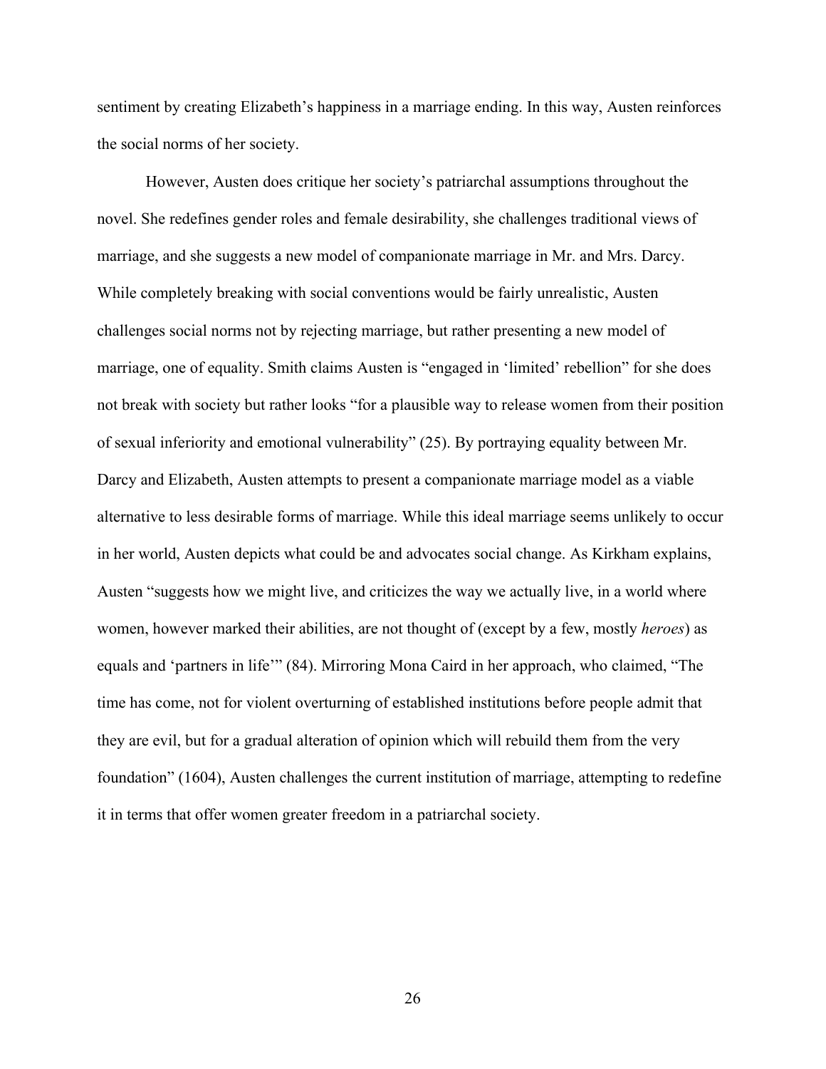sentiment by creating Elizabeth's happiness in a marriage ending. In this way, Austen reinforces the social norms of her society.

However, Austen does critique her society's patriarchal assumptions throughout the novel. She redefines gender roles and female desirability, she challenges traditional views of marriage, and she suggests a new model of companionate marriage in Mr. and Mrs. Darcy. While completely breaking with social conventions would be fairly unrealistic, Austen challenges social norms not by rejecting marriage, but rather presenting a new model of marriage, one of equality. Smith claims Austen is "engaged in 'limited' rebellion" for she does not break with society but rather looks "for a plausible way to release women from their position of sexual inferiority and emotional vulnerability" (25). By portraying equality between Mr. Darcy and Elizabeth, Austen attempts to present a companionate marriage model as a viable alternative to less desirable forms of marriage. While this ideal marriage seems unlikely to occur in her world, Austen depicts what could be and advocates social change. As Kirkham explains, Austen "suggests how we might live, and criticizes the way we actually live, in a world where women, however marked their abilities, are not thought of (except by a few, mostly *heroes*) as equals and 'partners in life'" (84). Mirroring Mona Caird in her approach, who claimed, "The time has come, not for violent overturning of established institutions before people admit that they are evil, but for a gradual alteration of opinion which will rebuild them from the very foundation" (1604), Austen challenges the current institution of marriage, attempting to redefine it in terms that offer women greater freedom in a patriarchal society.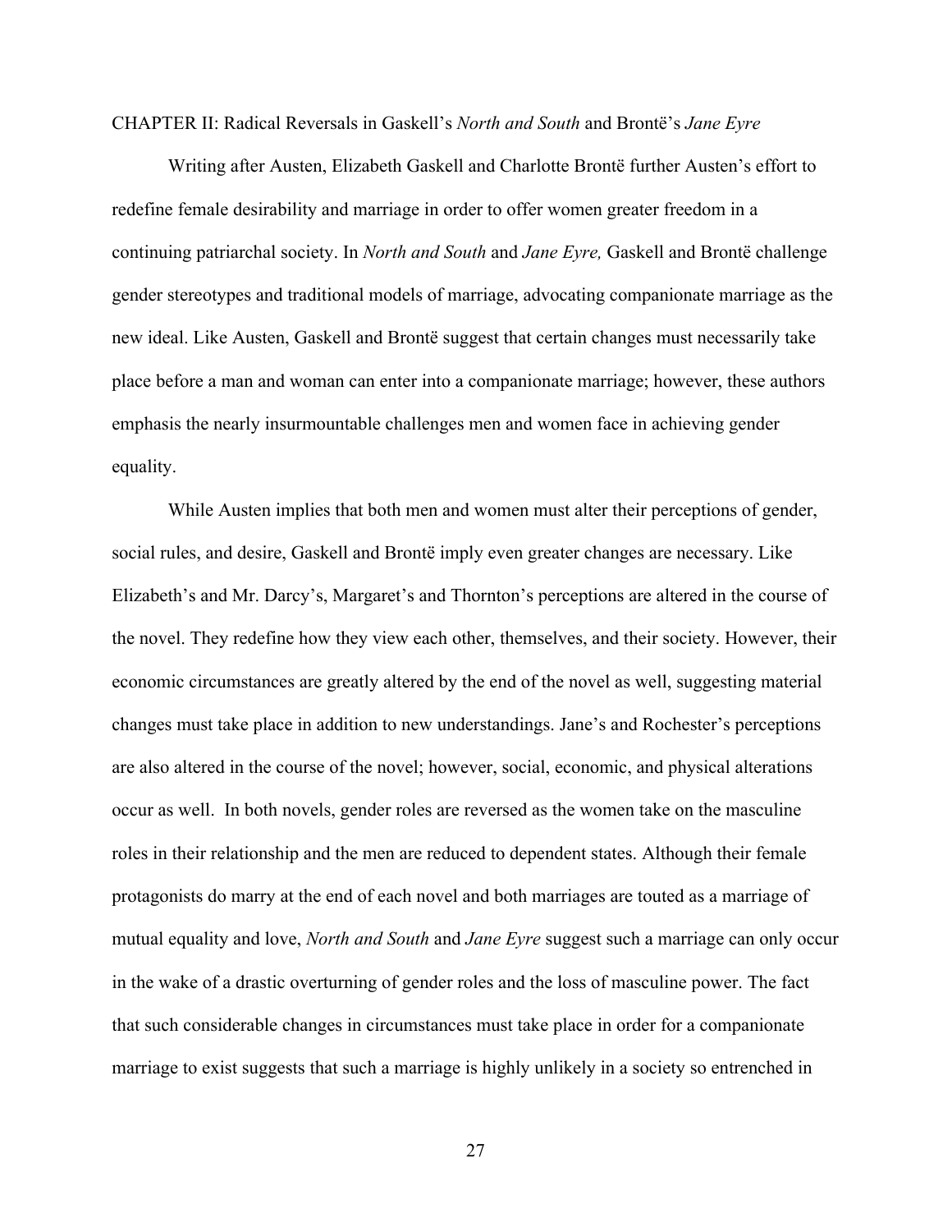## CHAPTER II: Radical Reversals in Gaskell's *North and South* and Brontë's *Jane Eyre*

Writing after Austen, Elizabeth Gaskell and Charlotte Brontë further Austen's effort to redefine female desirability and marriage in order to offer women greater freedom in a continuing patriarchal society. In *North and South* and *Jane Eyre,* Gaskell and Brontë challenge gender stereotypes and traditional models of marriage, advocating companionate marriage as the new ideal. Like Austen, Gaskell and Brontë suggest that certain changes must necessarily take place before a man and woman can enter into a companionate marriage; however, these authors emphasis the nearly insurmountable challenges men and women face in achieving gender equality.

While Austen implies that both men and women must alter their perceptions of gender, social rules, and desire, Gaskell and Brontë imply even greater changes are necessary. Like Elizabeth's and Mr. Darcy's, Margaret's and Thornton's perceptions are altered in the course of the novel. They redefine how they view each other, themselves, and their society. However, their economic circumstances are greatly altered by the end of the novel as well, suggesting material changes must take place in addition to new understandings. Jane's and Rochester's perceptions are also altered in the course of the novel; however, social, economic, and physical alterations occur as well. In both novels, gender roles are reversed as the women take on the masculine roles in their relationship and the men are reduced to dependent states. Although their female protagonists do marry at the end of each novel and both marriages are touted as a marriage of mutual equality and love, *North and South* and *Jane Eyre* suggest such a marriage can only occur in the wake of a drastic overturning of gender roles and the loss of masculine power. The fact that such considerable changes in circumstances must take place in order for a companionate marriage to exist suggests that such a marriage is highly unlikely in a society so entrenched in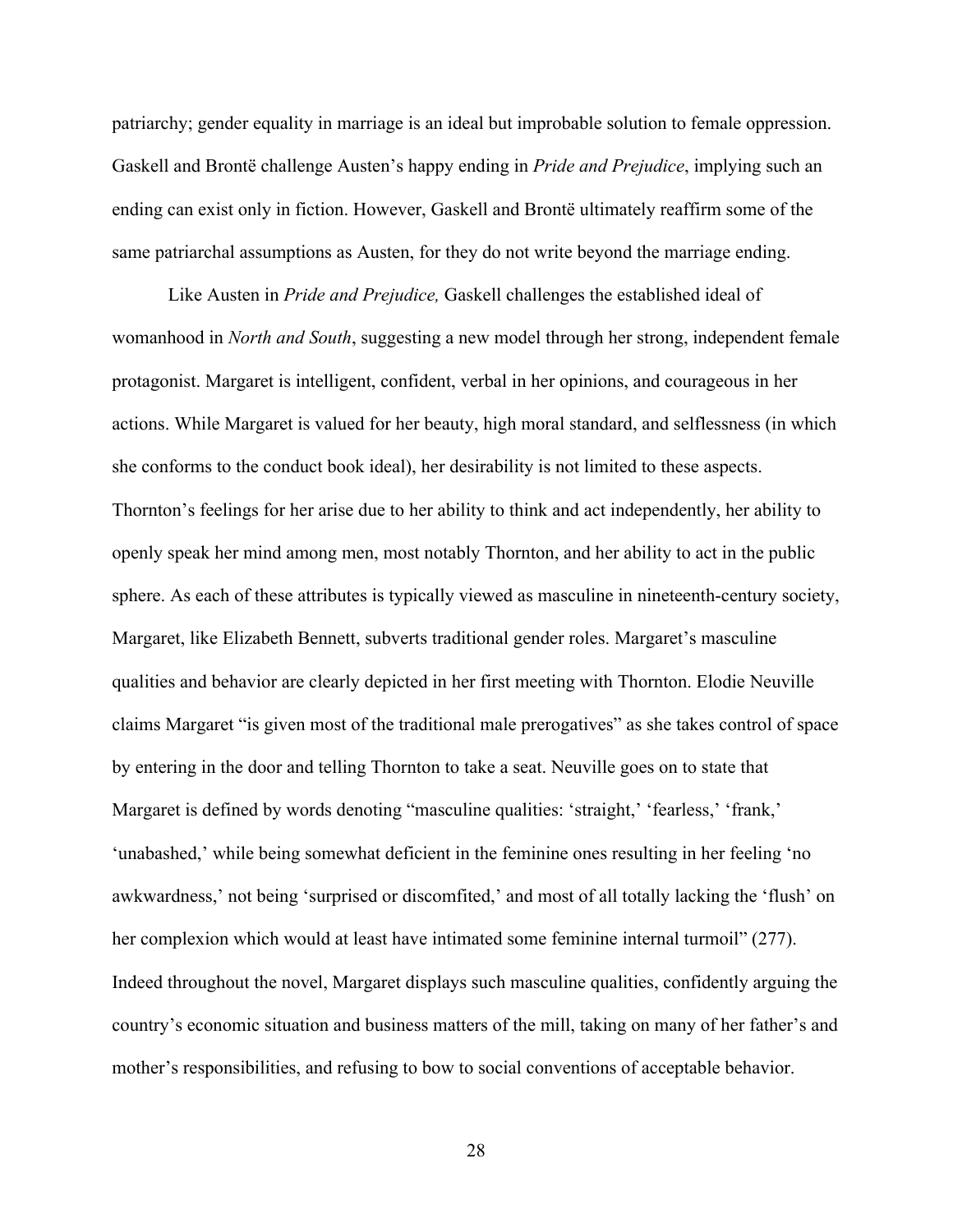patriarchy; gender equality in marriage is an ideal but improbable solution to female oppression. Gaskell and Brontë challenge Austen's happy ending in *Pride and Prejudice*, implying such an ending can exist only in fiction. However, Gaskell and Brontë ultimately reaffirm some of the same patriarchal assumptions as Austen, for they do not write beyond the marriage ending.

Like Austen in *Pride and Prejudice,* Gaskell challenges the established ideal of womanhood in *North and South*, suggesting a new model through her strong, independent female protagonist. Margaret is intelligent, confident, verbal in her opinions, and courageous in her actions. While Margaret is valued for her beauty, high moral standard, and selflessness (in which she conforms to the conduct book ideal), her desirability is not limited to these aspects. Thornton's feelings for her arise due to her ability to think and act independently, her ability to openly speak her mind among men, most notably Thornton, and her ability to act in the public sphere. As each of these attributes is typically viewed as masculine in nineteenth-century society, Margaret, like Elizabeth Bennett, subverts traditional gender roles. Margaret's masculine qualities and behavior are clearly depicted in her first meeting with Thornton. Elodie Neuville claims Margaret "is given most of the traditional male prerogatives" as she takes control of space by entering in the door and telling Thornton to take a seat. Neuville goes on to state that Margaret is defined by words denoting "masculine qualities: 'straight,' 'fearless,' 'frank,' 'unabashed,' while being somewhat deficient in the feminine ones resulting in her feeling 'no awkwardness,' not being 'surprised or discomfited,' and most of all totally lacking the 'flush' on her complexion which would at least have intimated some feminine internal turmoil" (277). Indeed throughout the novel, Margaret displays such masculine qualities, confidently arguing the country's economic situation and business matters of the mill, taking on many of her father's and mother's responsibilities, and refusing to bow to social conventions of acceptable behavior.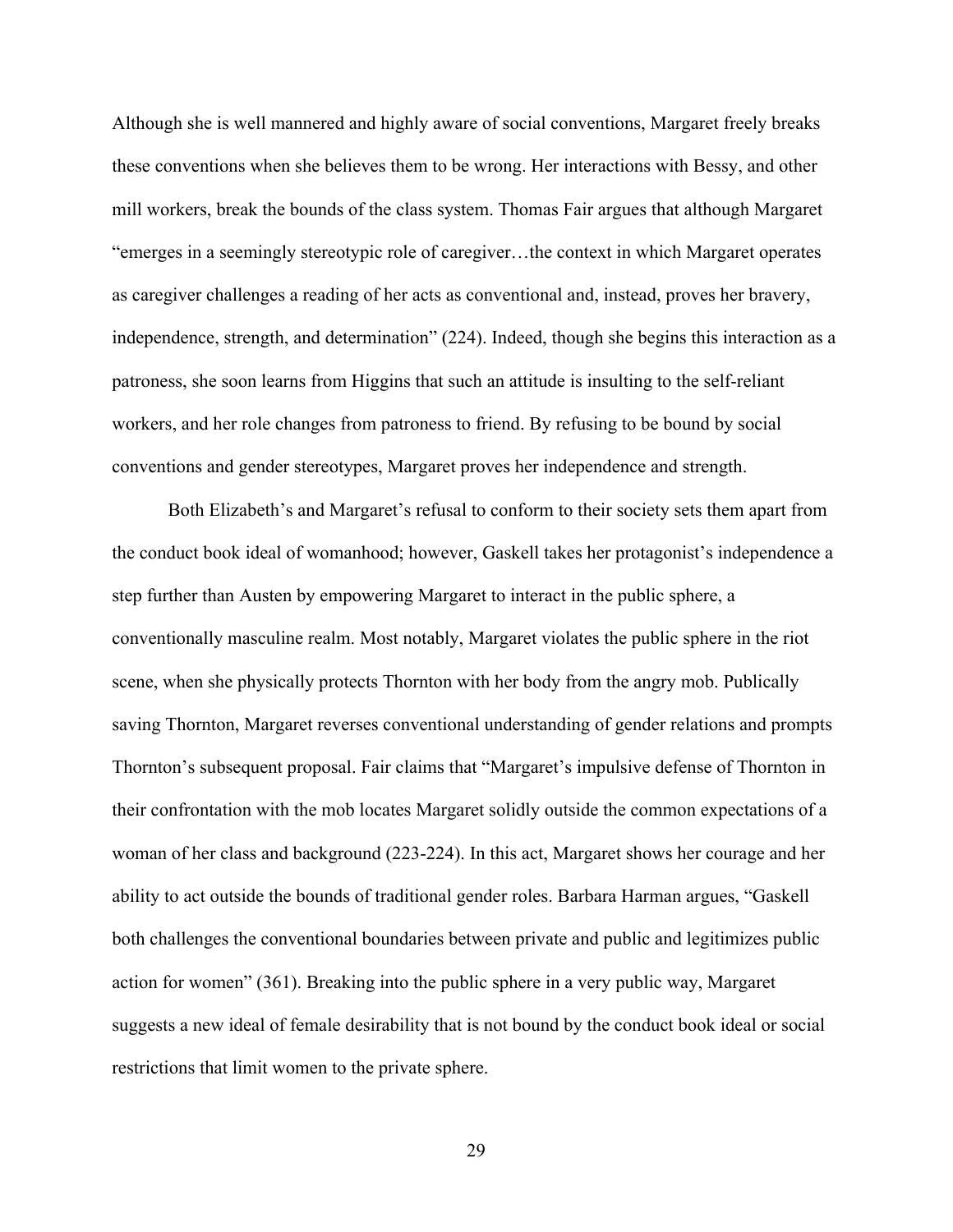Although she is well mannered and highly aware of social conventions, Margaret freely breaks these conventions when she believes them to be wrong. Her interactions with Bessy, and other mill workers, break the bounds of the class system. Thomas Fair argues that although Margaret "emerges in a seemingly stereotypic role of caregiver…the context in which Margaret operates as caregiver challenges a reading of her acts as conventional and, instead, proves her bravery, independence, strength, and determination" (224). Indeed, though she begins this interaction as a patroness, she soon learns from Higgins that such an attitude is insulting to the self-reliant workers, and her role changes from patroness to friend. By refusing to be bound by social conventions and gender stereotypes, Margaret proves her independence and strength.

Both Elizabeth's and Margaret's refusal to conform to their society sets them apart from the conduct book ideal of womanhood; however, Gaskell takes her protagonist's independence a step further than Austen by empowering Margaret to interact in the public sphere, a conventionally masculine realm. Most notably, Margaret violates the public sphere in the riot scene, when she physically protects Thornton with her body from the angry mob. Publically saving Thornton, Margaret reverses conventional understanding of gender relations and prompts Thornton's subsequent proposal. Fair claims that "Margaret's impulsive defense of Thornton in their confrontation with the mob locates Margaret solidly outside the common expectations of a woman of her class and background (223-224). In this act, Margaret shows her courage and her ability to act outside the bounds of traditional gender roles. Barbara Harman argues, "Gaskell both challenges the conventional boundaries between private and public and legitimizes public action for women" (361). Breaking into the public sphere in a very public way, Margaret suggests a new ideal of female desirability that is not bound by the conduct book ideal or social restrictions that limit women to the private sphere.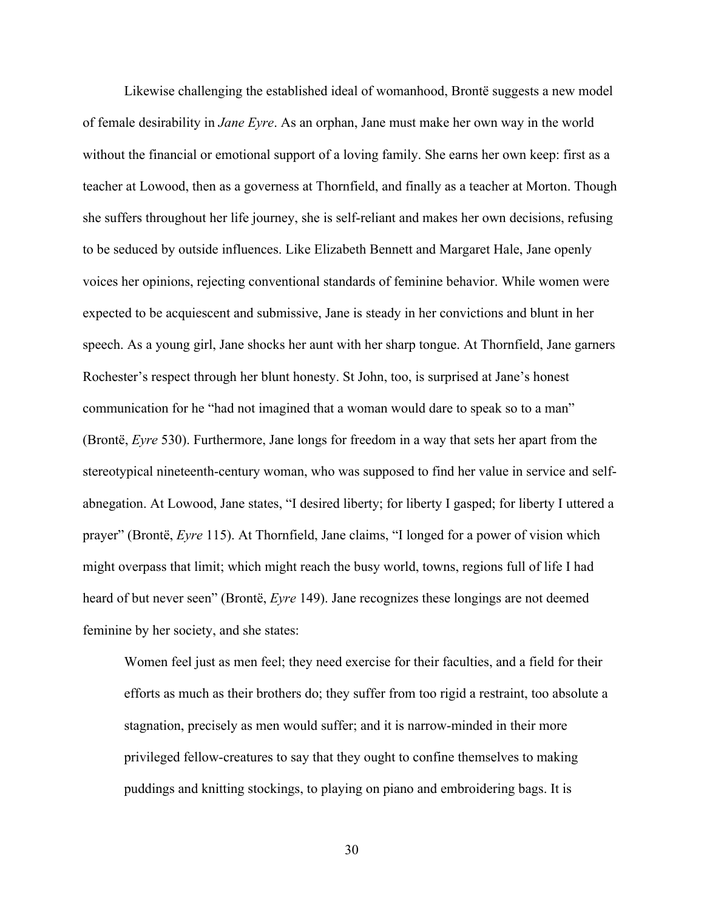Likewise challenging the established ideal of womanhood, Brontë suggests a new model of female desirability in *Jane Eyre*. As an orphan, Jane must make her own way in the world without the financial or emotional support of a loving family. She earns her own keep: first as a teacher at Lowood, then as a governess at Thornfield, and finally as a teacher at Morton. Though she suffers throughout her life journey, she is self-reliant and makes her own decisions, refusing to be seduced by outside influences. Like Elizabeth Bennett and Margaret Hale, Jane openly voices her opinions, rejecting conventional standards of feminine behavior. While women were expected to be acquiescent and submissive, Jane is steady in her convictions and blunt in her speech. As a young girl, Jane shocks her aunt with her sharp tongue. At Thornfield, Jane garners Rochester's respect through her blunt honesty. St John, too, is surprised at Jane's honest communication for he "had not imagined that a woman would dare to speak so to a man" (Brontë, *Eyre* 530). Furthermore, Jane longs for freedom in a way that sets her apart from the stereotypical nineteenth-century woman, who was supposed to find her value in service and self-abnegation. At Lowood, Jane states, "I desired liberty; for liberty I gasped; for liberty I uttered a prayer" (Brontë, *Eyre* 115). At Thornfield, Jane claims, "I longed for a power of vision which might overpass that limit; which might reach the busy world, towns, regions full of life I had heard of but never seen" (Brontë, *Eyre* 149). Jane recognizes these longings are not deemed feminine by her society, and she states:

> Women feel just as men feel; they need exercise for their faculties, and a field for their efforts as much as their brothers do; they suffer from too rigid a restraint, too absolute a stagnation, precisely as men would suffer; and it is narrow-minded in their more privileged fellow-creatures to say that they ought to confine themselves to making puddings and knitting stockings, to playing on piano and embroidering bags. It is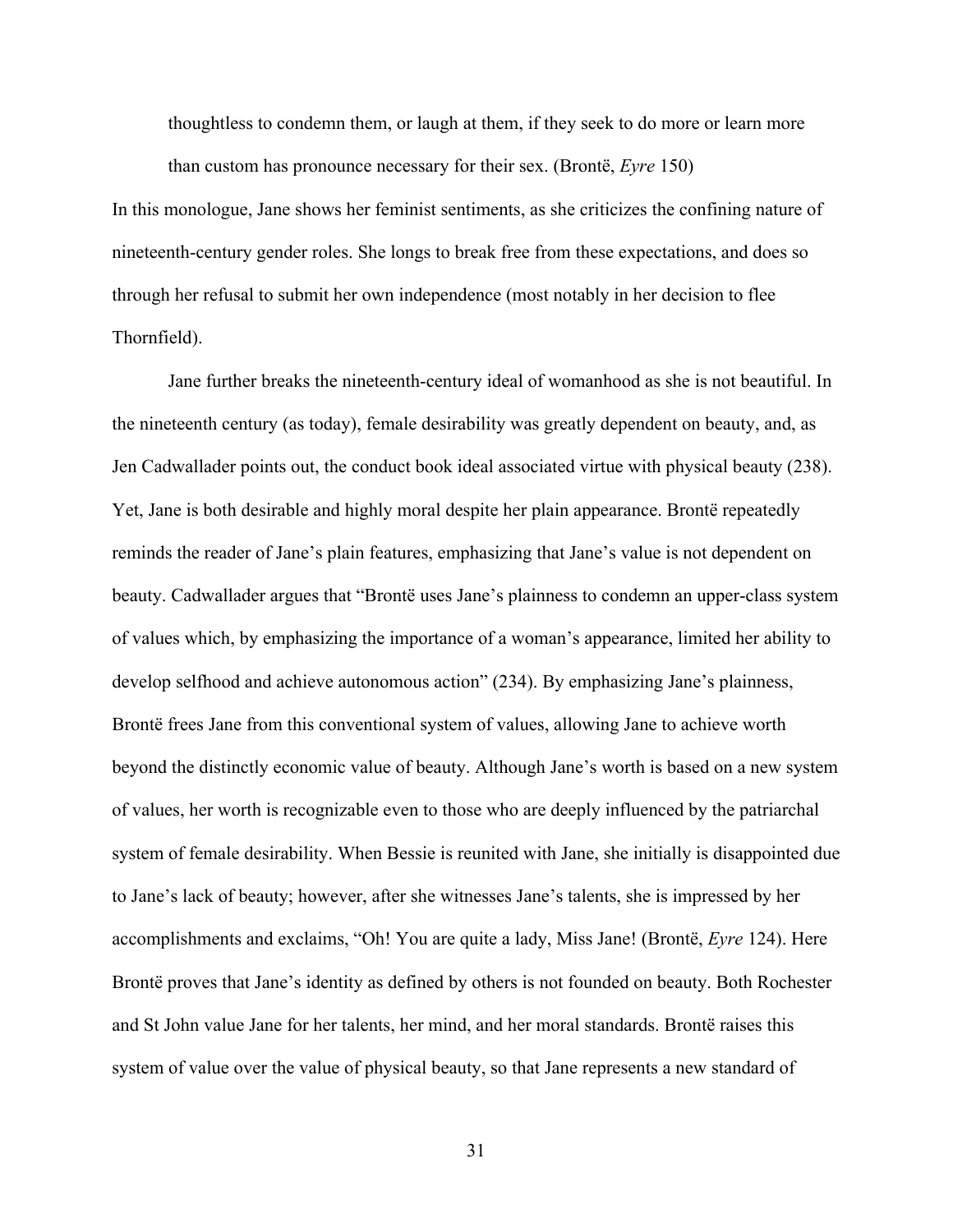> thoughtless to condemn them, or laugh at them, if they seek to do more or learn more than custom has pronounce necessary for their sex. (Brontë, *Eyre* 150)

In this monologue, Jane shows her feminist sentiments, as she criticizes the confining nature of nineteenth-century gender roles. She longs to break free from these expectations, and does so through her refusal to submit her own independence (most notably in her decision to flee Thornfield).

Jane further breaks the nineteenth-century ideal of womanhood as she is not beautiful. In the nineteenth century (as today), female desirability was greatly dependent on beauty, and, as Jen Cadwallader points out, the conduct book ideal associated virtue with physical beauty (238). Yet, Jane is both desirable and highly moral despite her plain appearance. Brontë repeatedly reminds the reader of Jane's plain features, emphasizing that Jane's value is not dependent on beauty. Cadwallader argues that "Brontë uses Jane's plainness to condemn an upper-class system of values which, by emphasizing the importance of a woman's appearance, limited her ability to develop selfhood and achieve autonomous action" (234). By emphasizing Jane's plainness, Brontë frees Jane from this conventional system of values, allowing Jane to achieve worth beyond the distinctly economic value of beauty. Although Jane's worth is based on a new system of values, her worth is recognizable even to those who are deeply influenced by the patriarchal system of female desirability. When Bessie is reunited with Jane, she initially is disappointed due to Jane's lack of beauty; however, after she witnesses Jane's talents, she is impressed by her accomplishments and exclaims, "Oh! You are quite a lady, Miss Jane! (Brontë, *Eyre* 124). Here Brontë proves that Jane's identity as defined by others is not founded on beauty. Both Rochester and St John value Jane for her talents, her mind, and her moral standards. Brontë raises this system of value over the value of physical beauty, so that Jane represents a new standard of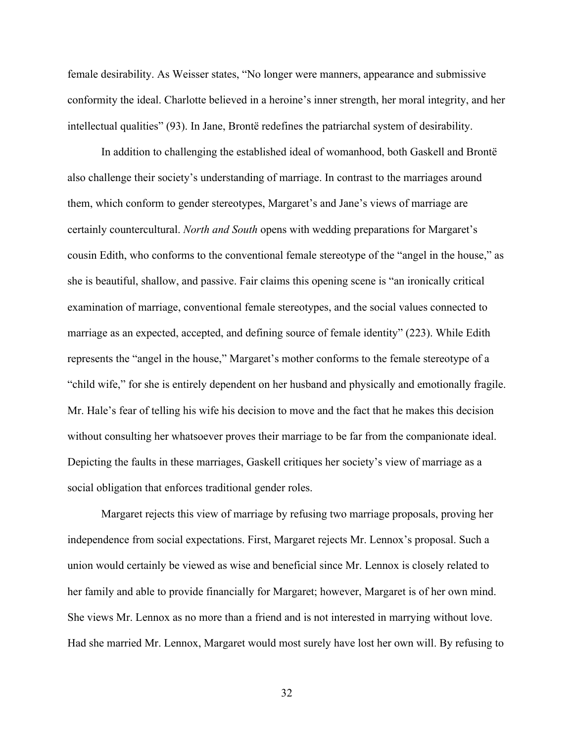female desirability. As Weisser states, "No longer were manners, appearance and submissive conformity the ideal. Charlotte believed in a heroine's inner strength, her moral integrity, and her intellectual qualities" (93). In Jane, Brontë redefines the patriarchal system of desirability.

In addition to challenging the established ideal of womanhood, both Gaskell and Brontë also challenge their society's understanding of marriage. In contrast to the marriages around them, which conform to gender stereotypes, Margaret's and Jane's views of marriage are certainly countercultural. *North and South* opens with wedding preparations for Margaret's cousin Edith, who conforms to the conventional female stereotype of the "angel in the house," as she is beautiful, shallow, and passive. Fair claims this opening scene is "an ironically critical examination of marriage, conventional female stereotypes, and the social values connected to marriage as an expected, accepted, and defining source of female identity" (223). While Edith represents the "angel in the house," Margaret's mother conforms to the female stereotype of a "child wife," for she is entirely dependent on her husband and physically and emotionally fragile. Mr. Hale's fear of telling his wife his decision to move and the fact that he makes this decision without consulting her whatsoever proves their marriage to be far from the companionate ideal. Depicting the faults in these marriages, Gaskell critiques her society's view of marriage as a social obligation that enforces traditional gender roles.

Margaret rejects this view of marriage by refusing two marriage proposals, proving her independence from social expectations. First, Margaret rejects Mr. Lennox's proposal. Such a union would certainly be viewed as wise and beneficial since Mr. Lennox is closely related to her family and able to provide financially for Margaret; however, Margaret is of her own mind. She views Mr. Lennox as no more than a friend and is not interested in marrying without love. Had she married Mr. Lennox, Margaret would most surely have lost her own will. By refusing to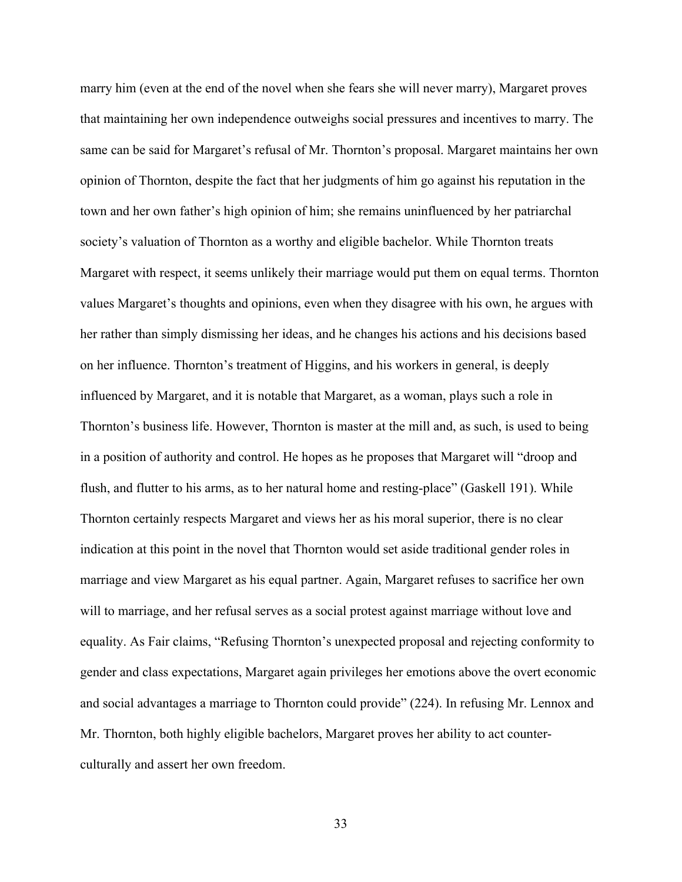marry him (even at the end of the novel when she fears she will never marry), Margaret proves that maintaining her own independence outweighs social pressures and incentives to marry. The same can be said for Margaret's refusal of Mr. Thornton's proposal. Margaret maintains her own opinion of Thornton, despite the fact that her judgments of him go against his reputation in the town and her own father's high opinion of him; she remains uninfluenced by her patriarchal society's valuation of Thornton as a worthy and eligible bachelor. While Thornton treats Margaret with respect, it seems unlikely their marriage would put them on equal terms. Thornton values Margaret's thoughts and opinions, even when they disagree with his own, he argues with her rather than simply dismissing her ideas, and he changes his actions and his decisions based on her influence. Thornton's treatment of Higgins, and his workers in general, is deeply influenced by Margaret, and it is notable that Margaret, as a woman, plays such a role in Thornton's business life. However, Thornton is master at the mill and, as such, is used to being in a position of authority and control. He hopes as he proposes that Margaret will "droop and flush, and flutter to his arms, as to her natural home and resting-place" (Gaskell 191). While Thornton certainly respects Margaret and views her as his moral superior, there is no clear indication at this point in the novel that Thornton would set aside traditional gender roles in marriage and view Margaret as his equal partner. Again, Margaret refuses to sacrifice her own will to marriage, and her refusal serves as a social protest against marriage without love and equality. As Fair claims, "Refusing Thornton's unexpected proposal and rejecting conformity to gender and class expectations, Margaret again privileges her emotions above the overt economic and social advantages a marriage to Thornton could provide" (224). In refusing Mr. Lennox and Mr. Thornton, both highly eligible bachelors, Margaret proves her ability to act counter-culturally and assert her own freedom.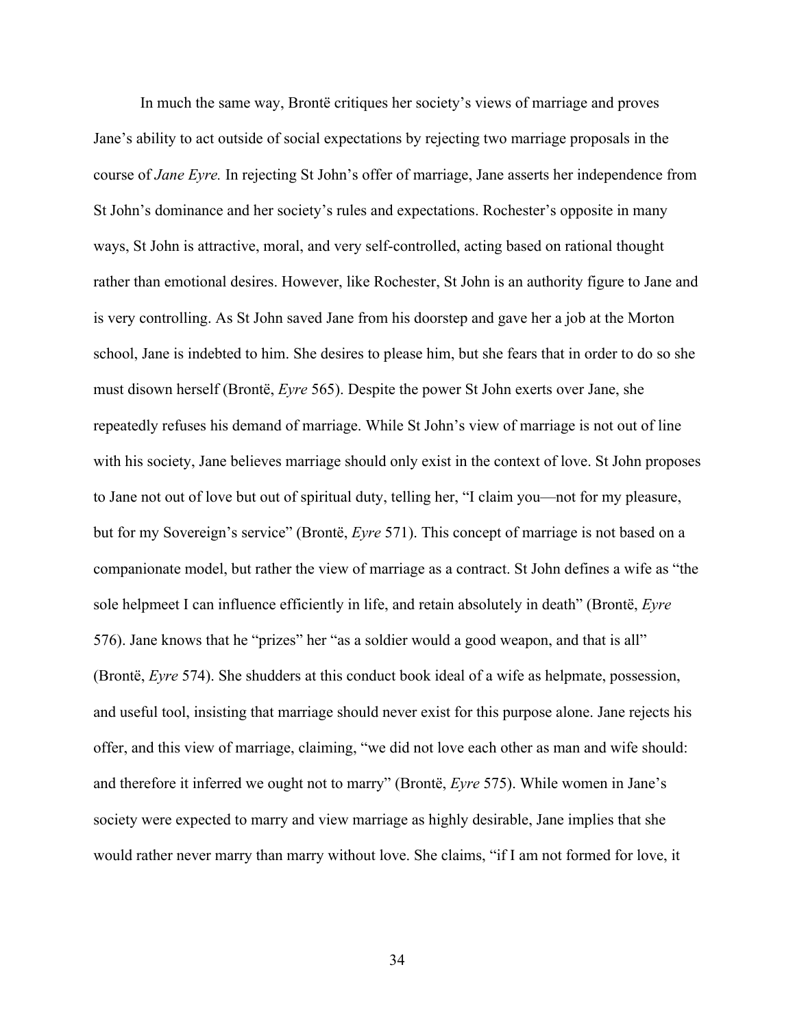In much the same way, Brontë critiques her society's views of marriage and proves Jane's ability to act outside of social expectations by rejecting two marriage proposals in the course of *Jane Eyre.* In rejecting St John's offer of marriage, Jane asserts her independence from St John's dominance and her society's rules and expectations. Rochester's opposite in many ways, St John is attractive, moral, and very self-controlled, acting based on rational thought rather than emotional desires. However, like Rochester, St John is an authority figure to Jane and is very controlling. As St John saved Jane from his doorstep and gave her a job at the Morton school, Jane is indebted to him. She desires to please him, but she fears that in order to do so she must disown herself (Brontë, *Eyre* 565). Despite the power St John exerts over Jane, she repeatedly refuses his demand of marriage. While St John's view of marriage is not out of line with his society, Jane believes marriage should only exist in the context of love. St John proposes to Jane not out of love but out of spiritual duty, telling her, "I claim you—not for my pleasure, but for my Sovereign's service" (Brontë, *Eyre* 571). This concept of marriage is not based on a companionate model, but rather the view of marriage as a contract. St John defines a wife as "the sole helpmeet I can influence efficiently in life, and retain absolutely in death" (Brontë, *Eyre* 576). Jane knows that he "prizes" her "as a soldier would a good weapon, and that is all" (Brontë, *Eyre* 574). She shudders at this conduct book ideal of a wife as helpmate, possession, and useful tool, insisting that marriage should never exist for this purpose alone. Jane rejects his offer, and this view of marriage, claiming, "we did not love each other as man and wife should: and therefore it inferred we ought not to marry" (Brontë, *Eyre* 575). While women in Jane's society were expected to marry and view marriage as highly desirable, Jane implies that she would rather never marry than marry without love. She claims, "if I am not formed for love, it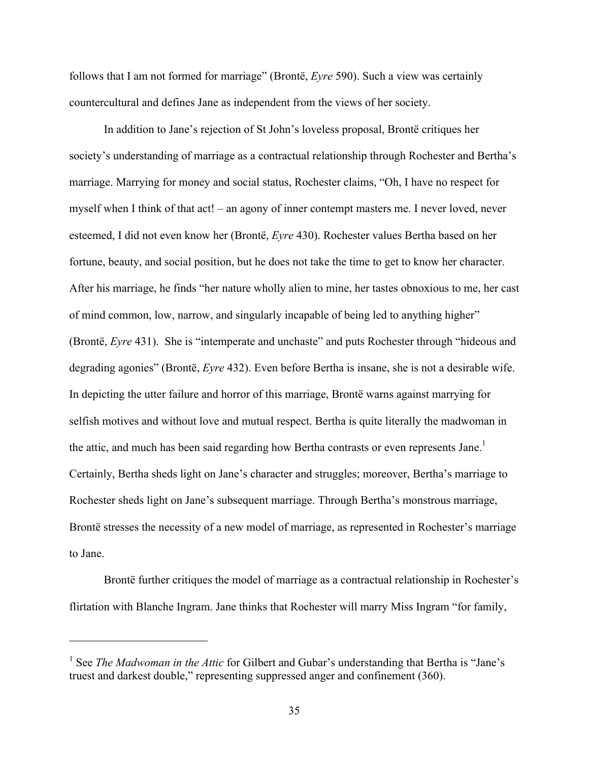follows that I am not formed for marriage" (Brontë, *Eyre* 590). Such a view was certainly countercultural and defines Jane as independent from the views of her society.

In addition to Jane's rejection of St John's loveless proposal, Brontë critiques her society's understanding of marriage as a contractual relationship through Rochester and Bertha's marriage. Marrying for money and social status, Rochester claims, "Oh, I have no respect for myself when I think of that act! – an agony of inner contempt masters me. I never loved, never esteemed, I did not even know her (Brontë, *Eyre* 430). Rochester values Bertha based on her fortune, beauty, and social position, but he does not take the time to get to know her character. After his marriage, he finds "her nature wholly alien to mine, her tastes obnoxious to me, her cast of mind common, low, narrow, and singularly incapable of being led to anything higher" (Brontë, *Eyre* 431). She is "intemperate and unchaste" and puts Rochester through "hideous and degrading agonies" (Brontë, *Eyre* 432). Even before Bertha is insane, she is not a desirable wife. In depicting the utter failure and horror of this marriage, Brontë warns against marrying for selfish motives and without love and mutual respect. Bertha is quite literally the madwoman in the attic, and much has been said regarding how Bertha contrasts or even represents Jane.[1] Certainly, Bertha sheds light on Jane's character and struggles; moreover, Bertha's marriage to Rochester sheds light on Jane's subsequent marriage. Through Bertha's monstrous marriage, Brontë stresses the necessity of a new model of marriage, as represented in Rochester's marriage to Jane.

Brontë further critiques the model of marriage as a contractual relationship in Rochester's flirtation with Blanche Ingram. Jane thinks that Rochester will marry Miss Ingram "for family,

---

[1] See *The Madwoman in the Attic* for Gilbert and Gubar's understanding that Bertha is "Jane's truest and darkest double," representing suppressed anger and confinement (360).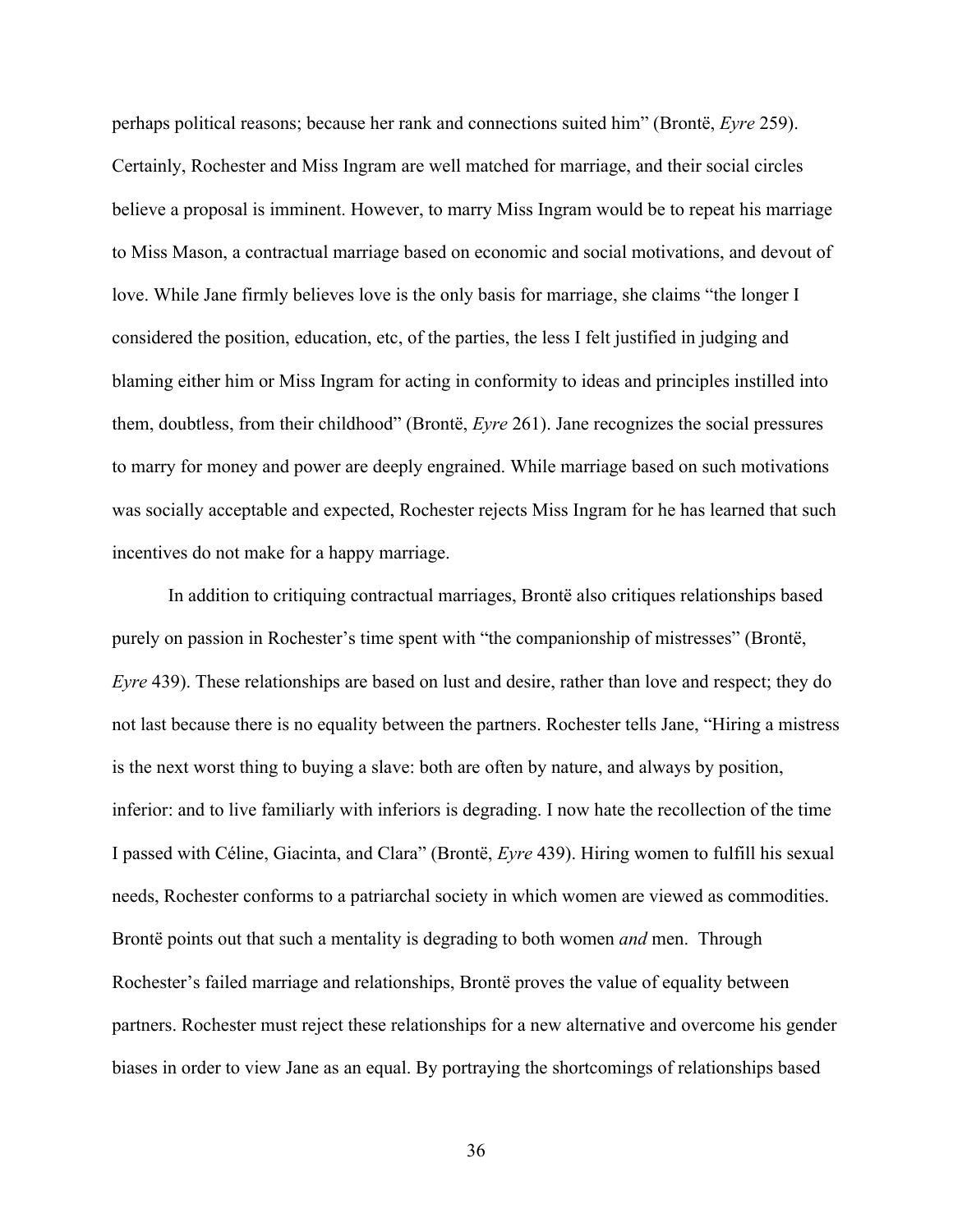perhaps political reasons; because her rank and connections suited him" (Brontë, *Eyre* 259). Certainly, Rochester and Miss Ingram are well matched for marriage, and their social circles believe a proposal is imminent. However, to marry Miss Ingram would be to repeat his marriage to Miss Mason, a contractual marriage based on economic and social motivations, and devout of love. While Jane firmly believes love is the only basis for marriage, she claims "the longer I considered the position, education, etc, of the parties, the less I felt justified in judging and blaming either him or Miss Ingram for acting in conformity to ideas and principles instilled into them, doubtless, from their childhood" (Brontë, *Eyre* 261). Jane recognizes the social pressures to marry for money and power are deeply engrained. While marriage based on such motivations was socially acceptable and expected, Rochester rejects Miss Ingram for he has learned that such incentives do not make for a happy marriage.

In addition to critiquing contractual marriages, Brontë also critiques relationships based purely on passion in Rochester's time spent with "the companionship of mistresses" (Brontë, *Eyre* 439). These relationships are based on lust and desire, rather than love and respect; they do not last because there is no equality between the partners. Rochester tells Jane, "Hiring a mistress is the next worst thing to buying a slave: both are often by nature, and always by position, inferior: and to live familiarly with inferiors is degrading. I now hate the recollection of the time I passed with Céline, Giacinta, and Clara" (Brontë, *Eyre* 439). Hiring women to fulfill his sexual needs, Rochester conforms to a patriarchal society in which women are viewed as commodities. Brontë points out that such a mentality is degrading to both women *and* men. Through Rochester's failed marriage and relationships, Brontë proves the value of equality between partners. Rochester must reject these relationships for a new alternative and overcome his gender biases in order to view Jane as an equal. By portraying the shortcomings of relationships based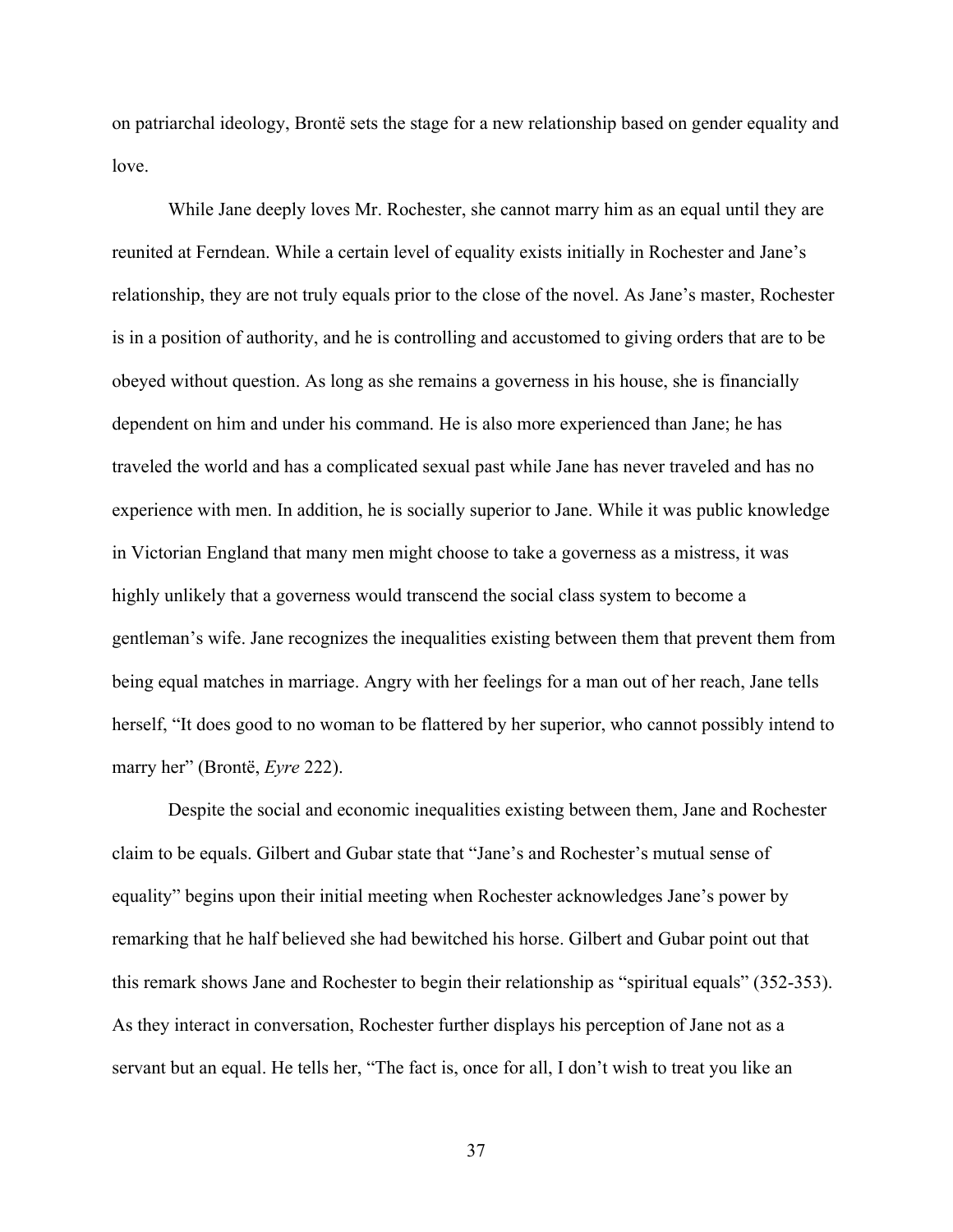on patriarchal ideology, Brontë sets the stage for a new relationship based on gender equality and love.

While Jane deeply loves Mr. Rochester, she cannot marry him as an equal until they are reunited at Ferndean. While a certain level of equality exists initially in Rochester and Jane's relationship, they are not truly equals prior to the close of the novel. As Jane's master, Rochester is in a position of authority, and he is controlling and accustomed to giving orders that are to be obeyed without question. As long as she remains a governess in his house, she is financially dependent on him and under his command. He is also more experienced than Jane; he has traveled the world and has a complicated sexual past while Jane has never traveled and has no experience with men. In addition, he is socially superior to Jane. While it was public knowledge in Victorian England that many men might choose to take a governess as a mistress, it was highly unlikely that a governess would transcend the social class system to become a gentleman's wife. Jane recognizes the inequalities existing between them that prevent them from being equal matches in marriage. Angry with her feelings for a man out of her reach, Jane tells herself, "It does good to no woman to be flattered by her superior, who cannot possibly intend to marry her" (Brontë, *Eyre* 222).

Despite the social and economic inequalities existing between them, Jane and Rochester claim to be equals. Gilbert and Gubar state that "Jane's and Rochester's mutual sense of equality" begins upon their initial meeting when Rochester acknowledges Jane's power by remarking that he half believed she had bewitched his horse. Gilbert and Gubar point out that this remark shows Jane and Rochester to begin their relationship as "spiritual equals" (352-353). As they interact in conversation, Rochester further displays his perception of Jane not as a servant but an equal. He tells her, "The fact is, once for all, I don't wish to treat you like an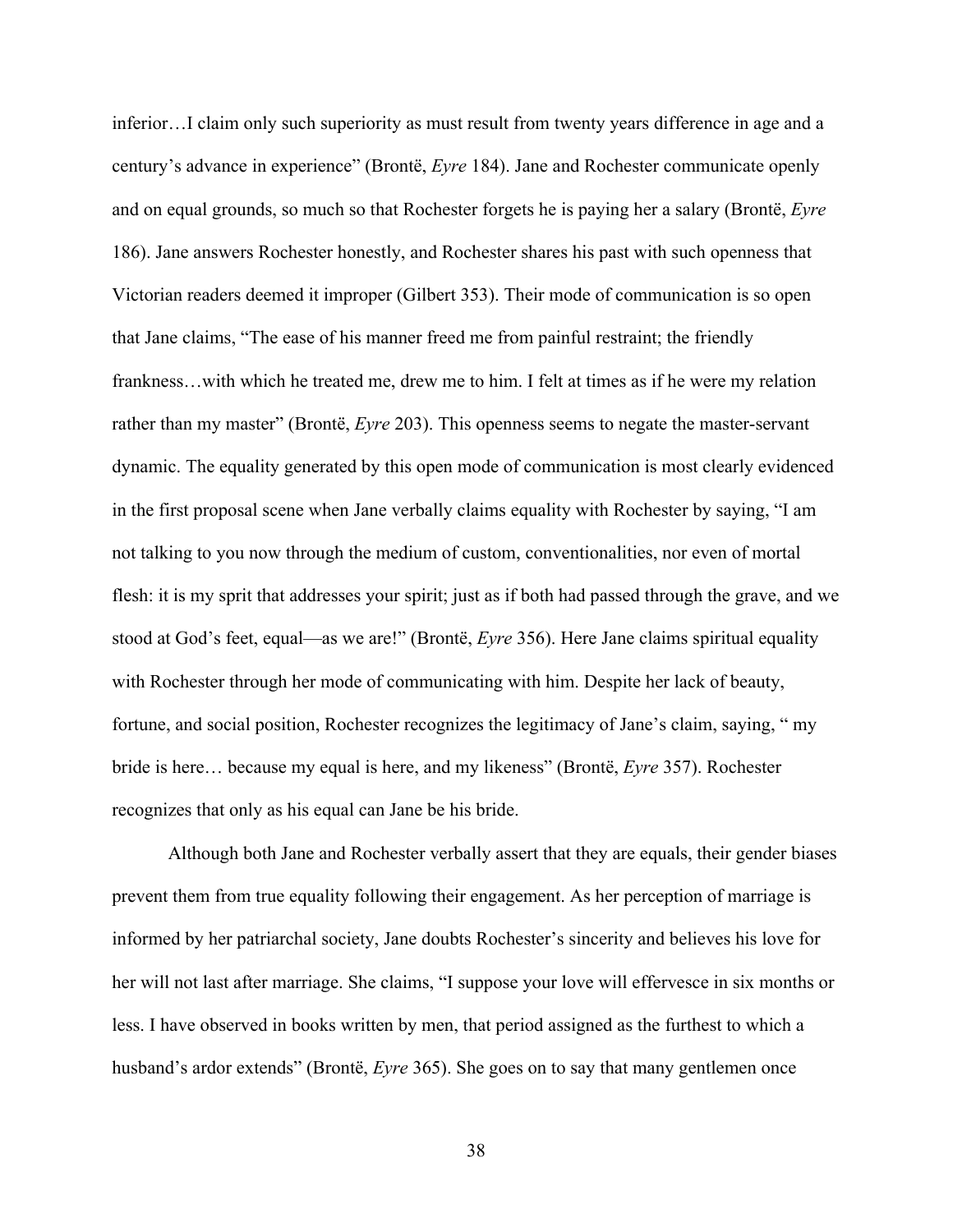inferior…I claim only such superiority as must result from twenty years difference in age and a century's advance in experience" (Brontë, *Eyre* 184). Jane and Rochester communicate openly and on equal grounds, so much so that Rochester forgets he is paying her a salary (Brontë, *Eyre* 186). Jane answers Rochester honestly, and Rochester shares his past with such openness that Victorian readers deemed it improper (Gilbert 353). Their mode of communication is so open that Jane claims, "The ease of his manner freed me from painful restraint; the friendly frankness…with which he treated me, drew me to him. I felt at times as if he were my relation rather than my master" (Brontë, *Eyre* 203). This openness seems to negate the master-servant dynamic. The equality generated by this open mode of communication is most clearly evidenced in the first proposal scene when Jane verbally claims equality with Rochester by saying, "I am not talking to you now through the medium of custom, conventionalities, nor even of mortal flesh: it is my sprit that addresses your spirit; just as if both had passed through the grave, and we stood at God's feet, equal—as we are!" (Brontë, *Eyre* 356). Here Jane claims spiritual equality with Rochester through her mode of communicating with him. Despite her lack of beauty, fortune, and social position, Rochester recognizes the legitimacy of Jane's claim, saying, " my bride is here… because my equal is here, and my likeness" (Brontë, *Eyre* 357). Rochester recognizes that only as his equal can Jane be his bride.

Although both Jane and Rochester verbally assert that they are equals, their gender biases prevent them from true equality following their engagement. As her perception of marriage is informed by her patriarchal society, Jane doubts Rochester's sincerity and believes his love for her will not last after marriage. She claims, "I suppose your love will effervesce in six months or less. I have observed in books written by men, that period assigned as the furthest to which a husband's ardor extends" (Brontë, *Eyre* 365). She goes on to say that many gentlemen once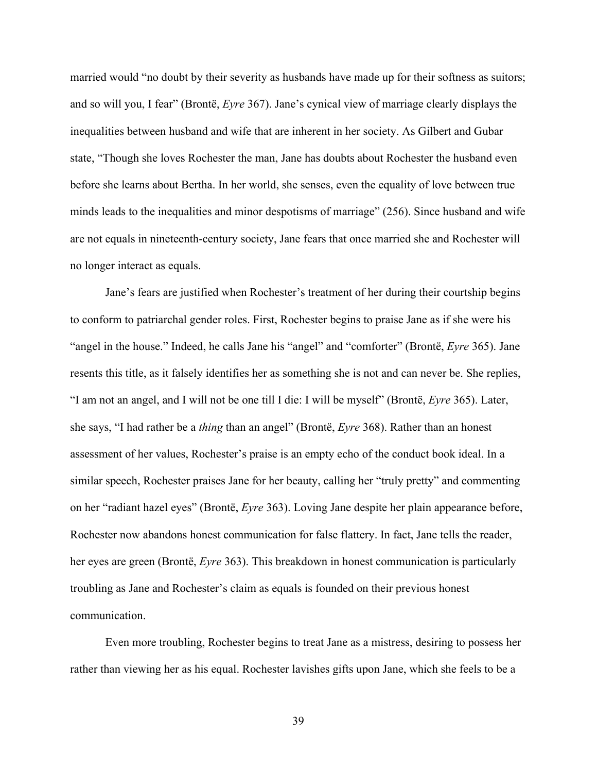married would "no doubt by their severity as husbands have made up for their softness as suitors; and so will you, I fear" (Brontë, *Eyre* 367). Jane's cynical view of marriage clearly displays the inequalities between husband and wife that are inherent in her society. As Gilbert and Gubar state, "Though she loves Rochester the man, Jane has doubts about Rochester the husband even before she learns about Bertha. In her world, she senses, even the equality of love between true minds leads to the inequalities and minor despotisms of marriage" (256). Since husband and wife are not equals in nineteenth-century society, Jane fears that once married she and Rochester will no longer interact as equals.

Jane's fears are justified when Rochester's treatment of her during their courtship begins to conform to patriarchal gender roles. First, Rochester begins to praise Jane as if she were his "angel in the house." Indeed, he calls Jane his "angel" and "comforter" (Brontë, *Eyre* 365). Jane resents this title, as it falsely identifies her as something she is not and can never be. She replies, "I am not an angel, and I will not be one till I die: I will be myself" (Brontë, *Eyre* 365). Later, she says, "I had rather be a *thing* than an angel" (Brontë, *Eyre* 368). Rather than an honest assessment of her values, Rochester's praise is an empty echo of the conduct book ideal. In a similar speech, Rochester praises Jane for her beauty, calling her "truly pretty" and commenting on her "radiant hazel eyes" (Brontë, *Eyre* 363). Loving Jane despite her plain appearance before, Rochester now abandons honest communication for false flattery. In fact, Jane tells the reader, her eyes are green (Brontë, *Eyre* 363). This breakdown in honest communication is particularly troubling as Jane and Rochester's claim as equals is founded on their previous honest communication.

Even more troubling, Rochester begins to treat Jane as a mistress, desiring to possess her rather than viewing her as his equal. Rochester lavishes gifts upon Jane, which she feels to be a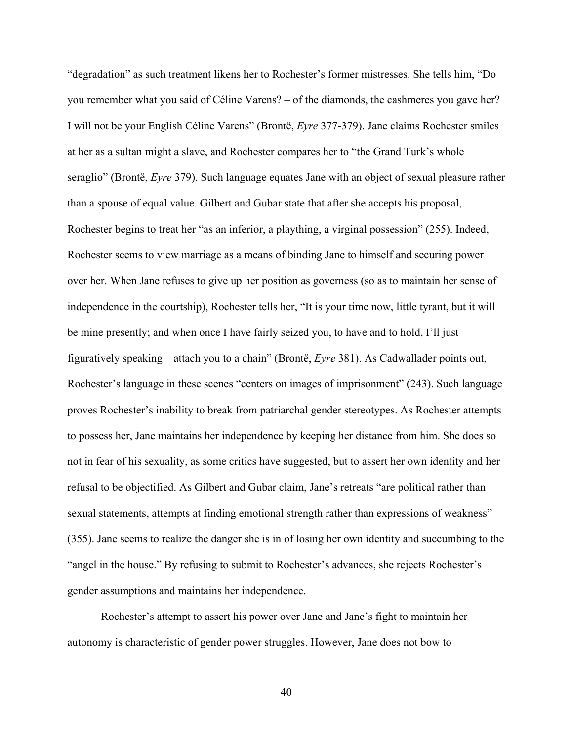"degradation" as such treatment likens her to Rochester's former mistresses. She tells him, "Do you remember what you said of Céline Varens? – of the diamonds, the cashmeres you gave her? I will not be your English Céline Varens" (Brontë, *Eyre* 377-379). Jane claims Rochester smiles at her as a sultan might a slave, and Rochester compares her to "the Grand Turk's whole seraglio" (Brontë, *Eyre* 379). Such language equates Jane with an object of sexual pleasure rather than a spouse of equal value. Gilbert and Gubar state that after she accepts his proposal, Rochester begins to treat her "as an inferior, a plaything, a virginal possession" (255). Indeed, Rochester seems to view marriage as a means of binding Jane to himself and securing power over her. When Jane refuses to give up her position as governess (so as to maintain her sense of independence in the courtship), Rochester tells her, "It is your time now, little tyrant, but it will be mine presently; and when once I have fairly seized you, to have and to hold, I'll just – figuratively speaking – attach you to a chain" (Brontë, *Eyre* 381). As Cadwallader points out, Rochester's language in these scenes "centers on images of imprisonment" (243). Such language proves Rochester's inability to break from patriarchal gender stereotypes. As Rochester attempts to possess her, Jane maintains her independence by keeping her distance from him. She does so not in fear of his sexuality, as some critics have suggested, but to assert her own identity and her refusal to be objectified. As Gilbert and Gubar claim, Jane's retreats "are political rather than sexual statements, attempts at finding emotional strength rather than expressions of weakness" (355). Jane seems to realize the danger she is in of losing her own identity and succumbing to the "angel in the house." By refusing to submit to Rochester's advances, she rejects Rochester's gender assumptions and maintains her independence.

Rochester's attempt to assert his power over Jane and Jane's fight to maintain her autonomy is characteristic of gender power struggles. However, Jane does not bow to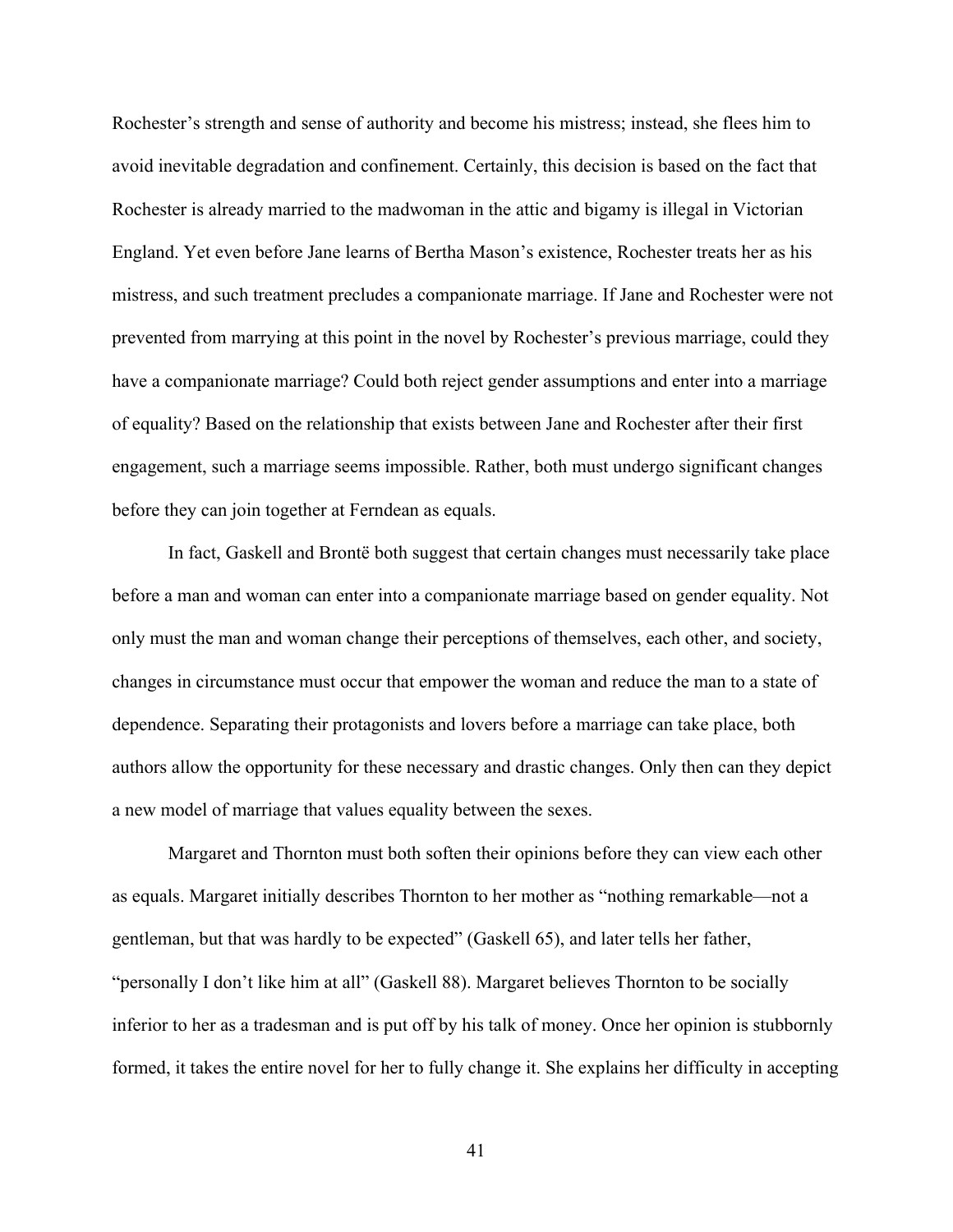Rochester's strength and sense of authority and become his mistress; instead, she flees him to avoid inevitable degradation and confinement. Certainly, this decision is based on the fact that Rochester is already married to the madwoman in the attic and bigamy is illegal in Victorian England. Yet even before Jane learns of Bertha Mason's existence, Rochester treats her as his mistress, and such treatment precludes a companionate marriage. If Jane and Rochester were not prevented from marrying at this point in the novel by Rochester's previous marriage, could they have a companionate marriage? Could both reject gender assumptions and enter into a marriage of equality? Based on the relationship that exists between Jane and Rochester after their first engagement, such a marriage seems impossible. Rather, both must undergo significant changes before they can join together at Ferndean as equals.

In fact, Gaskell and Brontë both suggest that certain changes must necessarily take place before a man and woman can enter into a companionate marriage based on gender equality. Not only must the man and woman change their perceptions of themselves, each other, and society, changes in circumstance must occur that empower the woman and reduce the man to a state of dependence. Separating their protagonists and lovers before a marriage can take place, both authors allow the opportunity for these necessary and drastic changes. Only then can they depict a new model of marriage that values equality between the sexes.

Margaret and Thornton must both soften their opinions before they can view each other as equals. Margaret initially describes Thornton to her mother as "nothing remarkable—not a gentleman, but that was hardly to be expected" (Gaskell 65), and later tells her father, "personally I don't like him at all" (Gaskell 88). Margaret believes Thornton to be socially inferior to her as a tradesman and is put off by his talk of money. Once her opinion is stubbornly formed, it takes the entire novel for her to fully change it. She explains her difficulty in accepting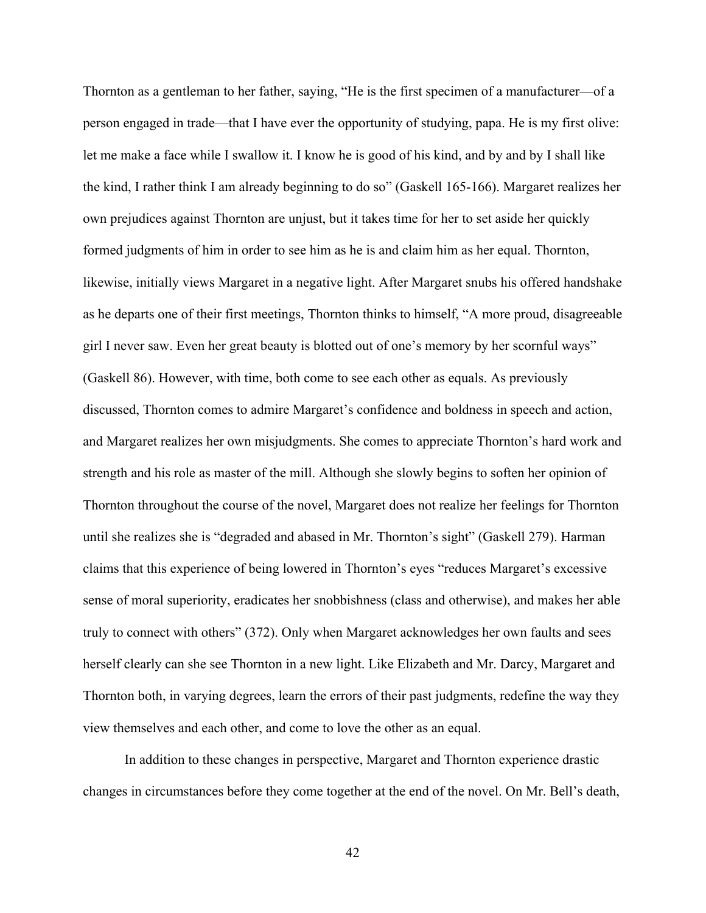Thornton as a gentleman to her father, saying, "He is the first specimen of a manufacturer—of a person engaged in trade—that I have ever the opportunity of studying, papa. He is my first olive: let me make a face while I swallow it. I know he is good of his kind, and by and by I shall like the kind, I rather think I am already beginning to do so" (Gaskell 165-166). Margaret realizes her own prejudices against Thornton are unjust, but it takes time for her to set aside her quickly formed judgments of him in order to see him as he is and claim him as her equal. Thornton, likewise, initially views Margaret in a negative light. After Margaret snubs his offered handshake as he departs one of their first meetings, Thornton thinks to himself, "A more proud, disagreeable girl I never saw. Even her great beauty is blotted out of one's memory by her scornful ways" (Gaskell 86). However, with time, both come to see each other as equals. As previously discussed, Thornton comes to admire Margaret's confidence and boldness in speech and action, and Margaret realizes her own misjudgments. She comes to appreciate Thornton's hard work and strength and his role as master of the mill. Although she slowly begins to soften her opinion of Thornton throughout the course of the novel, Margaret does not realize her feelings for Thornton until she realizes she is "degraded and abased in Mr. Thornton's sight" (Gaskell 279). Harman claims that this experience of being lowered in Thornton's eyes "reduces Margaret's excessive sense of moral superiority, eradicates her snobbishness (class and otherwise), and makes her able truly to connect with others" (372). Only when Margaret acknowledges her own faults and sees herself clearly can she see Thornton in a new light. Like Elizabeth and Mr. Darcy, Margaret and Thornton both, in varying degrees, learn the errors of their past judgments, redefine the way they view themselves and each other, and come to love the other as an equal.

In addition to these changes in perspective, Margaret and Thornton experience drastic changes in circumstances before they come together at the end of the novel. On Mr. Bell's death,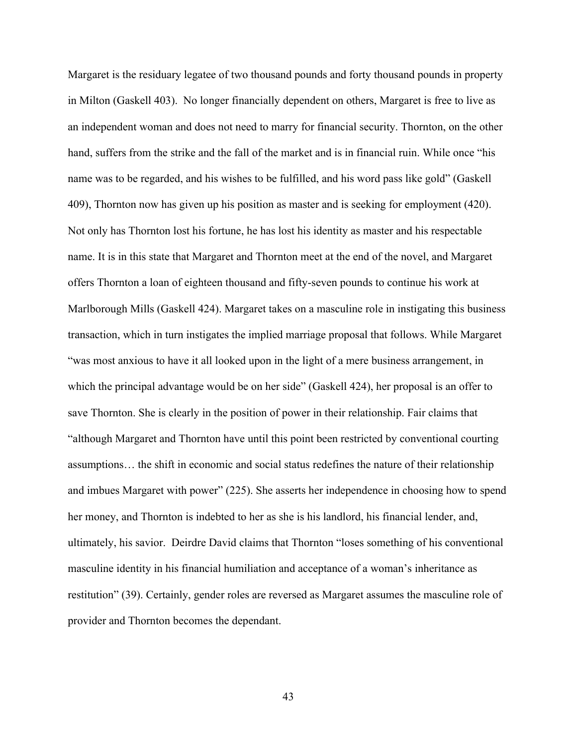Margaret is the residuary legatee of two thousand pounds and forty thousand pounds in property in Milton (Gaskell 403). No longer financially dependent on others, Margaret is free to live as an independent woman and does not need to marry for financial security. Thornton, on the other hand, suffers from the strike and the fall of the market and is in financial ruin. While once "his name was to be regarded, and his wishes to be fulfilled, and his word pass like gold" (Gaskell 409), Thornton now has given up his position as master and is seeking for employment (420). Not only has Thornton lost his fortune, he has lost his identity as master and his respectable name. It is in this state that Margaret and Thornton meet at the end of the novel, and Margaret offers Thornton a loan of eighteen thousand and fifty-seven pounds to continue his work at Marlborough Mills (Gaskell 424). Margaret takes on a masculine role in instigating this business transaction, which in turn instigates the implied marriage proposal that follows. While Margaret "was most anxious to have it all looked upon in the light of a mere business arrangement, in which the principal advantage would be on her side" (Gaskell 424), her proposal is an offer to save Thornton. She is clearly in the position of power in their relationship. Fair claims that "although Margaret and Thornton have until this point been restricted by conventional courting assumptions… the shift in economic and social status redefines the nature of their relationship and imbues Margaret with power" (225). She asserts her independence in choosing how to spend her money, and Thornton is indebted to her as she is his landlord, his financial lender, and, ultimately, his savior. Deirdre David claims that Thornton "loses something of his conventional masculine identity in his financial humiliation and acceptance of a woman's inheritance as restitution" (39). Certainly, gender roles are reversed as Margaret assumes the masculine role of provider and Thornton becomes the dependant.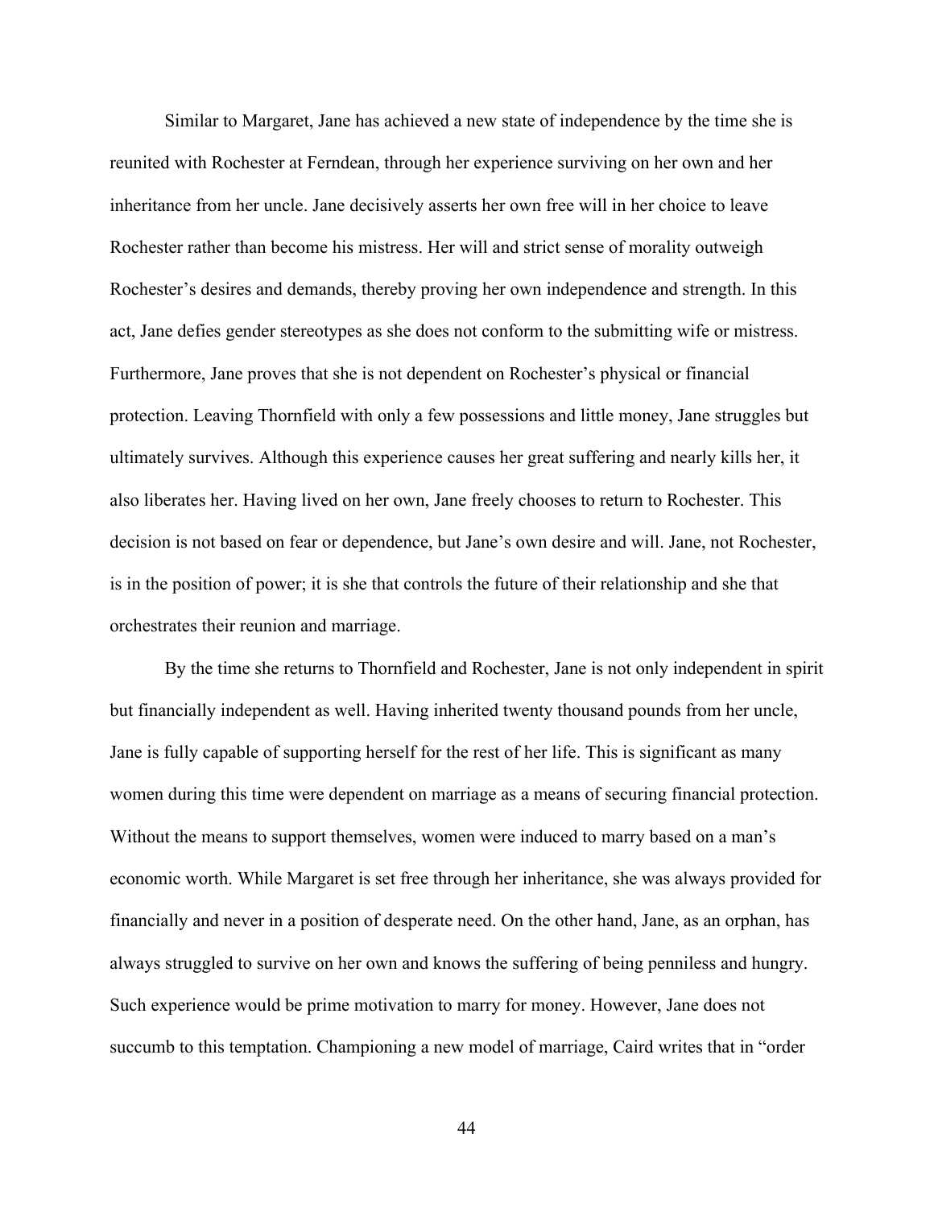Similar to Margaret, Jane has achieved a new state of independence by the time she is reunited with Rochester at Ferndean, through her experience surviving on her own and her inheritance from her uncle. Jane decisively asserts her own free will in her choice to leave Rochester rather than become his mistress. Her will and strict sense of morality outweigh Rochester's desires and demands, thereby proving her own independence and strength. In this act, Jane defies gender stereotypes as she does not conform to the submitting wife or mistress. Furthermore, Jane proves that she is not dependent on Rochester's physical or financial protection. Leaving Thornfield with only a few possessions and little money, Jane struggles but ultimately survives. Although this experience causes her great suffering and nearly kills her, it also liberates her. Having lived on her own, Jane freely chooses to return to Rochester. This decision is not based on fear or dependence, but Jane's own desire and will. Jane, not Rochester, is in the position of power; it is she that controls the future of their relationship and she that orchestrates their reunion and marriage.

By the time she returns to Thornfield and Rochester, Jane is not only independent in spirit but financially independent as well. Having inherited twenty thousand pounds from her uncle, Jane is fully capable of supporting herself for the rest of her life. This is significant as many women during this time were dependent on marriage as a means of securing financial protection. Without the means to support themselves, women were induced to marry based on a man's economic worth. While Margaret is set free through her inheritance, she was always provided for financially and never in a position of desperate need. On the other hand, Jane, as an orphan, has always struggled to survive on her own and knows the suffering of being penniless and hungry. Such experience would be prime motivation to marry for money. However, Jane does not succumb to this temptation. Championing a new model of marriage, Caird writes that in "order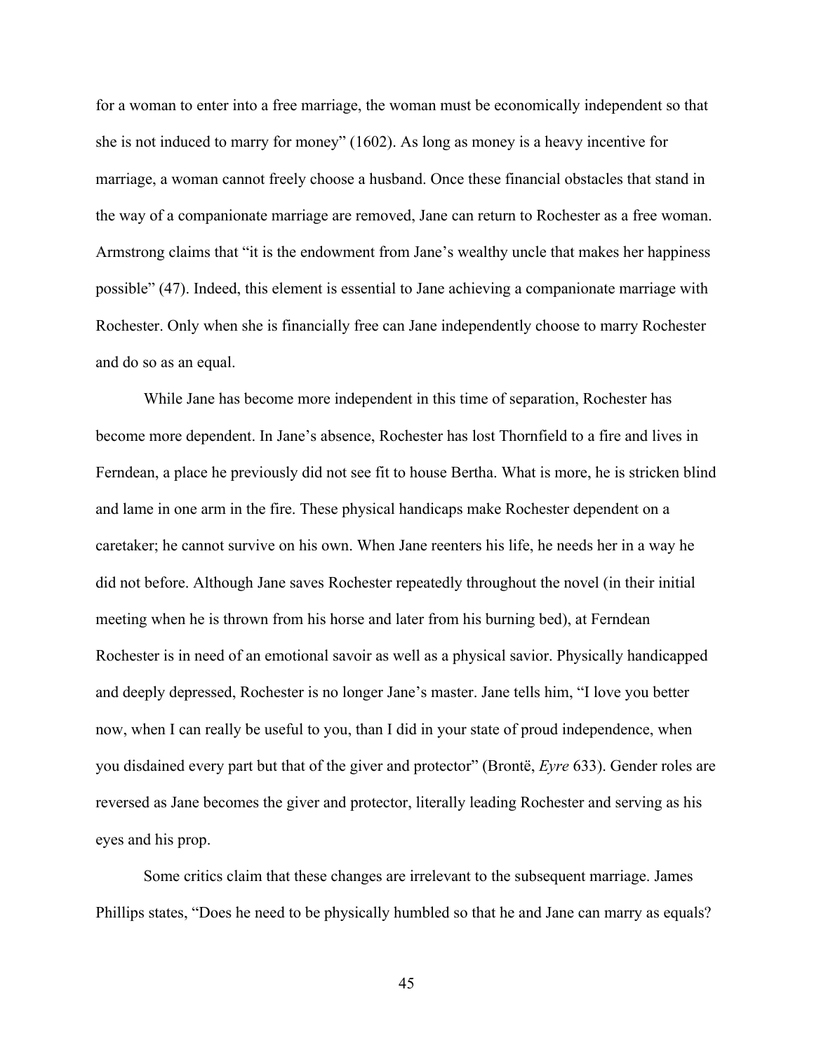for a woman to enter into a free marriage, the woman must be economically independent so that she is not induced to marry for money" (1602). As long as money is a heavy incentive for marriage, a woman cannot freely choose a husband. Once these financial obstacles that stand in the way of a companionate marriage are removed, Jane can return to Rochester as a free woman. Armstrong claims that "it is the endowment from Jane's wealthy uncle that makes her happiness possible" (47). Indeed, this element is essential to Jane achieving a companionate marriage with Rochester. Only when she is financially free can Jane independently choose to marry Rochester and do so as an equal.

While Jane has become more independent in this time of separation, Rochester has become more dependent. In Jane's absence, Rochester has lost Thornfield to a fire and lives in Ferndean, a place he previously did not see fit to house Bertha. What is more, he is stricken blind and lame in one arm in the fire. These physical handicaps make Rochester dependent on a caretaker; he cannot survive on his own. When Jane reenters his life, he needs her in a way he did not before. Although Jane saves Rochester repeatedly throughout the novel (in their initial meeting when he is thrown from his horse and later from his burning bed), at Ferndean Rochester is in need of an emotional savoir as well as a physical savior. Physically handicapped and deeply depressed, Rochester is no longer Jane's master. Jane tells him, "I love you better now, when I can really be useful to you, than I did in your state of proud independence, when you disdained every part but that of the giver and protector" (Brontë, *Eyre* 633). Gender roles are reversed as Jane becomes the giver and protector, literally leading Rochester and serving as his eyes and his prop.

Some critics claim that these changes are irrelevant to the subsequent marriage. James Phillips states, "Does he need to be physically humbled so that he and Jane can marry as equals?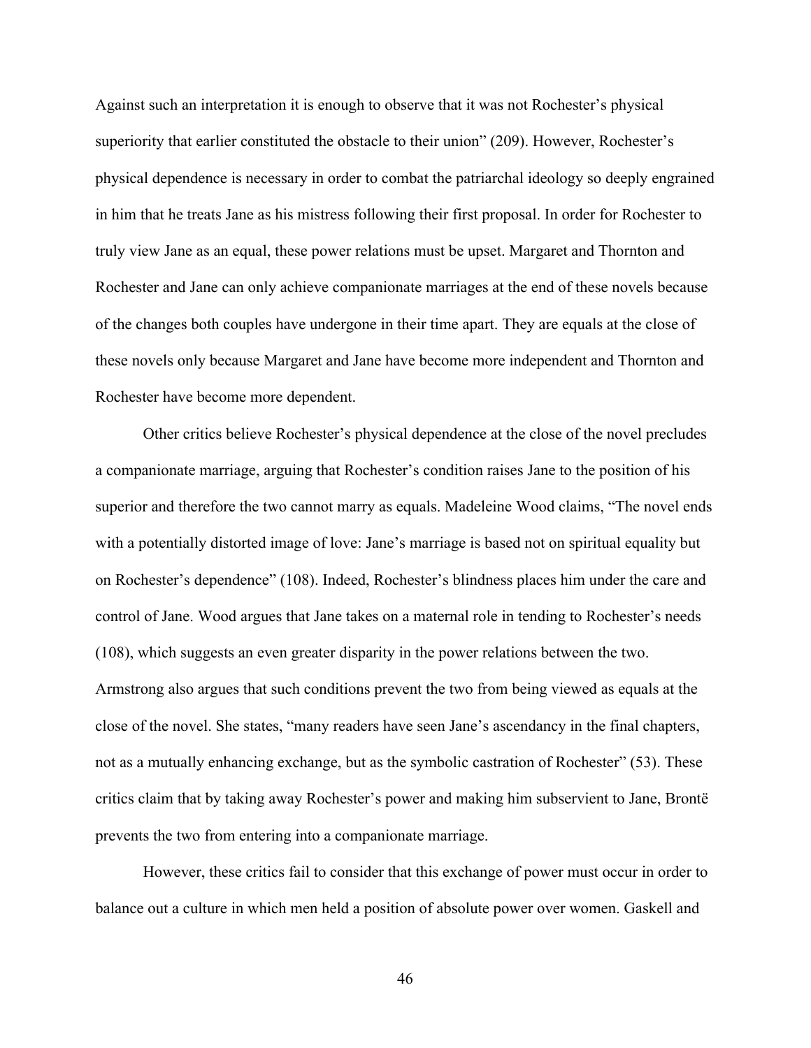Against such an interpretation it is enough to observe that it was not Rochester's physical superiority that earlier constituted the obstacle to their union" (209). However, Rochester's physical dependence is necessary in order to combat the patriarchal ideology so deeply engrained in him that he treats Jane as his mistress following their first proposal. In order for Rochester to truly view Jane as an equal, these power relations must be upset. Margaret and Thornton and Rochester and Jane can only achieve companionate marriages at the end of these novels because of the changes both couples have undergone in their time apart. They are equals at the close of these novels only because Margaret and Jane have become more independent and Thornton and Rochester have become more dependent.

Other critics believe Rochester's physical dependence at the close of the novel precludes a companionate marriage, arguing that Rochester's condition raises Jane to the position of his superior and therefore the two cannot marry as equals. Madeleine Wood claims, "The novel ends with a potentially distorted image of love: Jane's marriage is based not on spiritual equality but on Rochester's dependence" (108). Indeed, Rochester's blindness places him under the care and control of Jane. Wood argues that Jane takes on a maternal role in tending to Rochester's needs (108), which suggests an even greater disparity in the power relations between the two. Armstrong also argues that such conditions prevent the two from being viewed as equals at the close of the novel. She states, "many readers have seen Jane's ascendancy in the final chapters, not as a mutually enhancing exchange, but as the symbolic castration of Rochester" (53). These critics claim that by taking away Rochester's power and making him subservient to Jane, Brontë prevents the two from entering into a companionate marriage.

However, these critics fail to consider that this exchange of power must occur in order to balance out a culture in which men held a position of absolute power over women. Gaskell and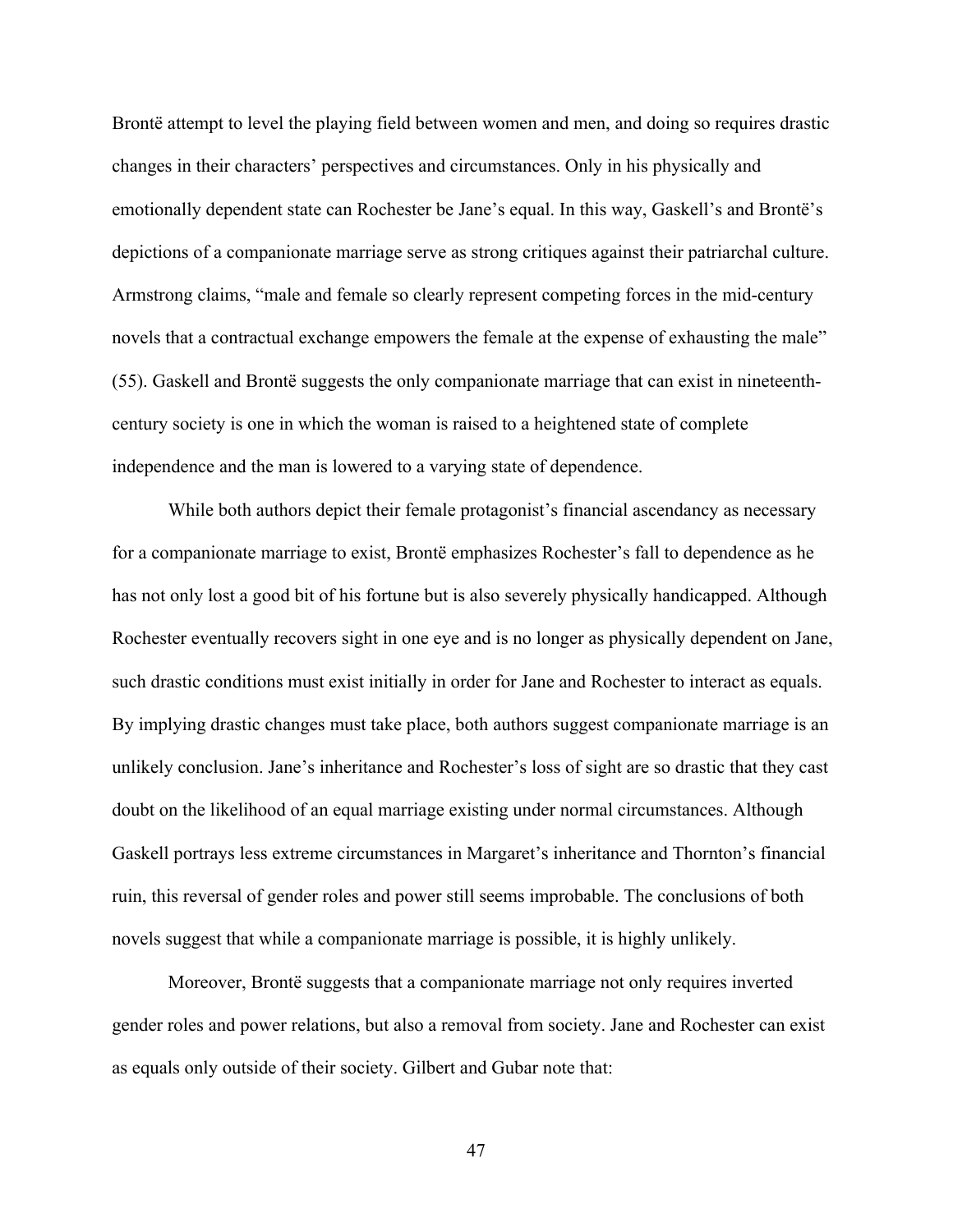Brontë attempt to level the playing field between women and men, and doing so requires drastic changes in their characters' perspectives and circumstances. Only in his physically and emotionally dependent state can Rochester be Jane's equal. In this way, Gaskell's and Brontë's depictions of a companionate marriage serve as strong critiques against their patriarchal culture. Armstrong claims, "male and female so clearly represent competing forces in the mid-century novels that a contractual exchange empowers the female at the expense of exhausting the male" (55). Gaskell and Brontë suggests the only companionate marriage that can exist in nineteenth-century society is one in which the woman is raised to a heightened state of complete independence and the man is lowered to a varying state of dependence.

While both authors depict their female protagonist's financial ascendancy as necessary for a companionate marriage to exist, Brontë emphasizes Rochester's fall to dependence as he has not only lost a good bit of his fortune but is also severely physically handicapped. Although Rochester eventually recovers sight in one eye and is no longer as physically dependent on Jane, such drastic conditions must exist initially in order for Jane and Rochester to interact as equals. By implying drastic changes must take place, both authors suggest companionate marriage is an unlikely conclusion. Jane's inheritance and Rochester's loss of sight are so drastic that they cast doubt on the likelihood of an equal marriage existing under normal circumstances. Although Gaskell portrays less extreme circumstances in Margaret's inheritance and Thornton's financial ruin, this reversal of gender roles and power still seems improbable. The conclusions of both novels suggest that while a companionate marriage is possible, it is highly unlikely.

Moreover, Brontë suggests that a companionate marriage not only requires inverted gender roles and power relations, but also a removal from society. Jane and Rochester can exist as equals only outside of their society. Gilbert and Gubar note that: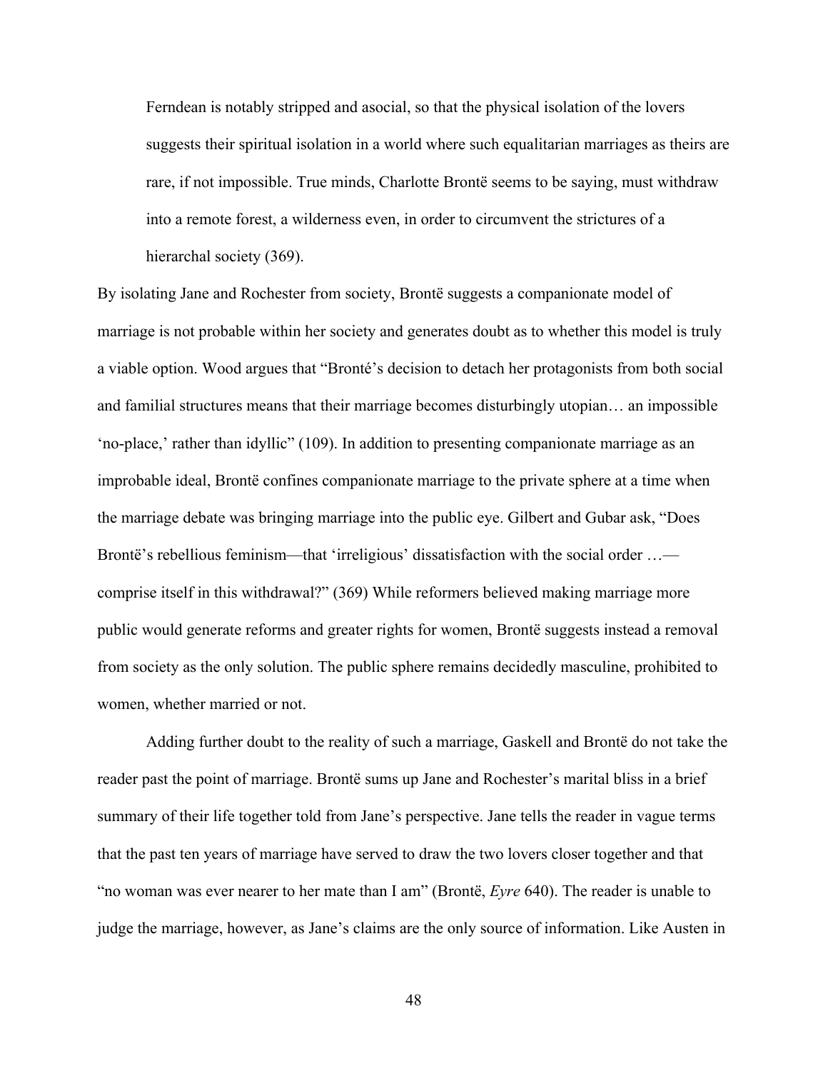> Ferndean is notably stripped and asocial, so that the physical isolation of the lovers suggests their spiritual isolation in a world where such equalitarian marriages as theirs are rare, if not impossible. True minds, Charlotte Brontë seems to be saying, must withdraw into a remote forest, a wilderness even, in order to circumvent the strictures of a hierarchal society (369).

By isolating Jane and Rochester from society, Brontë suggests a companionate model of marriage is not probable within her society and generates doubt as to whether this model is truly a viable option. Wood argues that "Bronté's decision to detach her protagonists from both social and familial structures means that their marriage becomes disturbingly utopian… an impossible 'no-place,' rather than idyllic" (109). In addition to presenting companionate marriage as an improbable ideal, Brontë confines companionate marriage to the private sphere at a time when the marriage debate was bringing marriage into the public eye. Gilbert and Gubar ask, "Does Brontë's rebellious feminism—that 'irreligious' dissatisfaction with the social order …—comprise itself in this withdrawal?" (369) While reformers believed making marriage more public would generate reforms and greater rights for women, Brontë suggests instead a removal from society as the only solution. The public sphere remains decidedly masculine, prohibited to women, whether married or not.

Adding further doubt to the reality of such a marriage, Gaskell and Brontë do not take the reader past the point of marriage. Brontë sums up Jane and Rochester's marital bliss in a brief summary of their life together told from Jane's perspective. Jane tells the reader in vague terms that the past ten years of marriage have served to draw the two lovers closer together and that "no woman was ever nearer to her mate than I am" (Brontë, *Eyre* 640). The reader is unable to judge the marriage, however, as Jane's claims are the only source of information. Like Austen in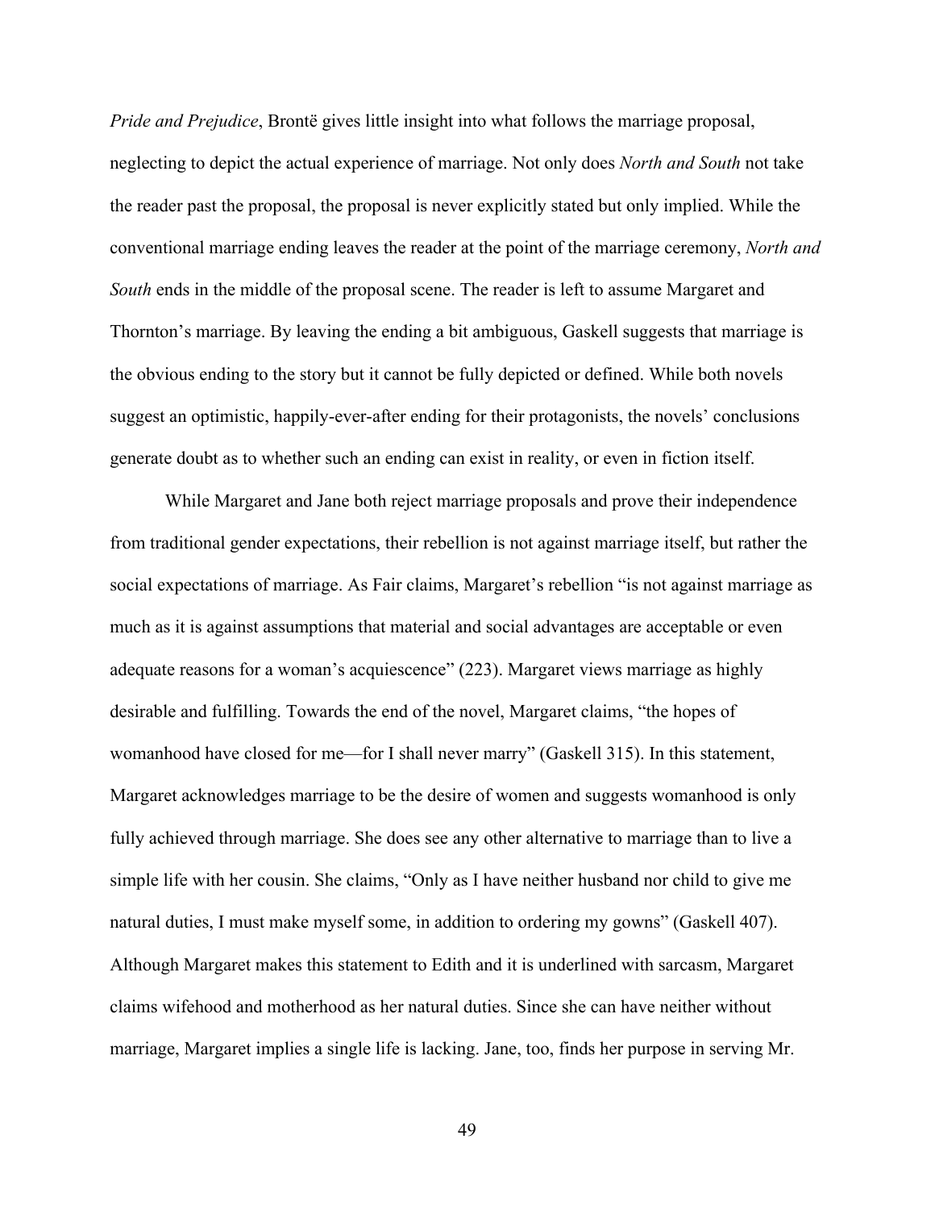*Pride and Prejudice*, Brontë gives little insight into what follows the marriage proposal, neglecting to depict the actual experience of marriage. Not only does *North and South* not take the reader past the proposal, the proposal is never explicitly stated but only implied. While the conventional marriage ending leaves the reader at the point of the marriage ceremony, *North and South* ends in the middle of the proposal scene. The reader is left to assume Margaret and Thornton's marriage. By leaving the ending a bit ambiguous, Gaskell suggests that marriage is the obvious ending to the story but it cannot be fully depicted or defined. While both novels suggest an optimistic, happily-ever-after ending for their protagonists, the novels' conclusions generate doubt as to whether such an ending can exist in reality, or even in fiction itself.

While Margaret and Jane both reject marriage proposals and prove their independence from traditional gender expectations, their rebellion is not against marriage itself, but rather the social expectations of marriage. As Fair claims, Margaret's rebellion "is not against marriage as much as it is against assumptions that material and social advantages are acceptable or even adequate reasons for a woman's acquiescence" (223). Margaret views marriage as highly desirable and fulfilling. Towards the end of the novel, Margaret claims, "the hopes of womanhood have closed for me—for I shall never marry" (Gaskell 315). In this statement, Margaret acknowledges marriage to be the desire of women and suggests womanhood is only fully achieved through marriage. She does see any other alternative to marriage than to live a simple life with her cousin. She claims, "Only as I have neither husband nor child to give me natural duties, I must make myself some, in addition to ordering my gowns" (Gaskell 407). Although Margaret makes this statement to Edith and it is underlined with sarcasm, Margaret claims wifehood and motherhood as her natural duties. Since she can have neither without marriage, Margaret implies a single life is lacking. Jane, too, finds her purpose in serving Mr.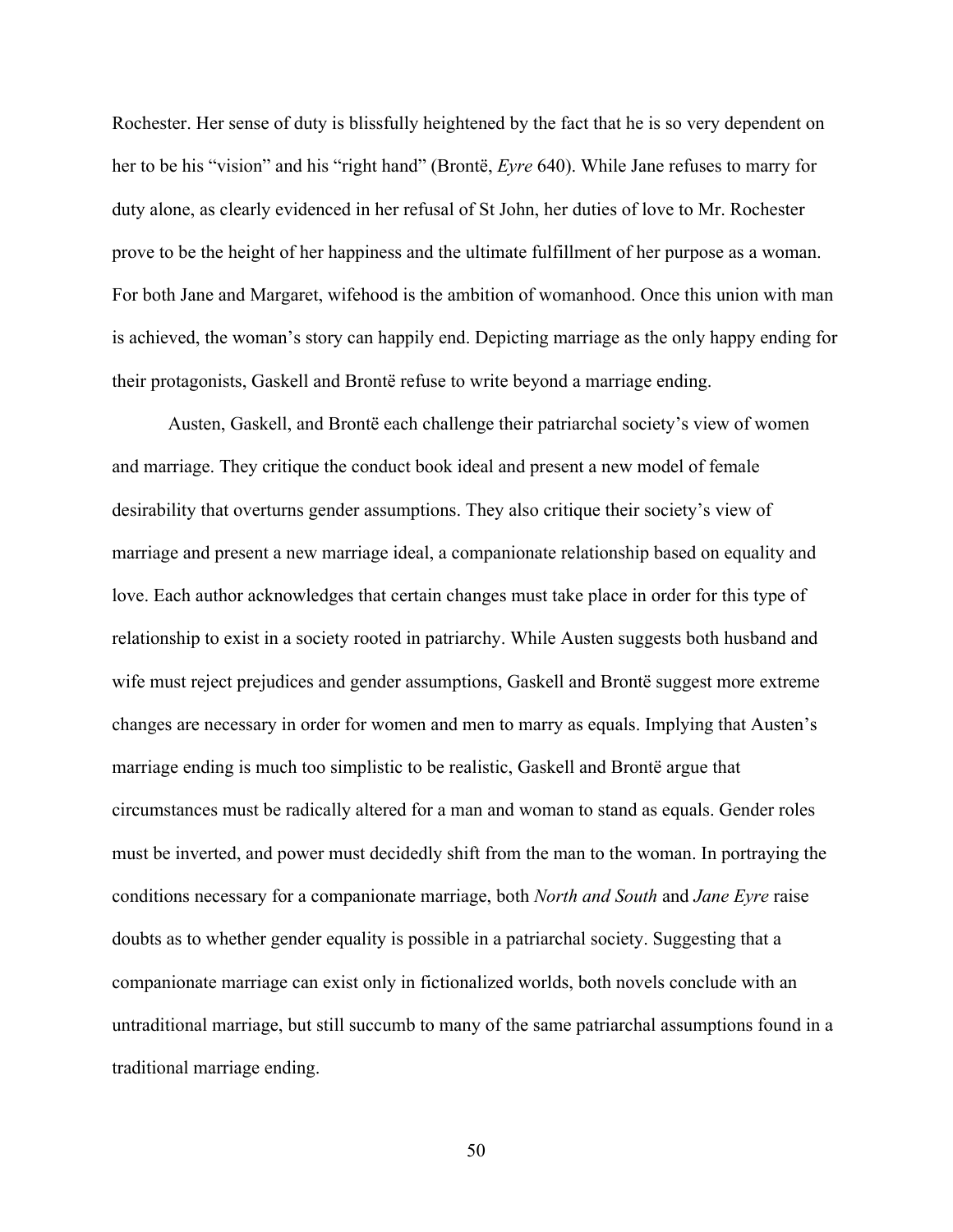Rochester. Her sense of duty is blissfully heightened by the fact that he is so very dependent on her to be his "vision" and his "right hand" (Brontë, *Eyre* 640). While Jane refuses to marry for duty alone, as clearly evidenced in her refusal of St John, her duties of love to Mr. Rochester prove to be the height of her happiness and the ultimate fulfillment of her purpose as a woman. For both Jane and Margaret, wifehood is the ambition of womanhood. Once this union with man is achieved, the woman's story can happily end. Depicting marriage as the only happy ending for their protagonists, Gaskell and Brontë refuse to write beyond a marriage ending.

Austen, Gaskell, and Brontë each challenge their patriarchal society's view of women and marriage. They critique the conduct book ideal and present a new model of female desirability that overturns gender assumptions. They also critique their society's view of marriage and present a new marriage ideal, a companionate relationship based on equality and love. Each author acknowledges that certain changes must take place in order for this type of relationship to exist in a society rooted in patriarchy. While Austen suggests both husband and wife must reject prejudices and gender assumptions, Gaskell and Brontë suggest more extreme changes are necessary in order for women and men to marry as equals. Implying that Austen's marriage ending is much too simplistic to be realistic, Gaskell and Brontë argue that circumstances must be radically altered for a man and woman to stand as equals. Gender roles must be inverted, and power must decidedly shift from the man to the woman. In portraying the conditions necessary for a companionate marriage, both *North and South* and *Jane Eyre* raise doubts as to whether gender equality is possible in a patriarchal society. Suggesting that a companionate marriage can exist only in fictionalized worlds, both novels conclude with an untraditional marriage, but still succumb to many of the same patriarchal assumptions found in a traditional marriage ending.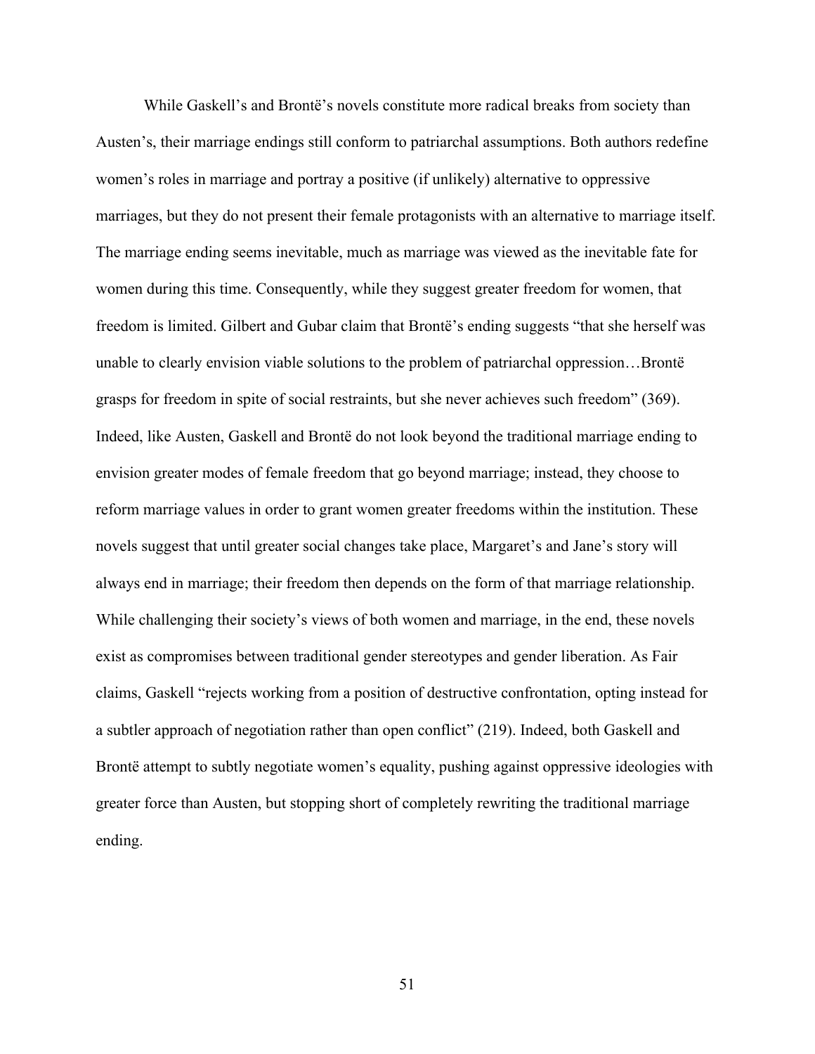While Gaskell's and Brontë's novels constitute more radical breaks from society than Austen's, their marriage endings still conform to patriarchal assumptions. Both authors redefine women's roles in marriage and portray a positive (if unlikely) alternative to oppressive marriages, but they do not present their female protagonists with an alternative to marriage itself. The marriage ending seems inevitable, much as marriage was viewed as the inevitable fate for women during this time. Consequently, while they suggest greater freedom for women, that freedom is limited. Gilbert and Gubar claim that Brontë's ending suggests "that she herself was unable to clearly envision viable solutions to the problem of patriarchal oppression…Brontë grasps for freedom in spite of social restraints, but she never achieves such freedom" (369). Indeed, like Austen, Gaskell and Brontë do not look beyond the traditional marriage ending to envision greater modes of female freedom that go beyond marriage; instead, they choose to reform marriage values in order to grant women greater freedoms within the institution. These novels suggest that until greater social changes take place, Margaret's and Jane's story will always end in marriage; their freedom then depends on the form of that marriage relationship. While challenging their society's views of both women and marriage, in the end, these novels exist as compromises between traditional gender stereotypes and gender liberation. As Fair claims, Gaskell "rejects working from a position of destructive confrontation, opting instead for a subtler approach of negotiation rather than open conflict" (219). Indeed, both Gaskell and Brontë attempt to subtly negotiate women's equality, pushing against oppressive ideologies with greater force than Austen, but stopping short of completely rewriting the traditional marriage ending.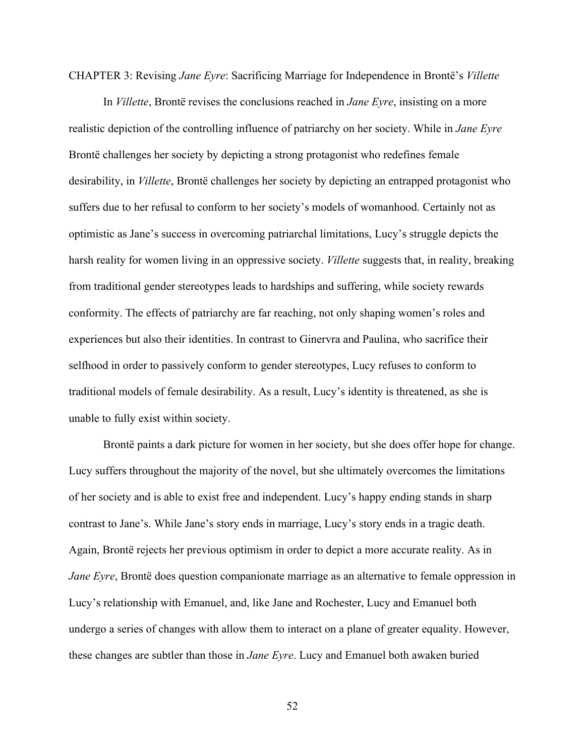# CHAPTER 3: Revising *Jane Eyre*: Sacrificing Marriage for Independence in Brontë's *Villette*

In *Villette*, Brontë revises the conclusions reached in *Jane Eyre*, insisting on a more realistic depiction of the controlling influence of patriarchy on her society. While in *Jane Eyre* Brontë challenges her society by depicting a strong protagonist who redefines female desirability, in *Villette*, Brontë challenges her society by depicting an entrapped protagonist who suffers due to her refusal to conform to her society's models of womanhood. Certainly not as optimistic as Jane's success in overcoming patriarchal limitations, Lucy's struggle depicts the harsh reality for women living in an oppressive society. *Villette* suggests that, in reality, breaking from traditional gender stereotypes leads to hardships and suffering, while society rewards conformity. The effects of patriarchy are far reaching, not only shaping women's roles and experiences but also their identities. In contrast to Ginervra and Paulina, who sacrifice their selfhood in order to passively conform to gender stereotypes, Lucy refuses to conform to traditional models of female desirability. As a result, Lucy's identity is threatened, as she is unable to fully exist within society.

Brontë paints a dark picture for women in her society, but she does offer hope for change. Lucy suffers throughout the majority of the novel, but she ultimately overcomes the limitations of her society and is able to exist free and independent. Lucy's happy ending stands in sharp contrast to Jane's. While Jane's story ends in marriage, Lucy's story ends in a tragic death. Again, Brontë rejects her previous optimism in order to depict a more accurate reality. As in *Jane Eyre*, Brontë does question companionate marriage as an alternative to female oppression in Lucy's relationship with Emanuel, and, like Jane and Rochester, Lucy and Emanuel both undergo a series of changes with allow them to interact on a plane of greater equality. However, these changes are subtler than those in *Jane Eyre*. Lucy and Emanuel both awaken buried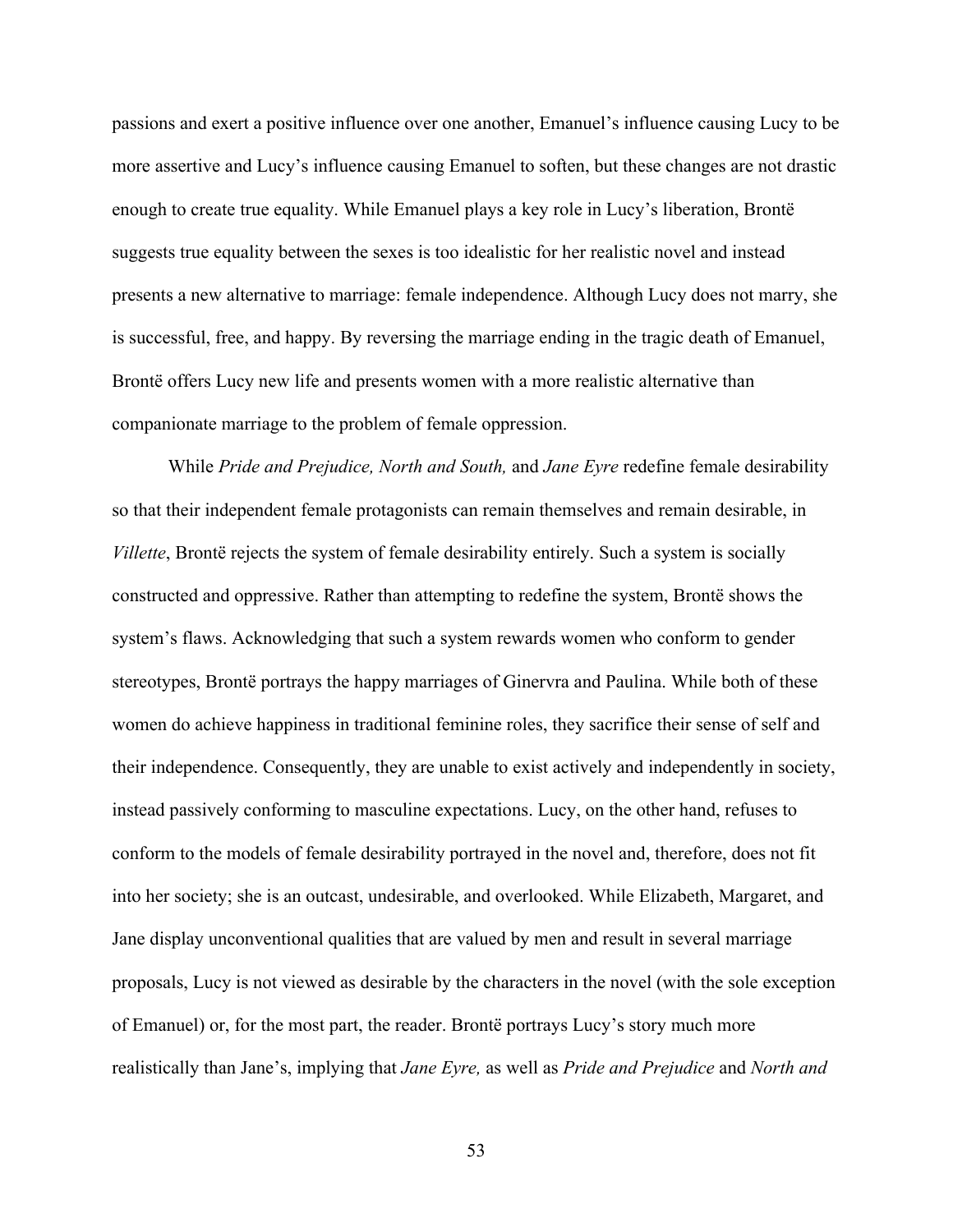passions and exert a positive influence over one another, Emanuel's influence causing Lucy to be more assertive and Lucy's influence causing Emanuel to soften, but these changes are not drastic enough to create true equality. While Emanuel plays a key role in Lucy's liberation, Brontë suggests true equality between the sexes is too idealistic for her realistic novel and instead presents a new alternative to marriage: female independence. Although Lucy does not marry, she is successful, free, and happy. By reversing the marriage ending in the tragic death of Emanuel, Brontë offers Lucy new life and presents women with a more realistic alternative than companionate marriage to the problem of female oppression.

While *Pride and Prejudice, North and South,* and *Jane Eyre* redefine female desirability so that their independent female protagonists can remain themselves and remain desirable, in *Villette*, Brontë rejects the system of female desirability entirely. Such a system is socially constructed and oppressive. Rather than attempting to redefine the system, Brontë shows the system's flaws. Acknowledging that such a system rewards women who conform to gender stereotypes, Brontë portrays the happy marriages of Ginervra and Paulina. While both of these women do achieve happiness in traditional feminine roles, they sacrifice their sense of self and their independence. Consequently, they are unable to exist actively and independently in society, instead passively conforming to masculine expectations. Lucy, on the other hand, refuses to conform to the models of female desirability portrayed in the novel and, therefore, does not fit into her society; she is an outcast, undesirable, and overlooked. While Elizabeth, Margaret, and Jane display unconventional qualities that are valued by men and result in several marriage proposals, Lucy is not viewed as desirable by the characters in the novel (with the sole exception of Emanuel) or, for the most part, the reader. Brontë portrays Lucy's story much more realistically than Jane's, implying that *Jane Eyre,* as well as *Pride and Prejudice* and *North and*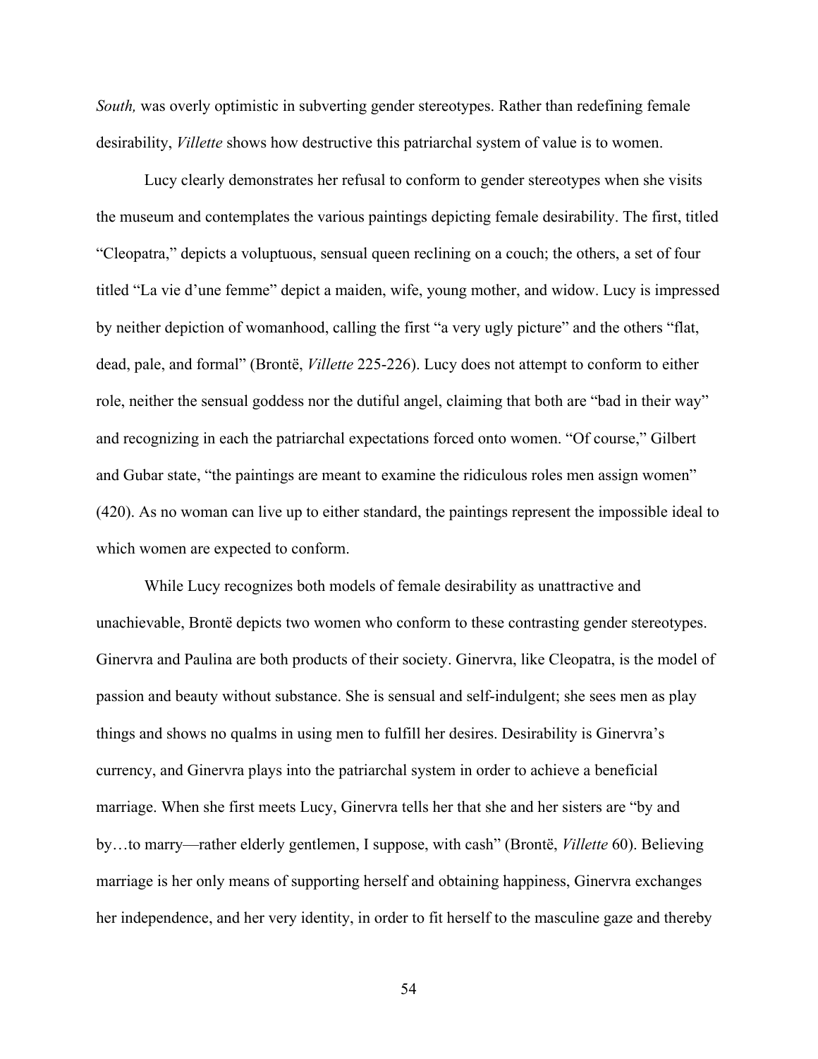*South,* was overly optimistic in subverting gender stereotypes. Rather than redefining female desirability, *Villette* shows how destructive this patriarchal system of value is to women.

Lucy clearly demonstrates her refusal to conform to gender stereotypes when she visits the museum and contemplates the various paintings depicting female desirability. The first, titled "Cleopatra," depicts a voluptuous, sensual queen reclining on a couch; the others, a set of four titled "La vie d'une femme" depict a maiden, wife, young mother, and widow. Lucy is impressed by neither depiction of womanhood, calling the first "a very ugly picture" and the others "flat, dead, pale, and formal" (Brontë, *Villette* 225-226). Lucy does not attempt to conform to either role, neither the sensual goddess nor the dutiful angel, claiming that both are "bad in their way" and recognizing in each the patriarchal expectations forced onto women. "Of course," Gilbert and Gubar state, "the paintings are meant to examine the ridiculous roles men assign women" (420). As no woman can live up to either standard, the paintings represent the impossible ideal to which women are expected to conform.

While Lucy recognizes both models of female desirability as unattractive and unachievable, Brontë depicts two women who conform to these contrasting gender stereotypes. Ginervra and Paulina are both products of their society. Ginervra, like Cleopatra, is the model of passion and beauty without substance. She is sensual and self-indulgent; she sees men as play things and shows no qualms in using men to fulfill her desires. Desirability is Ginervra's currency, and Ginervra plays into the patriarchal system in order to achieve a beneficial marriage. When she first meets Lucy, Ginervra tells her that she and her sisters are "by and by…to marry—rather elderly gentlemen, I suppose, with cash" (Brontë, *Villette* 60). Believing marriage is her only means of supporting herself and obtaining happiness, Ginervra exchanges her independence, and her very identity, in order to fit herself to the masculine gaze and thereby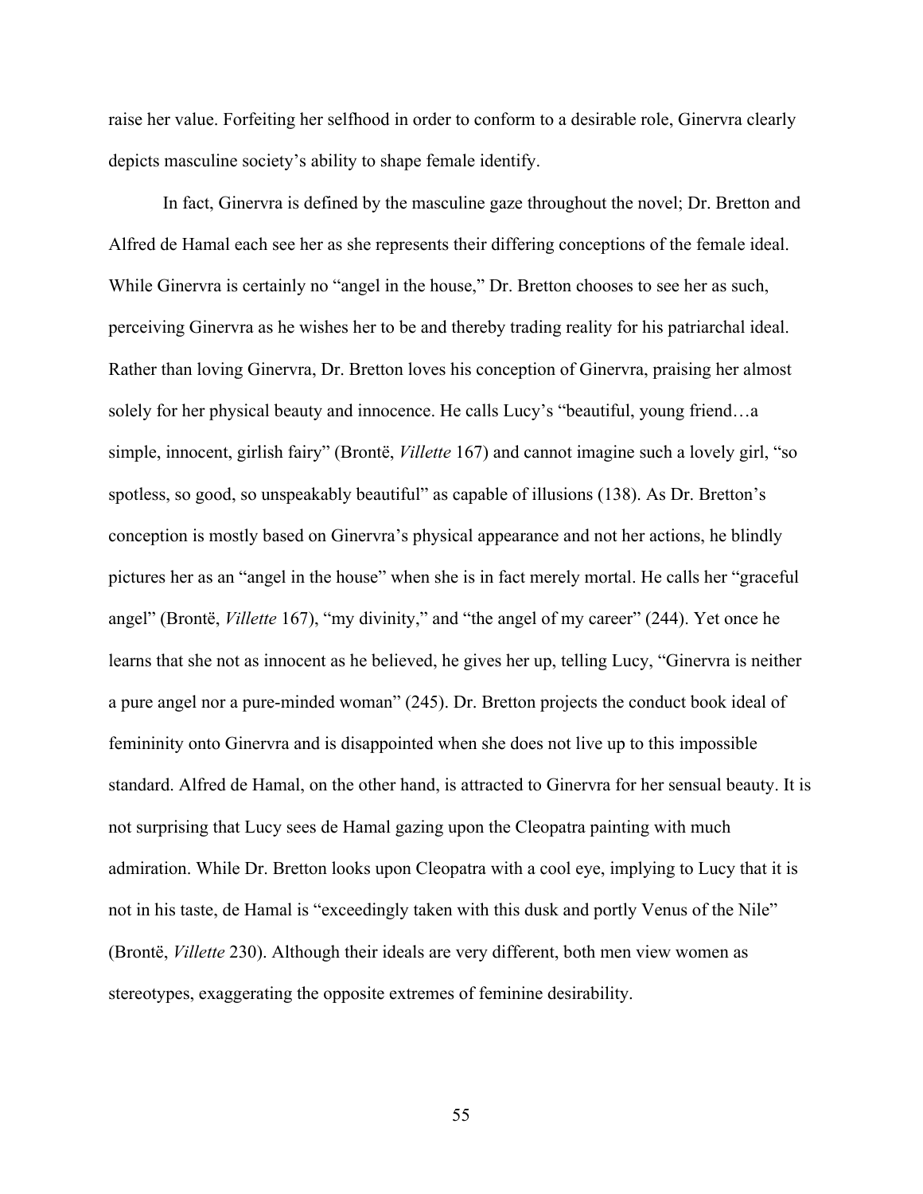raise her value. Forfeiting her selfhood in order to conform to a desirable role, Ginervra clearly depicts masculine society's ability to shape female identify.

In fact, Ginervra is defined by the masculine gaze throughout the novel; Dr. Bretton and Alfred de Hamal each see her as she represents their differing conceptions of the female ideal. While Ginervra is certainly no "angel in the house," Dr. Bretton chooses to see her as such, perceiving Ginervra as he wishes her to be and thereby trading reality for his patriarchal ideal. Rather than loving Ginervra, Dr. Bretton loves his conception of Ginervra, praising her almost solely for her physical beauty and innocence. He calls Lucy's "beautiful, young friend…a simple, innocent, girlish fairy" (Brontë, *Villette* 167) and cannot imagine such a lovely girl, "so spotless, so good, so unspeakably beautiful" as capable of illusions (138). As Dr. Bretton's conception is mostly based on Ginervra's physical appearance and not her actions, he blindly pictures her as an "angel in the house" when she is in fact merely mortal. He calls her "graceful angel" (Brontë, *Villette* 167), "my divinity," and "the angel of my career" (244). Yet once he learns that she not as innocent as he believed, he gives her up, telling Lucy, "Ginervra is neither a pure angel nor a pure-minded woman" (245). Dr. Bretton projects the conduct book ideal of femininity onto Ginervra and is disappointed when she does not live up to this impossible standard. Alfred de Hamal, on the other hand, is attracted to Ginervra for her sensual beauty. It is not surprising that Lucy sees de Hamal gazing upon the Cleopatra painting with much admiration. While Dr. Bretton looks upon Cleopatra with a cool eye, implying to Lucy that it is not in his taste, de Hamal is "exceedingly taken with this dusk and portly Venus of the Nile" (Brontë, *Villette* 230). Although their ideals are very different, both men view women as stereotypes, exaggerating the opposite extremes of feminine desirability.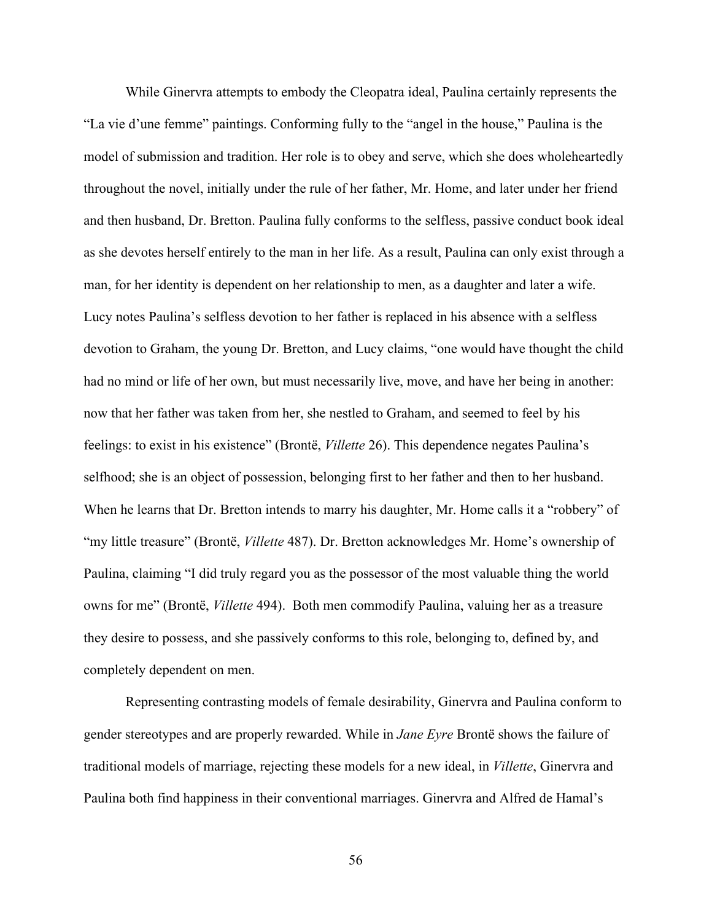While Ginervra attempts to embody the Cleopatra ideal, Paulina certainly represents the "La vie d'une femme" paintings. Conforming fully to the "angel in the house," Paulina is the model of submission and tradition. Her role is to obey and serve, which she does wholeheartedly throughout the novel, initially under the rule of her father, Mr. Home, and later under her friend and then husband, Dr. Bretton. Paulina fully conforms to the selfless, passive conduct book ideal as she devotes herself entirely to the man in her life. As a result, Paulina can only exist through a man, for her identity is dependent on her relationship to men, as a daughter and later a wife. Lucy notes Paulina's selfless devotion to her father is replaced in his absence with a selfless devotion to Graham, the young Dr. Bretton, and Lucy claims, "one would have thought the child had no mind or life of her own, but must necessarily live, move, and have her being in another: now that her father was taken from her, she nestled to Graham, and seemed to feel by his feelings: to exist in his existence" (Brontë, *Villette* 26). This dependence negates Paulina's selfhood; she is an object of possession, belonging first to her father and then to her husband. When he learns that Dr. Bretton intends to marry his daughter, Mr. Home calls it a "robbery" of "my little treasure" (Brontë, *Villette* 487). Dr. Bretton acknowledges Mr. Home's ownership of Paulina, claiming "I did truly regard you as the possessor of the most valuable thing the world owns for me" (Brontë, *Villette* 494). Both men commodify Paulina, valuing her as a treasure they desire to possess, and she passively conforms to this role, belonging to, defined by, and completely dependent on men.

Representing contrasting models of female desirability, Ginervra and Paulina conform to gender stereotypes and are properly rewarded. While in *Jane Eyre* Brontë shows the failure of traditional models of marriage, rejecting these models for a new ideal, in *Villette*, Ginervra and Paulina both find happiness in their conventional marriages. Ginervra and Alfred de Hamal's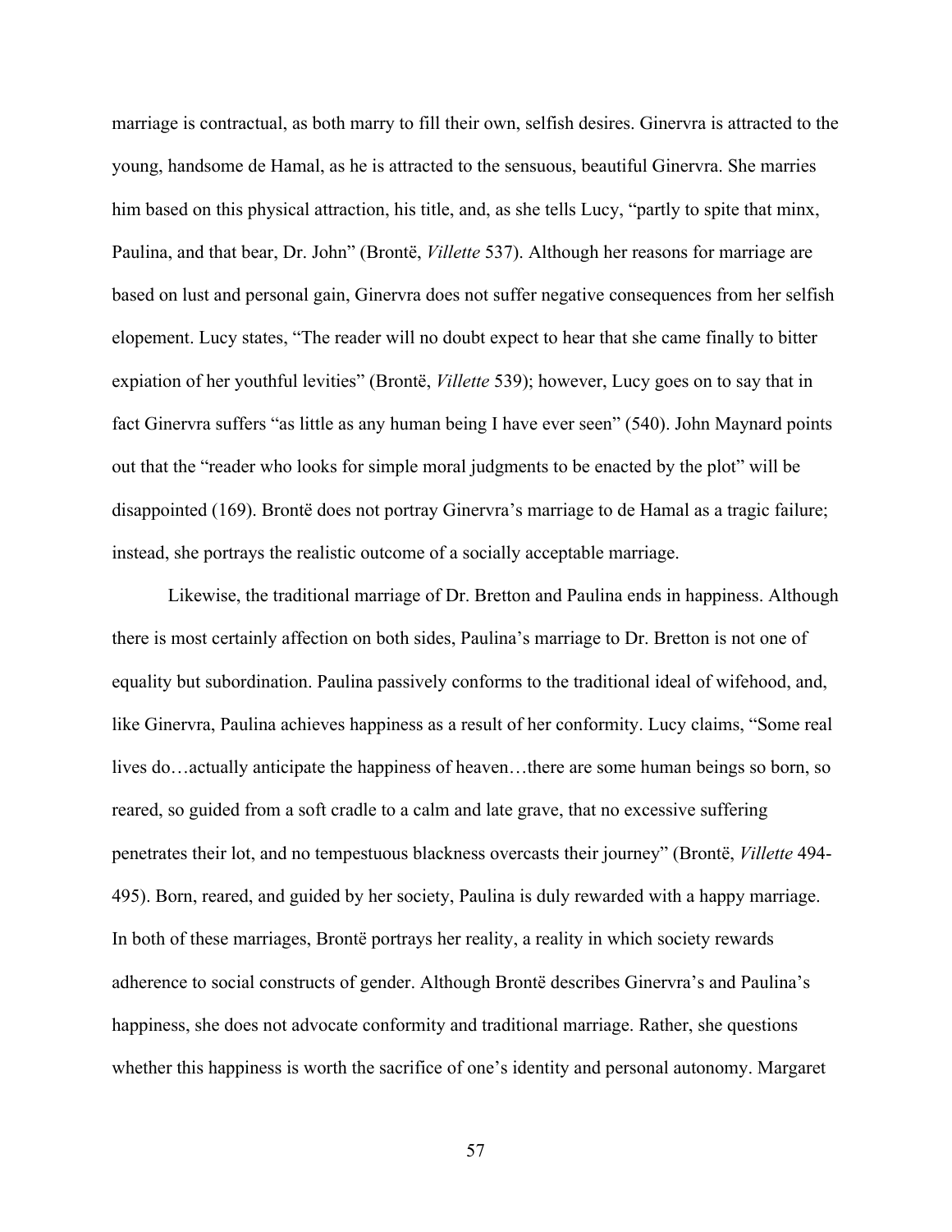marriage is contractual, as both marry to fill their own, selfish desires. Ginervra is attracted to the young, handsome de Hamal, as he is attracted to the sensuous, beautiful Ginervra. She marries him based on this physical attraction, his title, and, as she tells Lucy, "partly to spite that minx, Paulina, and that bear, Dr. John" (Brontë, *Villette* 537). Although her reasons for marriage are based on lust and personal gain, Ginervra does not suffer negative consequences from her selfish elopement. Lucy states, "The reader will no doubt expect to hear that she came finally to bitter expiation of her youthful levities" (Brontë, *Villette* 539); however, Lucy goes on to say that in fact Ginervra suffers "as little as any human being I have ever seen" (540). John Maynard points out that the "reader who looks for simple moral judgments to be enacted by the plot" will be disappointed (169). Brontë does not portray Ginervra's marriage to de Hamal as a tragic failure; instead, she portrays the realistic outcome of a socially acceptable marriage.

Likewise, the traditional marriage of Dr. Bretton and Paulina ends in happiness. Although there is most certainly affection on both sides, Paulina's marriage to Dr. Bretton is not one of equality but subordination. Paulina passively conforms to the traditional ideal of wifehood, and, like Ginervra, Paulina achieves happiness as a result of her conformity. Lucy claims, "Some real lives do…actually anticipate the happiness of heaven…there are some human beings so born, so reared, so guided from a soft cradle to a calm and late grave, that no excessive suffering penetrates their lot, and no tempestuous blackness overcasts their journey" (Brontë, *Villette* 494-495). Born, reared, and guided by her society, Paulina is duly rewarded with a happy marriage. In both of these marriages, Brontë portrays her reality, a reality in which society rewards adherence to social constructs of gender. Although Brontë describes Ginervra's and Paulina's happiness, she does not advocate conformity and traditional marriage. Rather, she questions whether this happiness is worth the sacrifice of one's identity and personal autonomy. Margaret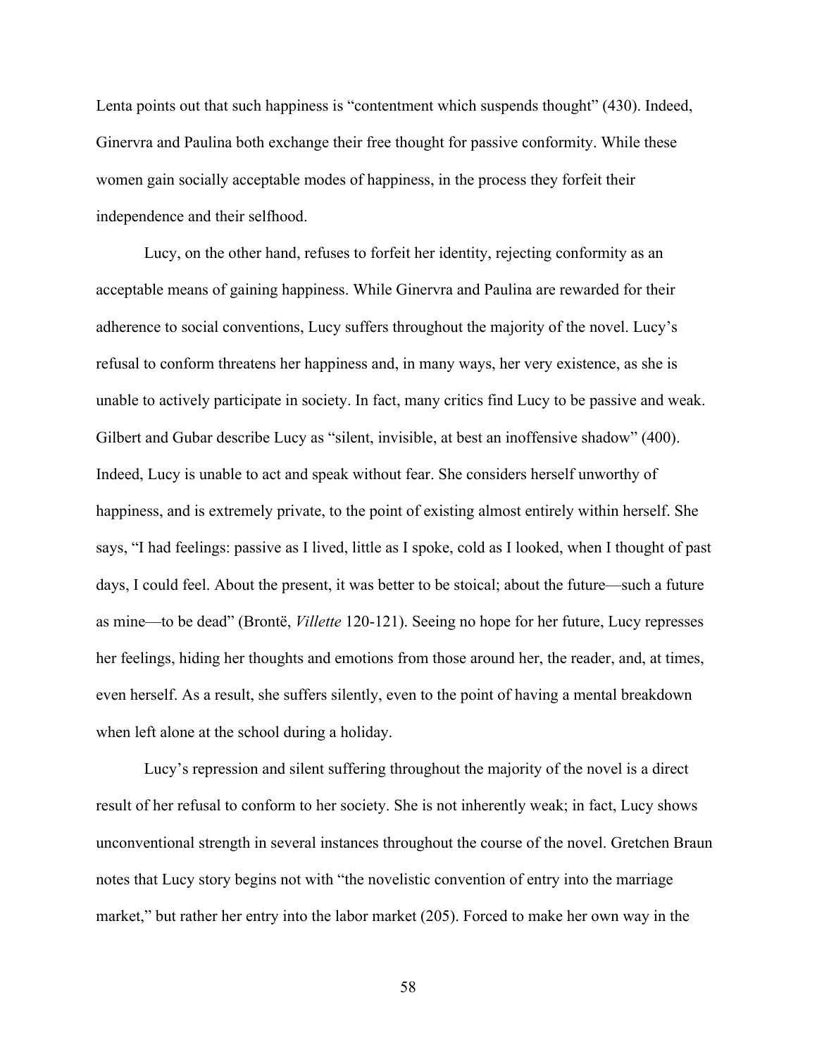Lenta points out that such happiness is "contentment which suspends thought" (430). Indeed, Ginervra and Paulina both exchange their free thought for passive conformity. While these women gain socially acceptable modes of happiness, in the process they forfeit their independence and their selfhood.

Lucy, on the other hand, refuses to forfeit her identity, rejecting conformity as an acceptable means of gaining happiness. While Ginervra and Paulina are rewarded for their adherence to social conventions, Lucy suffers throughout the majority of the novel. Lucy's refusal to conform threatens her happiness and, in many ways, her very existence, as she is unable to actively participate in society. In fact, many critics find Lucy to be passive and weak. Gilbert and Gubar describe Lucy as "silent, invisible, at best an inoffensive shadow" (400). Indeed, Lucy is unable to act and speak without fear. She considers herself unworthy of happiness, and is extremely private, to the point of existing almost entirely within herself. She says, "I had feelings: passive as I lived, little as I spoke, cold as I looked, when I thought of past days, I could feel. About the present, it was better to be stoical; about the future—such a future as mine—to be dead" (Brontë, *Villette* 120-121). Seeing no hope for her future, Lucy represses her feelings, hiding her thoughts and emotions from those around her, the reader, and, at times, even herself. As a result, she suffers silently, even to the point of having a mental breakdown when left alone at the school during a holiday.

Lucy's repression and silent suffering throughout the majority of the novel is a direct result of her refusal to conform to her society. She is not inherently weak; in fact, Lucy shows unconventional strength in several instances throughout the course of the novel. Gretchen Braun notes that Lucy story begins not with "the novelistic convention of entry into the marriage market," but rather her entry into the labor market (205). Forced to make her own way in the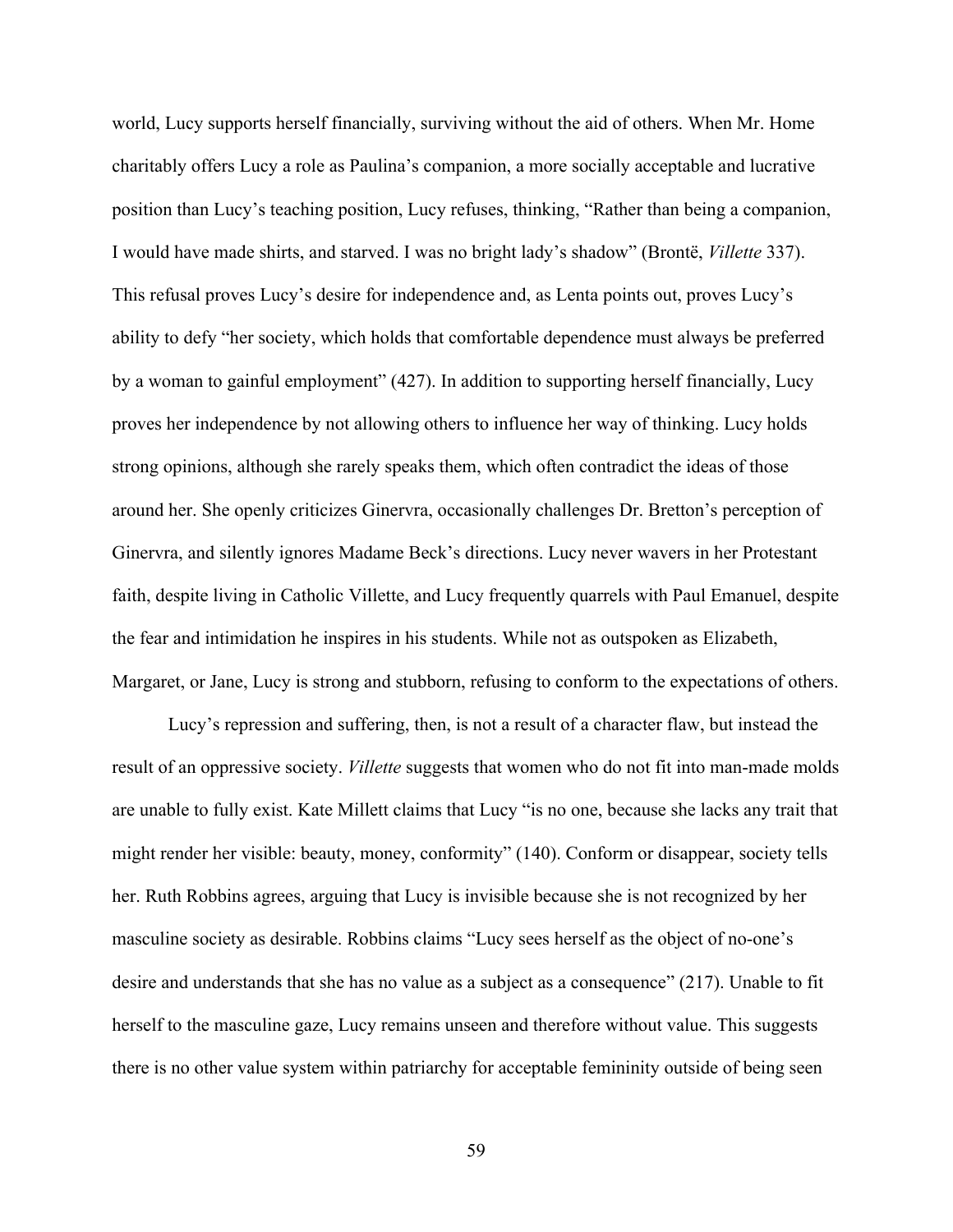world, Lucy supports herself financially, surviving without the aid of others. When Mr. Home charitably offers Lucy a role as Paulina's companion, a more socially acceptable and lucrative position than Lucy's teaching position, Lucy refuses, thinking, "Rather than being a companion, I would have made shirts, and starved. I was no bright lady's shadow" (Brontë, *Villette* 337). This refusal proves Lucy's desire for independence and, as Lenta points out, proves Lucy's ability to defy "her society, which holds that comfortable dependence must always be preferred by a woman to gainful employment" (427). In addition to supporting herself financially, Lucy proves her independence by not allowing others to influence her way of thinking. Lucy holds strong opinions, although she rarely speaks them, which often contradict the ideas of those around her. She openly criticizes Ginervra, occasionally challenges Dr. Bretton's perception of Ginervra, and silently ignores Madame Beck's directions. Lucy never wavers in her Protestant faith, despite living in Catholic Villette, and Lucy frequently quarrels with Paul Emanuel, despite the fear and intimidation he inspires in his students. While not as outspoken as Elizabeth, Margaret, or Jane, Lucy is strong and stubborn, refusing to conform to the expectations of others.

Lucy's repression and suffering, then, is not a result of a character flaw, but instead the result of an oppressive society. *Villette* suggests that women who do not fit into man-made molds are unable to fully exist. Kate Millett claims that Lucy "is no one, because she lacks any trait that might render her visible: beauty, money, conformity" (140). Conform or disappear, society tells her. Ruth Robbins agrees, arguing that Lucy is invisible because she is not recognized by her masculine society as desirable. Robbins claims "Lucy sees herself as the object of no-one's desire and understands that she has no value as a subject as a consequence" (217). Unable to fit herself to the masculine gaze, Lucy remains unseen and therefore without value. This suggests there is no other value system within patriarchy for acceptable femininity outside of being seen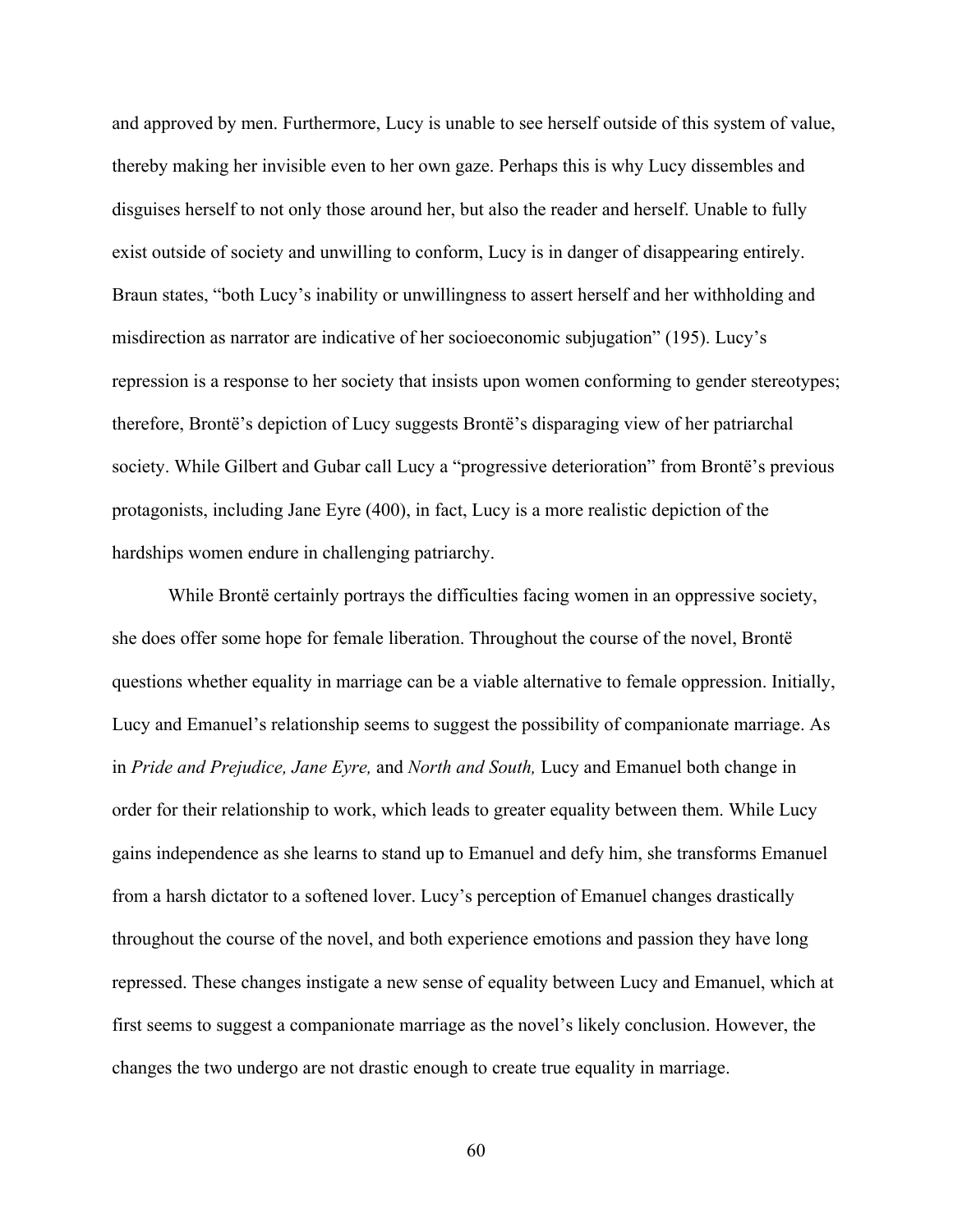and approved by men. Furthermore, Lucy is unable to see herself outside of this system of value, thereby making her invisible even to her own gaze. Perhaps this is why Lucy dissembles and disguises herself to not only those around her, but also the reader and herself. Unable to fully exist outside of society and unwilling to conform, Lucy is in danger of disappearing entirely. Braun states, "both Lucy's inability or unwillingness to assert herself and her withholding and misdirection as narrator are indicative of her socioeconomic subjugation" (195). Lucy's repression is a response to her society that insists upon women conforming to gender stereotypes; therefore, Brontë's depiction of Lucy suggests Brontë's disparaging view of her patriarchal society. While Gilbert and Gubar call Lucy a "progressive deterioration" from Brontë's previous protagonists, including Jane Eyre (400), in fact, Lucy is a more realistic depiction of the hardships women endure in challenging patriarchy.

While Brontë certainly portrays the difficulties facing women in an oppressive society, she does offer some hope for female liberation. Throughout the course of the novel, Brontë questions whether equality in marriage can be a viable alternative to female oppression. Initially, Lucy and Emanuel's relationship seems to suggest the possibility of companionate marriage. As in *Pride and Prejudice, Jane Eyre,* and *North and South,* Lucy and Emanuel both change in order for their relationship to work, which leads to greater equality between them. While Lucy gains independence as she learns to stand up to Emanuel and defy him, she transforms Emanuel from a harsh dictator to a softened lover. Lucy's perception of Emanuel changes drastically throughout the course of the novel, and both experience emotions and passion they have long repressed. These changes instigate a new sense of equality between Lucy and Emanuel, which at first seems to suggest a companionate marriage as the novel's likely conclusion. However, the changes the two undergo are not drastic enough to create true equality in marriage.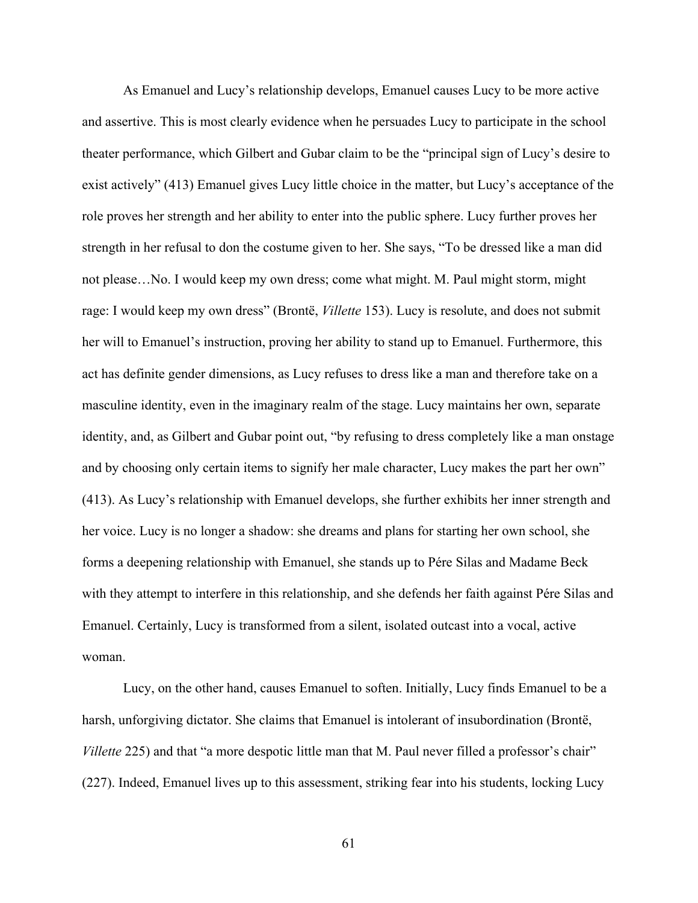As Emanuel and Lucy's relationship develops, Emanuel causes Lucy to be more active and assertive. This is most clearly evidence when he persuades Lucy to participate in the school theater performance, which Gilbert and Gubar claim to be the "principal sign of Lucy's desire to exist actively" (413) Emanuel gives Lucy little choice in the matter, but Lucy's acceptance of the role proves her strength and her ability to enter into the public sphere. Lucy further proves her strength in her refusal to don the costume given to her. She says, "To be dressed like a man did not please…No. I would keep my own dress; come what might. M. Paul might storm, might rage: I would keep my own dress" (Brontë, *Villette* 153). Lucy is resolute, and does not submit her will to Emanuel's instruction, proving her ability to stand up to Emanuel. Furthermore, this act has definite gender dimensions, as Lucy refuses to dress like a man and therefore take on a masculine identity, even in the imaginary realm of the stage. Lucy maintains her own, separate identity, and, as Gilbert and Gubar point out, "by refusing to dress completely like a man onstage and by choosing only certain items to signify her male character, Lucy makes the part her own" (413). As Lucy's relationship with Emanuel develops, she further exhibits her inner strength and her voice. Lucy is no longer a shadow: she dreams and plans for starting her own school, she forms a deepening relationship with Emanuel, she stands up to Pére Silas and Madame Beck with they attempt to interfere in this relationship, and she defends her faith against Pére Silas and Emanuel. Certainly, Lucy is transformed from a silent, isolated outcast into a vocal, active woman.

Lucy, on the other hand, causes Emanuel to soften. Initially, Lucy finds Emanuel to be a harsh, unforgiving dictator. She claims that Emanuel is intolerant of insubordination (Brontë, *Villette* 225) and that "a more despotic little man that M. Paul never filled a professor's chair" (227). Indeed, Emanuel lives up to this assessment, striking fear into his students, locking Lucy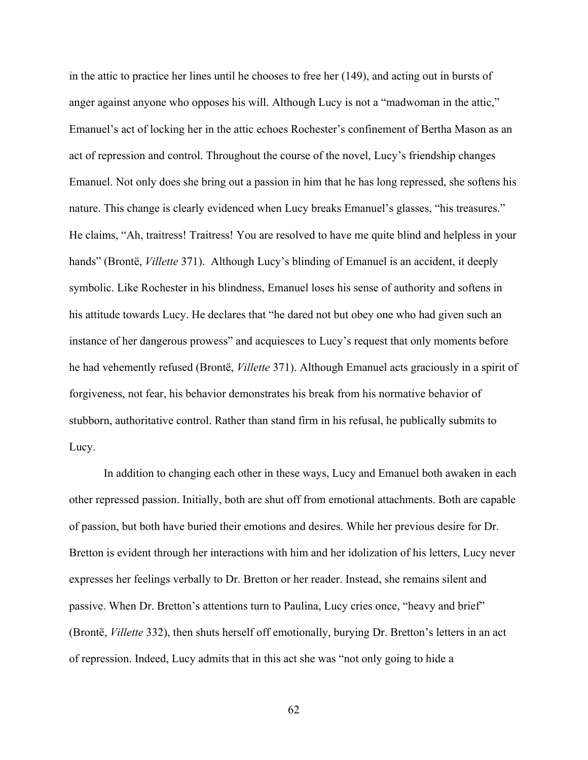in the attic to practice her lines until he chooses to free her (149), and acting out in bursts of anger against anyone who opposes his will. Although Lucy is not a "madwoman in the attic," Emanuel's act of locking her in the attic echoes Rochester's confinement of Bertha Mason as an act of repression and control. Throughout the course of the novel, Lucy's friendship changes Emanuel. Not only does she bring out a passion in him that he has long repressed, she softens his nature. This change is clearly evidenced when Lucy breaks Emanuel's glasses, "his treasures." He claims, "Ah, traitress! Traitress! You are resolved to have me quite blind and helpless in your hands" (Brontë, *Villette* 371). Although Lucy's blinding of Emanuel is an accident, it deeply symbolic. Like Rochester in his blindness, Emanuel loses his sense of authority and softens in his attitude towards Lucy. He declares that "he dared not but obey one who had given such an instance of her dangerous prowess" and acquiesces to Lucy's request that only moments before he had vehemently refused (Brontë, *Villette* 371). Although Emanuel acts graciously in a spirit of forgiveness, not fear, his behavior demonstrates his break from his normative behavior of stubborn, authoritative control. Rather than stand firm in his refusal, he publically submits to Lucy.

In addition to changing each other in these ways, Lucy and Emanuel both awaken in each other repressed passion. Initially, both are shut off from emotional attachments. Both are capable of passion, but both have buried their emotions and desires. While her previous desire for Dr. Bretton is evident through her interactions with him and her idolization of his letters, Lucy never expresses her feelings verbally to Dr. Bretton or her reader. Instead, she remains silent and passive. When Dr. Bretton's attentions turn to Paulina, Lucy cries once, "heavy and brief" (Brontë, *Villette* 332), then shuts herself off emotionally, burying Dr. Bretton's letters in an act of repression. Indeed, Lucy admits that in this act she was "not only going to hide a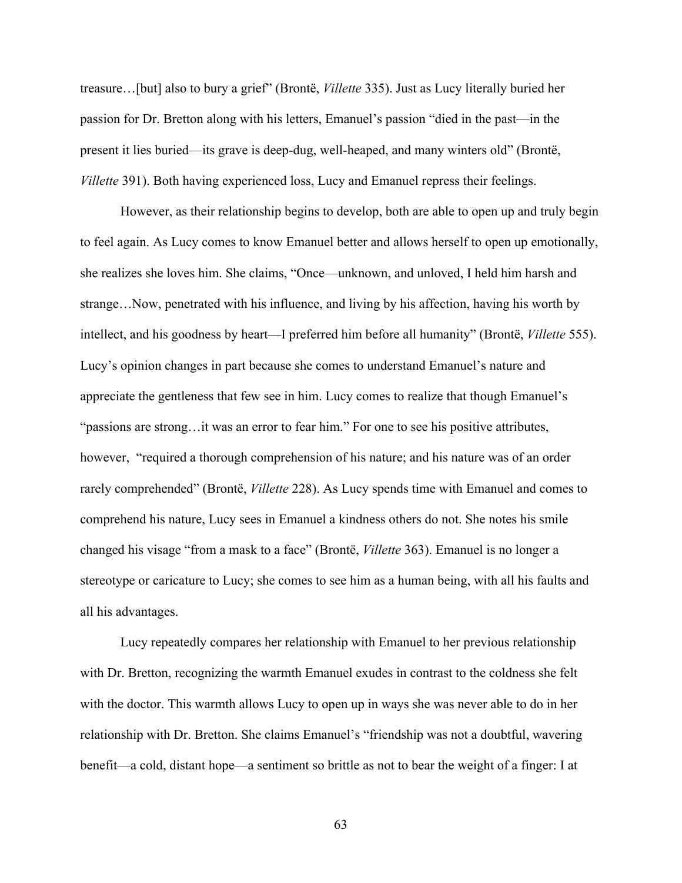treasure…[but] also to bury a grief" (Brontë, *Villette* 335). Just as Lucy literally buried her passion for Dr. Bretton along with his letters, Emanuel's passion "died in the past—in the present it lies buried—its grave is deep-dug, well-heaped, and many winters old" (Brontë, *Villette* 391). Both having experienced loss, Lucy and Emanuel repress their feelings.

However, as their relationship begins to develop, both are able to open up and truly begin to feel again. As Lucy comes to know Emanuel better and allows herself to open up emotionally, she realizes she loves him. She claims, "Once—unknown, and unloved, I held him harsh and strange…Now, penetrated with his influence, and living by his affection, having his worth by intellect, and his goodness by heart—I preferred him before all humanity" (Brontë, *Villette* 555). Lucy's opinion changes in part because she comes to understand Emanuel's nature and appreciate the gentleness that few see in him. Lucy comes to realize that though Emanuel's "passions are strong…it was an error to fear him." For one to see his positive attributes, however, "required a thorough comprehension of his nature; and his nature was of an order rarely comprehended" (Brontë, *Villette* 228). As Lucy spends time with Emanuel and comes to comprehend his nature, Lucy sees in Emanuel a kindness others do not. She notes his smile changed his visage "from a mask to a face" (Brontë, *Villette* 363). Emanuel is no longer a stereotype or caricature to Lucy; she comes to see him as a human being, with all his faults and all his advantages.

Lucy repeatedly compares her relationship with Emanuel to her previous relationship with Dr. Bretton, recognizing the warmth Emanuel exudes in contrast to the coldness she felt with the doctor. This warmth allows Lucy to open up in ways she was never able to do in her relationship with Dr. Bretton. She claims Emanuel's "friendship was not a doubtful, wavering benefit—a cold, distant hope—a sentiment so brittle as not to bear the weight of a finger: I at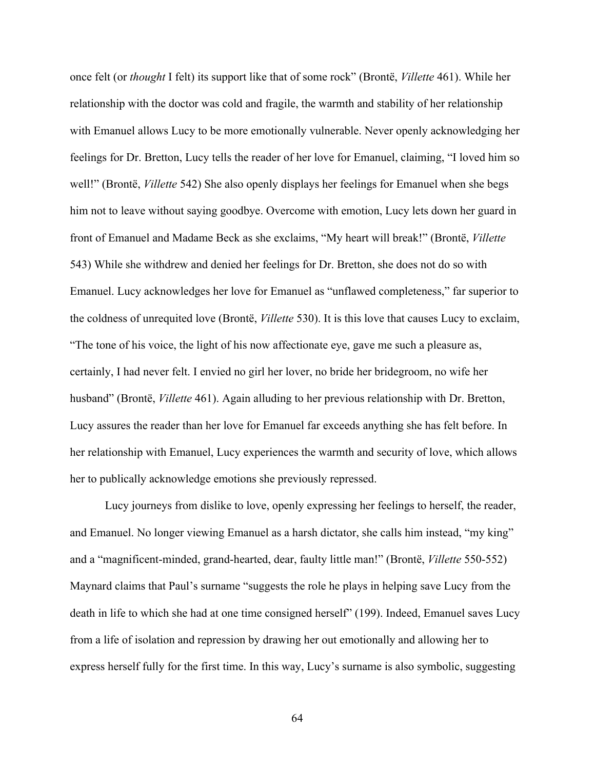once felt (or *thought* I felt) its support like that of some rock" (Brontë, *Villette* 461). While her relationship with the doctor was cold and fragile, the warmth and stability of her relationship with Emanuel allows Lucy to be more emotionally vulnerable. Never openly acknowledging her feelings for Dr. Bretton, Lucy tells the reader of her love for Emanuel, claiming, "I loved him so well!" (Brontë, *Villette* 542) She also openly displays her feelings for Emanuel when she begs him not to leave without saying goodbye. Overcome with emotion, Lucy lets down her guard in front of Emanuel and Madame Beck as she exclaims, "My heart will break!" (Brontë, *Villette* 543) While she withdrew and denied her feelings for Dr. Bretton, she does not do so with Emanuel. Lucy acknowledges her love for Emanuel as "unflawed completeness," far superior to the coldness of unrequited love (Brontë, *Villette* 530). It is this love that causes Lucy to exclaim, "The tone of his voice, the light of his now affectionate eye, gave me such a pleasure as, certainly, I had never felt. I envied no girl her lover, no bride her bridegroom, no wife her husband" (Brontë, *Villette* 461). Again alluding to her previous relationship with Dr. Bretton, Lucy assures the reader than her love for Emanuel far exceeds anything she has felt before. In her relationship with Emanuel, Lucy experiences the warmth and security of love, which allows her to publically acknowledge emotions she previously repressed.

Lucy journeys from dislike to love, openly expressing her feelings to herself, the reader, and Emanuel. No longer viewing Emanuel as a harsh dictator, she calls him instead, "my king" and a "magnificent-minded, grand-hearted, dear, faulty little man!" (Brontë, *Villette* 550-552) Maynard claims that Paul's surname "suggests the role he plays in helping save Lucy from the death in life to which she had at one time consigned herself" (199). Indeed, Emanuel saves Lucy from a life of isolation and repression by drawing her out emotionally and allowing her to express herself fully for the first time. In this way, Lucy's surname is also symbolic, suggesting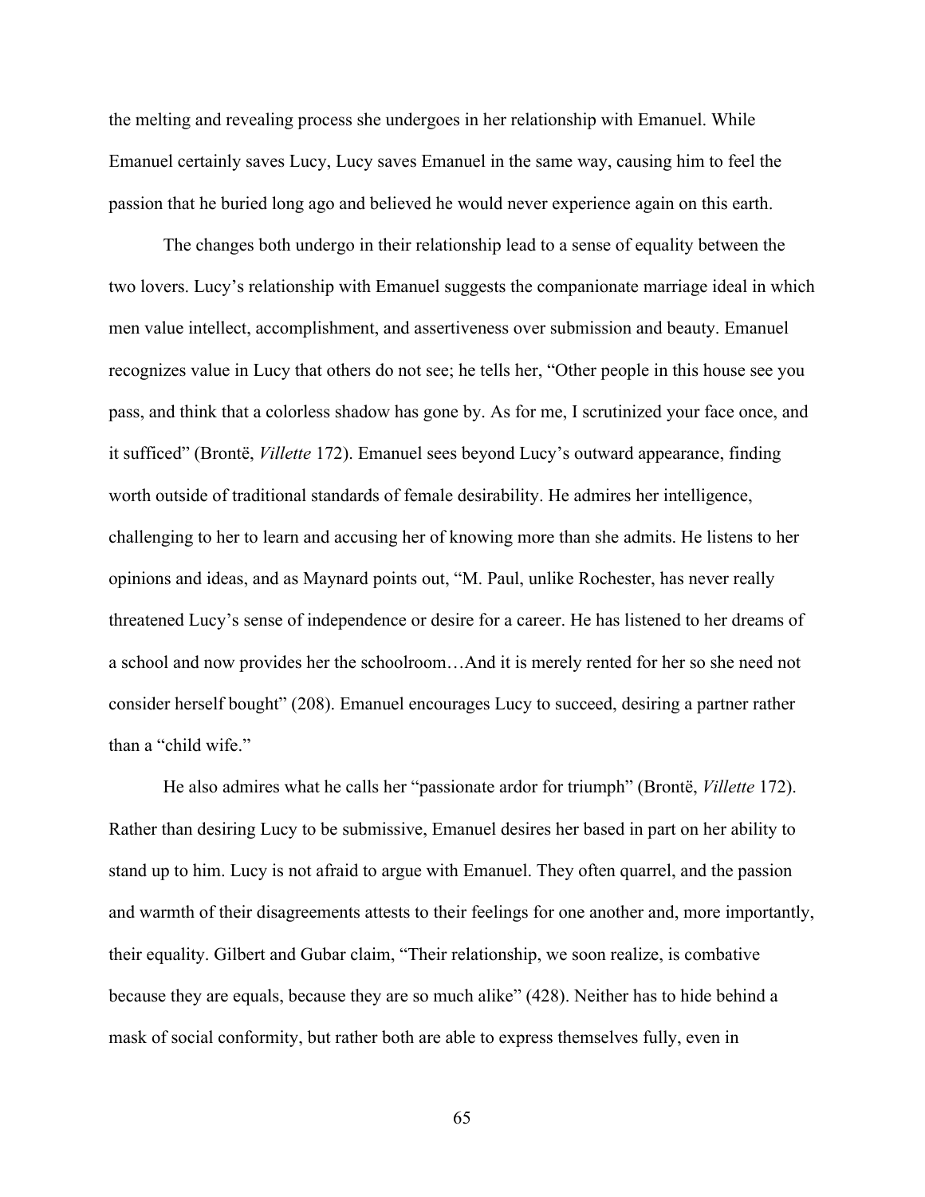the melting and revealing process she undergoes in her relationship with Emanuel. While Emanuel certainly saves Lucy, Lucy saves Emanuel in the same way, causing him to feel the passion that he buried long ago and believed he would never experience again on this earth.

The changes both undergo in their relationship lead to a sense of equality between the two lovers. Lucy's relationship with Emanuel suggests the companionate marriage ideal in which men value intellect, accomplishment, and assertiveness over submission and beauty. Emanuel recognizes value in Lucy that others do not see; he tells her, "Other people in this house see you pass, and think that a colorless shadow has gone by. As for me, I scrutinized your face once, and it sufficed" (Brontë, *Villette* 172). Emanuel sees beyond Lucy's outward appearance, finding worth outside of traditional standards of female desirability. He admires her intelligence, challenging to her to learn and accusing her of knowing more than she admits. He listens to her opinions and ideas, and as Maynard points out, "M. Paul, unlike Rochester, has never really threatened Lucy's sense of independence or desire for a career. He has listened to her dreams of a school and now provides her the schoolroom…And it is merely rented for her so she need not consider herself bought" (208). Emanuel encourages Lucy to succeed, desiring a partner rather than a "child wife."

He also admires what he calls her "passionate ardor for triumph" (Brontë, *Villette* 172). Rather than desiring Lucy to be submissive, Emanuel desires her based in part on her ability to stand up to him. Lucy is not afraid to argue with Emanuel. They often quarrel, and the passion and warmth of their disagreements attests to their feelings for one another and, more importantly, their equality. Gilbert and Gubar claim, "Their relationship, we soon realize, is combative because they are equals, because they are so much alike" (428). Neither has to hide behind a mask of social conformity, but rather both are able to express themselves fully, even in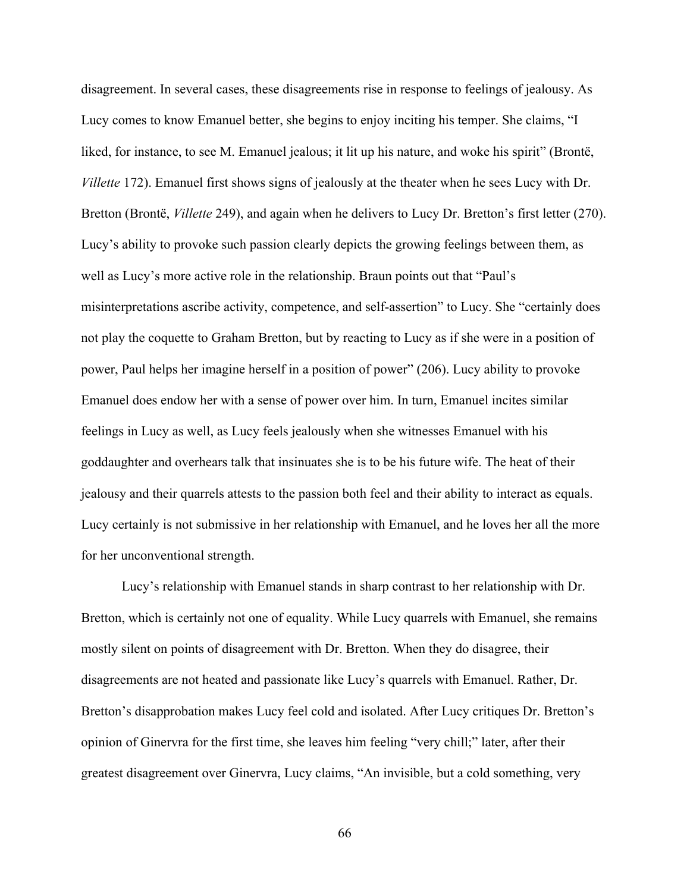disagreement. In several cases, these disagreements rise in response to feelings of jealousy. As Lucy comes to know Emanuel better, she begins to enjoy inciting his temper. She claims, "I liked, for instance, to see M. Emanuel jealous; it lit up his nature, and woke his spirit" (Brontë, *Villette* 172). Emanuel first shows signs of jealously at the theater when he sees Lucy with Dr. Bretton (Brontë, *Villette* 249), and again when he delivers to Lucy Dr. Bretton's first letter (270). Lucy's ability to provoke such passion clearly depicts the growing feelings between them, as well as Lucy's more active role in the relationship. Braun points out that "Paul's misinterpretations ascribe activity, competence, and self-assertion" to Lucy. She "certainly does not play the coquette to Graham Bretton, but by reacting to Lucy as if she were in a position of power, Paul helps her imagine herself in a position of power" (206). Lucy ability to provoke Emanuel does endow her with a sense of power over him. In turn, Emanuel incites similar feelings in Lucy as well, as Lucy feels jealously when she witnesses Emanuel with his goddaughter and overhears talk that insinuates she is to be his future wife. The heat of their jealousy and their quarrels attests to the passion both feel and their ability to interact as equals. Lucy certainly is not submissive in her relationship with Emanuel, and he loves her all the more for her unconventional strength.

Lucy's relationship with Emanuel stands in sharp contrast to her relationship with Dr. Bretton, which is certainly not one of equality. While Lucy quarrels with Emanuel, she remains mostly silent on points of disagreement with Dr. Bretton. When they do disagree, their disagreements are not heated and passionate like Lucy's quarrels with Emanuel. Rather, Dr. Bretton's disapprobation makes Lucy feel cold and isolated. After Lucy critiques Dr. Bretton's opinion of Ginervra for the first time, she leaves him feeling "very chill;" later, after their greatest disagreement over Ginervra, Lucy claims, "An invisible, but a cold something, very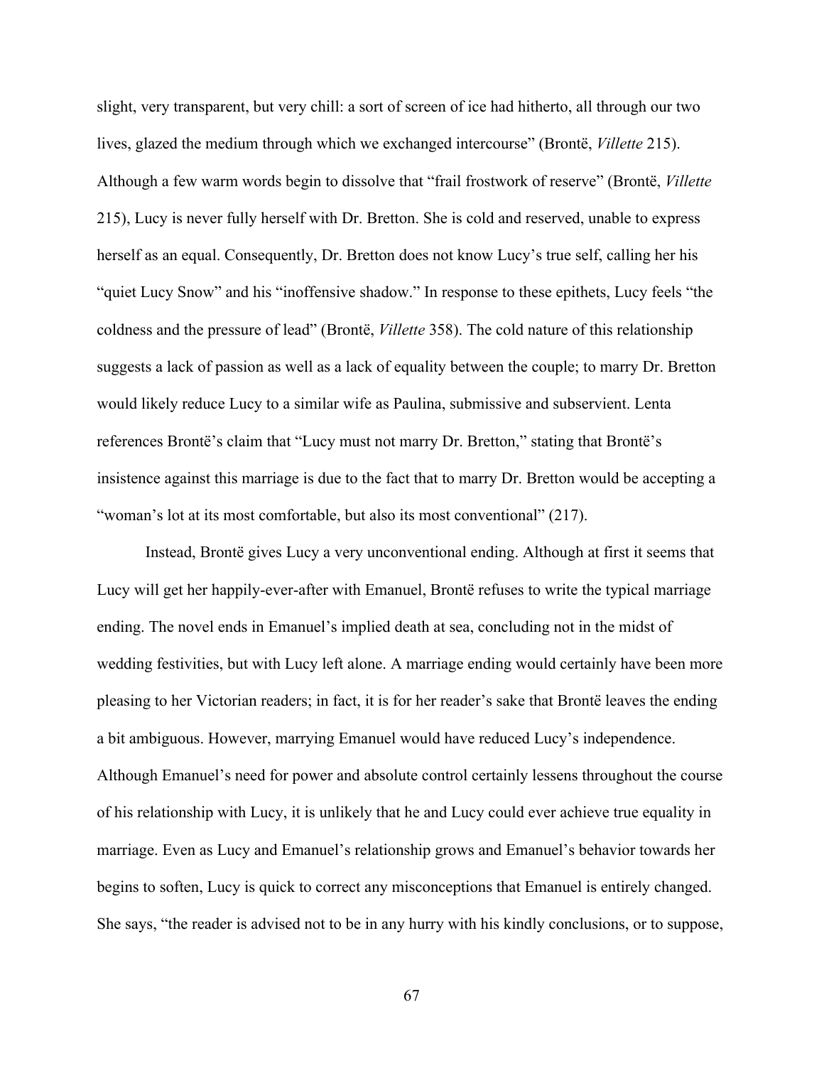slight, very transparent, but very chill: a sort of screen of ice had hitherto, all through our two lives, glazed the medium through which we exchanged intercourse" (Brontë, *Villette* 215). Although a few warm words begin to dissolve that "frail frostwork of reserve" (Brontë, *Villette* 215), Lucy is never fully herself with Dr. Bretton. She is cold and reserved, unable to express herself as an equal. Consequently, Dr. Bretton does not know Lucy's true self, calling her his "quiet Lucy Snow" and his "inoffensive shadow." In response to these epithets, Lucy feels "the coldness and the pressure of lead" (Brontë, *Villette* 358). The cold nature of this relationship suggests a lack of passion as well as a lack of equality between the couple; to marry Dr. Bretton would likely reduce Lucy to a similar wife as Paulina, submissive and subservient. Lenta references Brontë's claim that "Lucy must not marry Dr. Bretton," stating that Brontë's insistence against this marriage is due to the fact that to marry Dr. Bretton would be accepting a "woman's lot at its most comfortable, but also its most conventional" (217).

Instead, Brontë gives Lucy a very unconventional ending. Although at first it seems that Lucy will get her happily-ever-after with Emanuel, Brontë refuses to write the typical marriage ending. The novel ends in Emanuel's implied death at sea, concluding not in the midst of wedding festivities, but with Lucy left alone. A marriage ending would certainly have been more pleasing to her Victorian readers; in fact, it is for her reader's sake that Brontë leaves the ending a bit ambiguous. However, marrying Emanuel would have reduced Lucy's independence. Although Emanuel's need for power and absolute control certainly lessens throughout the course of his relationship with Lucy, it is unlikely that he and Lucy could ever achieve true equality in marriage. Even as Lucy and Emanuel's relationship grows and Emanuel's behavior towards her begins to soften, Lucy is quick to correct any misconceptions that Emanuel is entirely changed. She says, "the reader is advised not to be in any hurry with his kindly conclusions, or to suppose,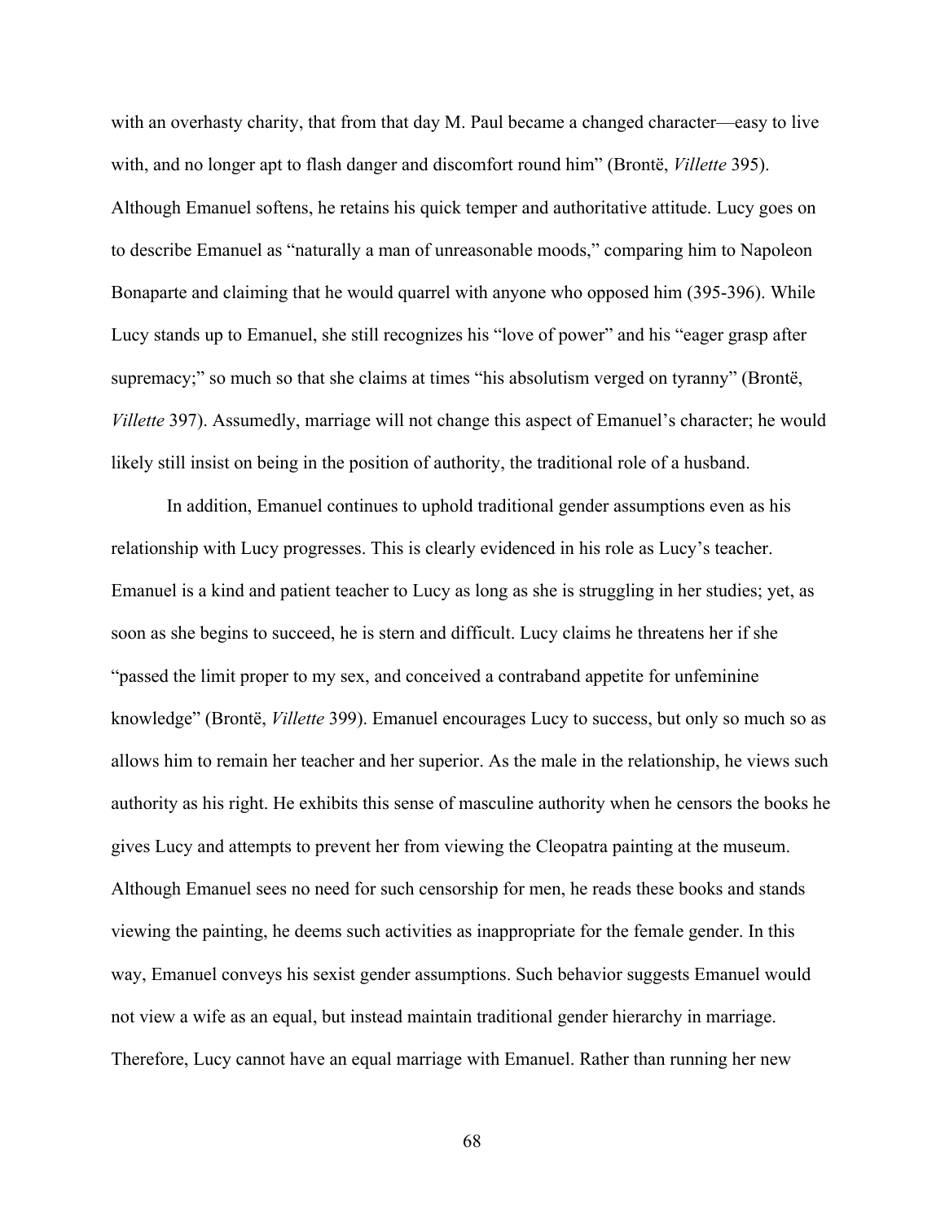with an overhasty charity, that from that day M. Paul became a changed character—easy to live with, and no longer apt to flash danger and discomfort round him" (Brontë, *Villette* 395). Although Emanuel softens, he retains his quick temper and authoritative attitude. Lucy goes on to describe Emanuel as "naturally a man of unreasonable moods," comparing him to Napoleon Bonaparte and claiming that he would quarrel with anyone who opposed him (395-396). While Lucy stands up to Emanuel, she still recognizes his "love of power" and his "eager grasp after supremacy;" so much so that she claims at times "his absolutism verged on tyranny" (Brontë, *Villette* 397). Assumedly, marriage will not change this aspect of Emanuel's character; he would likely still insist on being in the position of authority, the traditional role of a husband.

In addition, Emanuel continues to uphold traditional gender assumptions even as his relationship with Lucy progresses. This is clearly evidenced in his role as Lucy's teacher. Emanuel is a kind and patient teacher to Lucy as long as she is struggling in her studies; yet, as soon as she begins to succeed, he is stern and difficult. Lucy claims he threatens her if she "passed the limit proper to my sex, and conceived a contraband appetite for unfeminine knowledge" (Brontë, *Villette* 399). Emanuel encourages Lucy to success, but only so much so as allows him to remain her teacher and her superior. As the male in the relationship, he views such authority as his right. He exhibits this sense of masculine authority when he censors the books he gives Lucy and attempts to prevent her from viewing the Cleopatra painting at the museum. Although Emanuel sees no need for such censorship for men, he reads these books and stands viewing the painting, he deems such activities as inappropriate for the female gender. In this way, Emanuel conveys his sexist gender assumptions. Such behavior suggests Emanuel would not view a wife as an equal, but instead maintain traditional gender hierarchy in marriage. Therefore, Lucy cannot have an equal marriage with Emanuel. Rather than running her new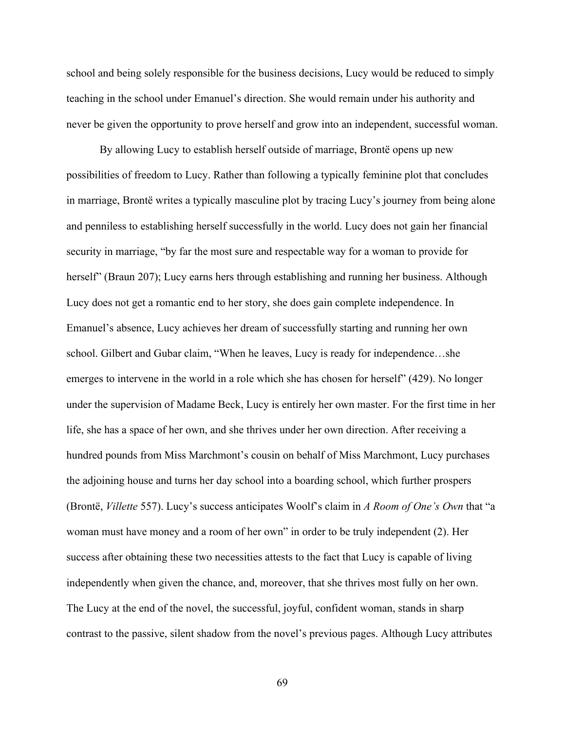school and being solely responsible for the business decisions, Lucy would be reduced to simply teaching in the school under Emanuel's direction. She would remain under his authority and never be given the opportunity to prove herself and grow into an independent, successful woman.

By allowing Lucy to establish herself outside of marriage, Brontë opens up new possibilities of freedom to Lucy. Rather than following a typically feminine plot that concludes in marriage, Brontë writes a typically masculine plot by tracing Lucy's journey from being alone and penniless to establishing herself successfully in the world. Lucy does not gain her financial security in marriage, "by far the most sure and respectable way for a woman to provide for herself" (Braun 207); Lucy earns hers through establishing and running her business. Although Lucy does not get a romantic end to her story, she does gain complete independence. In Emanuel's absence, Lucy achieves her dream of successfully starting and running her own school. Gilbert and Gubar claim, "When he leaves, Lucy is ready for independence…she emerges to intervene in the world in a role which she has chosen for herself" (429). No longer under the supervision of Madame Beck, Lucy is entirely her own master. For the first time in her life, she has a space of her own, and she thrives under her own direction. After receiving a hundred pounds from Miss Marchmont's cousin on behalf of Miss Marchmont, Lucy purchases the adjoining house and turns her day school into a boarding school, which further prospers (Brontë, *Villette* 557). Lucy's success anticipates Woolf's claim in *A Room of One's Own* that "a woman must have money and a room of her own" in order to be truly independent (2). Her success after obtaining these two necessities attests to the fact that Lucy is capable of living independently when given the chance, and, moreover, that she thrives most fully on her own. The Lucy at the end of the novel, the successful, joyful, confident woman, stands in sharp contrast to the passive, silent shadow from the novel's previous pages. Although Lucy attributes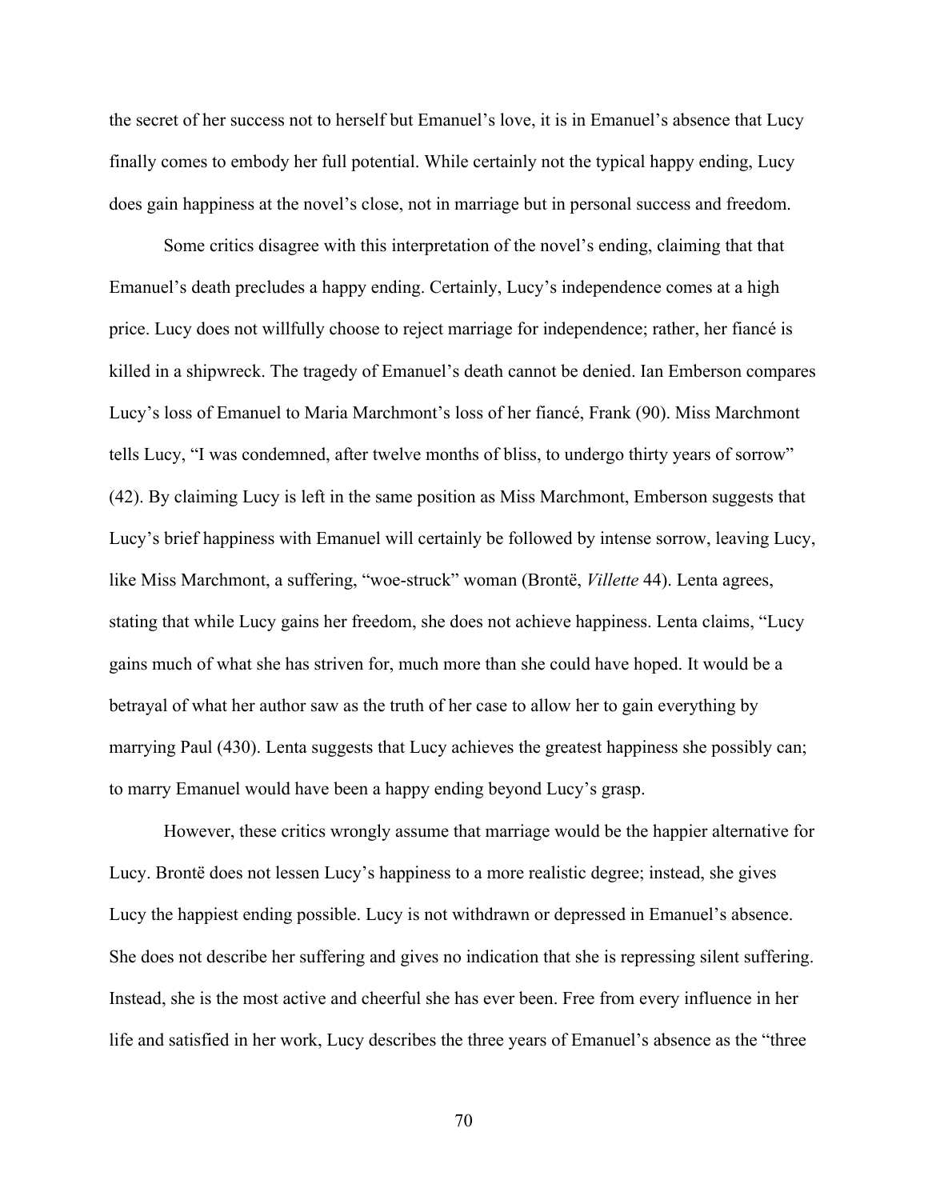the secret of her success not to herself but Emanuel's love, it is in Emanuel's absence that Lucy finally comes to embody her full potential. While certainly not the typical happy ending, Lucy does gain happiness at the novel's close, not in marriage but in personal success and freedom.

Some critics disagree with this interpretation of the novel's ending, claiming that that Emanuel's death precludes a happy ending. Certainly, Lucy's independence comes at a high price. Lucy does not willfully choose to reject marriage for independence; rather, her fiancé is killed in a shipwreck. The tragedy of Emanuel's death cannot be denied. Ian Emberson compares Lucy's loss of Emanuel to Maria Marchmont's loss of her fiancé, Frank (90). Miss Marchmont tells Lucy, "I was condemned, after twelve months of bliss, to undergo thirty years of sorrow" (42). By claiming Lucy is left in the same position as Miss Marchmont, Emberson suggests that Lucy's brief happiness with Emanuel will certainly be followed by intense sorrow, leaving Lucy, like Miss Marchmont, a suffering, "woe-struck" woman (Brontë, *Villette* 44). Lenta agrees, stating that while Lucy gains her freedom, she does not achieve happiness. Lenta claims, "Lucy gains much of what she has striven for, much more than she could have hoped. It would be a betrayal of what her author saw as the truth of her case to allow her to gain everything by marrying Paul (430). Lenta suggests that Lucy achieves the greatest happiness she possibly can; to marry Emanuel would have been a happy ending beyond Lucy's grasp.

However, these critics wrongly assume that marriage would be the happier alternative for Lucy. Brontë does not lessen Lucy's happiness to a more realistic degree; instead, she gives Lucy the happiest ending possible. Lucy is not withdrawn or depressed in Emanuel's absence. She does not describe her suffering and gives no indication that she is repressing silent suffering. Instead, she is the most active and cheerful she has ever been. Free from every influence in her life and satisfied in her work, Lucy describes the three years of Emanuel's absence as the "three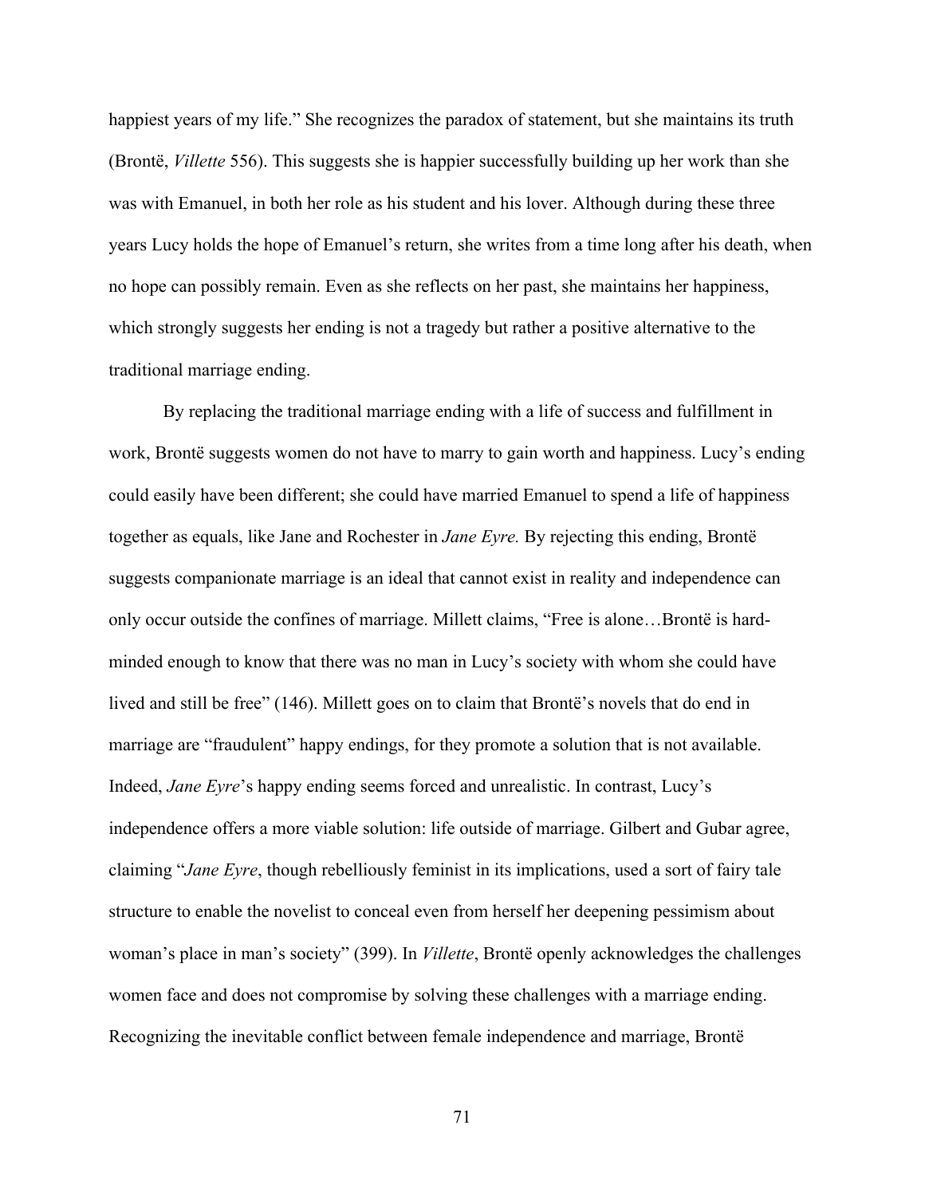happiest years of my life." She recognizes the paradox of statement, but she maintains its truth (Brontë, *Villette* 556). This suggests she is happier successfully building up her work than she was with Emanuel, in both her role as his student and his lover. Although during these three years Lucy holds the hope of Emanuel's return, she writes from a time long after his death, when no hope can possibly remain. Even as she reflects on her past, she maintains her happiness, which strongly suggests her ending is not a tragedy but rather a positive alternative to the traditional marriage ending.

By replacing the traditional marriage ending with a life of success and fulfillment in work, Brontë suggests women do not have to marry to gain worth and happiness. Lucy's ending could easily have been different; she could have married Emanuel to spend a life of happiness together as equals, like Jane and Rochester in *Jane Eyre.* By rejecting this ending, Brontë suggests companionate marriage is an ideal that cannot exist in reality and independence can only occur outside the confines of marriage. Millett claims, "Free is alone…Brontë is hard-minded enough to know that there was no man in Lucy's society with whom she could have lived and still be free" (146). Millett goes on to claim that Brontë's novels that do end in marriage are "fraudulent" happy endings, for they promote a solution that is not available. Indeed, *Jane Eyre*'s happy ending seems forced and unrealistic. In contrast, Lucy's independence offers a more viable solution: life outside of marriage. Gilbert and Gubar agree, claiming "*Jane Eyre*, though rebelliously feminist in its implications, used a sort of fairy tale structure to enable the novelist to conceal even from herself her deepening pessimism about woman's place in man's society" (399). In *Villette*, Brontë openly acknowledges the challenges women face and does not compromise by solving these challenges with a marriage ending. Recognizing the inevitable conflict between female independence and marriage, Brontë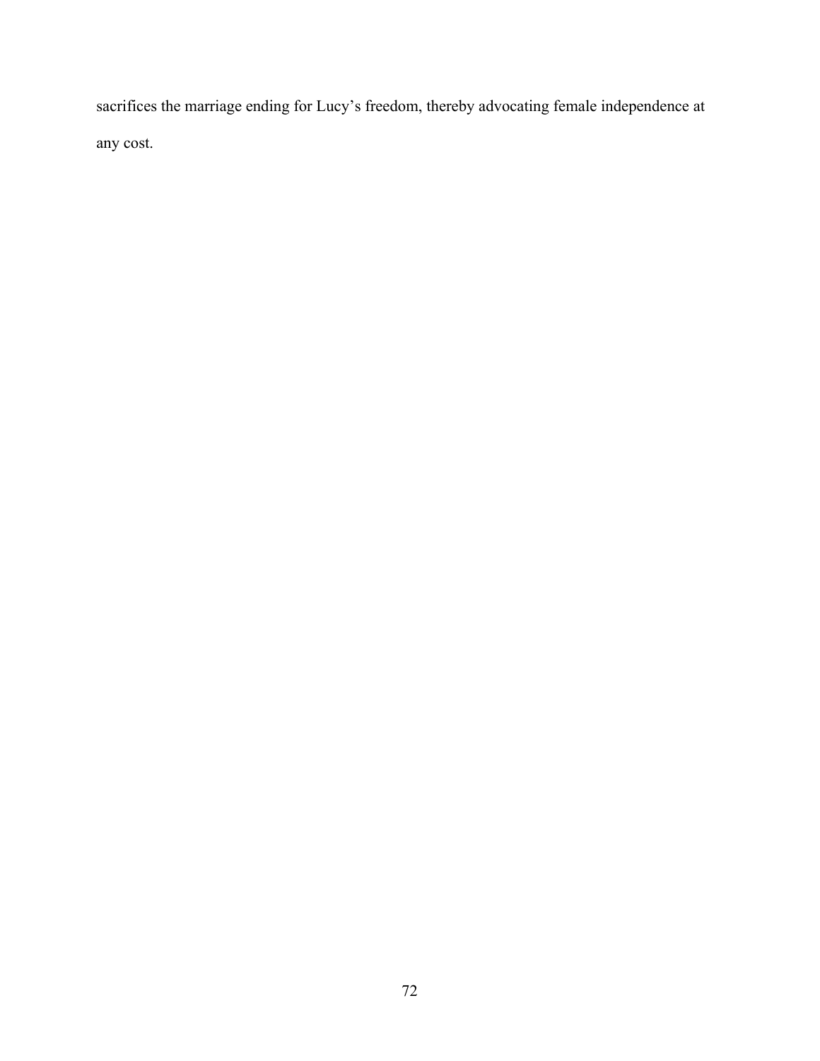sacrifices the marriage ending for Lucy’s freedom, thereby advocating female independence at any cost.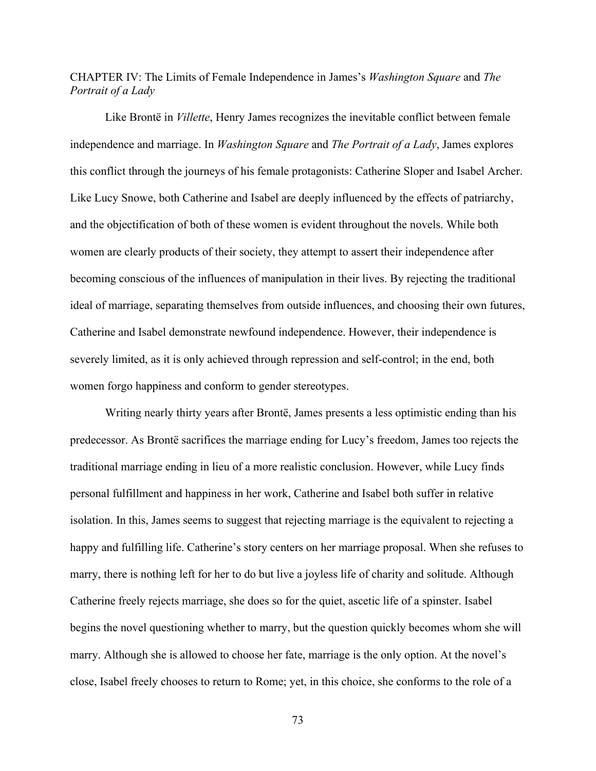# CHAPTER IV: The Limits of Female Independence in James's *Washington Square* and *The Portrait of a Lady*

Like Brontë in *Villette*, Henry James recognizes the inevitable conflict between female independence and marriage. In *Washington Square* and *The Portrait of a Lady*, James explores this conflict through the journeys of his female protagonists: Catherine Sloper and Isabel Archer. Like Lucy Snowe, both Catherine and Isabel are deeply influenced by the effects of patriarchy, and the objectification of both of these women is evident throughout the novels. While both women are clearly products of their society, they attempt to assert their independence after becoming conscious of the influences of manipulation in their lives. By rejecting the traditional ideal of marriage, separating themselves from outside influences, and choosing their own futures, Catherine and Isabel demonstrate newfound independence. However, their independence is severely limited, as it is only achieved through repression and self-control; in the end, both women forgo happiness and conform to gender stereotypes.

Writing nearly thirty years after Brontë, James presents a less optimistic ending than his predecessor. As Brontë sacrifices the marriage ending for Lucy's freedom, James too rejects the traditional marriage ending in lieu of a more realistic conclusion. However, while Lucy finds personal fulfillment and happiness in her work, Catherine and Isabel both suffer in relative isolation. In this, James seems to suggest that rejecting marriage is the equivalent to rejecting a happy and fulfilling life. Catherine's story centers on her marriage proposal. When she refuses to marry, there is nothing left for her to do but live a joyless life of charity and solitude. Although Catherine freely rejects marriage, she does so for the quiet, ascetic life of a spinster. Isabel begins the novel questioning whether to marry, but the question quickly becomes whom she will marry. Although she is allowed to choose her fate, marriage is the only option. At the novel's close, Isabel freely chooses to return to Rome; yet, in this choice, she conforms to the role of a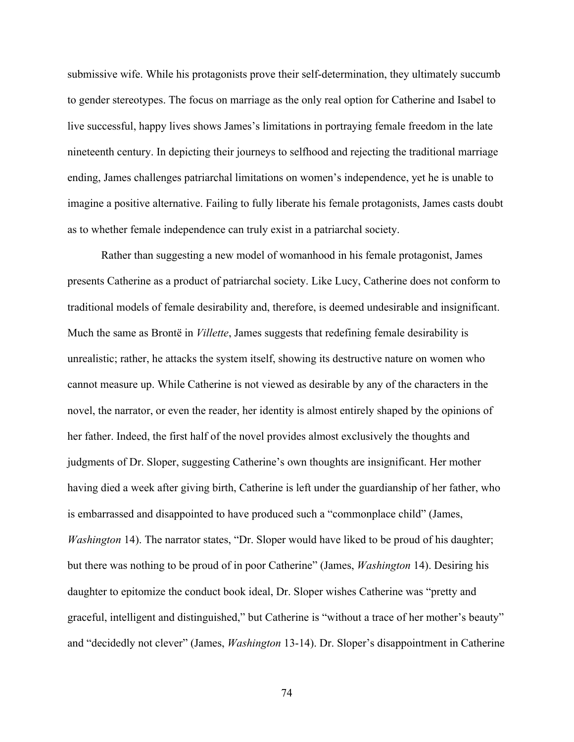submissive wife. While his protagonists prove their self-determination, they ultimately succumb to gender stereotypes. The focus on marriage as the only real option for Catherine and Isabel to live successful, happy lives shows James's limitations in portraying female freedom in the late nineteenth century. In depicting their journeys to selfhood and rejecting the traditional marriage ending, James challenges patriarchal limitations on women's independence, yet he is unable to imagine a positive alternative. Failing to fully liberate his female protagonists, James casts doubt as to whether female independence can truly exist in a patriarchal society.

Rather than suggesting a new model of womanhood in his female protagonist, James presents Catherine as a product of patriarchal society. Like Lucy, Catherine does not conform to traditional models of female desirability and, therefore, is deemed undesirable and insignificant. Much the same as Brontë in *Villette*, James suggests that redefining female desirability is unrealistic; rather, he attacks the system itself, showing its destructive nature on women who cannot measure up. While Catherine is not viewed as desirable by any of the characters in the novel, the narrator, or even the reader, her identity is almost entirely shaped by the opinions of her father. Indeed, the first half of the novel provides almost exclusively the thoughts and judgments of Dr. Sloper, suggesting Catherine's own thoughts are insignificant. Her mother having died a week after giving birth, Catherine is left under the guardianship of her father, who is embarrassed and disappointed to have produced such a "commonplace child" (James, *Washington* 14). The narrator states, "Dr. Sloper would have liked to be proud of his daughter; but there was nothing to be proud of in poor Catherine" (James, *Washington* 14). Desiring his daughter to epitomize the conduct book ideal, Dr. Sloper wishes Catherine was "pretty and graceful, intelligent and distinguished," but Catherine is "without a trace of her mother's beauty" and "decidedly not clever" (James, *Washington* 13-14). Dr. Sloper's disappointment in Catherine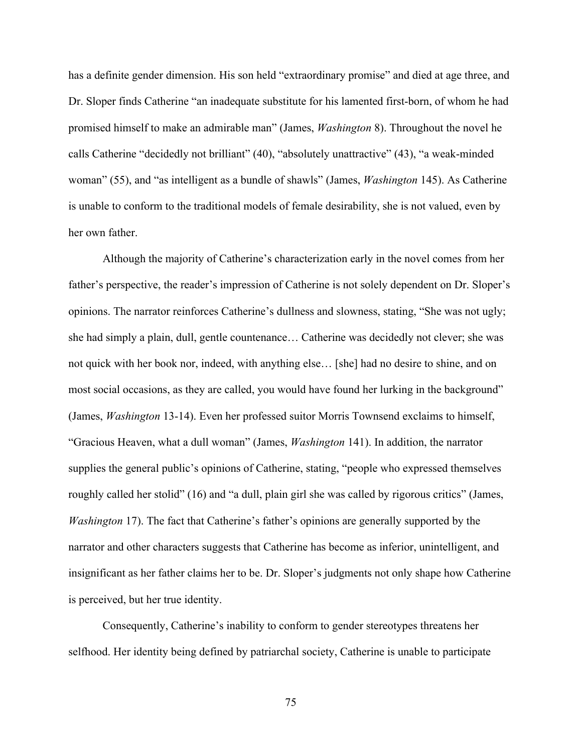has a definite gender dimension. His son held "extraordinary promise" and died at age three, and Dr. Sloper finds Catherine "an inadequate substitute for his lamented first-born, of whom he had promised himself to make an admirable man" (James, *Washington* 8). Throughout the novel he calls Catherine "decidedly not brilliant" (40), "absolutely unattractive" (43), "a weak-minded woman" (55), and "as intelligent as a bundle of shawls" (James, *Washington* 145). As Catherine is unable to conform to the traditional models of female desirability, she is not valued, even by her own father.

Although the majority of Catherine's characterization early in the novel comes from her father's perspective, the reader's impression of Catherine is not solely dependent on Dr. Sloper's opinions. The narrator reinforces Catherine's dullness and slowness, stating, "She was not ugly; she had simply a plain, dull, gentle countenance… Catherine was decidedly not clever; she was not quick with her book nor, indeed, with anything else… [she] had no desire to shine, and on most social occasions, as they are called, you would have found her lurking in the background" (James, *Washington* 13-14). Even her professed suitor Morris Townsend exclaims to himself, "Gracious Heaven, what a dull woman" (James, *Washington* 141). In addition, the narrator supplies the general public's opinions of Catherine, stating, "people who expressed themselves roughly called her stolid" (16) and "a dull, plain girl she was called by rigorous critics" (James, *Washington* 17). The fact that Catherine's father's opinions are generally supported by the narrator and other characters suggests that Catherine has become as inferior, unintelligent, and insignificant as her father claims her to be. Dr. Sloper's judgments not only shape how Catherine is perceived, but her true identity.

Consequently, Catherine's inability to conform to gender stereotypes threatens her selfhood. Her identity being defined by patriarchal society, Catherine is unable to participate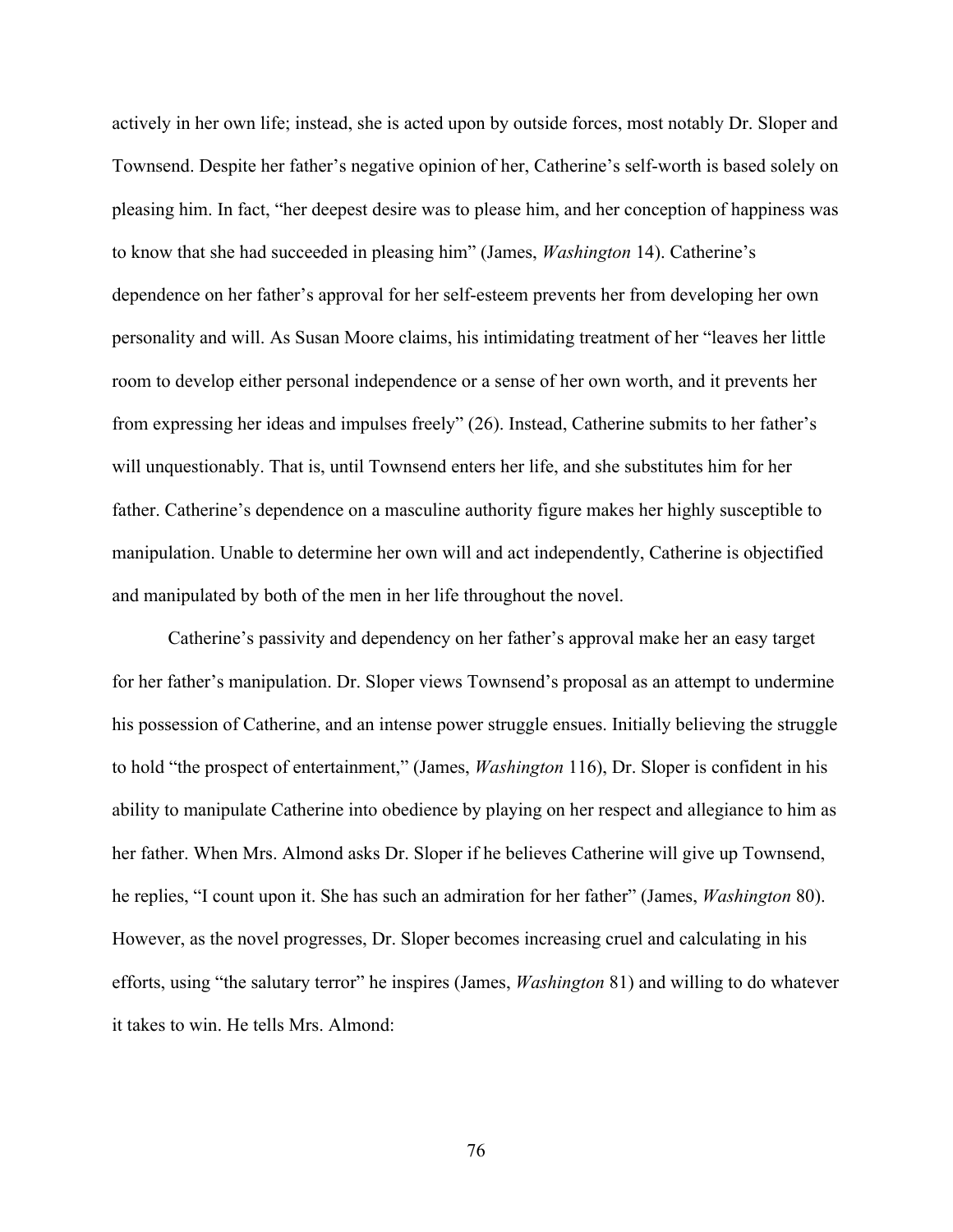actively in her own life; instead, she is acted upon by outside forces, most notably Dr. Sloper and Townsend. Despite her father's negative opinion of her, Catherine's self-worth is based solely on pleasing him. In fact, "her deepest desire was to please him, and her conception of happiness was to know that she had succeeded in pleasing him" (James, *Washington* 14). Catherine's dependence on her father's approval for her self-esteem prevents her from developing her own personality and will. As Susan Moore claims, his intimidating treatment of her "leaves her little room to develop either personal independence or a sense of her own worth, and it prevents her from expressing her ideas and impulses freely" (26). Instead, Catherine submits to her father's will unquestionably. That is, until Townsend enters her life, and she substitutes him for her father. Catherine's dependence on a masculine authority figure makes her highly susceptible to manipulation. Unable to determine her own will and act independently, Catherine is objectified and manipulated by both of the men in her life throughout the novel.

Catherine's passivity and dependency on her father's approval make her an easy target for her father's manipulation. Dr. Sloper views Townsend's proposal as an attempt to undermine his possession of Catherine, and an intense power struggle ensues. Initially believing the struggle to hold "the prospect of entertainment," (James, *Washington* 116), Dr. Sloper is confident in his ability to manipulate Catherine into obedience by playing on her respect and allegiance to him as her father. When Mrs. Almond asks Dr. Sloper if he believes Catherine will give up Townsend, he replies, "I count upon it. She has such an admiration for her father" (James, *Washington* 80). However, as the novel progresses, Dr. Sloper becomes increasing cruel and calculating in his efforts, using "the salutary terror" he inspires (James, *Washington* 81) and willing to do whatever it takes to win. He tells Mrs. Almond: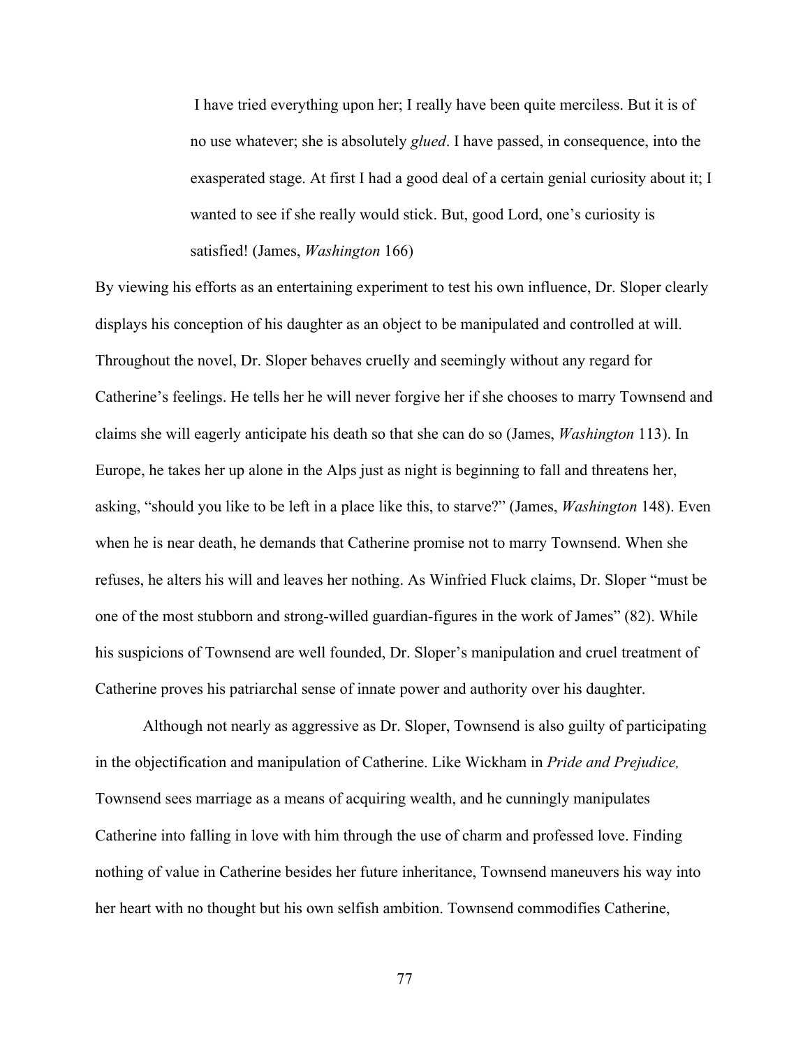> I have tried everything upon her; I really have been quite merciless. But it is of no use whatever; she is absolutely *glued*. I have passed, in consequence, into the exasperated stage. At first I had a good deal of a certain genial curiosity about it; I wanted to see if she really would stick. But, good Lord, one's curiosity is satisfied! (James, *Washington* 166)

By viewing his efforts as an entertaining experiment to test his own influence, Dr. Sloper clearly displays his conception of his daughter as an object to be manipulated and controlled at will. Throughout the novel, Dr. Sloper behaves cruelly and seemingly without any regard for Catherine's feelings. He tells her he will never forgive her if she chooses to marry Townsend and claims she will eagerly anticipate his death so that she can do so (James, *Washington* 113). In Europe, he takes her up alone in the Alps just as night is beginning to fall and threatens her, asking, "should you like to be left in a place like this, to starve?" (James, *Washington* 148). Even when he is near death, he demands that Catherine promise not to marry Townsend. When she refuses, he alters his will and leaves her nothing. As Winfried Fluck claims, Dr. Sloper "must be one of the most stubborn and strong-willed guardian-figures in the work of James" (82). While his suspicions of Townsend are well founded, Dr. Sloper's manipulation and cruel treatment of Catherine proves his patriarchal sense of innate power and authority over his daughter.

Although not nearly as aggressive as Dr. Sloper, Townsend is also guilty of participating in the objectification and manipulation of Catherine. Like Wickham in *Pride and Prejudice,* Townsend sees marriage as a means of acquiring wealth, and he cunningly manipulates Catherine into falling in love with him through the use of charm and professed love. Finding nothing of value in Catherine besides her future inheritance, Townsend maneuvers his way into her heart with no thought but his own selfish ambition. Townsend commodifies Catherine,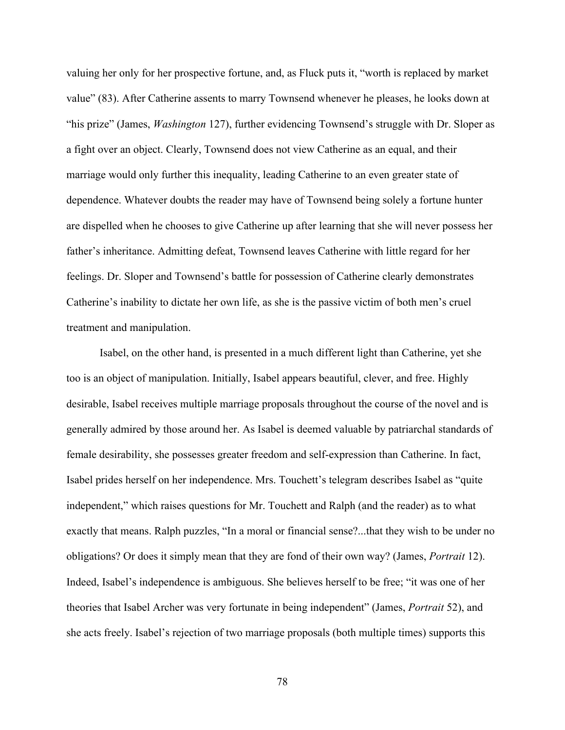valuing her only for her prospective fortune, and, as Fluck puts it, "worth is replaced by market value" (83). After Catherine assents to marry Townsend whenever he pleases, he looks down at "his prize" (James, *Washington* 127), further evidencing Townsend's struggle with Dr. Sloper as a fight over an object. Clearly, Townsend does not view Catherine as an equal, and their marriage would only further this inequality, leading Catherine to an even greater state of dependence. Whatever doubts the reader may have of Townsend being solely a fortune hunter are dispelled when he chooses to give Catherine up after learning that she will never possess her father's inheritance. Admitting defeat, Townsend leaves Catherine with little regard for her feelings. Dr. Sloper and Townsend's battle for possession of Catherine clearly demonstrates Catherine's inability to dictate her own life, as she is the passive victim of both men's cruel treatment and manipulation.

Isabel, on the other hand, is presented in a much different light than Catherine, yet she too is an object of manipulation. Initially, Isabel appears beautiful, clever, and free. Highly desirable, Isabel receives multiple marriage proposals throughout the course of the novel and is generally admired by those around her. As Isabel is deemed valuable by patriarchal standards of female desirability, she possesses greater freedom and self-expression than Catherine. In fact, Isabel prides herself on her independence. Mrs. Touchett's telegram describes Isabel as "quite independent," which raises questions for Mr. Touchett and Ralph (and the reader) as to what exactly that means. Ralph puzzles, "In a moral or financial sense?...that they wish to be under no obligations? Or does it simply mean that they are fond of their own way? (James, *Portrait* 12). Indeed, Isabel's independence is ambiguous. She believes herself to be free; "it was one of her theories that Isabel Archer was very fortunate in being independent" (James, *Portrait* 52), and she acts freely. Isabel's rejection of two marriage proposals (both multiple times) supports this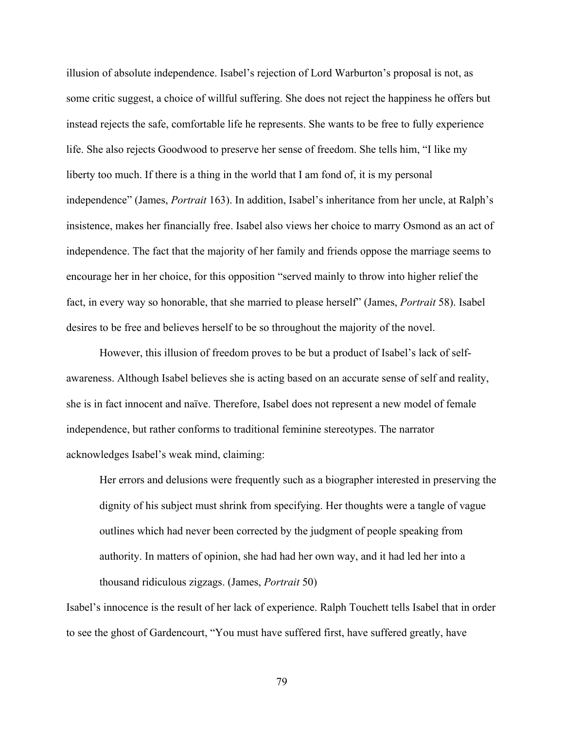illusion of absolute independence. Isabel's rejection of Lord Warburton's proposal is not, as some critic suggest, a choice of willful suffering. She does not reject the happiness he offers but instead rejects the safe, comfortable life he represents. She wants to be free to fully experience life. She also rejects Goodwood to preserve her sense of freedom. She tells him, "I like my liberty too much. If there is a thing in the world that I am fond of, it is my personal independence" (James, *Portrait* 163). In addition, Isabel's inheritance from her uncle, at Ralph's insistence, makes her financially free. Isabel also views her choice to marry Osmond as an act of independence. The fact that the majority of her family and friends oppose the marriage seems to encourage her in her choice, for this opposition "served mainly to throw into higher relief the fact, in every way so honorable, that she married to please herself" (James, *Portrait* 58). Isabel desires to be free and believes herself to be so throughout the majority of the novel.

However, this illusion of freedom proves to be but a product of Isabel's lack of self-awareness. Although Isabel believes she is acting based on an accurate sense of self and reality, she is in fact innocent and naïve. Therefore, Isabel does not represent a new model of female independence, but rather conforms to traditional feminine stereotypes. The narrator acknowledges Isabel's weak mind, claiming:

> Her errors and delusions were frequently such as a biographer interested in preserving the dignity of his subject must shrink from specifying. Her thoughts were a tangle of vague outlines which had never been corrected by the judgment of people speaking from authority. In matters of opinion, she had had her own way, and it had led her into a thousand ridiculous zigzags. (James, *Portrait* 50)

Isabel's innocence is the result of her lack of experience. Ralph Touchett tells Isabel that in order to see the ghost of Gardencourt, "You must have suffered first, have suffered greatly, have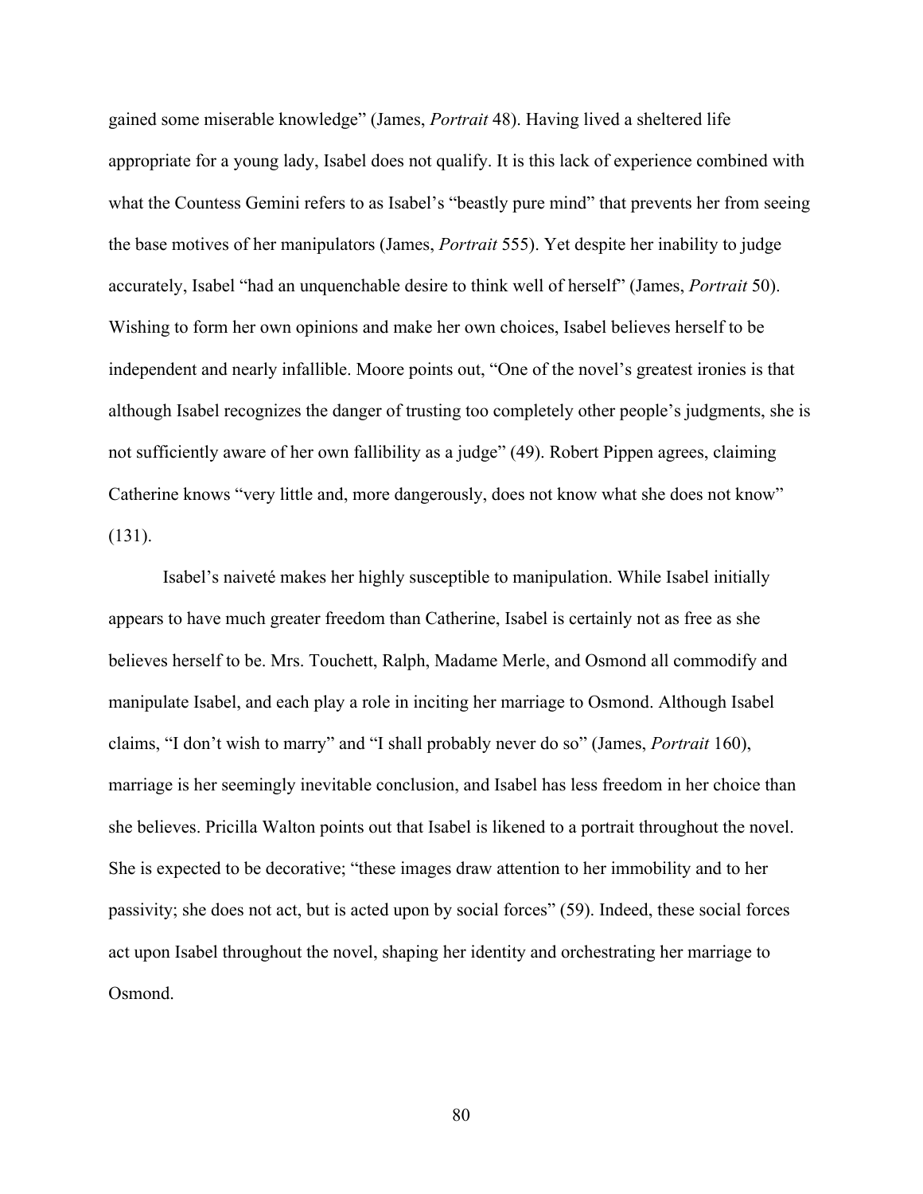gained some miserable knowledge" (James, *Portrait* 48). Having lived a sheltered life appropriate for a young lady, Isabel does not qualify. It is this lack of experience combined with what the Countess Gemini refers to as Isabel's "beastly pure mind" that prevents her from seeing the base motives of her manipulators (James, *Portrait* 555). Yet despite her inability to judge accurately, Isabel "had an unquenchable desire to think well of herself" (James, *Portrait* 50). Wishing to form her own opinions and make her own choices, Isabel believes herself to be independent and nearly infallible. Moore points out, "One of the novel's greatest ironies is that although Isabel recognizes the danger of trusting too completely other people's judgments, she is not sufficiently aware of her own fallibility as a judge" (49). Robert Pippen agrees, claiming Catherine knows "very little and, more dangerously, does not know what she does not know" (131).

Isabel's naiveté makes her highly susceptible to manipulation. While Isabel initially appears to have much greater freedom than Catherine, Isabel is certainly not as free as she believes herself to be. Mrs. Touchett, Ralph, Madame Merle, and Osmond all commodify and manipulate Isabel, and each play a role in inciting her marriage to Osmond. Although Isabel claims, "I don't wish to marry" and "I shall probably never do so" (James, *Portrait* 160), marriage is her seemingly inevitable conclusion, and Isabel has less freedom in her choice than she believes. Pricilla Walton points out that Isabel is likened to a portrait throughout the novel. She is expected to be decorative; "these images draw attention to her immobility and to her passivity; she does not act, but is acted upon by social forces" (59). Indeed, these social forces act upon Isabel throughout the novel, shaping her identity and orchestrating her marriage to Osmond.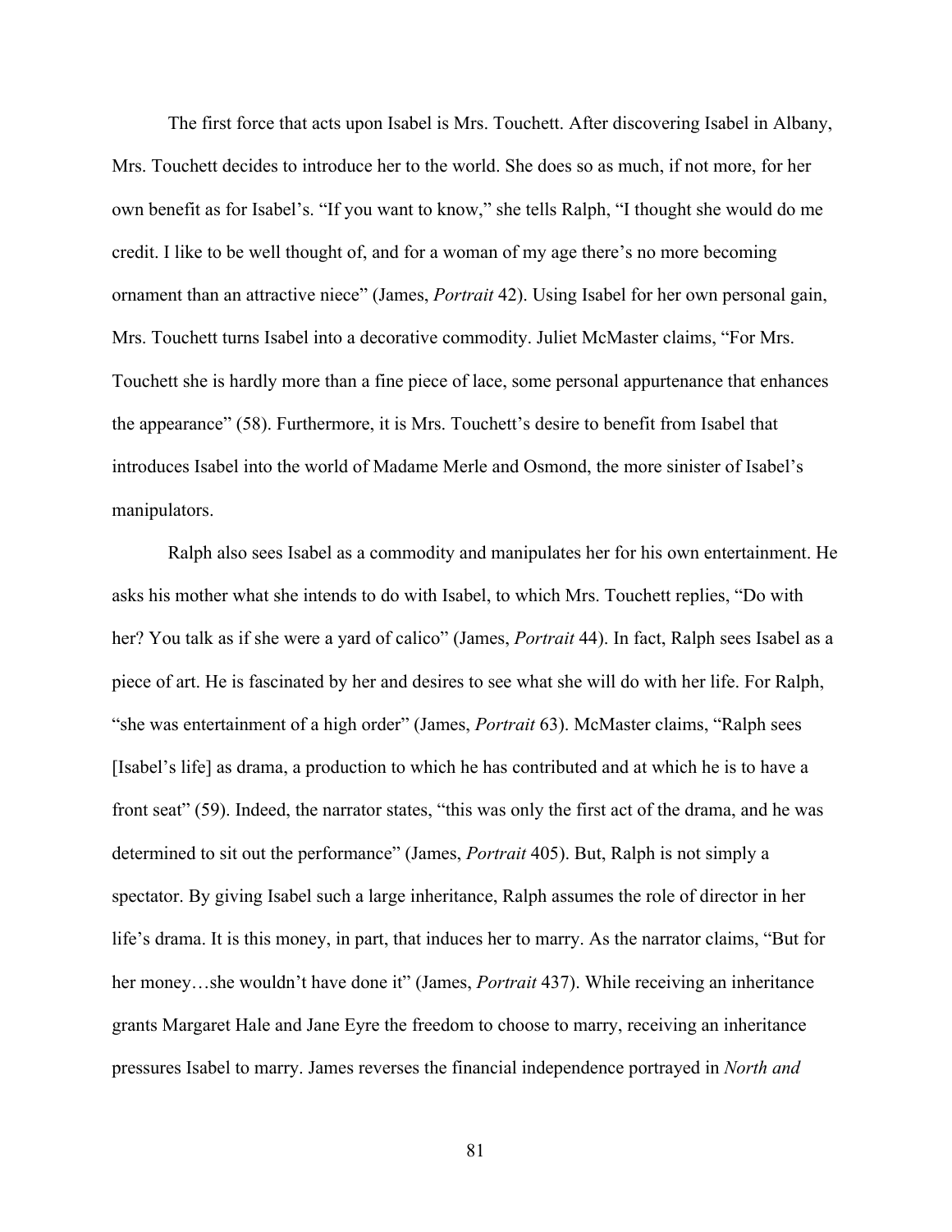The first force that acts upon Isabel is Mrs. Touchett. After discovering Isabel in Albany, Mrs. Touchett decides to introduce her to the world. She does so as much, if not more, for her own benefit as for Isabel's. "If you want to know," she tells Ralph, "I thought she would do me credit. I like to be well thought of, and for a woman of my age there's no more becoming ornament than an attractive niece" (James, *Portrait* 42). Using Isabel for her own personal gain, Mrs. Touchett turns Isabel into a decorative commodity. Juliet McMaster claims, "For Mrs. Touchett she is hardly more than a fine piece of lace, some personal appurtenance that enhances the appearance" (58). Furthermore, it is Mrs. Touchett's desire to benefit from Isabel that introduces Isabel into the world of Madame Merle and Osmond, the more sinister of Isabel's manipulators.

Ralph also sees Isabel as a commodity and manipulates her for his own entertainment. He asks his mother what she intends to do with Isabel, to which Mrs. Touchett replies, "Do with her? You talk as if she were a yard of calico" (James, *Portrait* 44). In fact, Ralph sees Isabel as a piece of art. He is fascinated by her and desires to see what she will do with her life. For Ralph, "she was entertainment of a high order" (James, *Portrait* 63). McMaster claims, "Ralph sees [Isabel's life] as drama, a production to which he has contributed and at which he is to have a front seat" (59). Indeed, the narrator states, "this was only the first act of the drama, and he was determined to sit out the performance" (James, *Portrait* 405). But, Ralph is not simply a spectator. By giving Isabel such a large inheritance, Ralph assumes the role of director in her life's drama. It is this money, in part, that induces her to marry. As the narrator claims, "But for her money…she wouldn't have done it" (James, *Portrait* 437). While receiving an inheritance grants Margaret Hale and Jane Eyre the freedom to choose to marry, receiving an inheritance pressures Isabel to marry. James reverses the financial independence portrayed in *North and*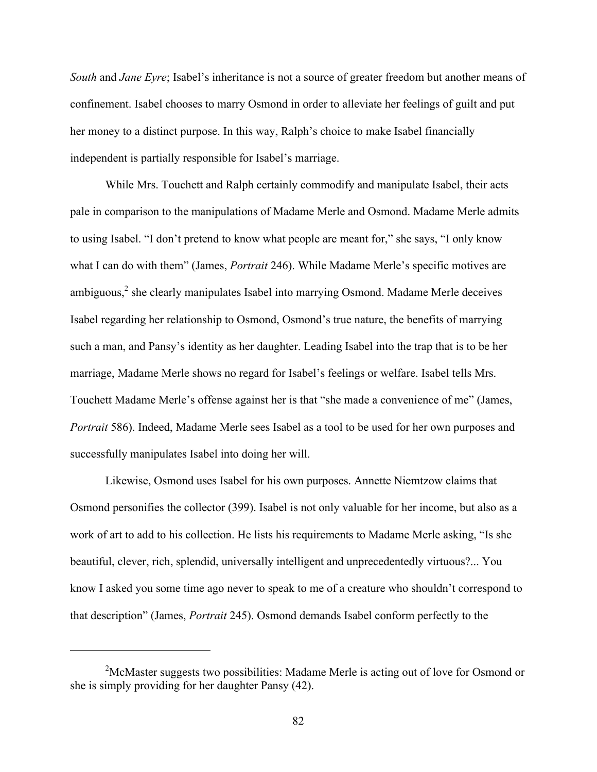*South* and *Jane Eyre*; Isabel's inheritance is not a source of greater freedom but another means of confinement. Isabel chooses to marry Osmond in order to alleviate her feelings of guilt and put her money to a distinct purpose. In this way, Ralph's choice to make Isabel financially independent is partially responsible for Isabel's marriage.

While Mrs. Touchett and Ralph certainly commodify and manipulate Isabel, their acts pale in comparison to the manipulations of Madame Merle and Osmond. Madame Merle admits to using Isabel. "I don't pretend to know what people are meant for," she says, "I only know what I can do with them" (James, *Portrait* 246). While Madame Merle's specific motives are ambiguous,[2] she clearly manipulates Isabel into marrying Osmond. Madame Merle deceives Isabel regarding her relationship to Osmond, Osmond's true nature, the benefits of marrying such a man, and Pansy's identity as her daughter. Leading Isabel into the trap that is to be her marriage, Madame Merle shows no regard for Isabel's feelings or welfare. Isabel tells Mrs. Touchett Madame Merle's offense against her is that "she made a convenience of me" (James, *Portrait* 586). Indeed, Madame Merle sees Isabel as a tool to be used for her own purposes and successfully manipulates Isabel into doing her will.

Likewise, Osmond uses Isabel for his own purposes. Annette Niemtzow claims that Osmond personifies the collector (399). Isabel is not only valuable for her income, but also as a work of art to add to his collection. He lists his requirements to Madame Merle asking, "Is she beautiful, clever, rich, splendid, universally intelligent and unprecedentedly virtuous?... You know I asked you some time ago never to speak to me of a creature who shouldn't correspond to that description" (James, *Portrait* 245). Osmond demands Isabel conform perfectly to the

---

[2] McMaster suggests two possibilities: Madame Merle is acting out of love for Osmond or she is simply providing for her daughter Pansy (42).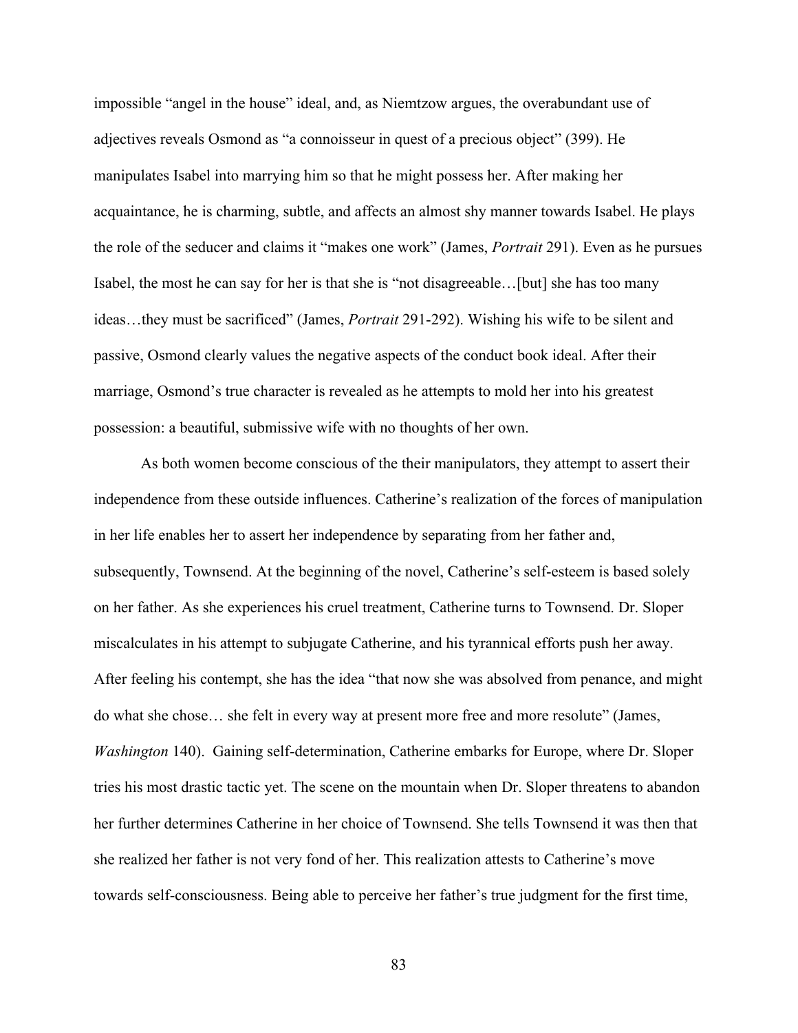impossible "angel in the house" ideal, and, as Niemtzow argues, the overabundant use of adjectives reveals Osmond as "a connoisseur in quest of a precious object" (399). He manipulates Isabel into marrying him so that he might possess her. After making her acquaintance, he is charming, subtle, and affects an almost shy manner towards Isabel. He plays the role of the seducer and claims it "makes one work" (James, *Portrait* 291). Even as he pursues Isabel, the most he can say for her is that she is "not disagreeable…[but] she has too many ideas…they must be sacrificed" (James, *Portrait* 291-292). Wishing his wife to be silent and passive, Osmond clearly values the negative aspects of the conduct book ideal. After their marriage, Osmond's true character is revealed as he attempts to mold her into his greatest possession: a beautiful, submissive wife with no thoughts of her own.

As both women become conscious of the their manipulators, they attempt to assert their independence from these outside influences. Catherine's realization of the forces of manipulation in her life enables her to assert her independence by separating from her father and, subsequently, Townsend. At the beginning of the novel, Catherine's self-esteem is based solely on her father. As she experiences his cruel treatment, Catherine turns to Townsend. Dr. Sloper miscalculates in his attempt to subjugate Catherine, and his tyrannical efforts push her away. After feeling his contempt, she has the idea "that now she was absolved from penance, and might do what she chose… she felt in every way at present more free and more resolute" (James, *Washington* 140). Gaining self-determination, Catherine embarks for Europe, where Dr. Sloper tries his most drastic tactic yet. The scene on the mountain when Dr. Sloper threatens to abandon her further determines Catherine in her choice of Townsend. She tells Townsend it was then that she realized her father is not very fond of her. This realization attests to Catherine's move towards self-consciousness. Being able to perceive her father's true judgment for the first time,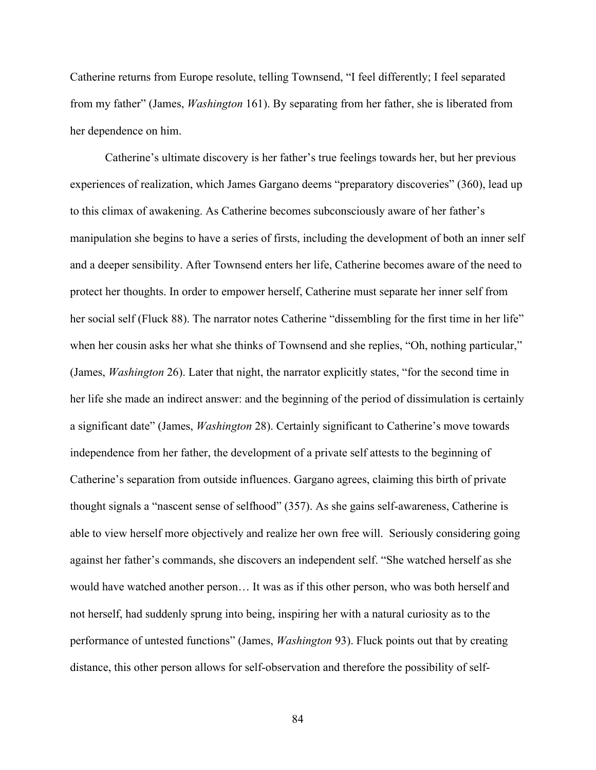Catherine returns from Europe resolute, telling Townsend, "I feel differently; I feel separated from my father" (James, *Washington* 161). By separating from her father, she is liberated from her dependence on him.

Catherine's ultimate discovery is her father's true feelings towards her, but her previous experiences of realization, which James Gargano deems "preparatory discoveries" (360), lead up to this climax of awakening. As Catherine becomes subconsciously aware of her father's manipulation she begins to have a series of firsts, including the development of both an inner self and a deeper sensibility. After Townsend enters her life, Catherine becomes aware of the need to protect her thoughts. In order to empower herself, Catherine must separate her inner self from her social self (Fluck 88). The narrator notes Catherine "dissembling for the first time in her life" when her cousin asks her what she thinks of Townsend and she replies, "Oh, nothing particular," (James, *Washington* 26). Later that night, the narrator explicitly states, "for the second time in her life she made an indirect answer: and the beginning of the period of dissimulation is certainly a significant date" (James, *Washington* 28). Certainly significant to Catherine's move towards independence from her father, the development of a private self attests to the beginning of Catherine's separation from outside influences. Gargano agrees, claiming this birth of private thought signals a "nascent sense of selfhood" (357). As she gains self-awareness, Catherine is able to view herself more objectively and realize her own free will. Seriously considering going against her father's commands, she discovers an independent self. "She watched herself as she would have watched another person… It was as if this other person, who was both herself and not herself, had suddenly sprung into being, inspiring her with a natural curiosity as to the performance of untested functions" (James, *Washington* 93). Fluck points out that by creating distance, this other person allows for self-observation and therefore the possibility of self-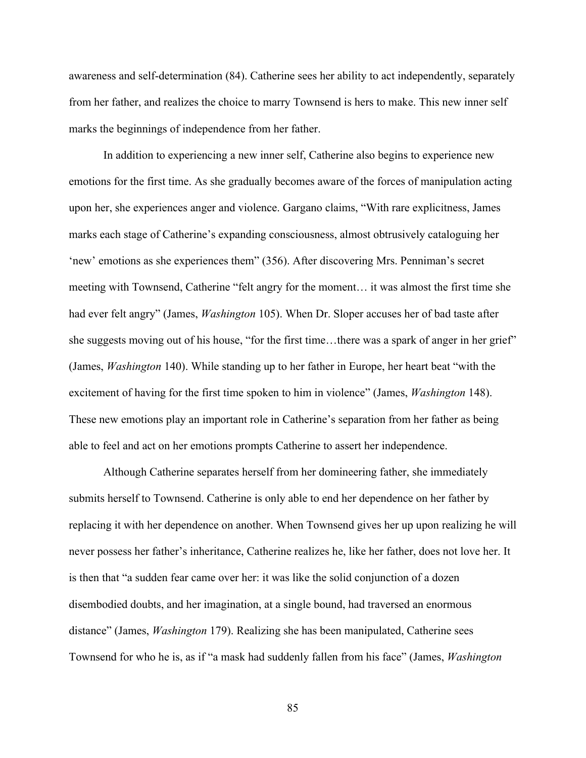awareness and self-determination (84). Catherine sees her ability to act independently, separately from her father, and realizes the choice to marry Townsend is hers to make. This new inner self marks the beginnings of independence from her father.

In addition to experiencing a new inner self, Catherine also begins to experience new emotions for the first time. As she gradually becomes aware of the forces of manipulation acting upon her, she experiences anger and violence. Gargano claims, "With rare explicitness, James marks each stage of Catherine's expanding consciousness, almost obtrusively cataloguing her 'new' emotions as she experiences them" (356). After discovering Mrs. Penniman's secret meeting with Townsend, Catherine "felt angry for the moment… it was almost the first time she had ever felt angry" (James, *Washington* 105). When Dr. Sloper accuses her of bad taste after she suggests moving out of his house, "for the first time…there was a spark of anger in her grief" (James, *Washington* 140). While standing up to her father in Europe, her heart beat "with the excitement of having for the first time spoken to him in violence" (James, *Washington* 148). These new emotions play an important role in Catherine's separation from her father as being able to feel and act on her emotions prompts Catherine to assert her independence.

Although Catherine separates herself from her domineering father, she immediately submits herself to Townsend. Catherine is only able to end her dependence on her father by replacing it with her dependence on another. When Townsend gives her up upon realizing he will never possess her father's inheritance, Catherine realizes he, like her father, does not love her. It is then that "a sudden fear came over her: it was like the solid conjunction of a dozen disembodied doubts, and her imagination, at a single bound, had traversed an enormous distance" (James, *Washington* 179). Realizing she has been manipulated, Catherine sees Townsend for who he is, as if "a mask had suddenly fallen from his face" (James, *Washington*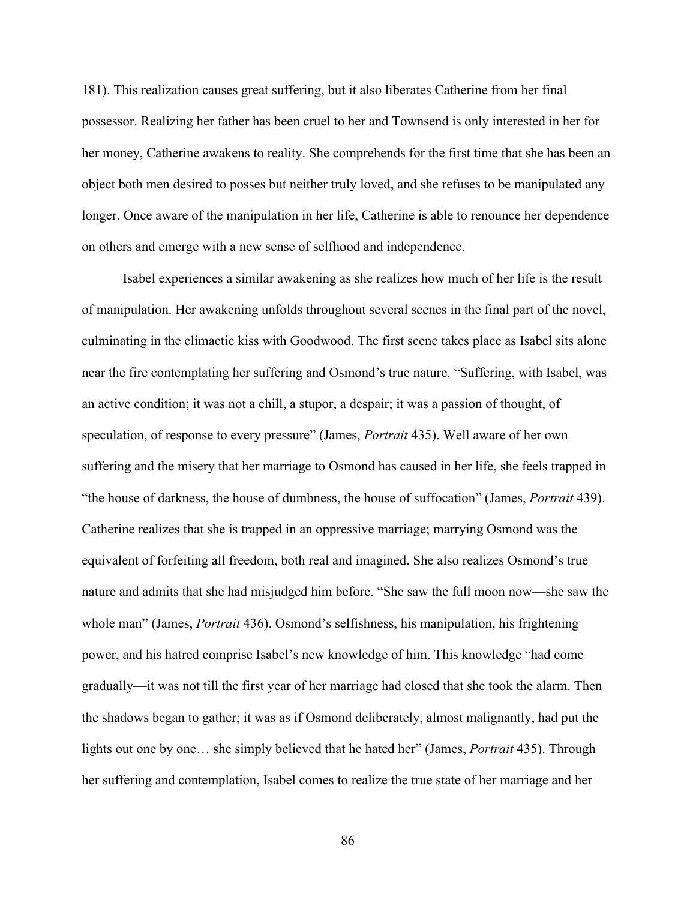181). This realization causes great suffering, but it also liberates Catherine from her final possessor. Realizing her father has been cruel to her and Townsend is only interested in her for her money, Catherine awakens to reality. She comprehends for the first time that she has been an object both men desired to posses but neither truly loved, and she refuses to be manipulated any longer. Once aware of the manipulation in her life, Catherine is able to renounce her dependence on others and emerge with a new sense of selfhood and independence.

Isabel experiences a similar awakening as she realizes how much of her life is the result of manipulation. Her awakening unfolds throughout several scenes in the final part of the novel, culminating in the climactic kiss with Goodwood. The first scene takes place as Isabel sits alone near the fire contemplating her suffering and Osmond's true nature. "Suffering, with Isabel, was an active condition; it was not a chill, a stupor, a despair; it was a passion of thought, of speculation, of response to every pressure" (James, *Portrait* 435). Well aware of her own suffering and the misery that her marriage to Osmond has caused in her life, she feels trapped in "the house of darkness, the house of dumbness, the house of suffocation" (James, *Portrait* 439). Catherine realizes that she is trapped in an oppressive marriage; marrying Osmond was the equivalent of forfeiting all freedom, both real and imagined. She also realizes Osmond's true nature and admits that she had misjudged him before. "She saw the full moon now—she saw the whole man" (James, *Portrait* 436). Osmond's selfishness, his manipulation, his frightening power, and his hatred comprise Isabel's new knowledge of him. This knowledge "had come gradually—it was not till the first year of her marriage had closed that she took the alarm. Then the shadows began to gather; it was as if Osmond deliberately, almost malignantly, had put the lights out one by one… she simply believed that he hated her" (James, *Portrait* 435). Through her suffering and contemplation, Isabel comes to realize the true state of her marriage and her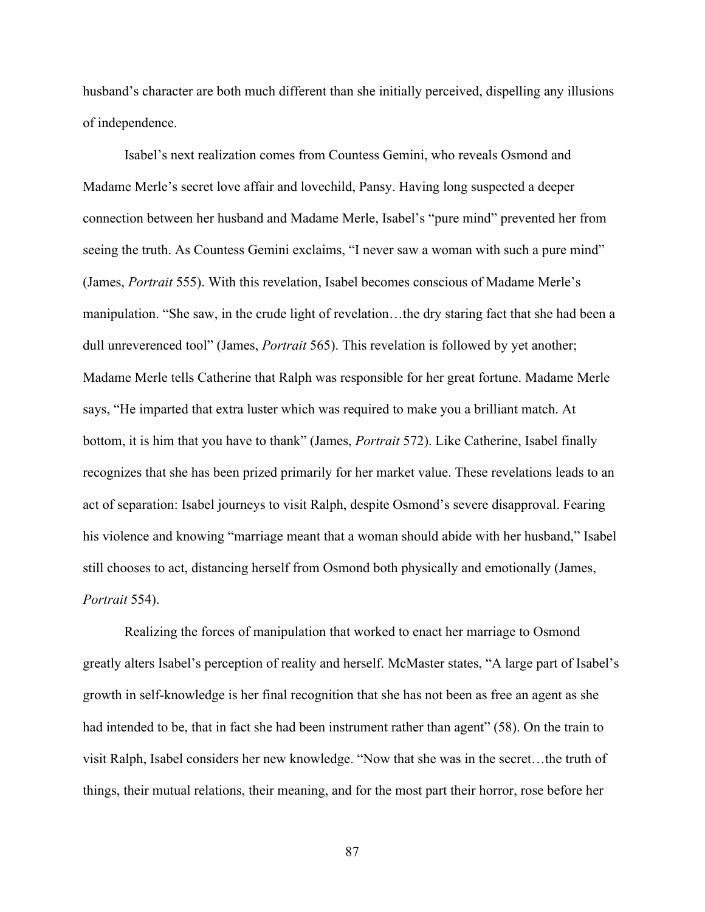husband's character are both much different than she initially perceived, dispelling any illusions of independence.

Isabel's next realization comes from Countess Gemini, who reveals Osmond and Madame Merle's secret love affair and lovechild, Pansy. Having long suspected a deeper connection between her husband and Madame Merle, Isabel's "pure mind" prevented her from seeing the truth. As Countess Gemini exclaims, "I never saw a woman with such a pure mind" (James, *Portrait* 555). With this revelation, Isabel becomes conscious of Madame Merle's manipulation. "She saw, in the crude light of revelation…the dry staring fact that she had been a dull unreverenced tool" (James, *Portrait* 565). This revelation is followed by yet another; Madame Merle tells Catherine that Ralph was responsible for her great fortune. Madame Merle says, "He imparted that extra luster which was required to make you a brilliant match. At bottom, it is him that you have to thank" (James, *Portrait* 572). Like Catherine, Isabel finally recognizes that she has been prized primarily for her market value. These revelations leads to an act of separation: Isabel journeys to visit Ralph, despite Osmond's severe disapproval. Fearing his violence and knowing "marriage meant that a woman should abide with her husband," Isabel still chooses to act, distancing herself from Osmond both physically and emotionally (James, *Portrait* 554).

Realizing the forces of manipulation that worked to enact her marriage to Osmond greatly alters Isabel's perception of reality and herself. McMaster states, "A large part of Isabel's growth in self-knowledge is her final recognition that she has not been as free an agent as she had intended to be, that in fact she had been instrument rather than agent" (58). On the train to visit Ralph, Isabel considers her new knowledge. "Now that she was in the secret…the truth of things, their mutual relations, their meaning, and for the most part their horror, rose before her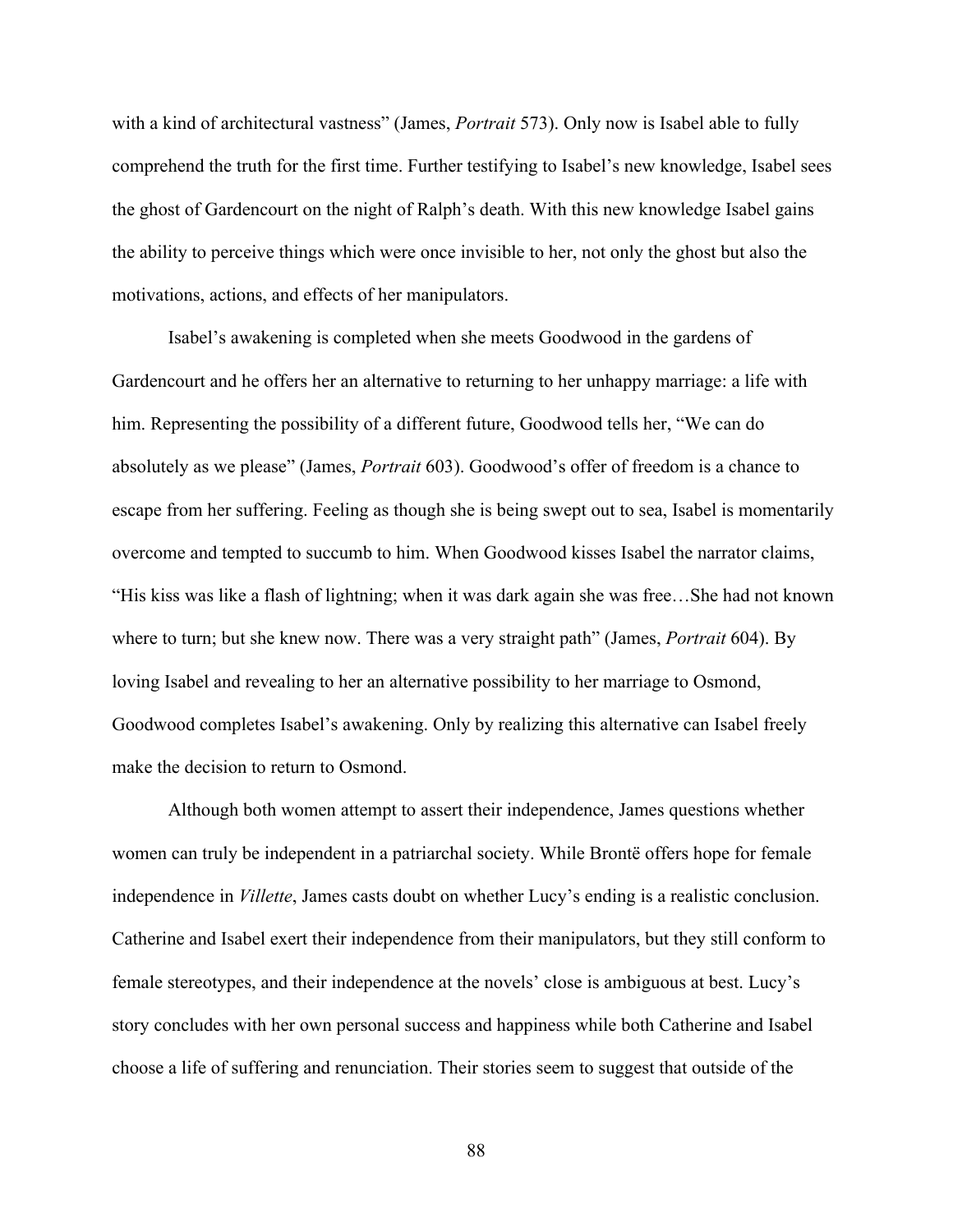with a kind of architectural vastness" (James, *Portrait* 573). Only now is Isabel able to fully comprehend the truth for the first time. Further testifying to Isabel's new knowledge, Isabel sees the ghost of Gardencourt on the night of Ralph's death. With this new knowledge Isabel gains the ability to perceive things which were once invisible to her, not only the ghost but also the motivations, actions, and effects of her manipulators.

Isabel's awakening is completed when she meets Goodwood in the gardens of Gardencourt and he offers her an alternative to returning to her unhappy marriage: a life with him. Representing the possibility of a different future, Goodwood tells her, "We can do absolutely as we please" (James, *Portrait* 603). Goodwood's offer of freedom is a chance to escape from her suffering. Feeling as though she is being swept out to sea, Isabel is momentarily overcome and tempted to succumb to him. When Goodwood kisses Isabel the narrator claims, "His kiss was like a flash of lightning; when it was dark again she was free…She had not known where to turn; but she knew now. There was a very straight path" (James, *Portrait* 604). By loving Isabel and revealing to her an alternative possibility to her marriage to Osmond, Goodwood completes Isabel's awakening. Only by realizing this alternative can Isabel freely make the decision to return to Osmond.

Although both women attempt to assert their independence, James questions whether women can truly be independent in a patriarchal society. While Brontë offers hope for female independence in *Villette*, James casts doubt on whether Lucy's ending is a realistic conclusion. Catherine and Isabel exert their independence from their manipulators, but they still conform to female stereotypes, and their independence at the novels' close is ambiguous at best. Lucy's story concludes with her own personal success and happiness while both Catherine and Isabel choose a life of suffering and renunciation. Their stories seem to suggest that outside of the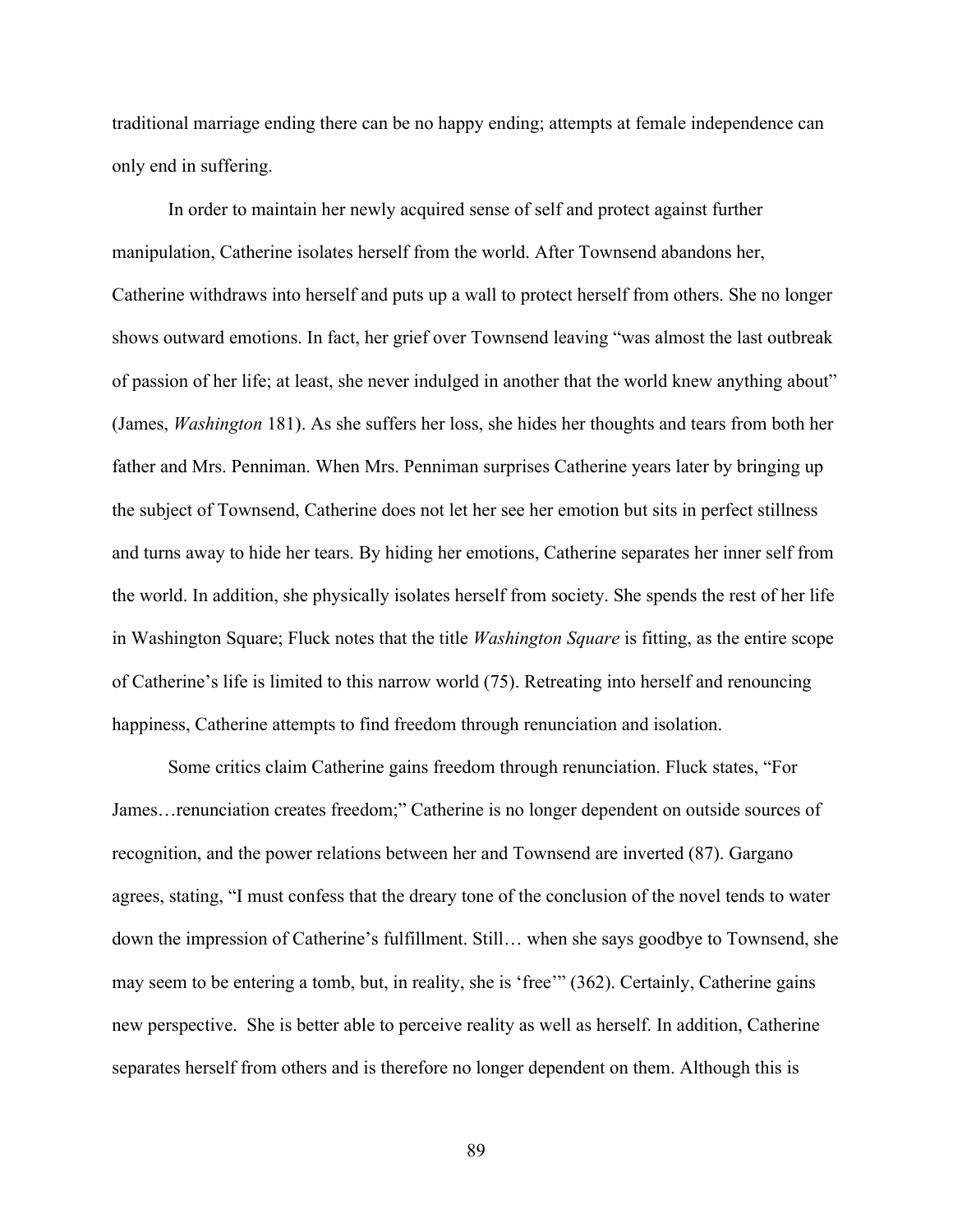traditional marriage ending there can be no happy ending; attempts at female independence can only end in suffering.

In order to maintain her newly acquired sense of self and protect against further manipulation, Catherine isolates herself from the world. After Townsend abandons her, Catherine withdraws into herself and puts up a wall to protect herself from others. She no longer shows outward emotions. In fact, her grief over Townsend leaving "was almost the last outbreak of passion of her life; at least, she never indulged in another that the world knew anything about" (James, *Washington* 181). As she suffers her loss, she hides her thoughts and tears from both her father and Mrs. Penniman. When Mrs. Penniman surprises Catherine years later by bringing up the subject of Townsend, Catherine does not let her see her emotion but sits in perfect stillness and turns away to hide her tears. By hiding her emotions, Catherine separates her inner self from the world. In addition, she physically isolates herself from society. She spends the rest of her life in Washington Square; Fluck notes that the title *Washington Square* is fitting, as the entire scope of Catherine's life is limited to this narrow world (75). Retreating into herself and renouncing happiness, Catherine attempts to find freedom through renunciation and isolation.

Some critics claim Catherine gains freedom through renunciation. Fluck states, "For James…renunciation creates freedom;" Catherine is no longer dependent on outside sources of recognition, and the power relations between her and Townsend are inverted (87). Gargano agrees, stating, "I must confess that the dreary tone of the conclusion of the novel tends to water down the impression of Catherine's fulfillment. Still… when she says goodbye to Townsend, she may seem to be entering a tomb, but, in reality, she is 'free'" (362). Certainly, Catherine gains new perspective. She is better able to perceive reality as well as herself. In addition, Catherine separates herself from others and is therefore no longer dependent on them. Although this is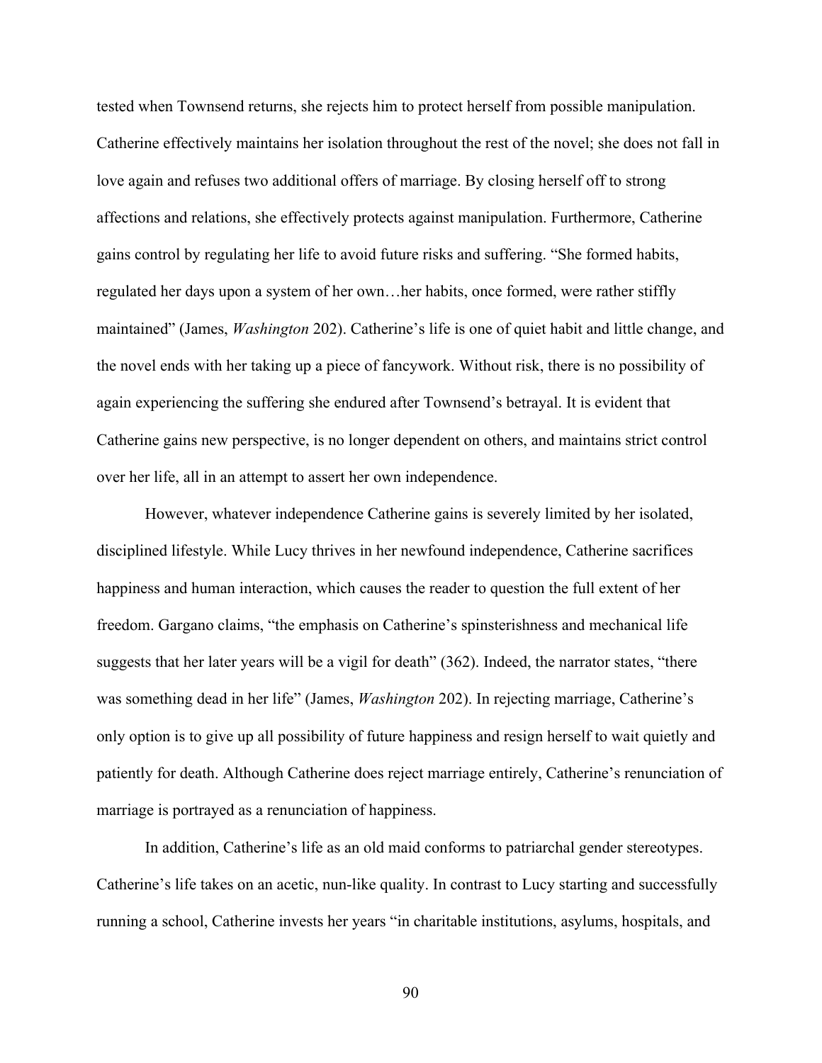tested when Townsend returns, she rejects him to protect herself from possible manipulation. Catherine effectively maintains her isolation throughout the rest of the novel; she does not fall in love again and refuses two additional offers of marriage. By closing herself off to strong affections and relations, she effectively protects against manipulation. Furthermore, Catherine gains control by regulating her life to avoid future risks and suffering. "She formed habits, regulated her days upon a system of her own…her habits, once formed, were rather stiffly maintained" (James, *Washington* 202). Catherine's life is one of quiet habit and little change, and the novel ends with her taking up a piece of fancywork. Without risk, there is no possibility of again experiencing the suffering she endured after Townsend's betrayal. It is evident that Catherine gains new perspective, is no longer dependent on others, and maintains strict control over her life, all in an attempt to assert her own independence.

However, whatever independence Catherine gains is severely limited by her isolated, disciplined lifestyle. While Lucy thrives in her newfound independence, Catherine sacrifices happiness and human interaction, which causes the reader to question the full extent of her freedom. Gargano claims, "the emphasis on Catherine's spinsterishness and mechanical life suggests that her later years will be a vigil for death" (362). Indeed, the narrator states, "there was something dead in her life" (James, *Washington* 202). In rejecting marriage, Catherine's only option is to give up all possibility of future happiness and resign herself to wait quietly and patiently for death. Although Catherine does reject marriage entirely, Catherine's renunciation of marriage is portrayed as a renunciation of happiness.

In addition, Catherine's life as an old maid conforms to patriarchal gender stereotypes. Catherine's life takes on an acetic, nun-like quality. In contrast to Lucy starting and successfully running a school, Catherine invests her years "in charitable institutions, asylums, hospitals, and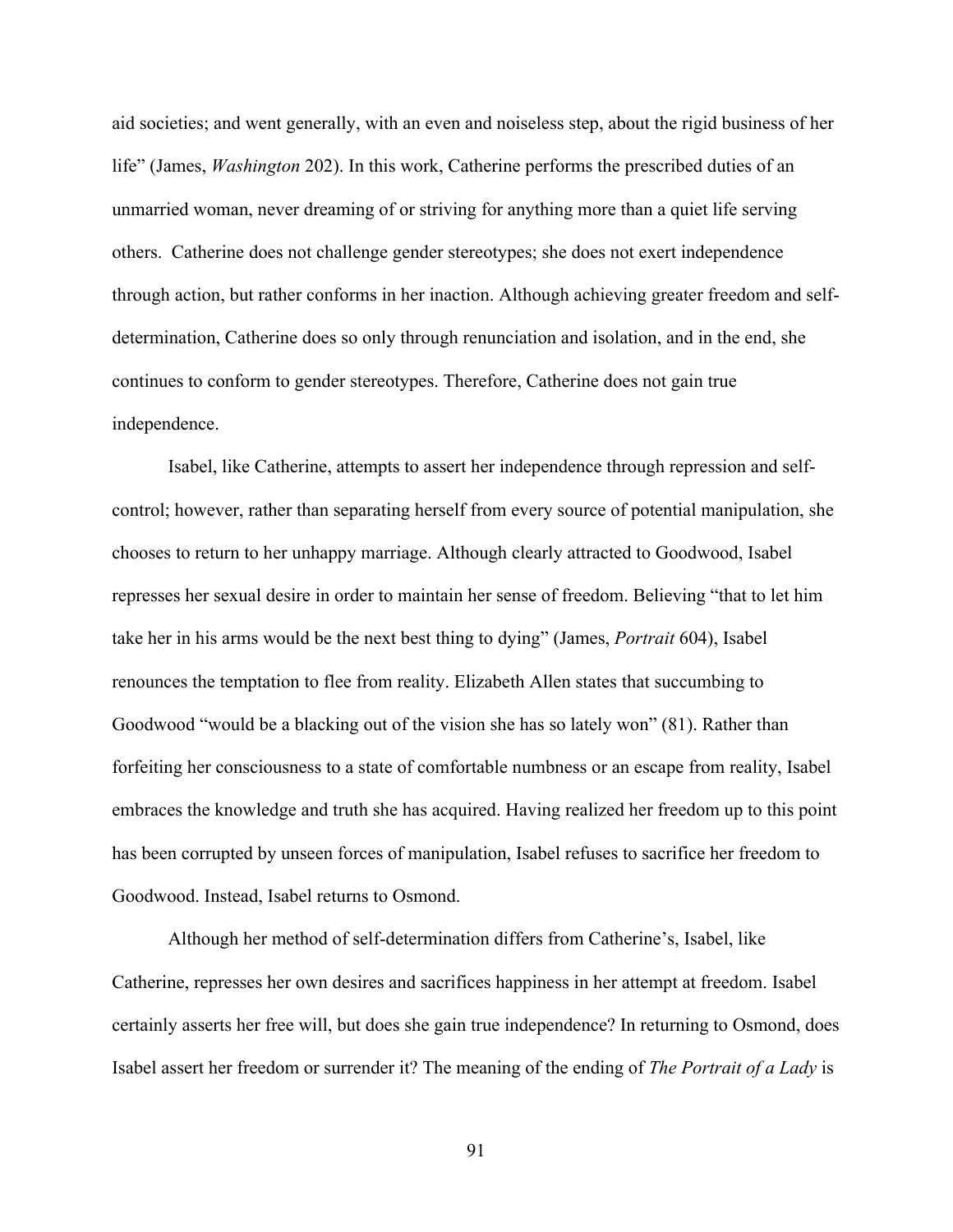aid societies; and went generally, with an even and noiseless step, about the rigid business of her life" (James, *Washington* 202). In this work, Catherine performs the prescribed duties of an unmarried woman, never dreaming of or striving for anything more than a quiet life serving others. Catherine does not challenge gender stereotypes; she does not exert independence through action, but rather conforms in her inaction. Although achieving greater freedom and self-determination, Catherine does so only through renunciation and isolation, and in the end, she continues to conform to gender stereotypes. Therefore, Catherine does not gain true independence.

Isabel, like Catherine, attempts to assert her independence through repression and self-control; however, rather than separating herself from every source of potential manipulation, she chooses to return to her unhappy marriage. Although clearly attracted to Goodwood, Isabel represses her sexual desire in order to maintain her sense of freedom. Believing "that to let him take her in his arms would be the next best thing to dying" (James, *Portrait* 604), Isabel renounces the temptation to flee from reality. Elizabeth Allen states that succumbing to Goodwood "would be a blacking out of the vision she has so lately won" (81). Rather than forfeiting her consciousness to a state of comfortable numbness or an escape from reality, Isabel embraces the knowledge and truth she has acquired. Having realized her freedom up to this point has been corrupted by unseen forces of manipulation, Isabel refuses to sacrifice her freedom to Goodwood. Instead, Isabel returns to Osmond.

Although her method of self-determination differs from Catherine's, Isabel, like Catherine, represses her own desires and sacrifices happiness in her attempt at freedom. Isabel certainly asserts her free will, but does she gain true independence? In returning to Osmond, does Isabel assert her freedom or surrender it? The meaning of the ending of *The Portrait of a Lady* is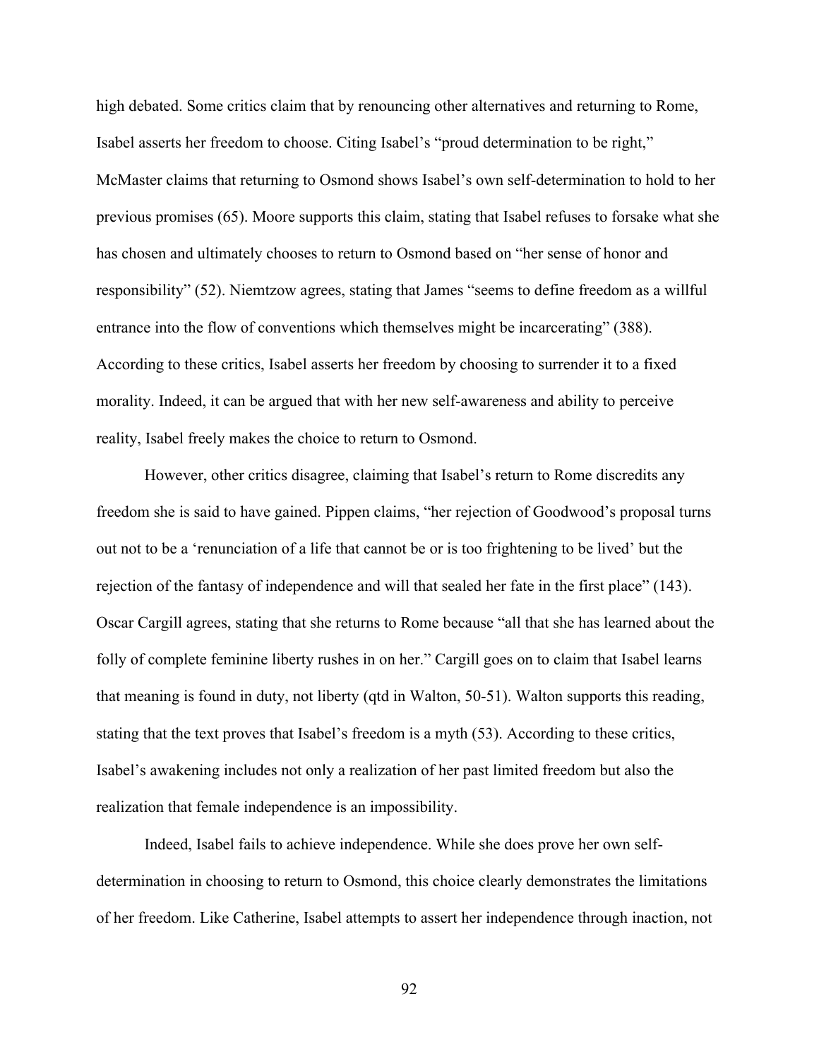high debated. Some critics claim that by renouncing other alternatives and returning to Rome, Isabel asserts her freedom to choose. Citing Isabel's "proud determination to be right," McMaster claims that returning to Osmond shows Isabel's own self-determination to hold to her previous promises (65). Moore supports this claim, stating that Isabel refuses to forsake what she has chosen and ultimately chooses to return to Osmond based on "her sense of honor and responsibility" (52). Niemtzow agrees, stating that James "seems to define freedom as a willful entrance into the flow of conventions which themselves might be incarcerating" (388). According to these critics, Isabel asserts her freedom by choosing to surrender it to a fixed morality. Indeed, it can be argued that with her new self-awareness and ability to perceive reality, Isabel freely makes the choice to return to Osmond.

However, other critics disagree, claiming that Isabel's return to Rome discredits any freedom she is said to have gained. Pippen claims, "her rejection of Goodwood's proposal turns out not to be a 'renunciation of a life that cannot be or is too frightening to be lived' but the rejection of the fantasy of independence and will that sealed her fate in the first place" (143). Oscar Cargill agrees, stating that she returns to Rome because "all that she has learned about the folly of complete feminine liberty rushes in on her." Cargill goes on to claim that Isabel learns that meaning is found in duty, not liberty (qtd in Walton, 50-51). Walton supports this reading, stating that the text proves that Isabel's freedom is a myth (53). According to these critics, Isabel's awakening includes not only a realization of her past limited freedom but also the realization that female independence is an impossibility.

Indeed, Isabel fails to achieve independence. While she does prove her own self-determination in choosing to return to Osmond, this choice clearly demonstrates the limitations of her freedom. Like Catherine, Isabel attempts to assert her independence through inaction, not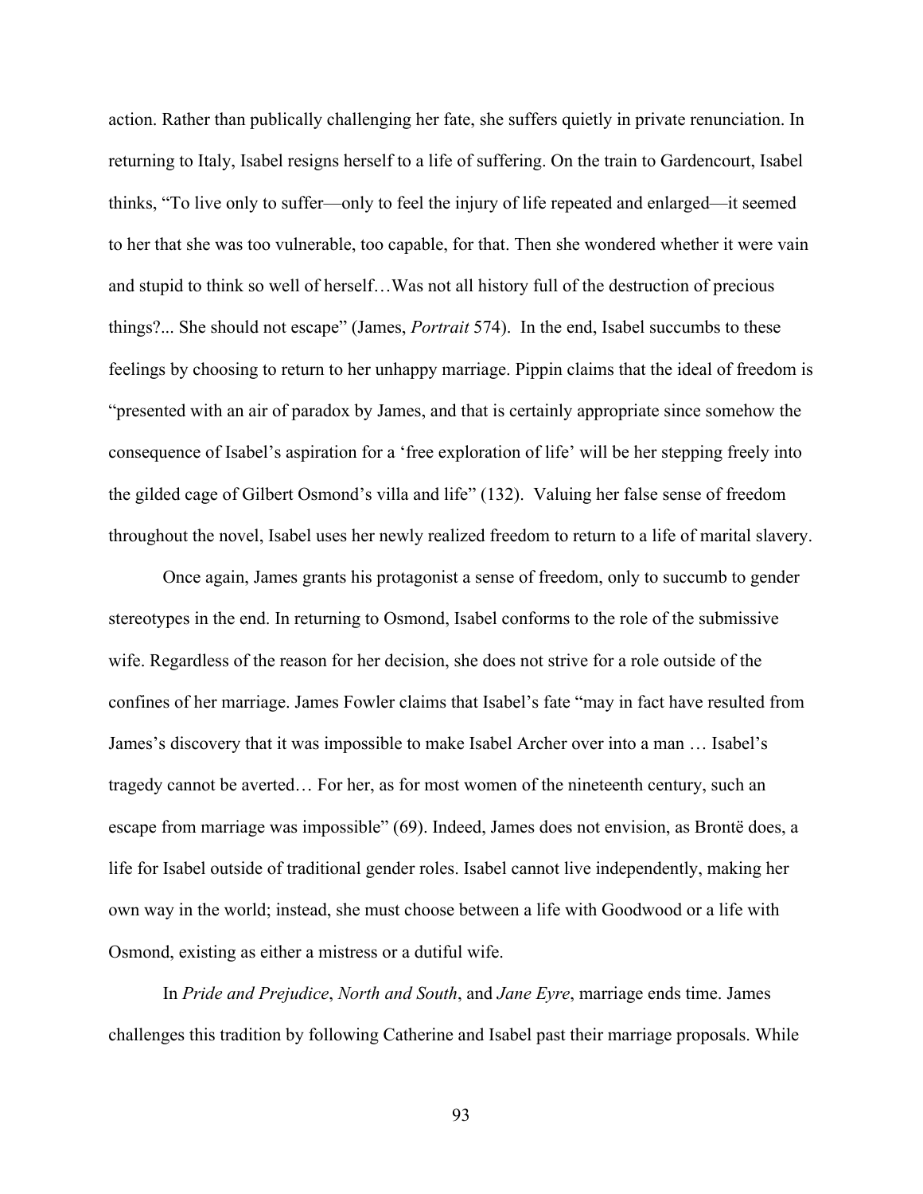action. Rather than publically challenging her fate, she suffers quietly in private renunciation. In returning to Italy, Isabel resigns herself to a life of suffering. On the train to Gardencourt, Isabel thinks, "To live only to suffer—only to feel the injury of life repeated and enlarged—it seemed to her that she was too vulnerable, too capable, for that. Then she wondered whether it were vain and stupid to think so well of herself…Was not all history full of the destruction of precious things?... She should not escape" (James, *Portrait* 574). In the end, Isabel succumbs to these feelings by choosing to return to her unhappy marriage. Pippin claims that the ideal of freedom is "presented with an air of paradox by James, and that is certainly appropriate since somehow the consequence of Isabel's aspiration for a 'free exploration of life' will be her stepping freely into the gilded cage of Gilbert Osmond's villa and life" (132). Valuing her false sense of freedom throughout the novel, Isabel uses her newly realized freedom to return to a life of marital slavery.

Once again, James grants his protagonist a sense of freedom, only to succumb to gender stereotypes in the end. In returning to Osmond, Isabel conforms to the role of the submissive wife. Regardless of the reason for her decision, she does not strive for a role outside of the confines of her marriage. James Fowler claims that Isabel's fate "may in fact have resulted from James's discovery that it was impossible to make Isabel Archer over into a man … Isabel's tragedy cannot be averted… For her, as for most women of the nineteenth century, such an escape from marriage was impossible" (69). Indeed, James does not envision, as Brontë does, a life for Isabel outside of traditional gender roles. Isabel cannot live independently, making her own way in the world; instead, she must choose between a life with Goodwood or a life with Osmond, existing as either a mistress or a dutiful wife.

In *Pride and Prejudice*, *North and South*, and *Jane Eyre*, marriage ends time. James challenges this tradition by following Catherine and Isabel past their marriage proposals. While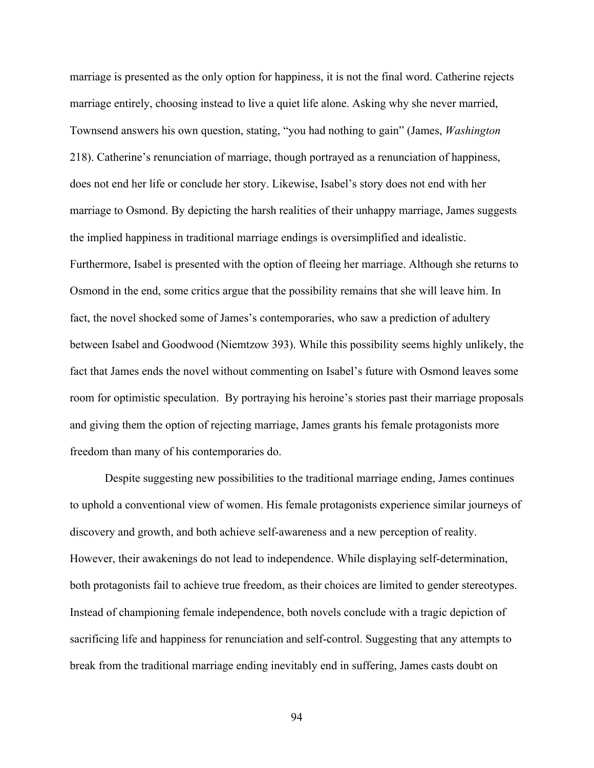marriage is presented as the only option for happiness, it is not the final word. Catherine rejects marriage entirely, choosing instead to live a quiet life alone. Asking why she never married, Townsend answers his own question, stating, "you had nothing to gain" (James, *Washington* 218). Catherine's renunciation of marriage, though portrayed as a renunciation of happiness, does not end her life or conclude her story. Likewise, Isabel's story does not end with her marriage to Osmond. By depicting the harsh realities of their unhappy marriage, James suggests the implied happiness in traditional marriage endings is oversimplified and idealistic. Furthermore, Isabel is presented with the option of fleeing her marriage. Although she returns to Osmond in the end, some critics argue that the possibility remains that she will leave him. In fact, the novel shocked some of James's contemporaries, who saw a prediction of adultery between Isabel and Goodwood (Niemtzow 393). While this possibility seems highly unlikely, the fact that James ends the novel without commenting on Isabel's future with Osmond leaves some room for optimistic speculation. By portraying his heroine's stories past their marriage proposals and giving them the option of rejecting marriage, James grants his female protagonists more freedom than many of his contemporaries do.

Despite suggesting new possibilities to the traditional marriage ending, James continues to uphold a conventional view of women. His female protagonists experience similar journeys of discovery and growth, and both achieve self-awareness and a new perception of reality. However, their awakenings do not lead to independence. While displaying self-determination, both protagonists fail to achieve true freedom, as their choices are limited to gender stereotypes. Instead of championing female independence, both novels conclude with a tragic depiction of sacrificing life and happiness for renunciation and self-control. Suggesting that any attempts to break from the traditional marriage ending inevitably end in suffering, James casts doubt on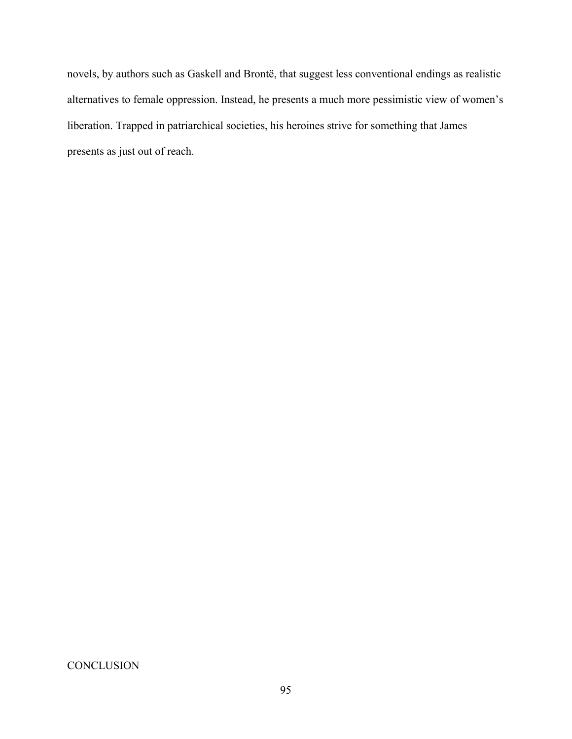novels, by authors such as Gaskell and Brontë, that suggest less conventional endings as realistic alternatives to female oppression. Instead, he presents a much more pessimistic view of women's liberation. Trapped in patriarchical societies, his heroines strive for something that James presents as just out of reach.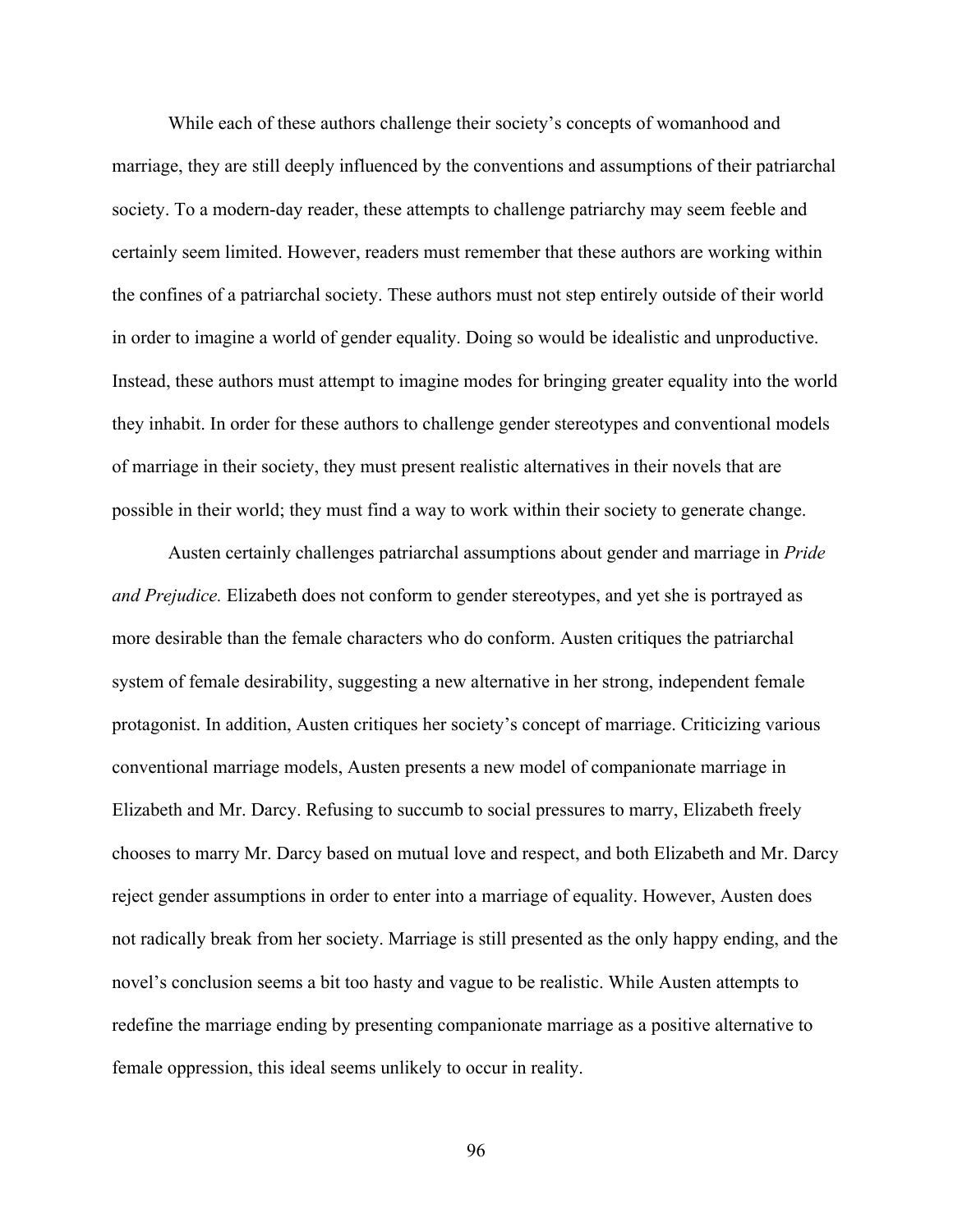While each of these authors challenge their society's concepts of womanhood and marriage, they are still deeply influenced by the conventions and assumptions of their patriarchal society. To a modern-day reader, these attempts to challenge patriarchy may seem feeble and certainly seem limited. However, readers must remember that these authors are working within the confines of a patriarchal society. These authors must not step entirely outside of their world in order to imagine a world of gender equality. Doing so would be idealistic and unproductive. Instead, these authors must attempt to imagine modes for bringing greater equality into the world they inhabit. In order for these authors to challenge gender stereotypes and conventional models of marriage in their society, they must present realistic alternatives in their novels that are possible in their world; they must find a way to work within their society to generate change.

Austen certainly challenges patriarchal assumptions about gender and marriage in *Pride and Prejudice.* Elizabeth does not conform to gender stereotypes, and yet she is portrayed as more desirable than the female characters who do conform. Austen critiques the patriarchal system of female desirability, suggesting a new alternative in her strong, independent female protagonist. In addition, Austen critiques her society's concept of marriage. Criticizing various conventional marriage models, Austen presents a new model of companionate marriage in Elizabeth and Mr. Darcy. Refusing to succumb to social pressures to marry, Elizabeth freely chooses to marry Mr. Darcy based on mutual love and respect, and both Elizabeth and Mr. Darcy reject gender assumptions in order to enter into a marriage of equality. However, Austen does not radically break from her society. Marriage is still presented as the only happy ending, and the novel's conclusion seems a bit too hasty and vague to be realistic. While Austen attempts to redefine the marriage ending by presenting companionate marriage as a positive alternative to female oppression, this ideal seems unlikely to occur in reality.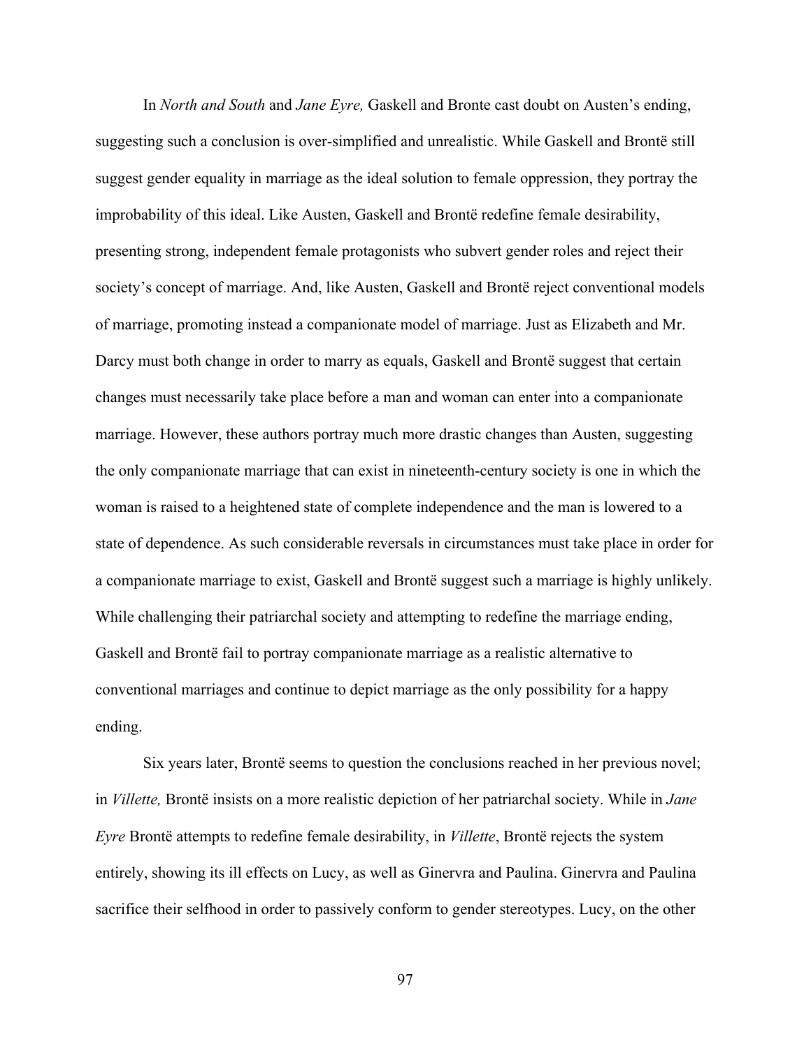In *North and South* and *Jane Eyre,* Gaskell and Bronte cast doubt on Austen's ending, suggesting such a conclusion is over-simplified and unrealistic. While Gaskell and Brontë still suggest gender equality in marriage as the ideal solution to female oppression, they portray the improbability of this ideal. Like Austen, Gaskell and Brontë redefine female desirability, presenting strong, independent female protagonists who subvert gender roles and reject their society's concept of marriage. And, like Austen, Gaskell and Brontë reject conventional models of marriage, promoting instead a companionate model of marriage. Just as Elizabeth and Mr. Darcy must both change in order to marry as equals, Gaskell and Brontë suggest that certain changes must necessarily take place before a man and woman can enter into a companionate marriage. However, these authors portray much more drastic changes than Austen, suggesting the only companionate marriage that can exist in nineteenth-century society is one in which the woman is raised to a heightened state of complete independence and the man is lowered to a state of dependence. As such considerable reversals in circumstances must take place in order for a companionate marriage to exist, Gaskell and Brontë suggest such a marriage is highly unlikely. While challenging their patriarchal society and attempting to redefine the marriage ending, Gaskell and Brontë fail to portray companionate marriage as a realistic alternative to conventional marriages and continue to depict marriage as the only possibility for a happy ending.

Six years later, Brontë seems to question the conclusions reached in her previous novel; in *Villette,* Brontë insists on a more realistic depiction of her patriarchal society. While in *Jane Eyre* Brontë attempts to redefine female desirability, in *Villette*, Brontë rejects the system entirely, showing its ill effects on Lucy, as well as Ginervra and Paulina. Ginervra and Paulina sacrifice their selfhood in order to passively conform to gender stereotypes. Lucy, on the other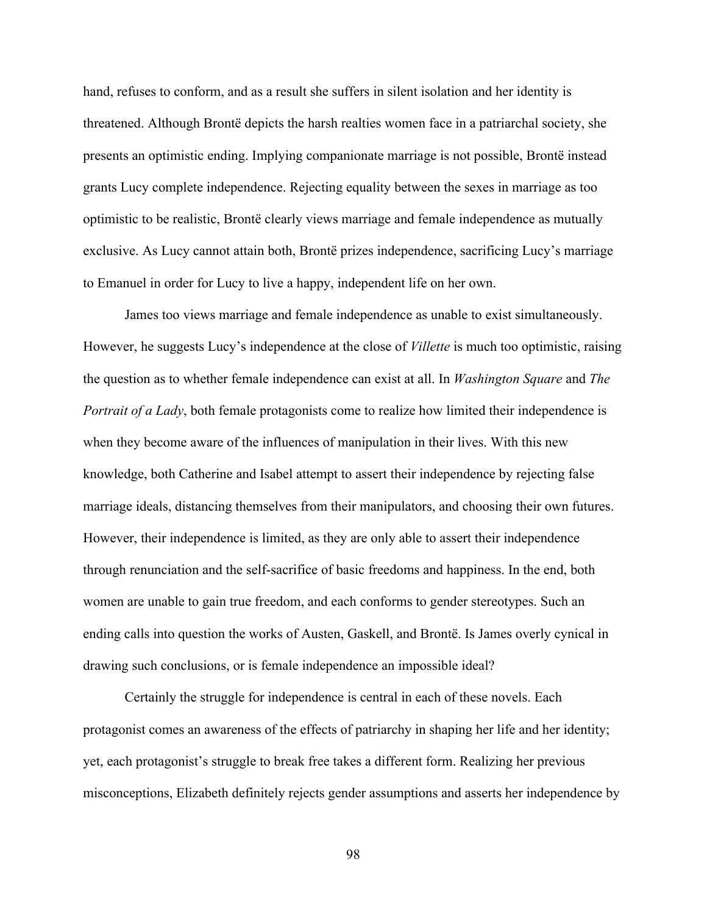hand, refuses to conform, and as a result she suffers in silent isolation and her identity is threatened. Although Brontë depicts the harsh realties women face in a patriarchal society, she presents an optimistic ending. Implying companionate marriage is not possible, Brontë instead grants Lucy complete independence. Rejecting equality between the sexes in marriage as too optimistic to be realistic, Brontë clearly views marriage and female independence as mutually exclusive. As Lucy cannot attain both, Brontë prizes independence, sacrificing Lucy's marriage to Emanuel in order for Lucy to live a happy, independent life on her own.

James too views marriage and female independence as unable to exist simultaneously. However, he suggests Lucy's independence at the close of *Villette* is much too optimistic, raising the question as to whether female independence can exist at all. In *Washington Square* and *The Portrait of a Lady*, both female protagonists come to realize how limited their independence is when they become aware of the influences of manipulation in their lives. With this new knowledge, both Catherine and Isabel attempt to assert their independence by rejecting false marriage ideals, distancing themselves from their manipulators, and choosing their own futures. However, their independence is limited, as they are only able to assert their independence through renunciation and the self-sacrifice of basic freedoms and happiness. In the end, both women are unable to gain true freedom, and each conforms to gender stereotypes. Such an ending calls into question the works of Austen, Gaskell, and Brontë. Is James overly cynical in drawing such conclusions, or is female independence an impossible ideal?

Certainly the struggle for independence is central in each of these novels. Each protagonist comes an awareness of the effects of patriarchy in shaping her life and her identity; yet, each protagonist's struggle to break free takes a different form. Realizing her previous misconceptions, Elizabeth definitely rejects gender assumptions and asserts her independence by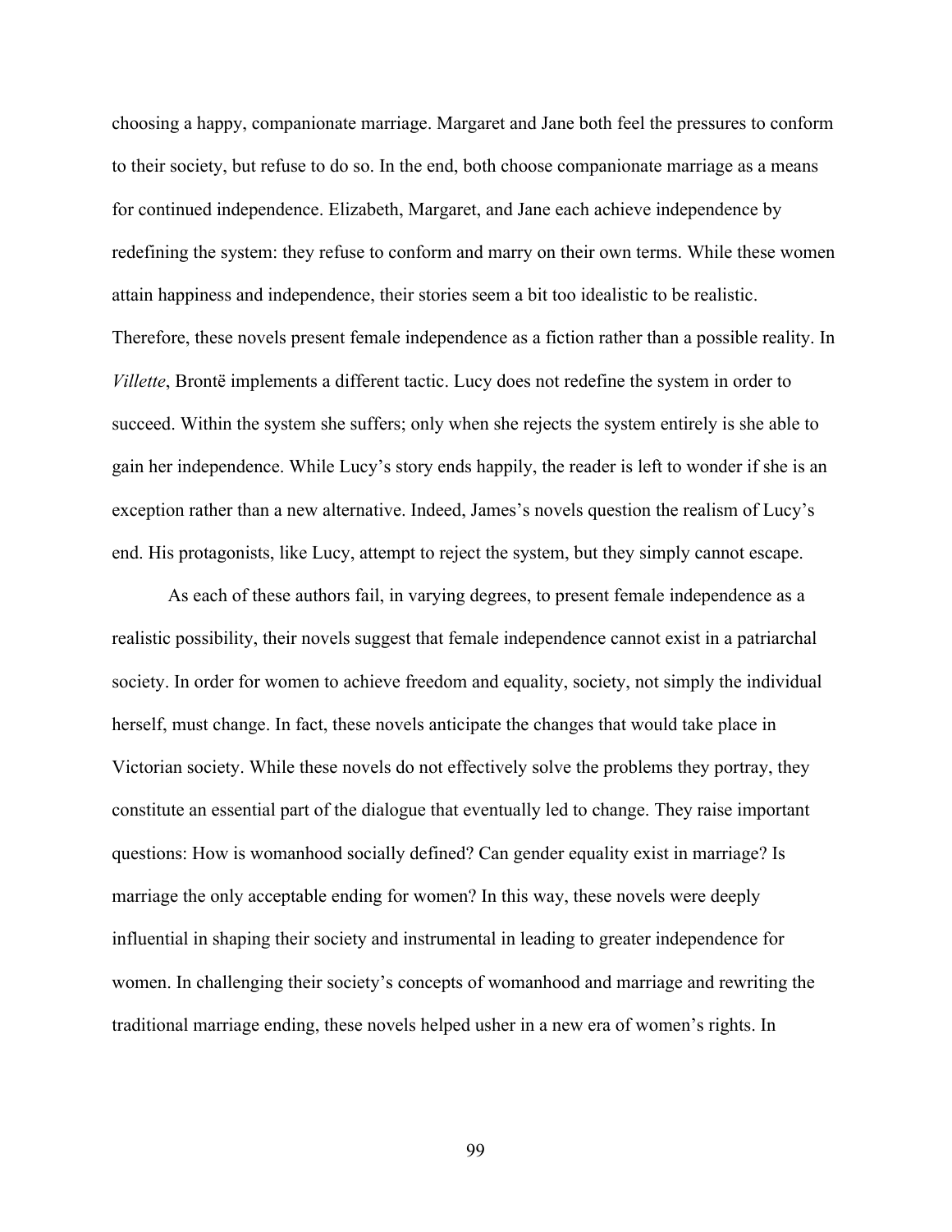choosing a happy, companionate marriage. Margaret and Jane both feel the pressures to conform to their society, but refuse to do so. In the end, both choose companionate marriage as a means for continued independence. Elizabeth, Margaret, and Jane each achieve independence by redefining the system: they refuse to conform and marry on their own terms. While these women attain happiness and independence, their stories seem a bit too idealistic to be realistic. Therefore, these novels present female independence as a fiction rather than a possible reality. In *Villette*, Brontë implements a different tactic. Lucy does not redefine the system in order to succeed. Within the system she suffers; only when she rejects the system entirely is she able to gain her independence. While Lucy's story ends happily, the reader is left to wonder if she is an exception rather than a new alternative. Indeed, James's novels question the realism of Lucy's end. His protagonists, like Lucy, attempt to reject the system, but they simply cannot escape.

As each of these authors fail, in varying degrees, to present female independence as a realistic possibility, their novels suggest that female independence cannot exist in a patriarchal society. In order for women to achieve freedom and equality, society, not simply the individual herself, must change. In fact, these novels anticipate the changes that would take place in Victorian society. While these novels do not effectively solve the problems they portray, they constitute an essential part of the dialogue that eventually led to change. They raise important questions: How is womanhood socially defined? Can gender equality exist in marriage? Is marriage the only acceptable ending for women? In this way, these novels were deeply influential in shaping their society and instrumental in leading to greater independence for women. In challenging their society's concepts of womanhood and marriage and rewriting the traditional marriage ending, these novels helped usher in a new era of women's rights. In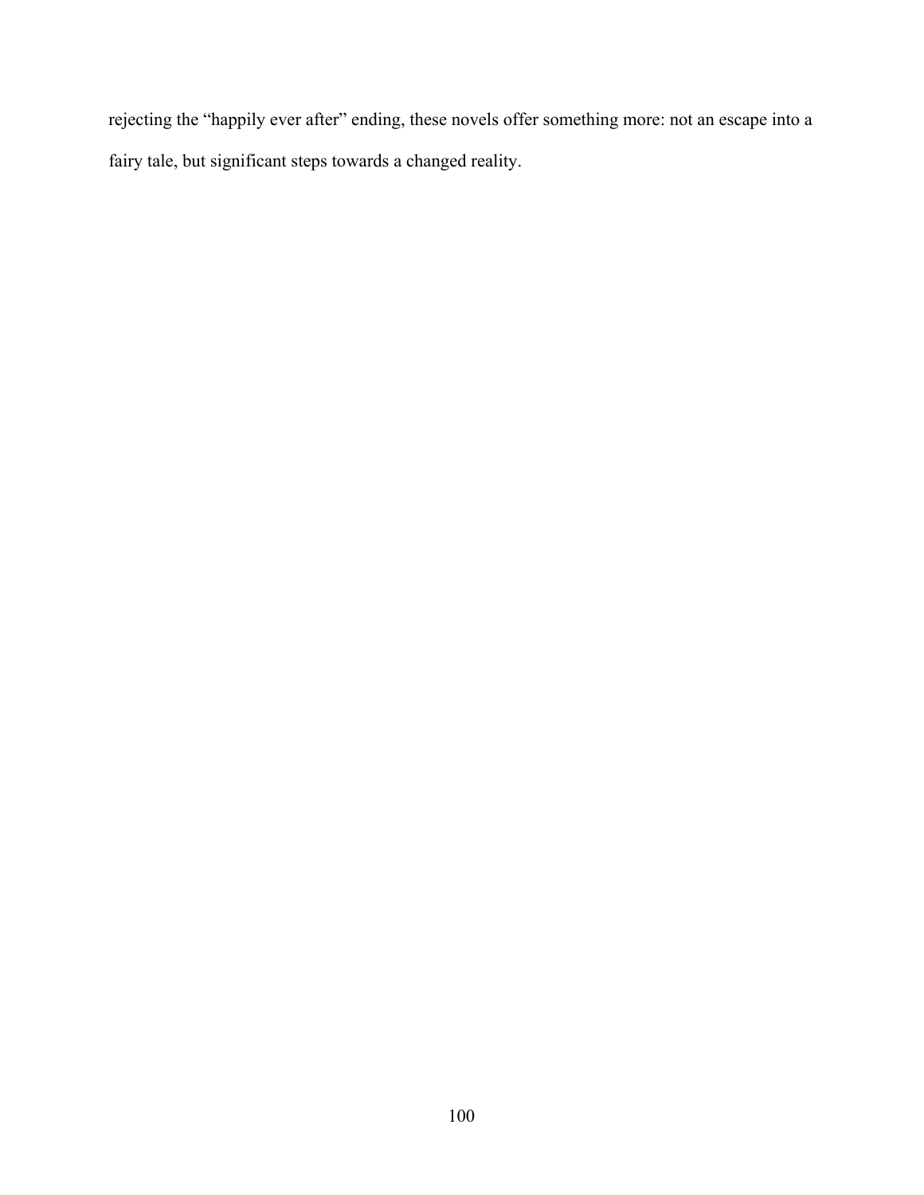rejecting the "happily ever after" ending, these novels offer something more: not an escape into a fairy tale, but significant steps towards a changed reality.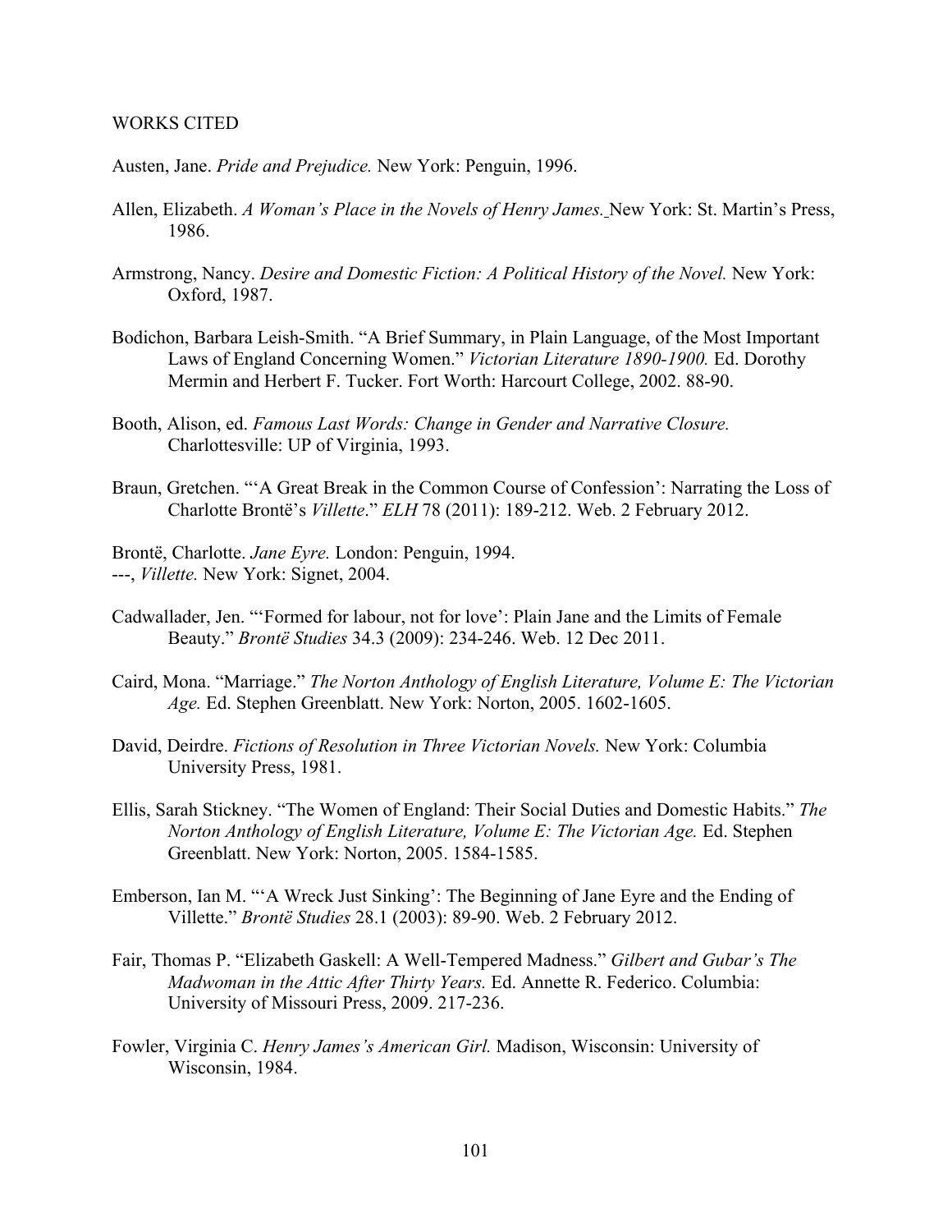WORKS CITED

Austen, Jane. *Pride and Prejudice.* New York: Penguin, 1996.

Allen, Elizabeth. *A Woman's Place in the Novels of Henry James.* New York: St. Martin's Press, 1986.

Armstrong, Nancy. *Desire and Domestic Fiction: A Political History of the Novel.* New York: Oxford, 1987.

Bodichon, Barbara Leish-Smith. "A Brief Summary, in Plain Language, of the Most Important Laws of England Concerning Women." *Victorian Literature 1890-1900.* Ed. Dorothy Mermin and Herbert F. Tucker. Fort Worth: Harcourt College, 2002. 88-90.

Booth, Alison, ed. *Famous Last Words: Change in Gender and Narrative Closure.* Charlottesville: UP of Virginia, 1993.

Braun, Gretchen. "'A Great Break in the Common Course of Confession': Narrating the Loss of Charlotte Brontë's *Villette*." *ELH* 78 (2011): 189-212. Web. 2 February 2012.

Brontë, Charlotte. *Jane Eyre.* London: Penguin, 1994.
---, *Villette.* New York: Signet, 2004.

Cadwallader, Jen. "'Formed for labour, not for love': Plain Jane and the Limits of Female Beauty." *Brontë Studies* 34.3 (2009): 234-246. Web. 12 Dec 2011.

Caird, Mona. "Marriage." *The Norton Anthology of English Literature, Volume E: The Victorian Age.* Ed. Stephen Greenblatt. New York: Norton, 2005. 1602-1605.

David, Deirdre. *Fictions of Resolution in Three Victorian Novels.* New York: Columbia University Press, 1981.

Ellis, Sarah Stickney. "The Women of England: Their Social Duties and Domestic Habits." *The Norton Anthology of English Literature, Volume E: The Victorian Age.* Ed. Stephen Greenblatt. New York: Norton, 2005. 1584-1585.

Emberson, Ian M. "'A Wreck Just Sinking': The Beginning of Jane Eyre and the Ending of Villette." *Brontë Studies* 28.1 (2003): 89-90. Web. 2 February 2012.

Fair, Thomas P. "Elizabeth Gaskell: A Well-Tempered Madness." *Gilbert and Gubar's The Madwoman in the Attic After Thirty Years.* Ed. Annette R. Federico. Columbia: University of Missouri Press, 2009. 217-236.

Fowler, Virginia C. *Henry James's American Girl.* Madison, Wisconsin: University of Wisconsin, 1984.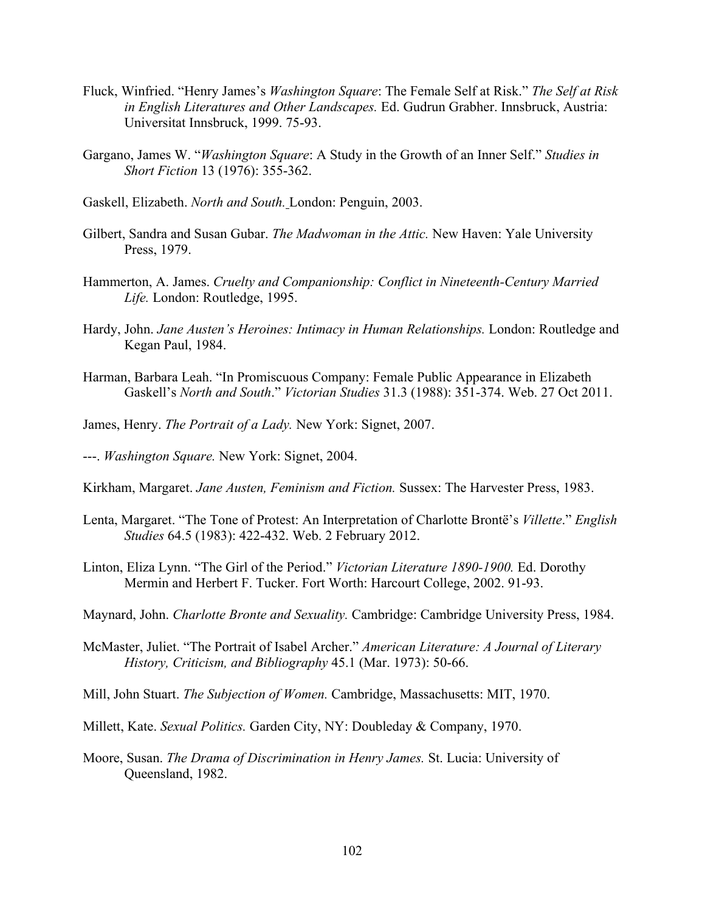Fluck, Winfried. "Henry James's *Washington Square*: The Female Self at Risk." *The Self at Risk in English Literatures and Other Landscapes.* Ed. Gudrun Grabher. Innsbruck, Austria: Universitat Innsbruck, 1999. 75-93.

Gargano, James W. "*Washington Square*: A Study in the Growth of an Inner Self." *Studies in Short Fiction* 13 (1976): 355-362.

Gaskell, Elizabeth. *North and South.* London: Penguin, 2003.

Gilbert, Sandra and Susan Gubar. *The Madwoman in the Attic.* New Haven: Yale University Press, 1979.

Hammerton, A. James. *Cruelty and Companionship: Conflict in Nineteenth-Century Married Life.* London: Routledge, 1995.

Hardy, John. *Jane Austen's Heroines: Intimacy in Human Relationships.* London: Routledge and Kegan Paul, 1984.

Harman, Barbara Leah. "In Promiscuous Company: Female Public Appearance in Elizabeth Gaskell's *North and South*." *Victorian Studies* 31.3 (1988): 351-374. Web. 27 Oct 2011.

James, Henry. *The Portrait of a Lady.* New York: Signet, 2007.

---. *Washington Square.* New York: Signet, 2004.

Kirkham, Margaret. *Jane Austen, Feminism and Fiction.* Sussex: The Harvester Press, 1983.

Lenta, Margaret. "The Tone of Protest: An Interpretation of Charlotte Brontë's *Villette*." *English Studies* 64.5 (1983): 422-432. Web. 2 February 2012.

Linton, Eliza Lynn. "The Girl of the Period." *Victorian Literature 1890-1900.* Ed. Dorothy Mermin and Herbert F. Tucker. Fort Worth: Harcourt College, 2002. 91-93.

Maynard, John. *Charlotte Bronte and Sexuality.* Cambridge: Cambridge University Press, 1984.

McMaster, Juliet. "The Portrait of Isabel Archer." *American Literature: A Journal of Literary History, Criticism, and Bibliography* 45.1 (Mar. 1973): 50-66.

Mill, John Stuart. *The Subjection of Women.* Cambridge, Massachusetts: MIT, 1970.

Millett, Kate. *Sexual Politics.* Garden City, NY: Doubleday & Company, 1970.

Moore, Susan. *The Drama of Discrimination in Henry James.* St. Lucia: University of Queensland, 1982.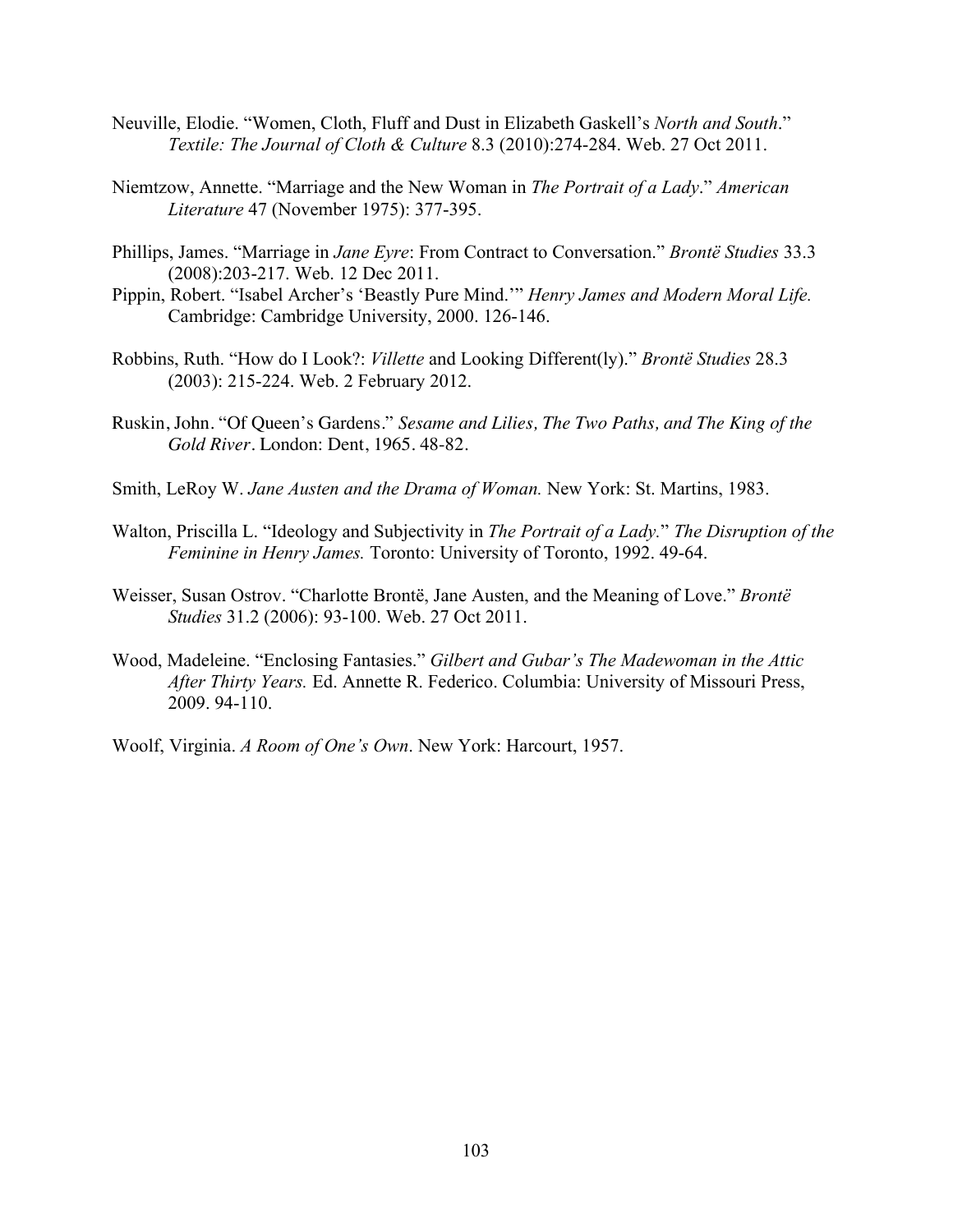Neuville, Elodie. “Women, Cloth, Fluff and Dust in Elizabeth Gaskell’s *North and South*.” *Textile: The Journal of Cloth & Culture* 8.3 (2010):274-284. Web. 27 Oct 2011.

Niemtzow, Annette. “Marriage and the New Woman in *The Portrait of a Lady*.” *American Literature* 47 (November 1975): 377-395.

Phillips, James. “Marriage in *Jane Eyre*: From Contract to Conversation.” *Brontë Studies* 33.3 (2008):203-217. Web. 12 Dec 2011.

Pippin, Robert. “Isabel Archer’s ‘Beastly Pure Mind.’” *Henry James and Modern Moral Life.* Cambridge: Cambridge University, 2000. 126-146.

Robbins, Ruth. “How do I Look?: *Villette* and Looking Different(ly).” *Brontë Studies* 28.3 (2003): 215-224. Web. 2 February 2012.

Ruskin, John. “Of Queen’s Gardens.” *Sesame and Lilies, The Two Paths, and The King of the Gold River*. London: Dent, 1965. 48-82.

Smith, LeRoy W. *Jane Austen and the Drama of Woman.* New York: St. Martins, 1983.

Walton, Priscilla L. “Ideology and Subjectivity in *The Portrait of a Lady.*” *The Disruption of the Feminine in Henry James.* Toronto: University of Toronto, 1992. 49-64.

Weisser, Susan Ostrov. “Charlotte Brontë, Jane Austen, and the Meaning of Love.” *Brontë Studies* 31.2 (2006): 93-100. Web. 27 Oct 2011.

Wood, Madeleine. “Enclosing Fantasies.” *Gilbert and Gubar’s The Madewoman in the Attic After Thirty Years.* Ed. Annette R. Federico. Columbia: University of Missouri Press, 2009. 94-110.

Woolf, Virginia. *A Room of One’s Own*. New York: Harcourt, 1957.